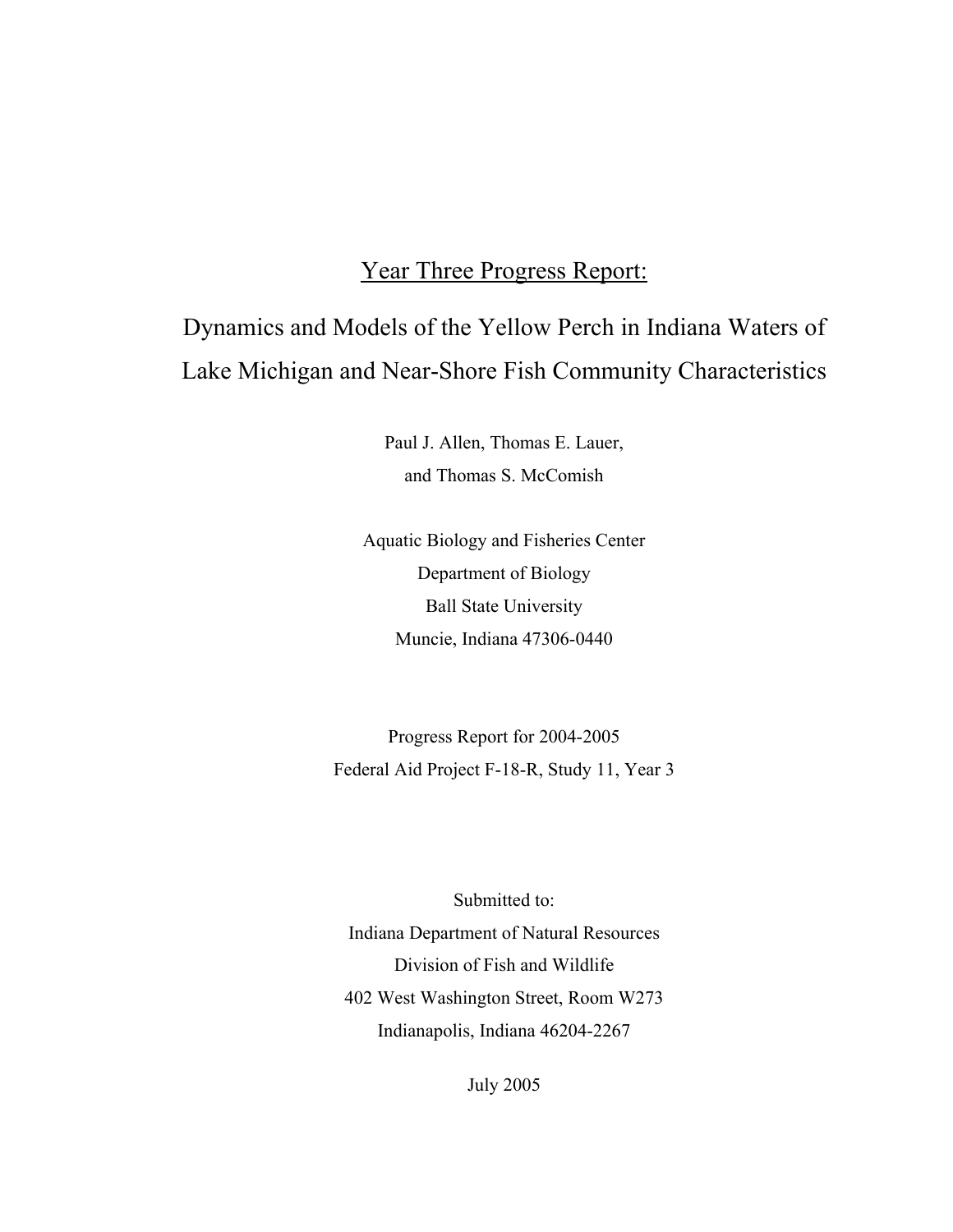# Year Three Progress Report:

# Dynamics and Models of the Yellow Perch in Indiana Waters of Lake Michigan and Near-Shore Fish Community Characteristics

Paul J. Allen, Thomas E. Lauer,
and Thomas S. McComish

Aquatic Biology and Fisheries Center
Department of Biology
Ball State University
Muncie, Indiana 47306-0440

Progress Report for 2004-2005
Federal Aid Project F-18-R, Study 11, Year 3

Submitted to:
Indiana Department of Natural Resources
Division of Fish and Wildlife
402 West Washington Street, Room W273
Indianapolis, Indiana 46204-2267

July 2005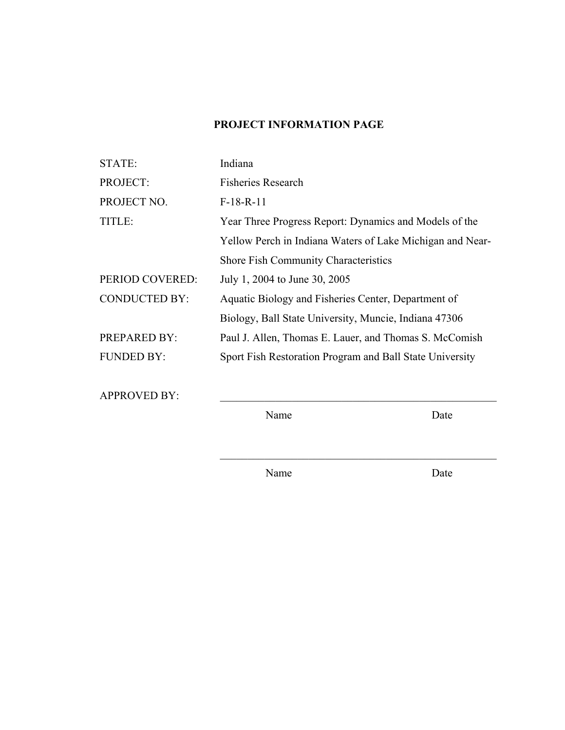## PROJECT INFORMATION PAGE

| | |
|---|---|
| STATE: | Indiana |
| PROJECT: | Fisheries Research |
| PROJECT NO. | F-18-R-11 |
| TITLE: | Year Three Progress Report: Dynamics and Models of the Yellow Perch in Indiana Waters of Lake Michigan and Near-Shore Fish Community Characteristics |
| PERIOD COVERED: | July 1, 2004 to June 30, 2005 |
| CONDUCTED BY: | Aquatic Biology and Fisheries Center, Department of Biology, Ball State University, Muncie, Indiana 47306 |
| PREPARED BY: | Paul J. Allen, Thomas E. Lauer, and Thomas S. McComish |
| FUNDED BY: | Sport Fish Restoration Program and Ball State University |

APPROVED BY: ____________________________________________

Name Date

____________________________________________

Name Date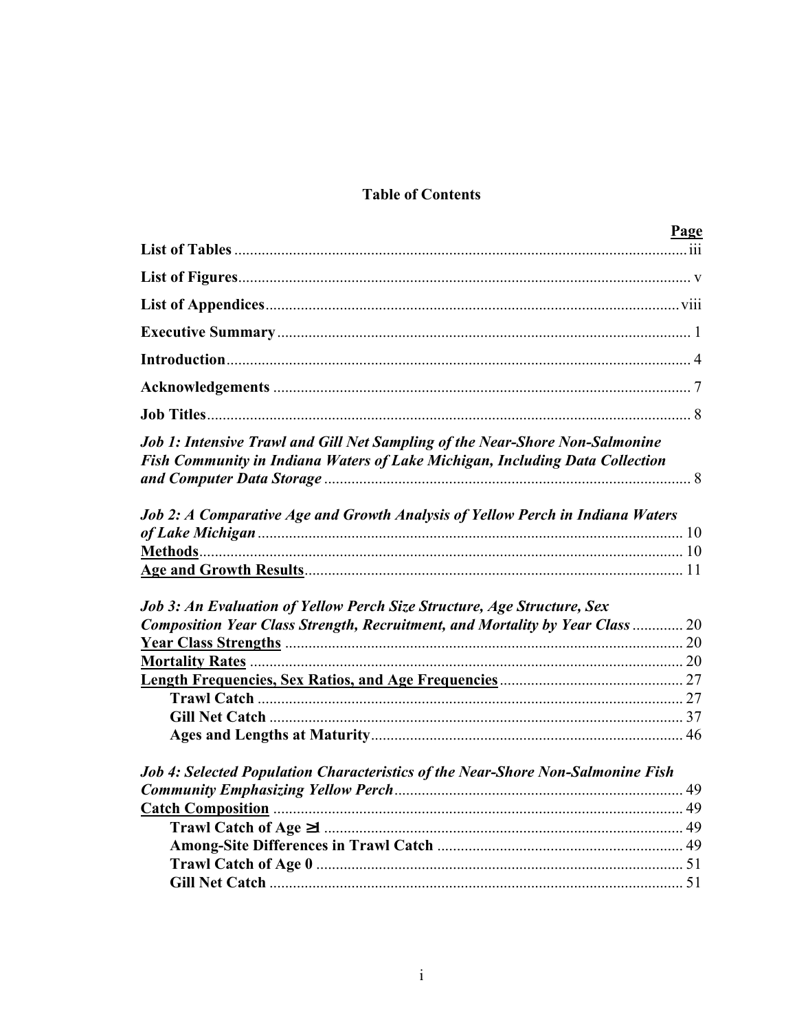# Table of Contents

| | Page |
|---|---|
| **List of Tables** | iii |
| **List of Figures** | v |
| **List of Appendices** | viii |
| **Executive Summary** | 1 |
| **Introduction** | 4 |
| **Acknowledgements** | 7 |
| **Job Titles** | 8 |
| ***Job 1: Intensive Trawl and Gill Net Sampling of the Near-Shore Non-Salmonine Fish Community in Indiana Waters of Lake Michigan, Including Data Collection and Computer Data Storage*** | 8 |
| ***Job 2: A Comparative Age and Growth Analysis of Yellow Perch in Indiana Waters of Lake Michigan*** | 10 |
| **Methods** | 10 |
| **Age and Growth Results** | 11 |
| ***Job 3: An Evaluation of Yellow Perch Size Structure, Age Structure, Sex Composition Year Class Strength, Recruitment, and Mortality by Year Class*** | 20 |
| **Year Class Strengths** | 20 |
| **Mortality Rates** | 20 |
| **Length Frequencies, Sex Ratios, and Age Frequencies** | 27 |
| &nbsp;&nbsp;&nbsp;&nbsp;**Trawl Catch** | 27 |
| &nbsp;&nbsp;&nbsp;&nbsp;**Gill Net Catch** | 37 |
| &nbsp;&nbsp;&nbsp;&nbsp;**Ages and Lengths at Maturity** | 46 |
| ***Job 4: Selected Population Characteristics of the Near-Shore Non-Salmonine Fish Community Emphasizing Yellow Perch*** | 49 |
| **Catch Composition** | 49 |
| &nbsp;&nbsp;&nbsp;&nbsp;**Trawl Catch of Age ≥1** | 49 |
| &nbsp;&nbsp;&nbsp;&nbsp;**Among-Site Differences in Trawl Catch** | 49 |
| &nbsp;&nbsp;&nbsp;&nbsp;**Trawl Catch of Age 0** | 51 |
| &nbsp;&nbsp;&nbsp;&nbsp;**Gill Net Catch** | 51 |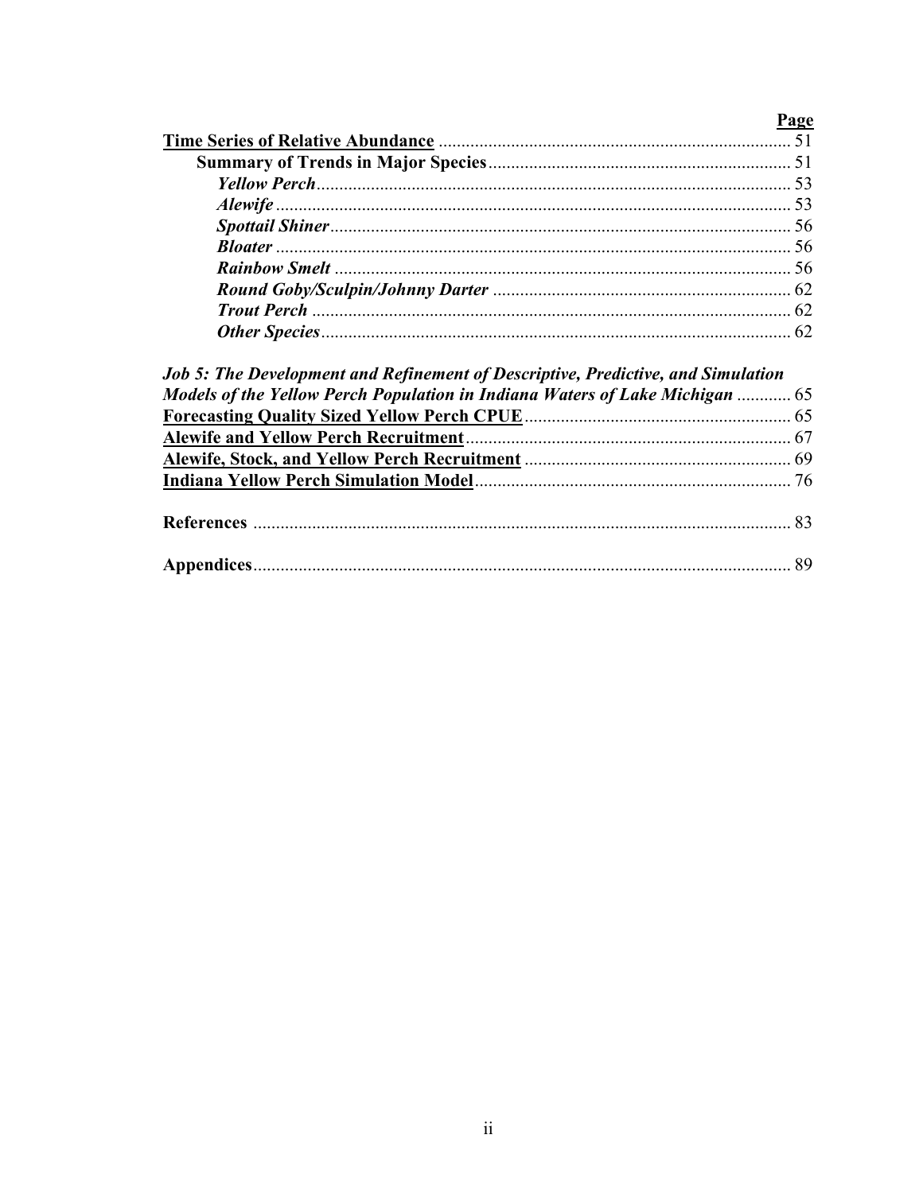| | Page |
|---|---|
| **Time Series of Relative Abundance** | 51 |
| **Summary of Trends in Major Species** | 51 |
| ***Yellow Perch*** | 53 |
| ***Alewife*** | 53 |
| ***Spottail Shiner*** | 56 |
| ***Bloater*** | 56 |
| ***Rainbow Smelt*** | 56 |
| ***Round Goby/Sculpin/Johnny Darter*** | 62 |
| ***Trout Perch*** | 62 |
| ***Other Species*** | 62 |
| ***Job 5: The Development and Refinement of Descriptive, Predictive, and Simulation Models of the Yellow Perch Population in Indiana Waters of Lake Michigan*** | 65 |
| **Forecasting Quality Sized Yellow Perch CPUE** | 65 |
| **Alewife and Yellow Perch Recruitment** | 67 |
| **Alewife, Stock, and Yellow Perch Recruitment** | 69 |
| **Indiana Yellow Perch Simulation Model** | 76 |
| **References** | 83 |
| **Appendices** | 89 |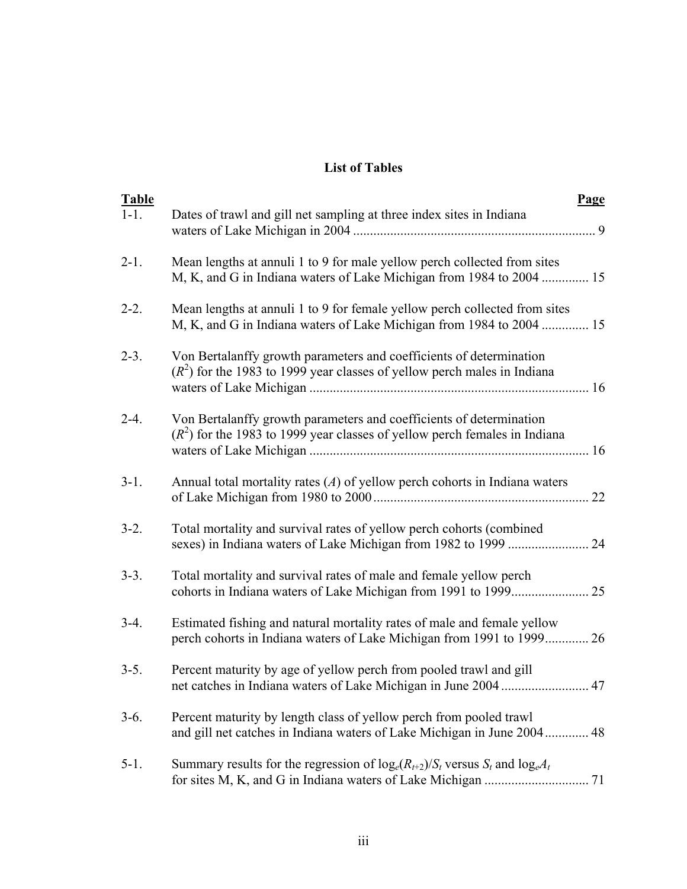# List of Tables

| Table | | Page |
|---|---|---|
| 1-1. | Dates of trawl and gill net sampling at three index sites in Indiana waters of Lake Michigan in 2004 | 9 |
| 2-1. | Mean lengths at annuli 1 to 9 for male yellow perch collected from sites M, K, and G in Indiana waters of Lake Michigan from 1984 to 2004 | 15 |
| 2-2. | Mean lengths at annuli 1 to 9 for female yellow perch collected from sites M, K, and G in Indiana waters of Lake Michigan from 1984 to 2004 | 15 |
| 2-3. | Von Bertalanffy growth parameters and coefficients of determination ($R^2$) for the 1983 to 1999 year classes of yellow perch males in Indiana waters of Lake Michigan | 16 |
| 2-4. | Von Bertalanffy growth parameters and coefficients of determination ($R^2$) for the 1983 to 1999 year classes of yellow perch females in Indiana waters of Lake Michigan | 16 |
| 3-1. | Annual total mortality rates ($A$) of yellow perch cohorts in Indiana waters of Lake Michigan from 1980 to 2000 | 22 |
| 3-2. | Total mortality and survival rates of yellow perch cohorts (combined sexes) in Indiana waters of Lake Michigan from 1982 to 1999 | 24 |
| 3-3. | Total mortality and survival rates of male and female yellow perch cohorts in Indiana waters of Lake Michigan from 1991 to 1999 | 25 |
| 3-4. | Estimated fishing and natural mortality rates of male and female yellow perch cohorts in Indiana waters of Lake Michigan from 1991 to 1999 | 26 |
| 3-5. | Percent maturity by age of yellow perch from pooled trawl and gill net catches in Indiana waters of Lake Michigan in June 2004 | 47 |
| 3-6. | Percent maturity by length class of yellow perch from pooled trawl and gill net catches in Indiana waters of Lake Michigan in June 2004 | 48 |
| 5-1. | Summary results for the regression of $\log_e(R_{t+2})/S_t$ versus $S_t$ and $\log_e A_t$ for sites M, K, and G in Indiana waters of Lake Michigan | 71 |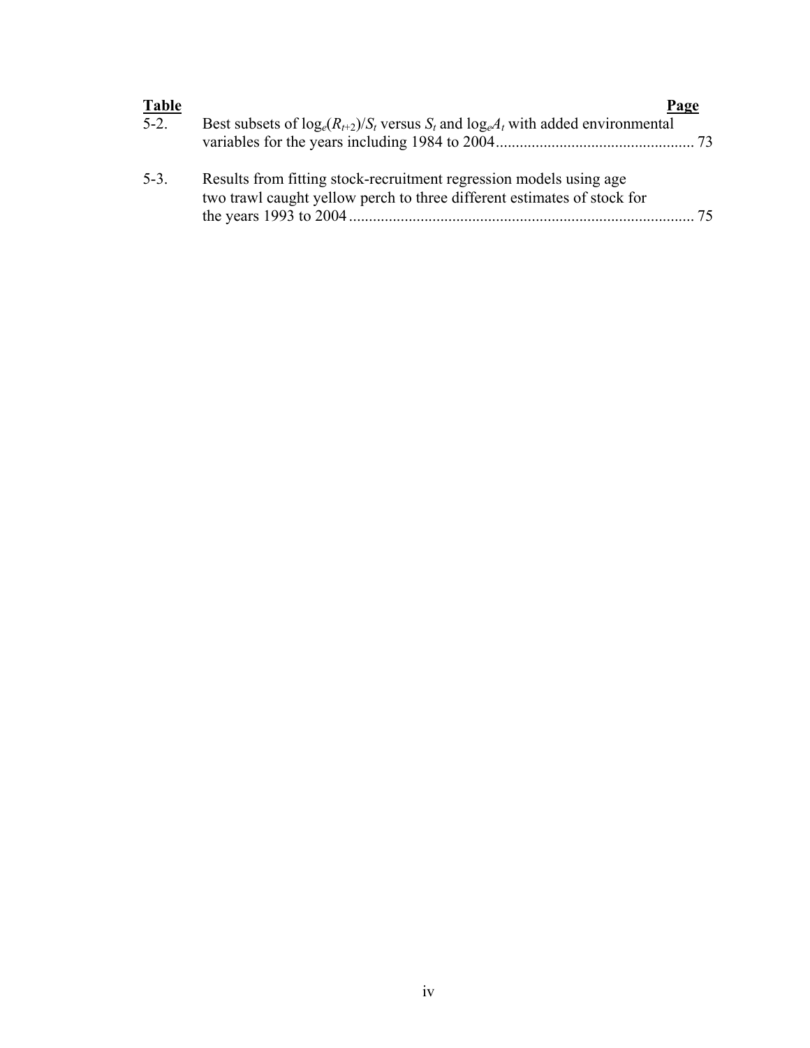| **Table** | | **Page** |
|---|---|---|
| 5-2. | Best subsets of $\log_e(R_{t+2})/S_t$ versus $S_t$ and $\log_e A_t$ with added environmental variables for the years including 1984 to 2004 | 73 |
| 5-3. | Results from fitting stock-recruitment regression models using age two trawl caught yellow perch to three different estimates of stock for the years 1993 to 2004 | 75 |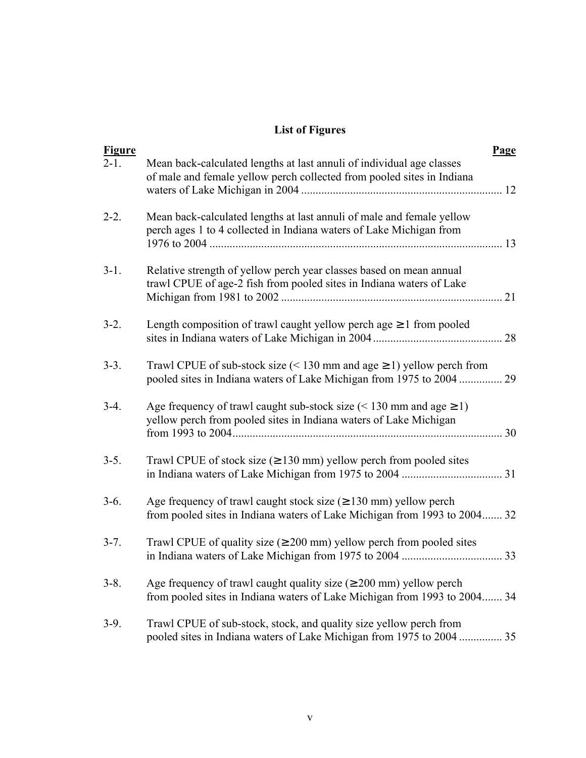# List of Figures

| Figure | | Page |
|---|---|---|
| 2-1. | Mean back-calculated lengths at last annuli of individual age classes of male and female yellow perch collected from pooled sites in Indiana waters of Lake Michigan in 2004 | 12 |
| 2-2. | Mean back-calculated lengths at last annuli of male and female yellow perch ages 1 to 4 collected in Indiana waters of Lake Michigan from 1976 to 2004 | 13 |
| 3-1. | Relative strength of yellow perch year classes based on mean annual trawl CPUE of age-2 fish from pooled sites in Indiana waters of Lake Michigan from 1981 to 2002 | 21 |
| 3-2. | Length composition of trawl caught yellow perch age ≥1 from pooled sites in Indiana waters of Lake Michigan in 2004 | 28 |
| 3-3. | Trawl CPUE of sub-stock size (< 130 mm and age ≥1) yellow perch from pooled sites in Indiana waters of Lake Michigan from 1975 to 2004 | 29 |
| 3-4. | Age frequency of trawl caught sub-stock size (< 130 mm and age ≥1) yellow perch from pooled sites in Indiana waters of Lake Michigan from 1993 to 2004 | 30 |
| 3-5. | Trawl CPUE of stock size (≥130 mm) yellow perch from pooled sites in Indiana waters of Lake Michigan from 1975 to 2004 | 31 |
| 3-6. | Age frequency of trawl caught stock size (≥130 mm) yellow perch from pooled sites in Indiana waters of Lake Michigan from 1993 to 2004 | 32 |
| 3-7. | Trawl CPUE of quality size (≥200 mm) yellow perch from pooled sites in Indiana waters of Lake Michigan from 1975 to 2004 | 33 |
| 3-8. | Age frequency of trawl caught quality size (≥200 mm) yellow perch from pooled sites in Indiana waters of Lake Michigan from 1993 to 2004 | 34 |
| 3-9. | Trawl CPUE of sub-stock, stock, and quality size yellow perch from pooled sites in Indiana waters of Lake Michigan from 1975 to 2004 | 35 |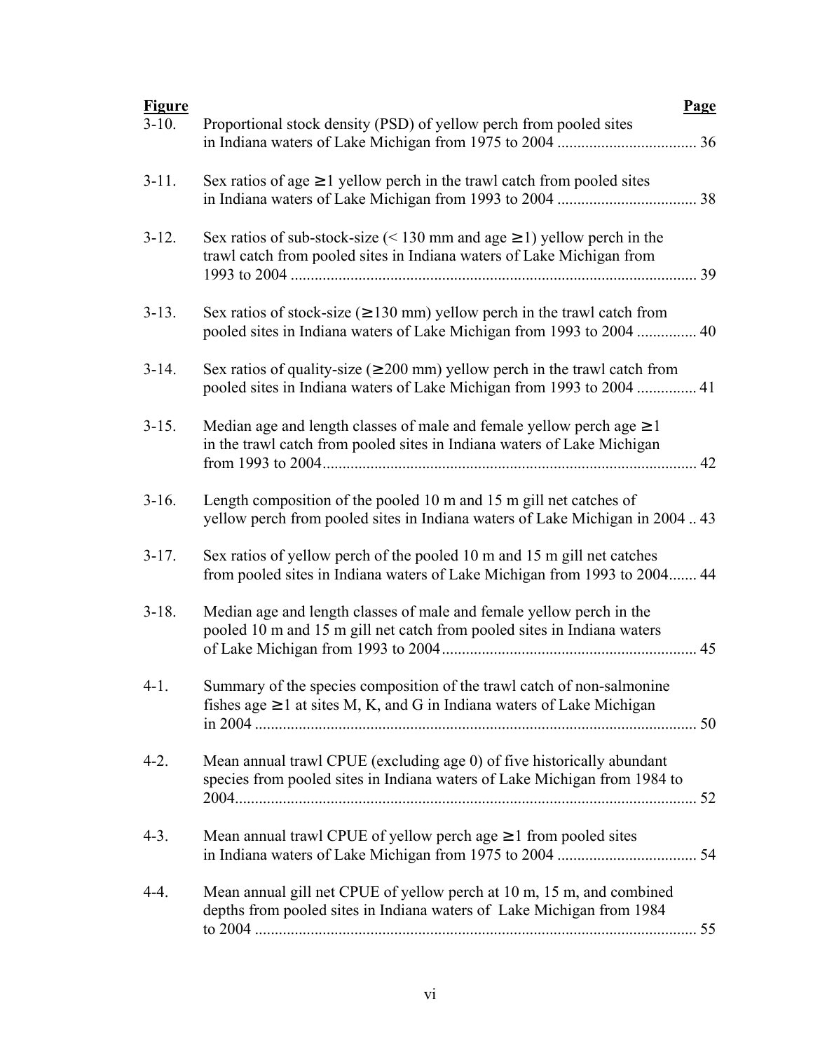| Figure | | Page |
|---|---|---|
| 3-10. | Proportional stock density (PSD) of yellow perch from pooled sites in Indiana waters of Lake Michigan from 1975 to 2004 | 36 |
| 3-11. | Sex ratios of age ≥ 1 yellow perch in the trawl catch from pooled sites in Indiana waters of Lake Michigan from 1993 to 2004 | 38 |
| 3-12. | Sex ratios of sub-stock-size (< 130 mm and age ≥ 1) yellow perch in the trawl catch from pooled sites in Indiana waters of Lake Michigan from 1993 to 2004 | 39 |
| 3-13. | Sex ratios of stock-size (≥ 130 mm) yellow perch in the trawl catch from pooled sites in Indiana waters of Lake Michigan from 1993 to 2004 | 40 |
| 3-14. | Sex ratios of quality-size (≥ 200 mm) yellow perch in the trawl catch from pooled sites in Indiana waters of Lake Michigan from 1993 to 2004 | 41 |
| 3-15. | Median age and length classes of male and female yellow perch age ≥ 1 in the trawl catch from pooled sites in Indiana waters of Lake Michigan from 1993 to 2004 | 42 |
| 3-16. | Length composition of the pooled 10 m and 15 m gill net catches of yellow perch from pooled sites in Indiana waters of Lake Michigan in 2004 | 43 |
| 3-17. | Sex ratios of yellow perch of the pooled 10 m and 15 m gill net catches from pooled sites in Indiana waters of Lake Michigan from 1993 to 2004 | 44 |
| 3-18. | Median age and length classes of male and female yellow perch in the pooled 10 m and 15 m gill net catch from pooled sites in Indiana waters of Lake Michigan from 1993 to 2004 | 45 |
| 4-1. | Summary of the species composition of the trawl catch of non-salmonine fishes age ≥ 1 at sites M, K, and G in Indiana waters of Lake Michigan in 2004 | 50 |
| 4-2. | Mean annual trawl CPUE (excluding age 0) of five historically abundant species from pooled sites in Indiana waters of Lake Michigan from 1984 to 2004 | 52 |
| 4-3. | Mean annual trawl CPUE of yellow perch age ≥ 1 from pooled sites in Indiana waters of Lake Michigan from 1975 to 2004 | 54 |
| 4-4. | Mean annual gill net CPUE of yellow perch at 10 m, 15 m, and combined depths from pooled sites in Indiana waters of Lake Michigan from 1984 to 2004 | 55 |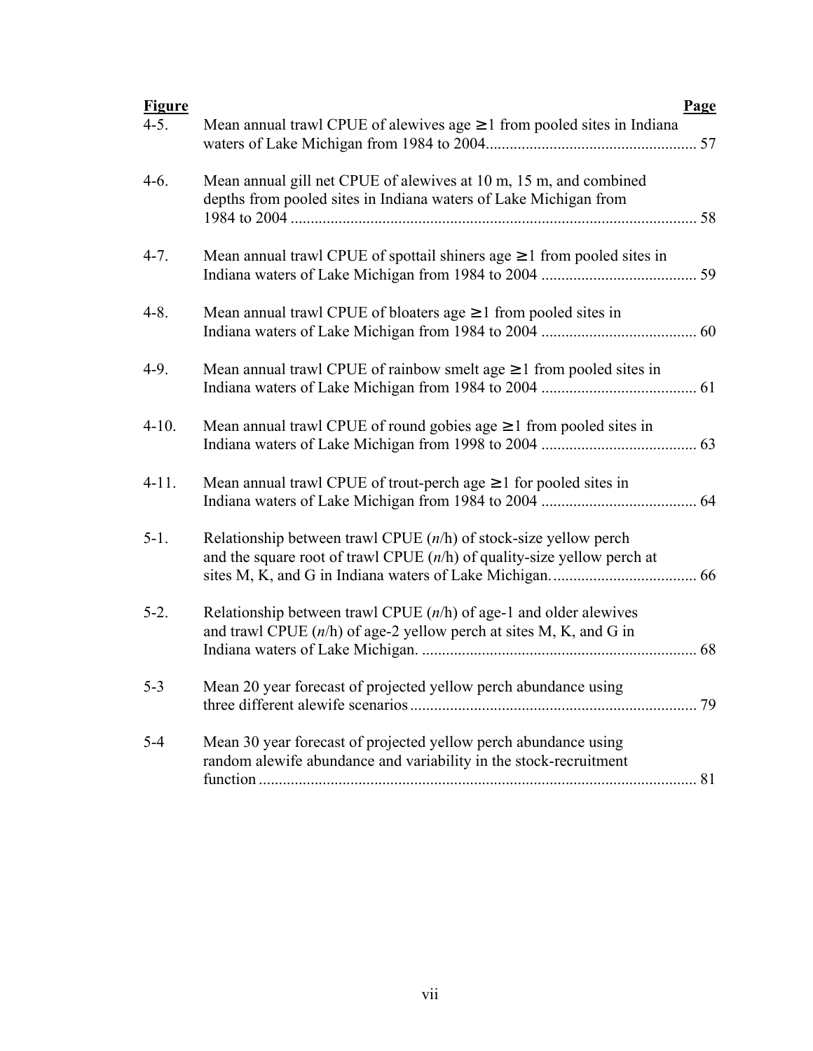| Figure | | Page |
|---|---|---|
| 4-5. | Mean annual trawl CPUE of alewives age $\geq 1$ from pooled sites in Indiana waters of Lake Michigan from 1984 to 2004 | 57 |
| 4-6. | Mean annual gill net CPUE of alewives at 10 m, 15 m, and combined depths from pooled sites in Indiana waters of Lake Michigan from 1984 to 2004 | 58 |
| 4-7. | Mean annual trawl CPUE of spottail shiners age $\geq 1$ from pooled sites in Indiana waters of Lake Michigan from 1984 to 2004 | 59 |
| 4-8. | Mean annual trawl CPUE of bloaters age $\geq 1$ from pooled sites in Indiana waters of Lake Michigan from 1984 to 2004 | 60 |
| 4-9. | Mean annual trawl CPUE of rainbow smelt age $\geq 1$ from pooled sites in Indiana waters of Lake Michigan from 1984 to 2004 | 61 |
| 4-10. | Mean annual trawl CPUE of round gobies age $\geq 1$ from pooled sites in Indiana waters of Lake Michigan from 1998 to 2004 | 63 |
| 4-11. | Mean annual trawl CPUE of trout-perch age $\geq 1$ for pooled sites in Indiana waters of Lake Michigan from 1984 to 2004 | 64 |
| 5-1. | Relationship between trawl CPUE ($n$/h) of stock-size yellow perch and the square root of trawl CPUE ($n$/h) of quality-size yellow perch at sites M, K, and G in Indiana waters of Lake Michigan. | 66 |
| 5-2. | Relationship between trawl CPUE ($n$/h) of age-1 and older alewives and trawl CPUE ($n$/h) of age-2 yellow perch at sites M, K, and G in Indiana waters of Lake Michigan. | 68 |
| 5-3 | Mean 20 year forecast of projected yellow perch abundance using three different alewife scenarios | 79 |
| 5-4 | Mean 30 year forecast of projected yellow perch abundance using random alewife abundance and variability in the stock-recruitment function | 81 |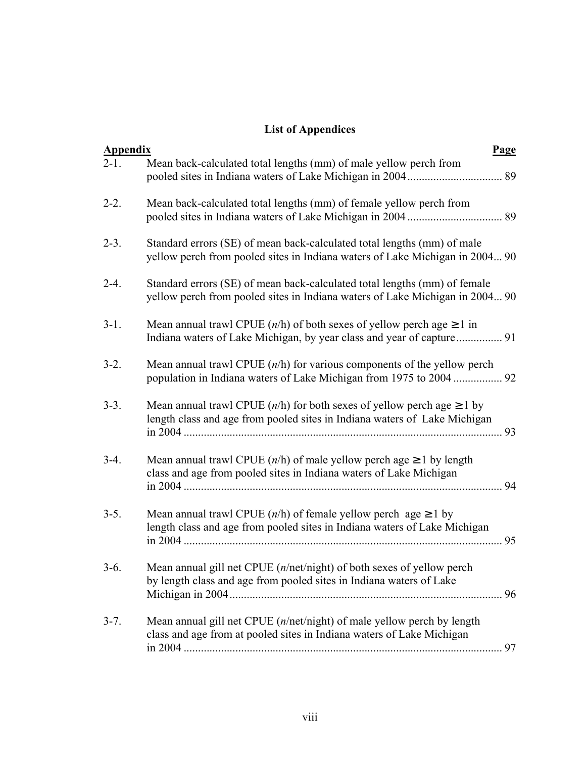## List of Appendices

| Appendix | | Page |
|---|---|---|
| 2-1. | Mean back-calculated total lengths (mm) of male yellow perch from pooled sites in Indiana waters of Lake Michigan in 2004 | 89 |
| 2-2. | Mean back-calculated total lengths (mm) of female yellow perch from pooled sites in Indiana waters of Lake Michigan in 2004 | 89 |
| 2-3. | Standard errors (SE) of mean back-calculated total lengths (mm) of male yellow perch from pooled sites in Indiana waters of Lake Michigan in 2004 | 90 |
| 2-4. | Standard errors (SE) of mean back-calculated total lengths (mm) of female yellow perch from pooled sites in Indiana waters of Lake Michigan in 2004 | 90 |
| 3-1. | Mean annual trawl CPUE (*n*/h) of both sexes of yellow perch age ≥1 in Indiana waters of Lake Michigan, by year class and year of capture | 91 |
| 3-2. | Mean annual trawl CPUE (*n*/h) for various components of the yellow perch population in Indiana waters of Lake Michigan from 1975 to 2004 | 92 |
| 3-3. | Mean annual trawl CPUE (*n*/h) for both sexes of yellow perch age ≥1 by length class and age from pooled sites in Indiana waters of Lake Michigan in 2004 | 93 |
| 3-4. | Mean annual trawl CPUE (*n*/h) of male yellow perch age ≥1 by length class and age from pooled sites in Indiana waters of Lake Michigan in 2004 | 94 |
| 3-5. | Mean annual trawl CPUE (*n*/h) of female yellow perch age ≥1 by length class and age from pooled sites in Indiana waters of Lake Michigan in 2004 | 95 |
| 3-6. | Mean annual gill net CPUE (*n*/net/night) of both sexes of yellow perch by length class and age from pooled sites in Indiana waters of Lake Michigan in 2004 | 96 |
| 3-7. | Mean annual gill net CPUE (*n*/net/night) of male yellow perch by length class and age from at pooled sites in Indiana waters of Lake Michigan in 2004 | 97 |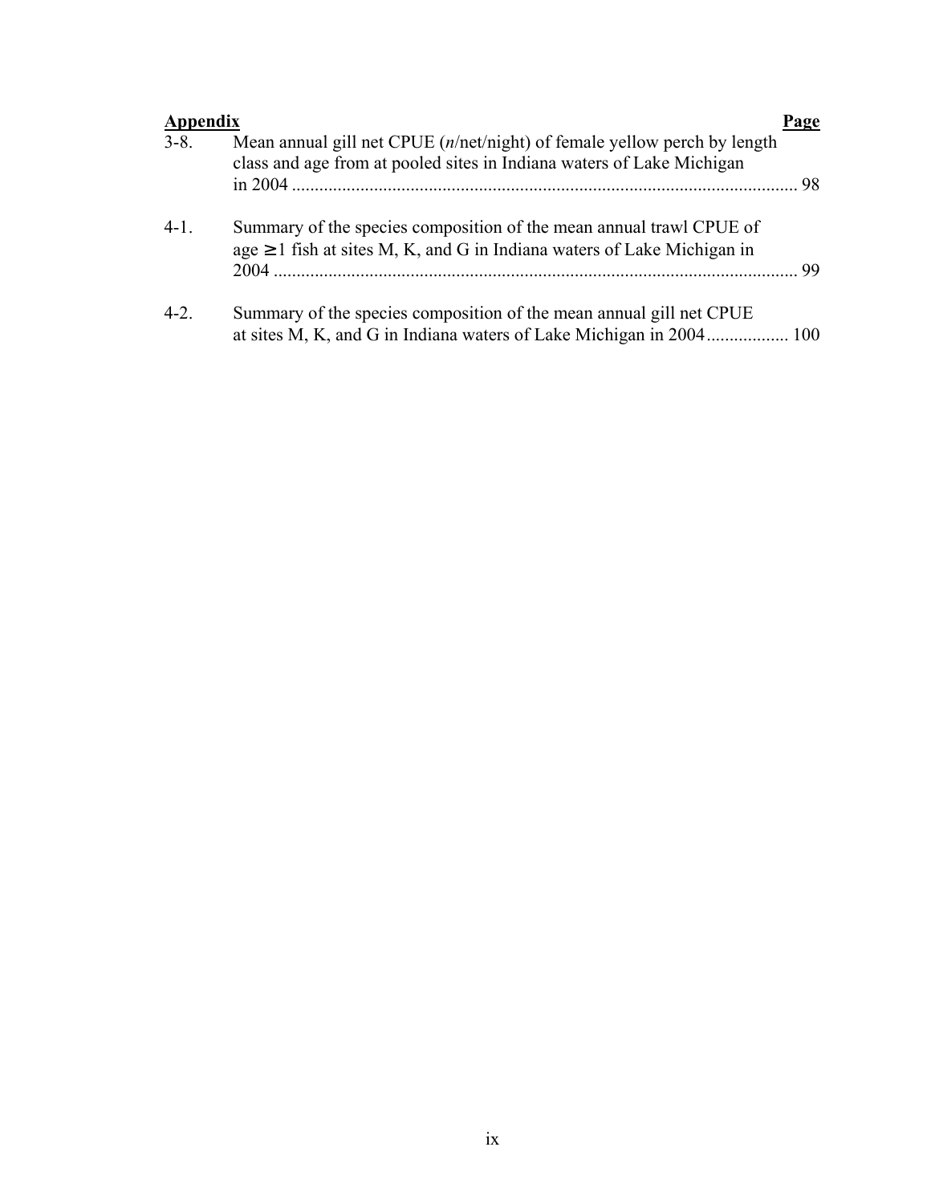| Appendix | | Page |
|---|---|---|
| 3-8. | Mean annual gill net CPUE (*n*/net/night) of female yellow perch by length class and age from at pooled sites in Indiana waters of Lake Michigan in 2004 | 98 |
| 4-1. | Summary of the species composition of the mean annual trawl CPUE of age $\geq 1$ fish at sites M, K, and G in Indiana waters of Lake Michigan in 2004 | 99 |
| 4-2. | Summary of the species composition of the mean annual gill net CPUE at sites M, K, and G in Indiana waters of Lake Michigan in 2004 | 100 |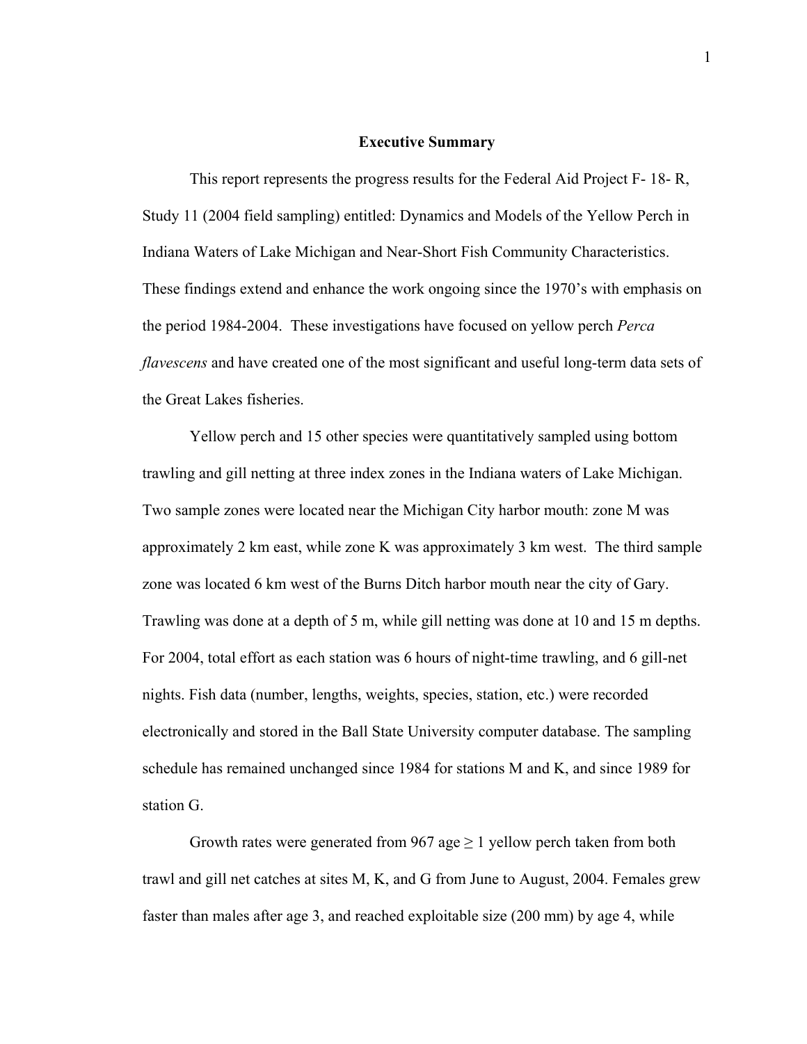## Executive Summary

This report represents the progress results for the Federal Aid Project F- 18- R, Study 11 (2004 field sampling) entitled: Dynamics and Models of the Yellow Perch in Indiana Waters of Lake Michigan and Near-Short Fish Community Characteristics. These findings extend and enhance the work ongoing since the 1970's with emphasis on the period 1984-2004. These investigations have focused on yellow perch *Perca flavescens* and have created one of the most significant and useful long-term data sets of the Great Lakes fisheries.

Yellow perch and 15 other species were quantitatively sampled using bottom trawling and gill netting at three index zones in the Indiana waters of Lake Michigan. Two sample zones were located near the Michigan City harbor mouth: zone M was approximately 2 km east, while zone K was approximately 3 km west. The third sample zone was located 6 km west of the Burns Ditch harbor mouth near the city of Gary. Trawling was done at a depth of 5 m, while gill netting was done at 10 and 15 m depths. For 2004, total effort as each station was 6 hours of night-time trawling, and 6 gill-net nights. Fish data (number, lengths, weights, species, station, etc.) were recorded electronically and stored in the Ball State University computer database. The sampling schedule has remained unchanged since 1984 for stations M and K, and since 1989 for station G.

Growth rates were generated from 967 age ≥ 1 yellow perch taken from both trawl and gill net catches at sites M, K, and G from June to August, 2004. Females grew faster than males after age 3, and reached exploitable size (200 mm) by age 4, while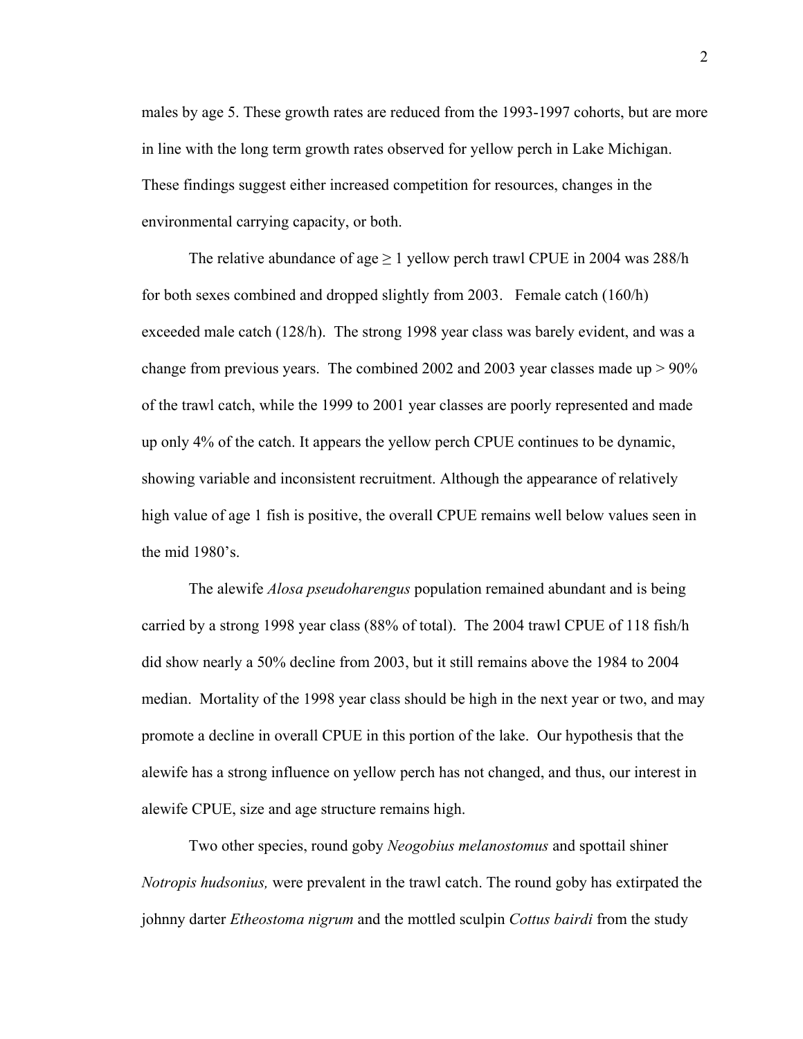males by age 5. These growth rates are reduced from the 1993-1997 cohorts, but are more in line with the long term growth rates observed for yellow perch in Lake Michigan. These findings suggest either increased competition for resources, changes in the environmental carrying capacity, or both.

The relative abundance of age $\geq 1$ yellow perch trawl CPUE in 2004 was 288/h for both sexes combined and dropped slightly from 2003. Female catch (160/h) exceeded male catch (128/h). The strong 1998 year class was barely evident, and was a change from previous years. The combined 2002 and 2003 year classes made up > 90% of the trawl catch, while the 1999 to 2001 year classes are poorly represented and made up only 4% of the catch. It appears the yellow perch CPUE continues to be dynamic, showing variable and inconsistent recruitment. Although the appearance of relatively high value of age 1 fish is positive, the overall CPUE remains well below values seen in the mid 1980's.

The alewife *Alosa pseudoharengus* population remained abundant and is being carried by a strong 1998 year class (88% of total). The 2004 trawl CPUE of 118 fish/h did show nearly a 50% decline from 2003, but it still remains above the 1984 to 2004 median. Mortality of the 1998 year class should be high in the next year or two, and may promote a decline in overall CPUE in this portion of the lake. Our hypothesis that the alewife has a strong influence on yellow perch has not changed, and thus, our interest in alewife CPUE, size and age structure remains high.

Two other species, round goby *Neogobius melanostomus* and spottail shiner *Notropis hudsonius,* were prevalent in the trawl catch. The round goby has extirpated the johnny darter *Etheostoma nigrum* and the mottled sculpin *Cottus bairdi* from the study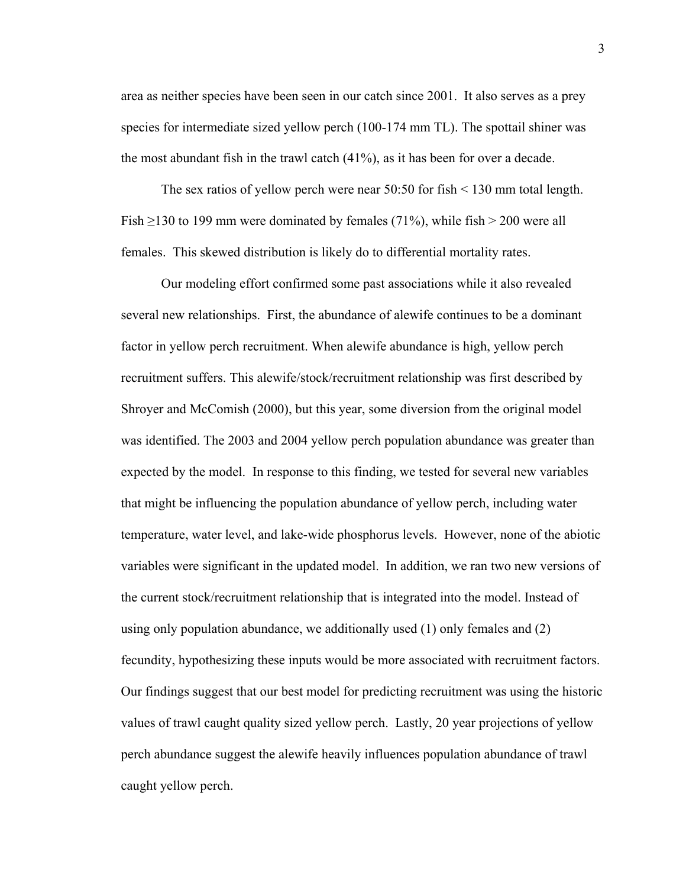area as neither species have been seen in our catch since 2001. It also serves as a prey species for intermediate sized yellow perch (100-174 mm TL). The spottail shiner was the most abundant fish in the trawl catch (41%), as it has been for over a decade.

The sex ratios of yellow perch were near 50:50 for fish < 130 mm total length. Fish ≥130 to 199 mm were dominated by females (71%), while fish > 200 were all females. This skewed distribution is likely do to differential mortality rates.

Our modeling effort confirmed some past associations while it also revealed several new relationships. First, the abundance of alewife continues to be a dominant factor in yellow perch recruitment. When alewife abundance is high, yellow perch recruitment suffers. This alewife/stock/recruitment relationship was first described by Shroyer and McComish (2000), but this year, some diversion from the original model was identified. The 2003 and 2004 yellow perch population abundance was greater than expected by the model. In response to this finding, we tested for several new variables that might be influencing the population abundance of yellow perch, including water temperature, water level, and lake-wide phosphorus levels. However, none of the abiotic variables were significant in the updated model. In addition, we ran two new versions of the current stock/recruitment relationship that is integrated into the model. Instead of using only population abundance, we additionally used (1) only females and (2) fecundity, hypothesizing these inputs would be more associated with recruitment factors. Our findings suggest that our best model for predicting recruitment was using the historic values of trawl caught quality sized yellow perch. Lastly, 20 year projections of yellow perch abundance suggest the alewife heavily influences population abundance of trawl caught yellow perch.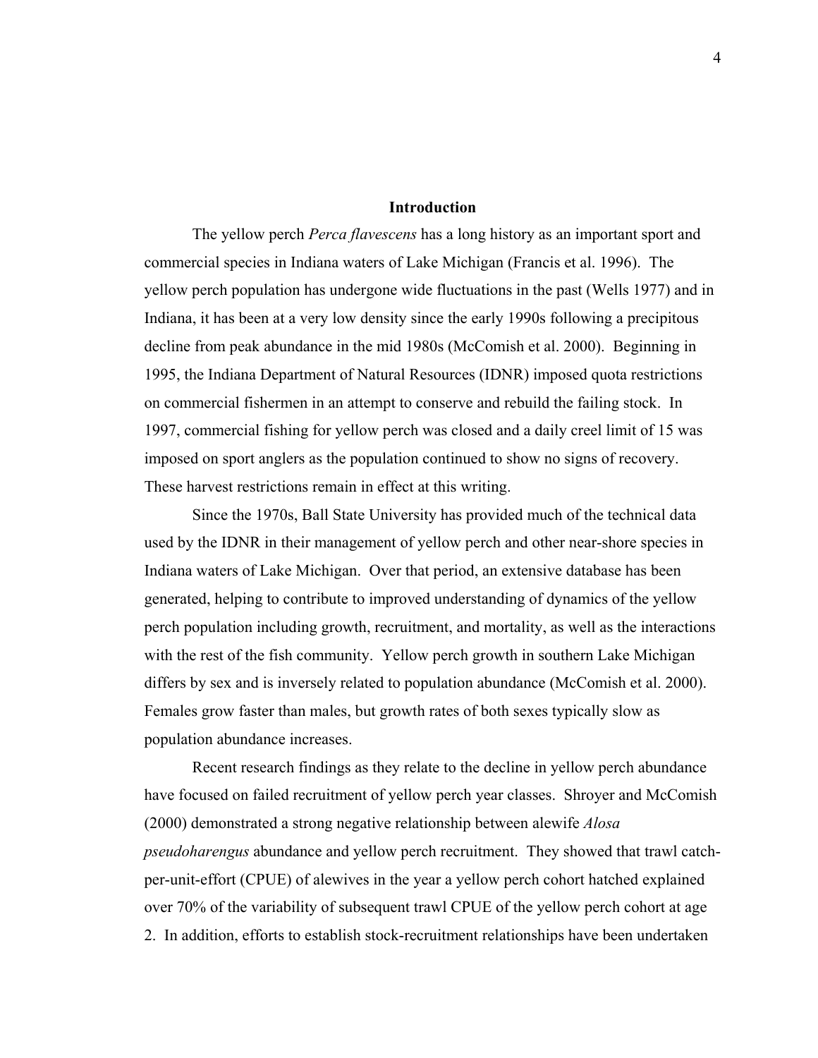## Introduction

The yellow perch *Perca flavescens* has a long history as an important sport and commercial species in Indiana waters of Lake Michigan (Francis et al. 1996). The yellow perch population has undergone wide fluctuations in the past (Wells 1977) and in Indiana, it has been at a very low density since the early 1990s following a precipitous decline from peak abundance in the mid 1980s (McComish et al. 2000). Beginning in 1995, the Indiana Department of Natural Resources (IDNR) imposed quota restrictions on commercial fishermen in an attempt to conserve and rebuild the failing stock. In 1997, commercial fishing for yellow perch was closed and a daily creel limit of 15 was imposed on sport anglers as the population continued to show no signs of recovery. These harvest restrictions remain in effect at this writing.

Since the 1970s, Ball State University has provided much of the technical data used by the IDNR in their management of yellow perch and other near-shore species in Indiana waters of Lake Michigan. Over that period, an extensive database has been generated, helping to contribute to improved understanding of dynamics of the yellow perch population including growth, recruitment, and mortality, as well as the interactions with the rest of the fish community. Yellow perch growth in southern Lake Michigan differs by sex and is inversely related to population abundance (McComish et al. 2000). Females grow faster than males, but growth rates of both sexes typically slow as population abundance increases.

Recent research findings as they relate to the decline in yellow perch abundance have focused on failed recruitment of yellow perch year classes. Shroyer and McComish (2000) demonstrated a strong negative relationship between alewife *Alosa pseudoharengus* abundance and yellow perch recruitment. They showed that trawl catch-per-unit-effort (CPUE) of alewives in the year a yellow perch cohort hatched explained over 70% of the variability of subsequent trawl CPUE of the yellow perch cohort at age 2. In addition, efforts to establish stock-recruitment relationships have been undertaken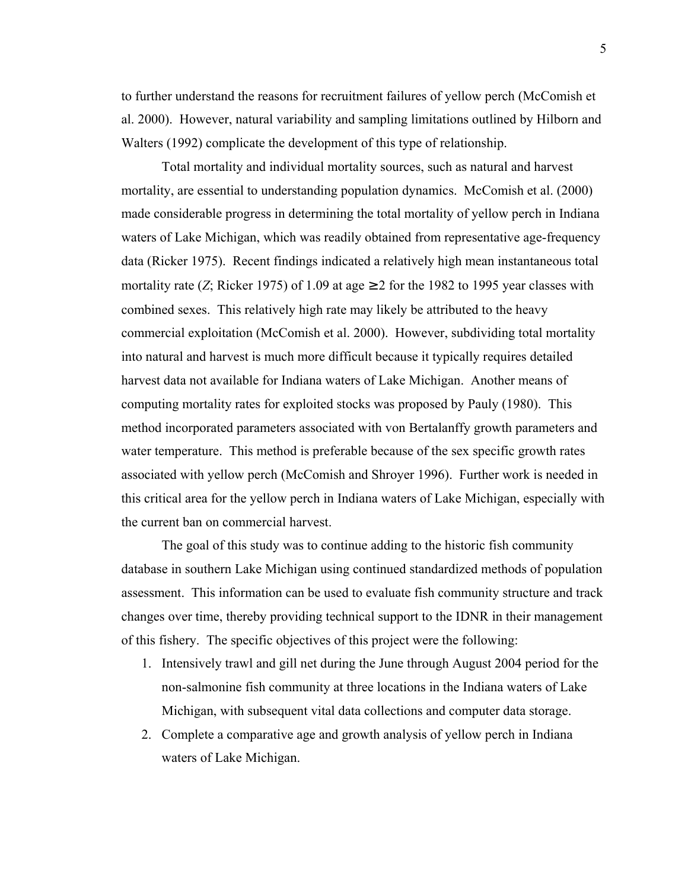to further understand the reasons for recruitment failures of yellow perch (McComish et al. 2000). However, natural variability and sampling limitations outlined by Hilborn and Walters (1992) complicate the development of this type of relationship.

Total mortality and individual mortality sources, such as natural and harvest mortality, are essential to understanding population dynamics. McComish et al. (2000) made considerable progress in determining the total mortality of yellow perch in Indiana waters of Lake Michigan, which was readily obtained from representative age-frequency data (Ricker 1975). Recent findings indicated a relatively high mean instantaneous total mortality rate ($Z$; Ricker 1975) of 1.09 at age $\geq 2$ for the 1982 to 1995 year classes with combined sexes. This relatively high rate may likely be attributed to the heavy commercial exploitation (McComish et al. 2000). However, subdividing total mortality into natural and harvest is much more difficult because it typically requires detailed harvest data not available for Indiana waters of Lake Michigan. Another means of computing mortality rates for exploited stocks was proposed by Pauly (1980). This method incorporated parameters associated with von Bertalanffy growth parameters and water temperature. This method is preferable because of the sex specific growth rates associated with yellow perch (McComish and Shroyer 1996). Further work is needed in this critical area for the yellow perch in Indiana waters of Lake Michigan, especially with the current ban on commercial harvest.

The goal of this study was to continue adding to the historic fish community database in southern Lake Michigan using continued standardized methods of population assessment. This information can be used to evaluate fish community structure and track changes over time, thereby providing technical support to the IDNR in their management of this fishery. The specific objectives of this project were the following:

1. Intensively trawl and gill net during the June through August 2004 period for the non-salmonine fish community at three locations in the Indiana waters of Lake Michigan, with subsequent vital data collections and computer data storage.
2. Complete a comparative age and growth analysis of yellow perch in Indiana waters of Lake Michigan.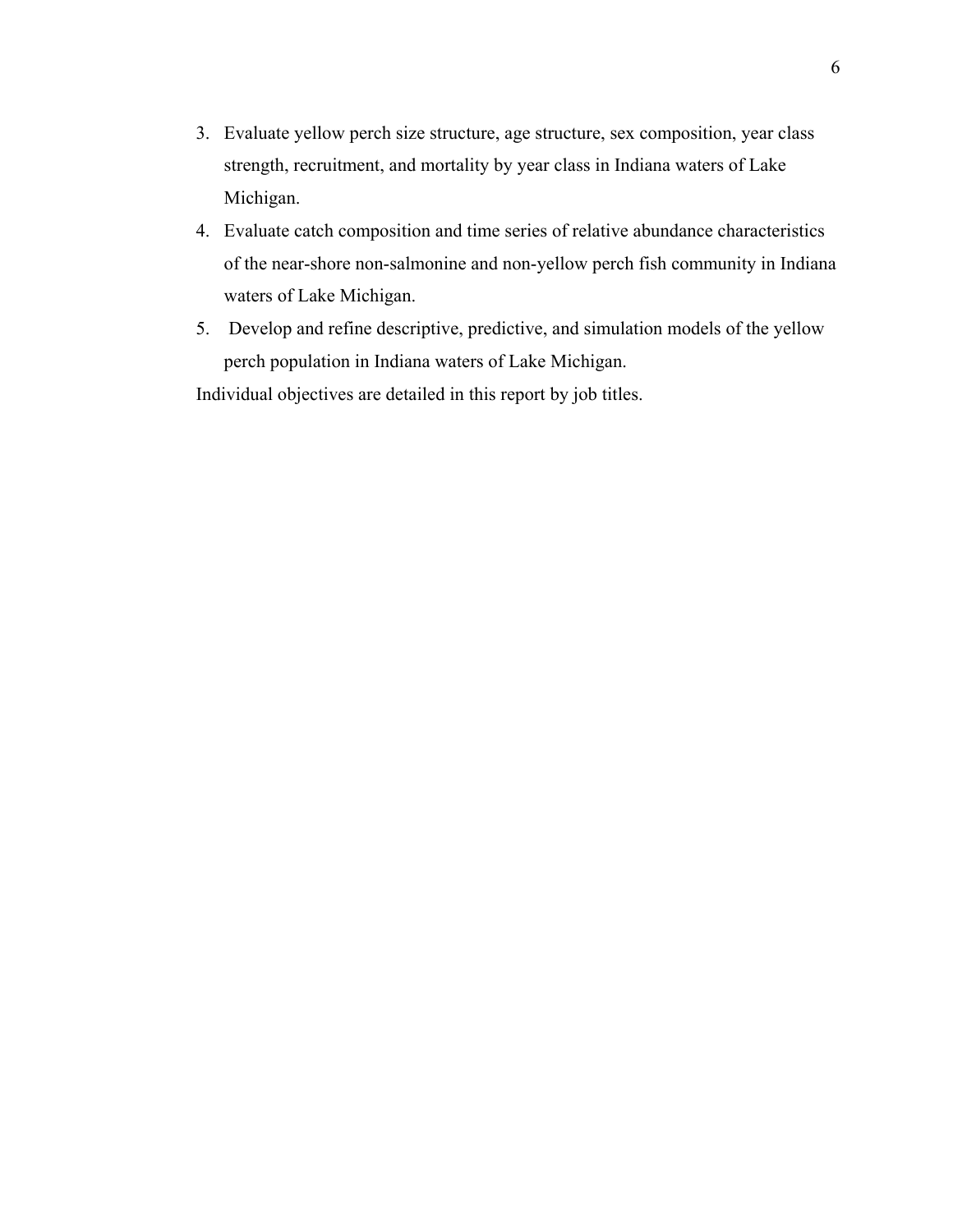3. Evaluate yellow perch size structure, age structure, sex composition, year class strength, recruitment, and mortality by year class in Indiana waters of Lake Michigan.
4. Evaluate catch composition and time series of relative abundance characteristics of the near-shore non-salmonine and non-yellow perch fish community in Indiana waters of Lake Michigan.
5. Develop and refine descriptive, predictive, and simulation models of the yellow perch population in Indiana waters of Lake Michigan.

Individual objectives are detailed in this report by job titles.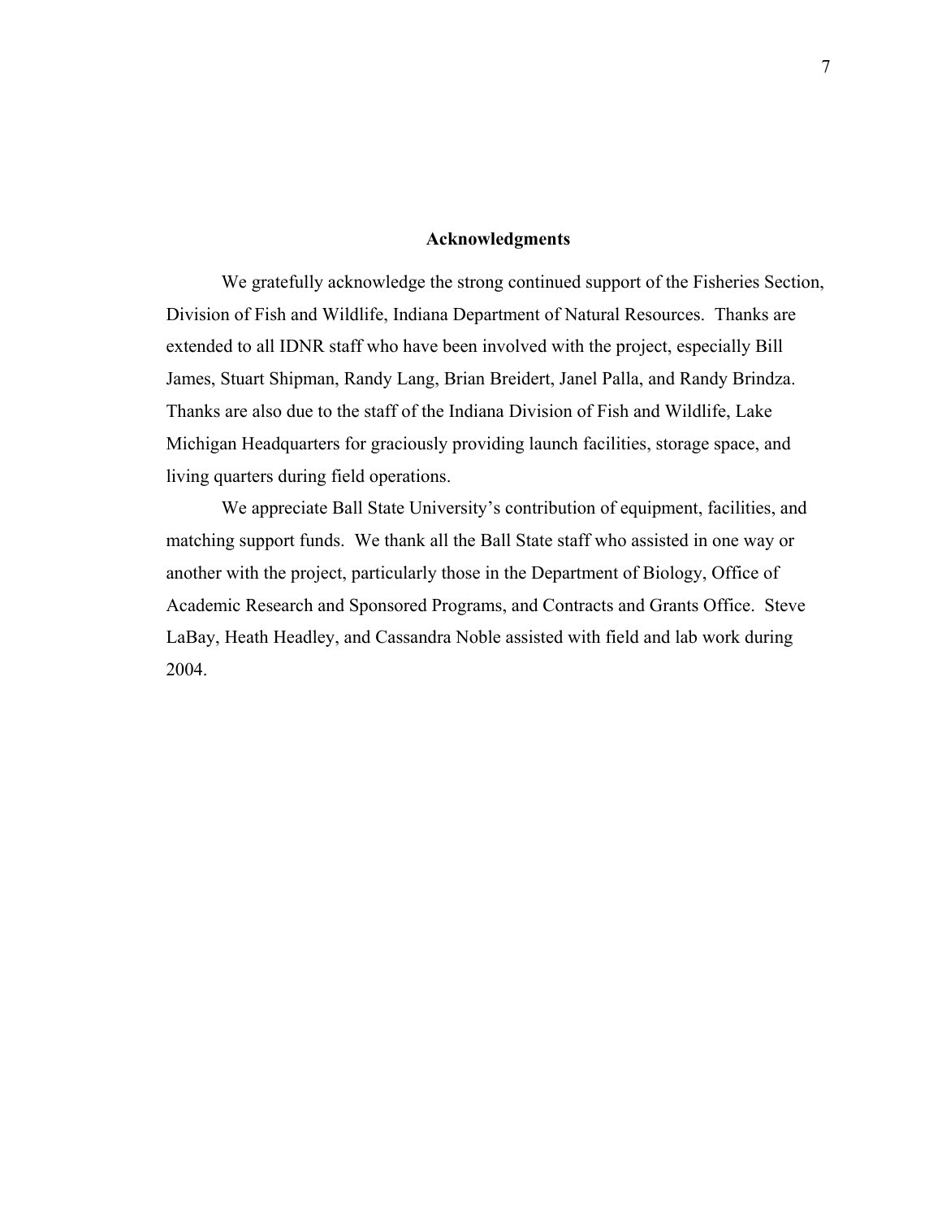# Acknowledgments

We gratefully acknowledge the strong continued support of the Fisheries Section, Division of Fish and Wildlife, Indiana Department of Natural Resources. Thanks are extended to all IDNR staff who have been involved with the project, especially Bill James, Stuart Shipman, Randy Lang, Brian Breidert, Janel Palla, and Randy Brindza. Thanks are also due to the staff of the Indiana Division of Fish and Wildlife, Lake Michigan Headquarters for graciously providing launch facilities, storage space, and living quarters during field operations.

We appreciate Ball State University's contribution of equipment, facilities, and matching support funds. We thank all the Ball State staff who assisted in one way or another with the project, particularly those in the Department of Biology, Office of Academic Research and Sponsored Programs, and Contracts and Grants Office. Steve LaBay, Heath Headley, and Cassandra Noble assisted with field and lab work during 2004.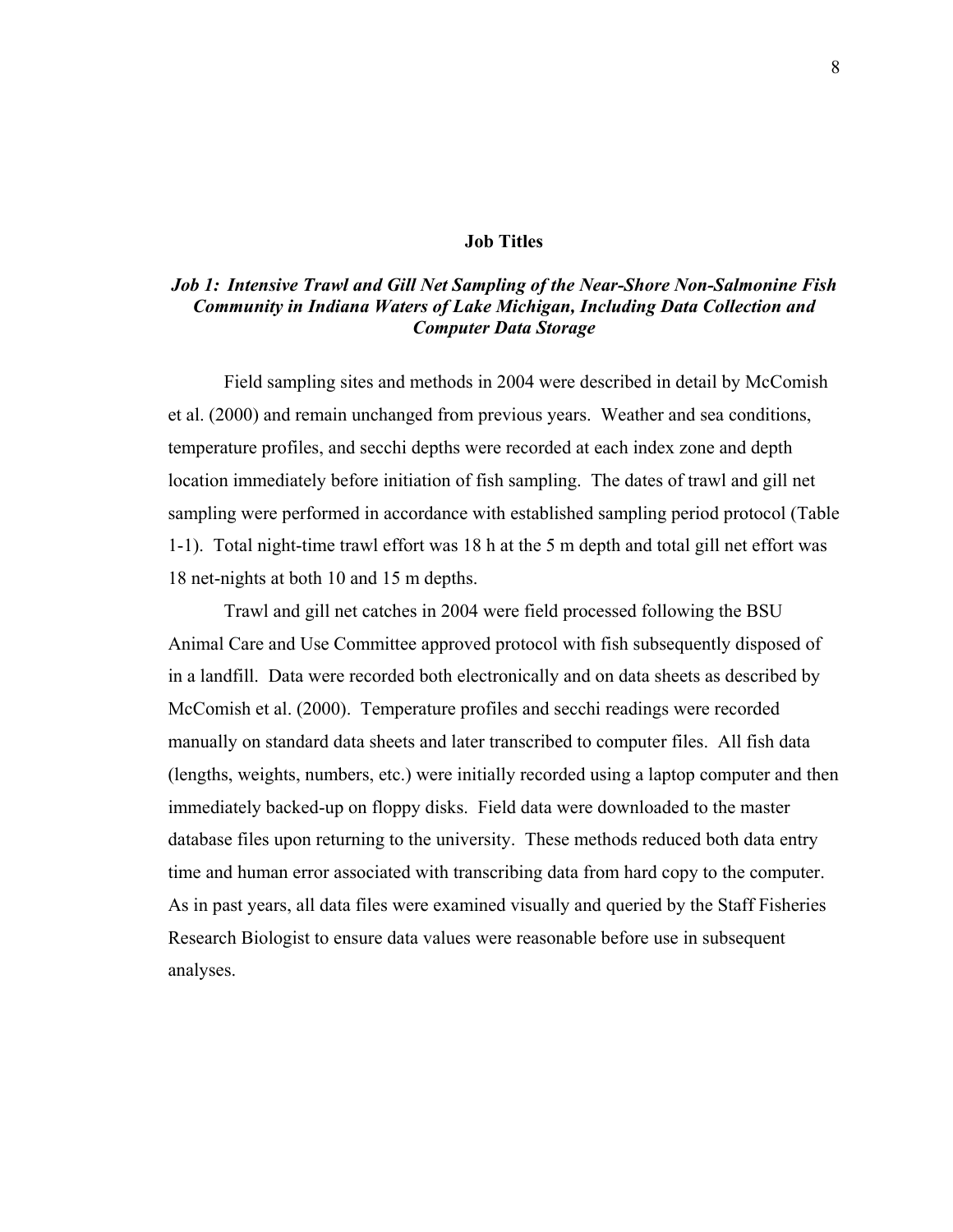## Job Titles

### *Job 1: Intensive Trawl and Gill Net Sampling of the Near-Shore Non-Salmonine Fish Community in Indiana Waters of Lake Michigan, Including Data Collection and Computer Data Storage*

Field sampling sites and methods in 2004 were described in detail by McComish et al. (2000) and remain unchanged from previous years. Weather and sea conditions, temperature profiles, and secchi depths were recorded at each index zone and depth location immediately before initiation of fish sampling. The dates of trawl and gill net sampling were performed in accordance with established sampling period protocol (Table 1-1). Total night-time trawl effort was 18 h at the 5 m depth and total gill net effort was 18 net-nights at both 10 and 15 m depths.

Trawl and gill net catches in 2004 were field processed following the BSU Animal Care and Use Committee approved protocol with fish subsequently disposed of in a landfill. Data were recorded both electronically and on data sheets as described by McComish et al. (2000). Temperature profiles and secchi readings were recorded manually on standard data sheets and later transcribed to computer files. All fish data (lengths, weights, numbers, etc.) were initially recorded using a laptop computer and then immediately backed-up on floppy disks. Field data were downloaded to the master database files upon returning to the university. These methods reduced both data entry time and human error associated with transcribing data from hard copy to the computer. As in past years, all data files were examined visually and queried by the Staff Fisheries Research Biologist to ensure data values were reasonable before use in subsequent analyses.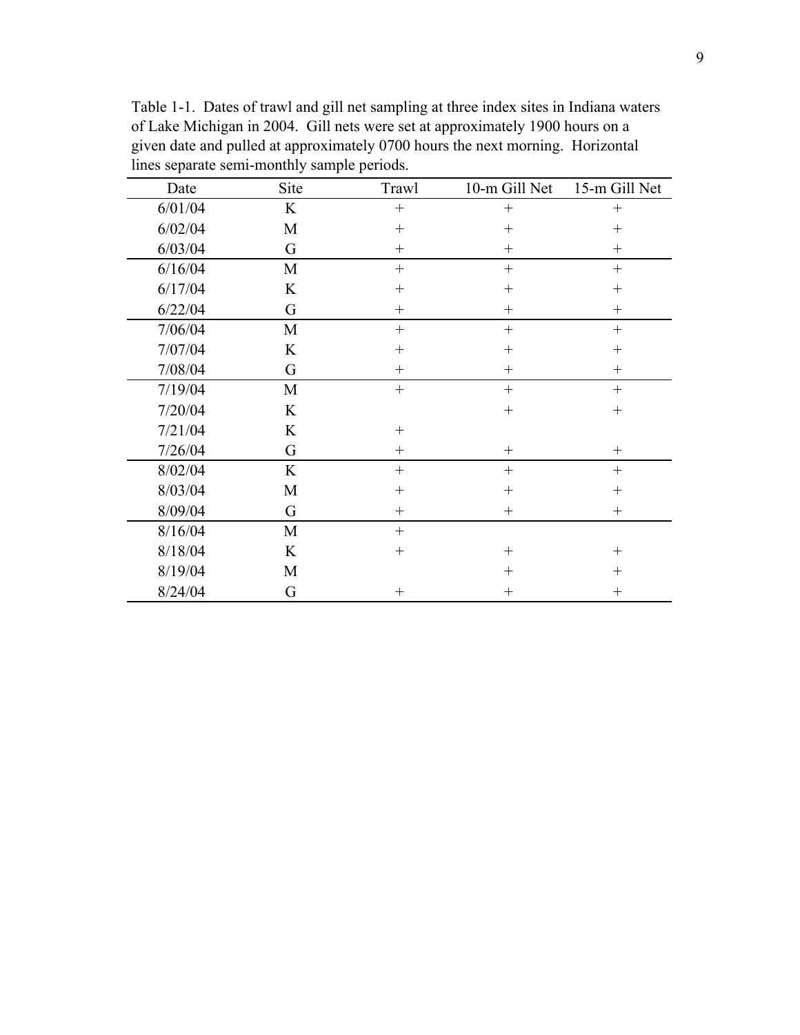Table 1-1. Dates of trawl and gill net sampling at three index sites in Indiana waters of Lake Michigan in 2004. Gill nets were set at approximately 1900 hours on a given date and pulled at approximately 0700 hours the next morning. Horizontal lines separate semi-monthly sample periods.

| Date | Site | Trawl | 10-m Gill Net | 15-m Gill Net |
|---|---|---|---|---|
| 6/01/04 | K | + | + | + |
| 6/02/04 | M | + | + | + |
| 6/03/04 | G | + | + | + |
| 6/16/04 | M | + | + | + |
| 6/17/04 | K | + | + | + |
| 6/22/04 | G | + | + | + |
| 7/06/04 | M | + | + | + |
| 7/07/04 | K | + | + | + |
| 7/08/04 | G | + | + | + |
| 7/19/04 | M | + | + | + |
| 7/20/04 | K | | + | + |
| 7/21/04 | K | + | | |
| 7/26/04 | G | + | + | + |
| 8/02/04 | K | + | + | + |
| 8/03/04 | M | + | + | + |
| 8/09/04 | G | + | + | + |
| 8/16/04 | M | + | | |
| 8/18/04 | K | + | + | + |
| 8/19/04 | M | | + | + |
| 8/24/04 | G | + | + | + |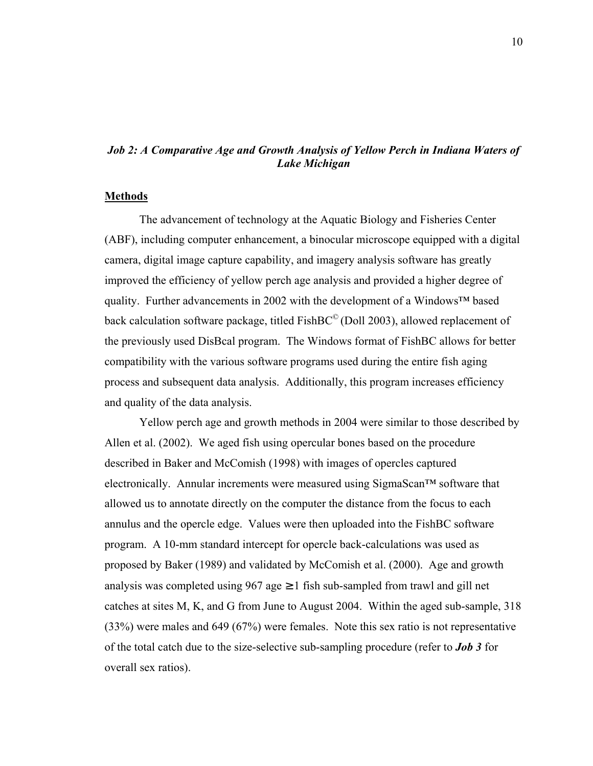### *Job 2: A Comparative Age and Growth Analysis of Yellow Perch in Indiana Waters of Lake Michigan*

**Methods**

The advancement of technology at the Aquatic Biology and Fisheries Center (ABF), including computer enhancement, a binocular microscope equipped with a digital camera, digital image capture capability, and imagery analysis software has greatly improved the efficiency of yellow perch age analysis and provided a higher degree of quality. Further advancements in 2002 with the development of a Windows™ based back calculation software package, titled FishBC© (Doll 2003), allowed replacement of the previously used DisBcal program. The Windows format of FishBC allows for better compatibility with the various software programs used during the entire fish aging process and subsequent data analysis. Additionally, this program increases efficiency and quality of the data analysis.

Yellow perch age and growth methods in 2004 were similar to those described by Allen et al. (2002). We aged fish using opercular bones based on the procedure described in Baker and McComish (1998) with images of opercles captured electronically. Annular increments were measured using SigmaScan™ software that allowed us to annotate directly on the computer the distance from the focus to each annulus and the opercle edge. Values were then uploaded into the FishBC software program. A 10-mm standard intercept for opercle back-calculations was used as proposed by Baker (1989) and validated by McComish et al. (2000). Age and growth analysis was completed using 967 age ≥1 fish sub-sampled from trawl and gill net catches at sites M, K, and G from June to August 2004. Within the aged sub-sample, 318 (33%) were males and 649 (67%) were females. Note this sex ratio is not representative of the total catch due to the size-selective sub-sampling procedure (refer to ***Job 3*** for overall sex ratios).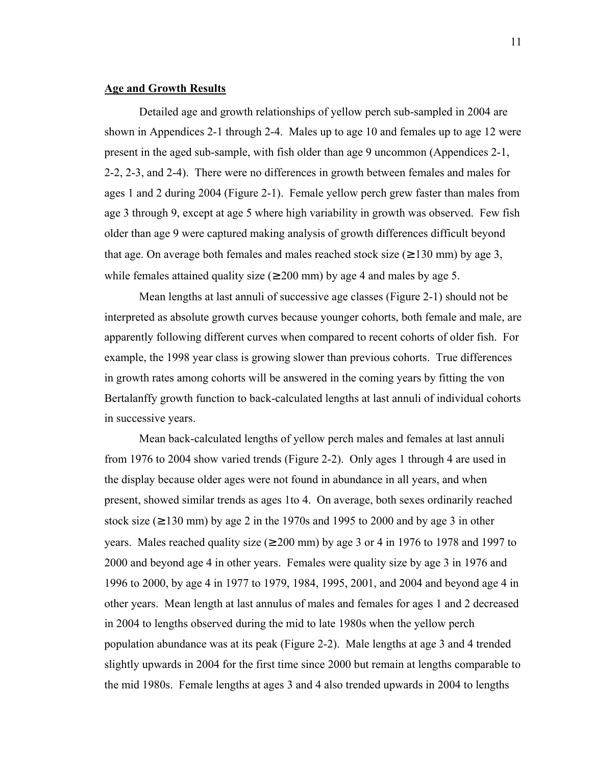**Age and Growth Results**

Detailed age and growth relationships of yellow perch sub-sampled in 2004 are shown in Appendices 2-1 through 2-4. Males up to age 10 and females up to age 12 were present in the aged sub-sample, with fish older than age 9 uncommon (Appendices 2-1, 2-2, 2-3, and 2-4). There were no differences in growth between females and males for ages 1 and 2 during 2004 (Figure 2-1). Female yellow perch grew faster than males from age 3 through 9, except at age 5 where high variability in growth was observed. Few fish older than age 9 were captured making analysis of growth differences difficult beyond that age. On average both females and males reached stock size (≥130 mm) by age 3, while females attained quality size (≥200 mm) by age 4 and males by age 5.

Mean lengths at last annuli of successive age classes (Figure 2-1) should not be interpreted as absolute growth curves because younger cohorts, both female and male, are apparently following different curves when compared to recent cohorts of older fish. For example, the 1998 year class is growing slower than previous cohorts. True differences in growth rates among cohorts will be answered in the coming years by fitting the von Bertalanffy growth function to back-calculated lengths at last annuli of individual cohorts in successive years.

Mean back-calculated lengths of yellow perch males and females at last annuli from 1976 to 2004 show varied trends (Figure 2-2). Only ages 1 through 4 are used in the display because older ages were not found in abundance in all years, and when present, showed similar trends as ages 1to 4. On average, both sexes ordinarily reached stock size (≥130 mm) by age 2 in the 1970s and 1995 to 2000 and by age 3 in other years. Males reached quality size (≥200 mm) by age 3 or 4 in 1976 to 1978 and 1997 to 2000 and beyond age 4 in other years. Females were quality size by age 3 in 1976 and 1996 to 2000, by age 4 in 1977 to 1979, 1984, 1995, 2001, and 2004 and beyond age 4 in other years. Mean length at last annulus of males and females for ages 1 and 2 decreased in 2004 to lengths observed during the mid to late 1980s when the yellow perch population abundance was at its peak (Figure 2-2). Male lengths at age 3 and 4 trended slightly upwards in 2004 for the first time since 2000 but remain at lengths comparable to the mid 1980s. Female lengths at ages 3 and 4 also trended upwards in 2004 to lengths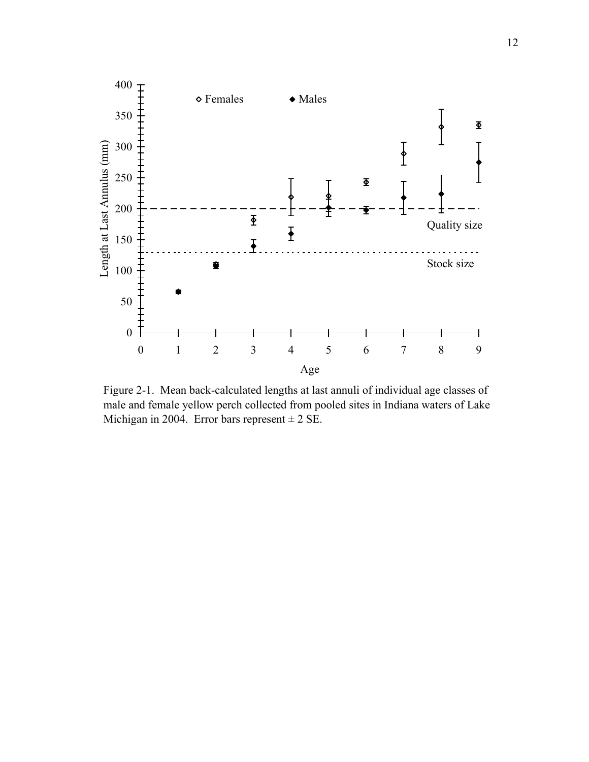Figure 2-1. Mean back-calculated lengths at last annuli of individual age classes of male and female yellow perch collected from pooled sites in Indiana waters of Lake Michigan in 2004. Error bars represent ± 2 SE.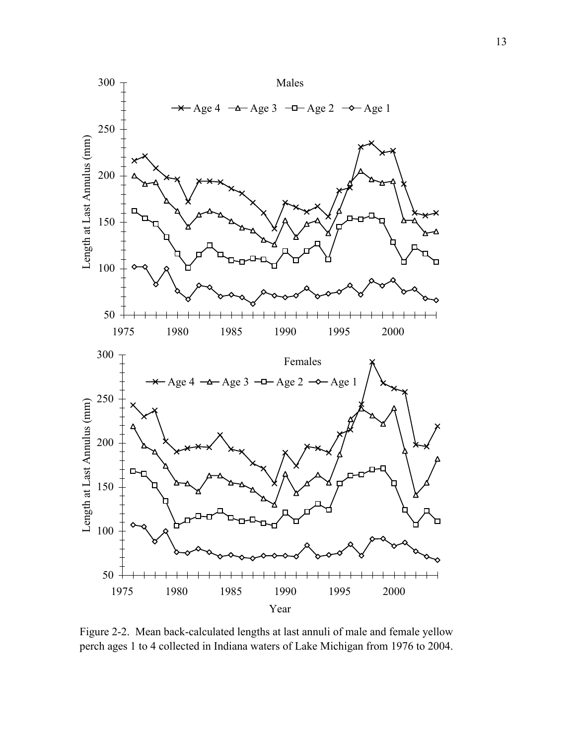Figure 2-2. Mean back-calculated lengths at last annuli of male and female yellow perch ages 1 to 4 collected in Indiana waters of Lake Michigan from 1976 to 2004.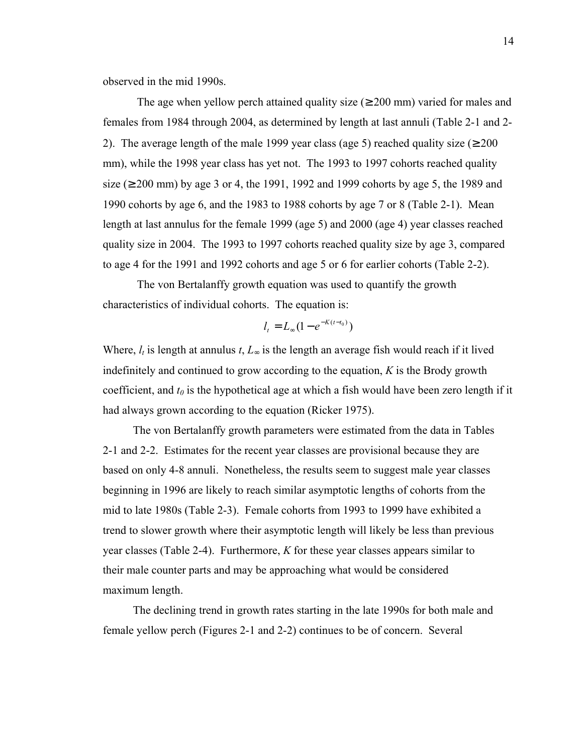observed in the mid 1990s.

The age when yellow perch attained quality size (≥200 mm) varied for males and females from 1984 through 2004, as determined by length at last annuli (Table 2-1 and 2-2). The average length of the male 1999 year class (age 5) reached quality size (≥200 mm), while the 1998 year class has yet not. The 1993 to 1997 cohorts reached quality size (≥200 mm) by age 3 or 4, the 1991, 1992 and 1999 cohorts by age 5, the 1989 and 1990 cohorts by age 6, and the 1983 to 1988 cohorts by age 7 or 8 (Table 2-1). Mean length at last annulus for the female 1999 (age 5) and 2000 (age 4) year classes reached quality size in 2004. The 1993 to 1997 cohorts reached quality size by age 3, compared to age 4 for the 1991 and 1992 cohorts and age 5 or 6 for earlier cohorts (Table 2-2).

The von Bertalanffy growth equation was used to quantify the growth characteristics of individual cohorts. The equation is:

$$l_t = L_\infty (1 - e^{-K(t - t_0)})$$

Where, $l_t$ is length at annulus $t$, $L_\infty$ is the length an average fish would reach if it lived indefinitely and continued to grow according to the equation, $K$ is the Brody growth coefficient, and $t_0$ is the hypothetical age at which a fish would have been zero length if it had always grown according to the equation (Ricker 1975).

The von Bertalanffy growth parameters were estimated from the data in Tables 2-1 and 2-2. Estimates for the recent year classes are provisional because they are based on only 4-8 annuli. Nonetheless, the results seem to suggest male year classes beginning in 1996 are likely to reach similar asymptotic lengths of cohorts from the mid to late 1980s (Table 2-3). Female cohorts from 1993 to 1999 have exhibited a trend to slower growth where their asymptotic length will likely be less than previous year classes (Table 2-4). Furthermore, $K$ for these year classes appears similar to their male counter parts and may be approaching what would be considered maximum length.

The declining trend in growth rates starting in the late 1990s for both male and female yellow perch (Figures 2-1 and 2-2) continues to be of concern. Several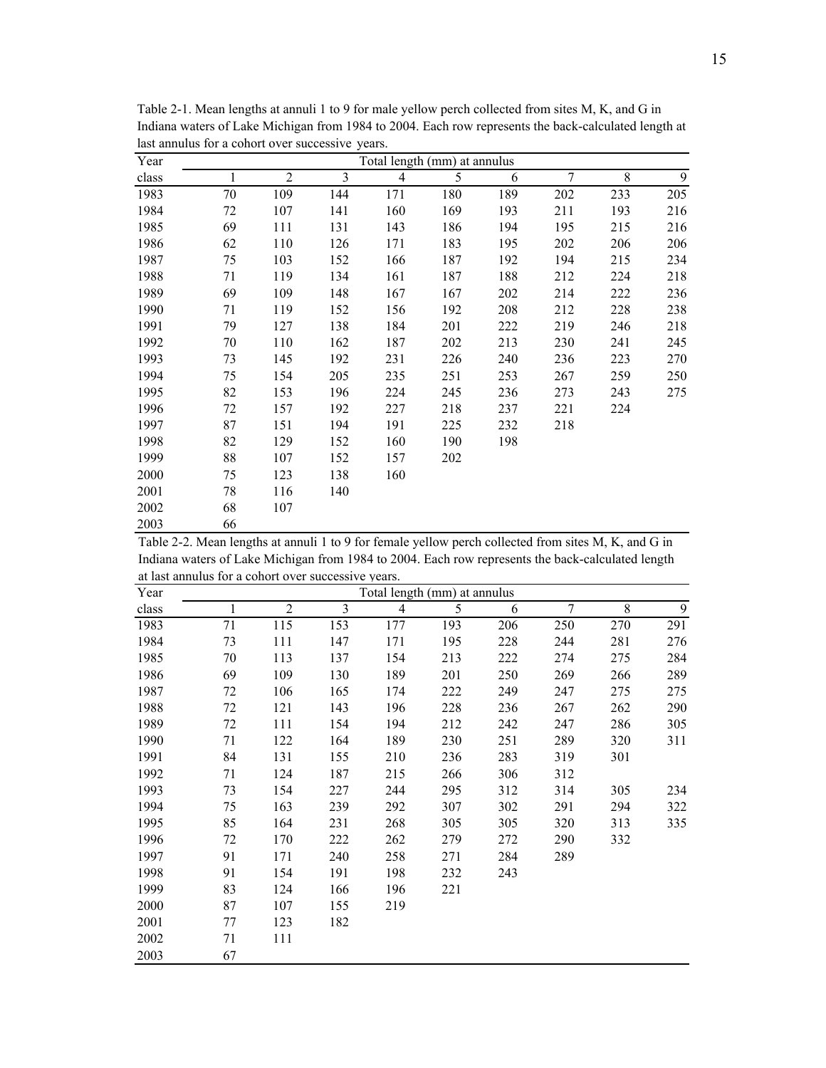Table 2-1. Mean lengths at annuli 1 to 9 for male yellow perch collected from sites M, K, and G in Indiana waters of Lake Michigan from 1984 to 2004. Each row represents the back-calculated length at last annulus for a cohort over successive years.

| Year | Total length (mm) at annulus | | | | | | | | |
|---|---|---|---|---|---|---|---|---|---|
| class | 1 | 2 | 3 | 4 | 5 | 6 | 7 | 8 | 9 |
| 1983 | 70 | 109 | 144 | 171 | 180 | 189 | 202 | 233 | 205 |
| 1984 | 72 | 107 | 141 | 160 | 169 | 193 | 211 | 193 | 216 |
| 1985 | 69 | 111 | 131 | 143 | 186 | 194 | 195 | 215 | 216 |
| 1986 | 62 | 110 | 126 | 171 | 183 | 195 | 202 | 206 | 206 |
| 1987 | 75 | 103 | 152 | 166 | 187 | 192 | 194 | 215 | 234 |
| 1988 | 71 | 119 | 134 | 161 | 187 | 188 | 212 | 224 | 218 |
| 1989 | 69 | 109 | 148 | 167 | 167 | 202 | 214 | 222 | 236 |
| 1990 | 71 | 119 | 152 | 156 | 192 | 208 | 212 | 228 | 238 |
| 1991 | 79 | 127 | 138 | 184 | 201 | 222 | 219 | 246 | 218 |
| 1992 | 70 | 110 | 162 | 187 | 202 | 213 | 230 | 241 | 245 |
| 1993 | 73 | 145 | 192 | 231 | 226 | 240 | 236 | 223 | 270 |
| 1994 | 75 | 154 | 205 | 235 | 251 | 253 | 267 | 259 | 250 |
| 1995 | 82 | 153 | 196 | 224 | 245 | 236 | 273 | 243 | 275 |
| 1996 | 72 | 157 | 192 | 227 | 218 | 237 | 221 | 224 | |
| 1997 | 87 | 151 | 194 | 191 | 225 | 232 | 218 | | |
| 1998 | 82 | 129 | 152 | 160 | 190 | 198 | | | |
| 1999 | 88 | 107 | 152 | 157 | 202 | | | | |
| 2000 | 75 | 123 | 138 | 160 | | | | | |
| 2001 | 78 | 116 | 140 | | | | | | |
| 2002 | 68 | 107 | | | | | | | |
| 2003 | 66 | | | | | | | | |

Table 2-2. Mean lengths at annuli 1 to 9 for female yellow perch collected from sites M, K, and G in Indiana waters of Lake Michigan from 1984 to 2004. Each row represents the back-calculated length at last annulus for a cohort over successive years.

| Year | Total length (mm) at annulus | | | | | | | | |
|---|---|---|---|---|---|---|---|---|---|
| class | 1 | 2 | 3 | 4 | 5 | 6 | 7 | 8 | 9 |
| 1983 | 71 | 115 | 153 | 177 | 193 | 206 | 250 | 270 | 291 |
| 1984 | 73 | 111 | 147 | 171 | 195 | 228 | 244 | 281 | 276 |
| 1985 | 70 | 113 | 137 | 154 | 213 | 222 | 274 | 275 | 284 |
| 1986 | 69 | 109 | 130 | 189 | 201 | 250 | 269 | 266 | 289 |
| 1987 | 72 | 106 | 165 | 174 | 222 | 249 | 247 | 275 | 275 |
| 1988 | 72 | 121 | 143 | 196 | 228 | 236 | 267 | 262 | 290 |
| 1989 | 72 | 111 | 154 | 194 | 212 | 242 | 247 | 286 | 305 |
| 1990 | 71 | 122 | 164 | 189 | 230 | 251 | 289 | 320 | 311 |
| 1991 | 84 | 131 | 155 | 210 | 236 | 283 | 319 | 301 | |
| 1992 | 71 | 124 | 187 | 215 | 266 | 306 | 312 | | |
| 1993 | 73 | 154 | 227 | 244 | 295 | 312 | 314 | 305 | 234 |
| 1994 | 75 | 163 | 239 | 292 | 307 | 302 | 291 | 294 | 322 |
| 1995 | 85 | 164 | 231 | 268 | 305 | 305 | 320 | 313 | 335 |
| 1996 | 72 | 170 | 222 | 262 | 279 | 272 | 290 | 332 | |
| 1997 | 91 | 171 | 240 | 258 | 271 | 284 | 289 | | |
| 1998 | 91 | 154 | 191 | 198 | 232 | 243 | | | |
| 1999 | 83 | 124 | 166 | 196 | 221 | | | | |
| 2000 | 87 | 107 | 155 | 219 | | | | | |
| 2001 | 77 | 123 | 182 | | | | | | |
| 2002 | 71 | 111 | | | | | | | |
| 2003 | 67 | | | | | | | | |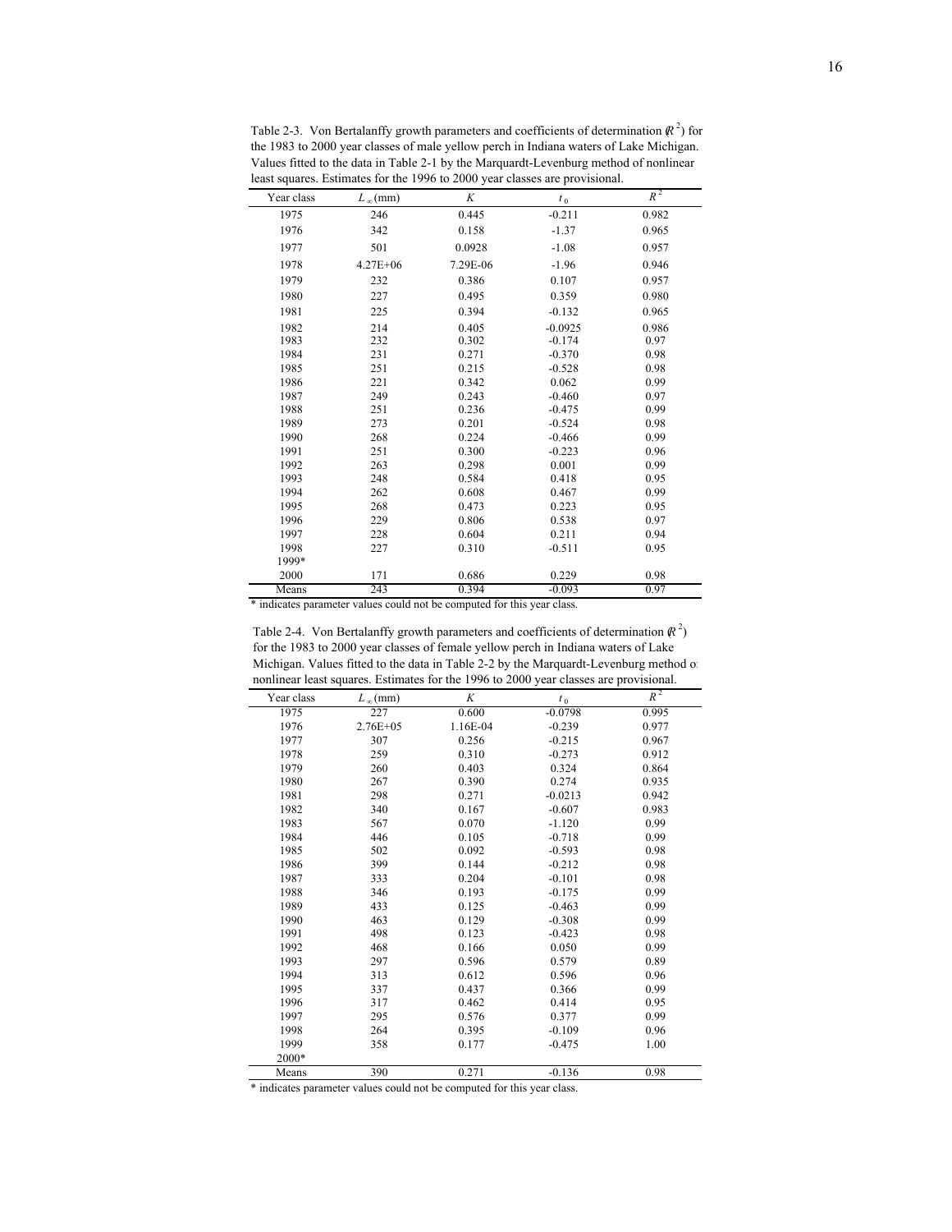Table 2-3. Von Bertalanffy growth parameters and coefficients of determination ($R^2$) for the 1983 to 2000 year classes of male yellow perch in Indiana waters of Lake Michigan. Values fitted to the data in Table 2-1 by the Marquardt-Levenburg method of nonlinear least squares. Estimates for the 1996 to 2000 year classes are provisional.

| Year class | $L_\infty$ (mm) | $K$ | $t_0$ | $R^2$ |
|---|---|---|---|---|
| 1975 | 246 | 0.445 | -0.211 | 0.982 |
| 1976 | 342 | 0.158 | -1.37 | 0.965 |
| 1977 | 501 | 0.0928 | -1.08 | 0.957 |
| 1978 | 4.27E+06 | 7.29E-06 | -1.96 | 0.946 |
| 1979 | 232 | 0.386 | 0.107 | 0.957 |
| 1980 | 227 | 0.495 | 0.359 | 0.980 |
| 1981 | 225 | 0.394 | -0.132 | 0.965 |
| 1982 | 214 | 0.405 | -0.0925 | 0.986 |
| 1983 | 232 | 0.302 | -0.174 | 0.97 |
| 1984 | 231 | 0.271 | -0.370 | 0.98 |
| 1985 | 251 | 0.215 | -0.528 | 0.98 |
| 1986 | 221 | 0.342 | 0.062 | 0.99 |
| 1987 | 249 | 0.243 | -0.460 | 0.97 |
| 1988 | 251 | 0.236 | -0.475 | 0.99 |
| 1989 | 273 | 0.201 | -0.524 | 0.98 |
| 1990 | 268 | 0.224 | -0.466 | 0.99 |
| 1991 | 251 | 0.300 | -0.223 | 0.96 |
| 1992 | 263 | 0.298 | 0.001 | 0.99 |
| 1993 | 248 | 0.584 | 0.418 | 0.95 |
| 1994 | 262 | 0.608 | 0.467 | 0.99 |
| 1995 | 268 | 0.473 | 0.223 | 0.95 |
| 1996 | 229 | 0.806 | 0.538 | 0.97 |
| 1997 | 228 | 0.604 | 0.211 | 0.94 |
| 1998 | 227 | 0.310 | -0.511 | 0.95 |
| 1999* | | | | |
| 2000 | 171 | 0.686 | 0.229 | 0.98 |
| Means | 243 | 0.394 | -0.093 | 0.97 |

\* indicates parameter values could not be computed for this year class.

Table 2-4. Von Bertalanffy growth parameters and coefficients of determination ($R^2$) for the 1983 to 2000 year classes of female yellow perch in Indiana waters of Lake Michigan. Values fitted to the data in Table 2-2 by the Marquardt-Levenburg method of nonlinear least squares. Estimates for the 1996 to 2000 year classes are provisional.

| Year class | $L_\infty$ (mm) | $K$ | $t_0$ | $R^2$ |
|---|---|---|---|---|
| 1975 | 227 | 0.600 | -0.0798 | 0.995 |
| 1976 | 2.76E+05 | 1.16E-04 | -0.239 | 0.977 |
| 1977 | 307 | 0.256 | -0.215 | 0.967 |
| 1978 | 259 | 0.310 | -0.273 | 0.912 |
| 1979 | 260 | 0.403 | 0.324 | 0.864 |
| 1980 | 267 | 0.390 | 0.274 | 0.935 |
| 1981 | 298 | 0.271 | -0.0213 | 0.942 |
| 1982 | 340 | 0.167 | -0.607 | 0.983 |
| 1983 | 567 | 0.070 | -1.120 | 0.99 |
| 1984 | 446 | 0.105 | -0.718 | 0.99 |
| 1985 | 502 | 0.092 | -0.593 | 0.98 |
| 1986 | 399 | 0.144 | -0.212 | 0.98 |
| 1987 | 333 | 0.204 | -0.101 | 0.98 |
| 1988 | 346 | 0.193 | -0.175 | 0.99 |
| 1989 | 433 | 0.125 | -0.463 | 0.99 |
| 1990 | 463 | 0.129 | -0.308 | 0.99 |
| 1991 | 498 | 0.123 | -0.423 | 0.98 |
| 1992 | 468 | 0.166 | 0.050 | 0.99 |
| 1993 | 297 | 0.596 | 0.579 | 0.89 |
| 1994 | 313 | 0.612 | 0.596 | 0.96 |
| 1995 | 337 | 0.437 | 0.366 | 0.99 |
| 1996 | 317 | 0.462 | 0.414 | 0.95 |
| 1997 | 295 | 0.576 | 0.377 | 0.99 |
| 1998 | 264 | 0.395 | -0.109 | 0.96 |
| 1999 | 358 | 0.177 | -0.475 | 1.00 |
| 2000* | | | | |
| Means | 390 | 0.271 | -0.136 | 0.98 |

\* indicates parameter values could not be computed for this year class.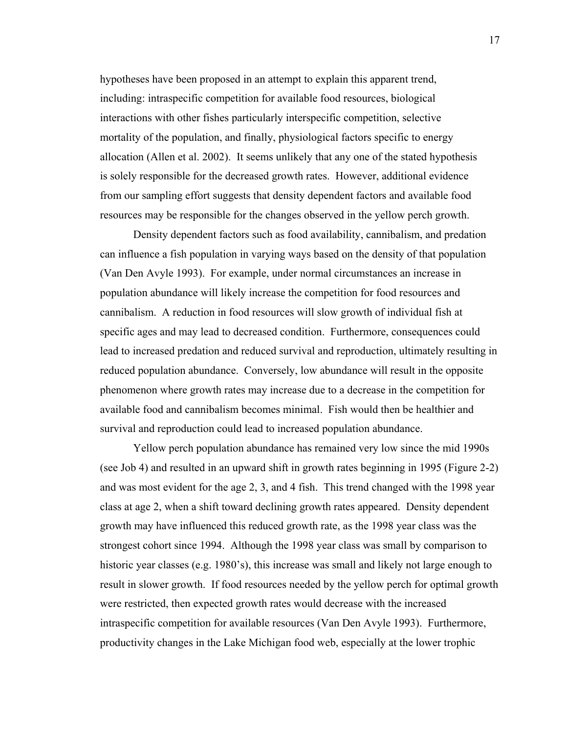hypotheses have been proposed in an attempt to explain this apparent trend, including: intraspecific competition for available food resources, biological interactions with other fishes particularly interspecific competition, selective mortality of the population, and finally, physiological factors specific to energy allocation (Allen et al. 2002). It seems unlikely that any one of the stated hypothesis is solely responsible for the decreased growth rates. However, additional evidence from our sampling effort suggests that density dependent factors and available food resources may be responsible for the changes observed in the yellow perch growth.

Density dependent factors such as food availability, cannibalism, and predation can influence a fish population in varying ways based on the density of that population (Van Den Avyle 1993). For example, under normal circumstances an increase in population abundance will likely increase the competition for food resources and cannibalism. A reduction in food resources will slow growth of individual fish at specific ages and may lead to decreased condition. Furthermore, consequences could lead to increased predation and reduced survival and reproduction, ultimately resulting in reduced population abundance. Conversely, low abundance will result in the opposite phenomenon where growth rates may increase due to a decrease in the competition for available food and cannibalism becomes minimal. Fish would then be healthier and survival and reproduction could lead to increased population abundance.

Yellow perch population abundance has remained very low since the mid 1990s (see Job 4) and resulted in an upward shift in growth rates beginning in 1995 (Figure 2-2) and was most evident for the age 2, 3, and 4 fish. This trend changed with the 1998 year class at age 2, when a shift toward declining growth rates appeared. Density dependent growth may have influenced this reduced growth rate, as the 1998 year class was the strongest cohort since 1994. Although the 1998 year class was small by comparison to historic year classes (e.g. 1980's), this increase was small and likely not large enough to result in slower growth. If food resources needed by the yellow perch for optimal growth were restricted, then expected growth rates would decrease with the increased intraspecific competition for available resources (Van Den Avyle 1993). Furthermore, productivity changes in the Lake Michigan food web, especially at the lower trophic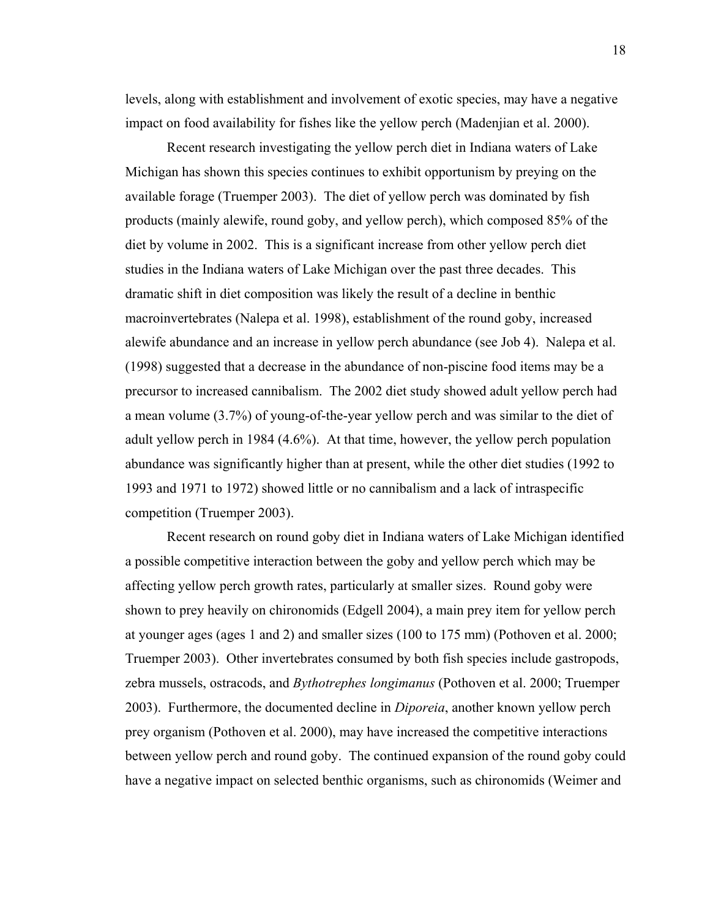levels, along with establishment and involvement of exotic species, may have a negative impact on food availability for fishes like the yellow perch (Madenjian et al. 2000).

Recent research investigating the yellow perch diet in Indiana waters of Lake Michigan has shown this species continues to exhibit opportunism by preying on the available forage (Truemper 2003). The diet of yellow perch was dominated by fish products (mainly alewife, round goby, and yellow perch), which composed 85% of the diet by volume in 2002. This is a significant increase from other yellow perch diet studies in the Indiana waters of Lake Michigan over the past three decades. This dramatic shift in diet composition was likely the result of a decline in benthic macroinvertebrates (Nalepa et al. 1998), establishment of the round goby, increased alewife abundance and an increase in yellow perch abundance (see Job 4). Nalepa et al. (1998) suggested that a decrease in the abundance of non-piscine food items may be a precursor to increased cannibalism. The 2002 diet study showed adult yellow perch had a mean volume (3.7%) of young-of-the-year yellow perch and was similar to the diet of adult yellow perch in 1984 (4.6%). At that time, however, the yellow perch population abundance was significantly higher than at present, while the other diet studies (1992 to 1993 and 1971 to 1972) showed little or no cannibalism and a lack of intraspecific competition (Truemper 2003).

Recent research on round goby diet in Indiana waters of Lake Michigan identified a possible competitive interaction between the goby and yellow perch which may be affecting yellow perch growth rates, particularly at smaller sizes. Round goby were shown to prey heavily on chironomids (Edgell 2004), a main prey item for yellow perch at younger ages (ages 1 and 2) and smaller sizes (100 to 175 mm) (Pothoven et al. 2000; Truemper 2003). Other invertebrates consumed by both fish species include gastropods, zebra mussels, ostracods, and *Bythotrephes longimanus* (Pothoven et al. 2000; Truemper 2003). Furthermore, the documented decline in *Diporeia*, another known yellow perch prey organism (Pothoven et al. 2000), may have increased the competitive interactions between yellow perch and round goby. The continued expansion of the round goby could have a negative impact on selected benthic organisms, such as chironomids (Weimer and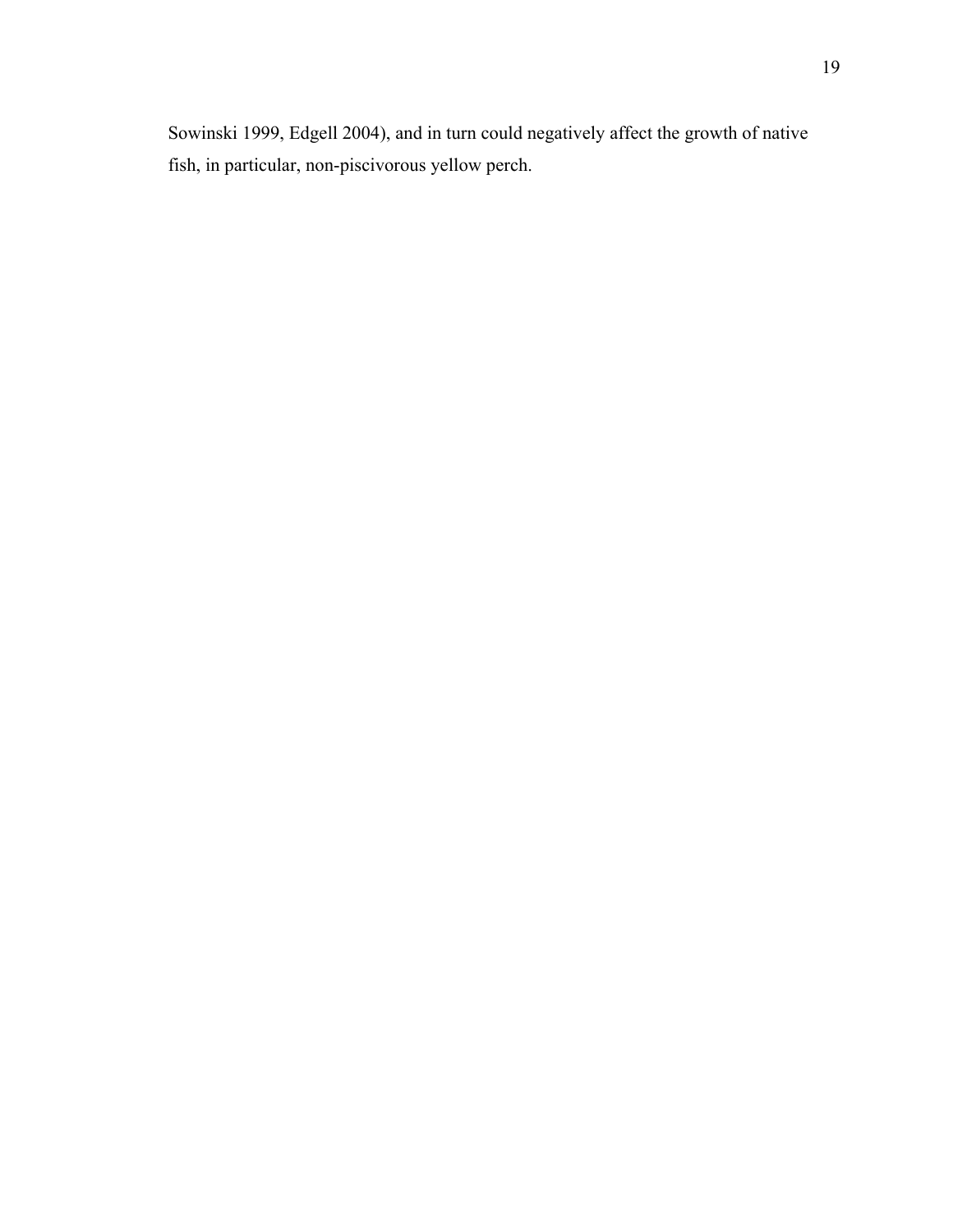Sowinski 1999, Edgell 2004), and in turn could negatively affect the growth of native fish, in particular, non-piscivorous yellow perch.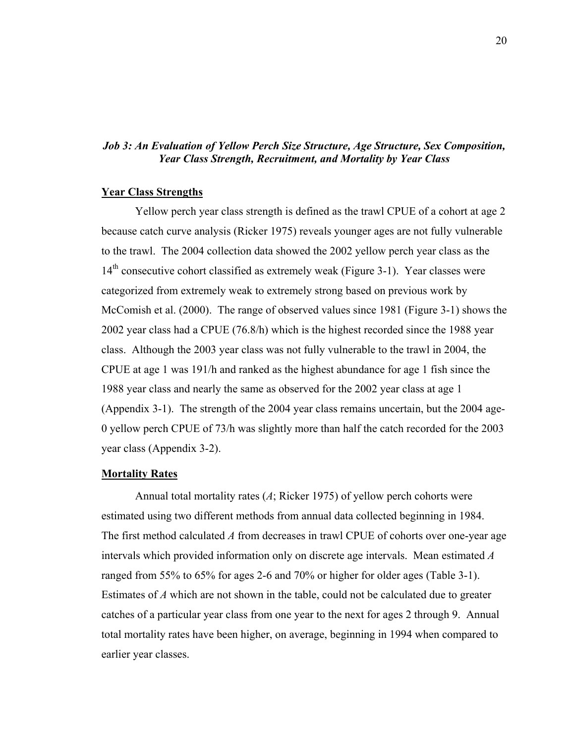### *Job 3: An Evaluation of Yellow Perch Size Structure, Age Structure, Sex Composition, Year Class Strength, Recruitment, and Mortality by Year Class*

**Year Class Strengths**

Yellow perch year class strength is defined as the trawl CPUE of a cohort at age 2 because catch curve analysis (Ricker 1975) reveals younger ages are not fully vulnerable to the trawl. The 2004 collection data showed the 2002 yellow perch year class as the 14th consecutive cohort classified as extremely weak (Figure 3-1). Year classes were categorized from extremely weak to extremely strong based on previous work by McComish et al. (2000). The range of observed values since 1981 (Figure 3-1) shows the 2002 year class had a CPUE (76.8/h) which is the highest recorded since the 1988 year class. Although the 2003 year class was not fully vulnerable to the trawl in 2004, the CPUE at age 1 was 191/h and ranked as the highest abundance for age 1 fish since the 1988 year class and nearly the same as observed for the 2002 year class at age 1 (Appendix 3-1). The strength of the 2004 year class remains uncertain, but the 2004 age-0 yellow perch CPUE of 73/h was slightly more than half the catch recorded for the 2003 year class (Appendix 3-2).

**Mortality Rates**

Annual total mortality rates (*A*; Ricker 1975) of yellow perch cohorts were estimated using two different methods from annual data collected beginning in 1984. The first method calculated *A* from decreases in trawl CPUE of cohorts over one-year age intervals which provided information only on discrete age intervals. Mean estimated *A* ranged from 55% to 65% for ages 2-6 and 70% or higher for older ages (Table 3-1). Estimates of *A* which are not shown in the table, could not be calculated due to greater catches of a particular year class from one year to the next for ages 2 through 9. Annual total mortality rates have been higher, on average, beginning in 1994 when compared to earlier year classes.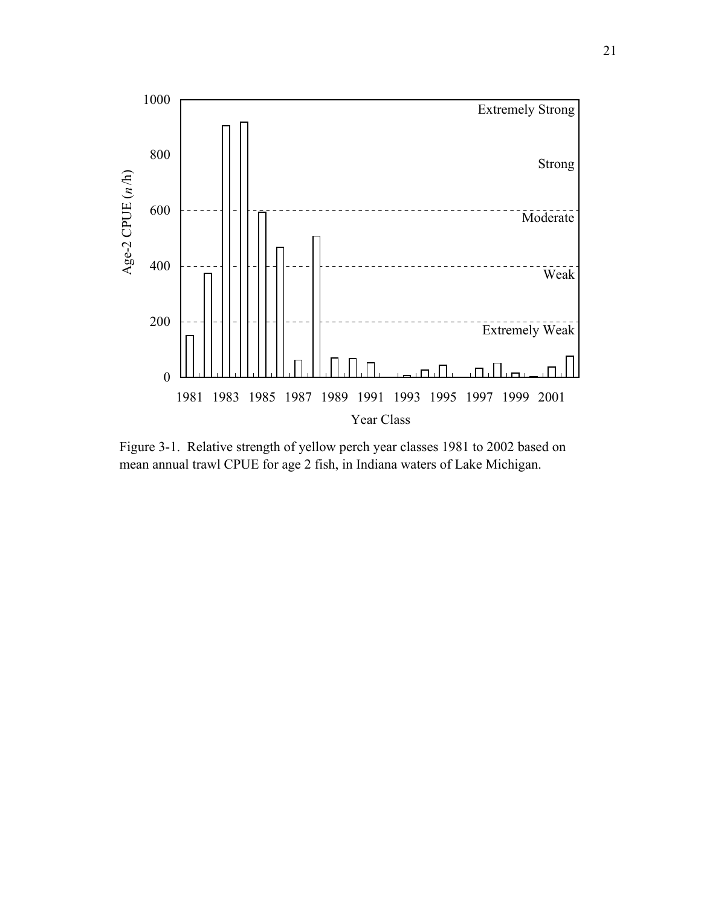Figure 3-1. Relative strength of yellow perch year classes 1981 to 2002 based on mean annual trawl CPUE for age 2 fish, in Indiana waters of Lake Michigan.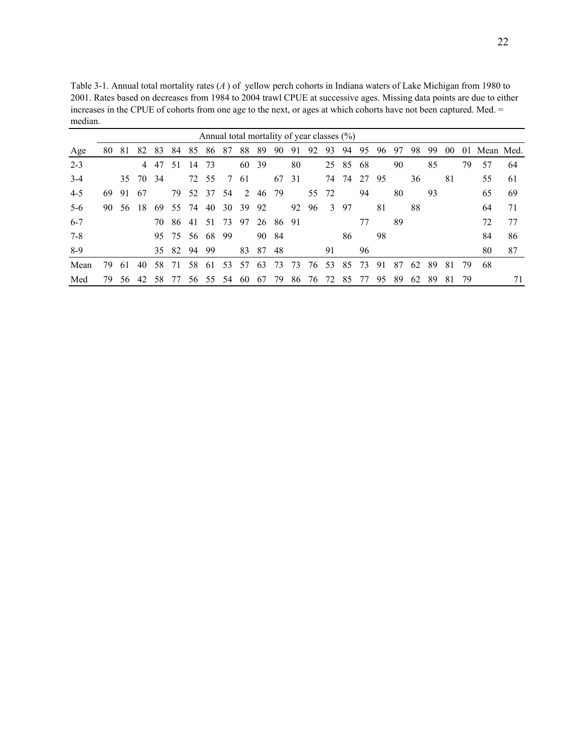Table 3-1. Annual total mortality rates (*A* ) of yellow perch cohorts in Indiana waters of Lake Michigan from 1980 to 2001. Rates based on decreases from 1984 to 2004 trawl CPUE at successive ages. Missing data points are due to either increases in the CPUE of cohorts from one age to the next, or ages at which cohorts have not been captured. Med. = median.

| | Annual total mortality of year classes (%) | | | | | | | | | | | | | | | | | | | | | | | |
|---|---|---|---|---|---|---|---|---|---|---|---|---|---|---|---|---|---|---|---|---|---|---|---|---|
| Age | 80 | 81 | 82 | 83 | 84 | 85 | 86 | 87 | 88 | 89 | 90 | 91 | 92 | 93 | 94 | 95 | 96 | 97 | 98 | 99 | 00 | 01 | Mean | Med. |
| 2-3 | | | 4 | 47 | 51 | 14 | 73 | | 60 | 39 | | 80 | | 25 | 85 | 68 | | 90 | | 85 | | 79 | 57 | 64 |
| 3-4 | | 35 | 70 | 34 | | 72 | 55 | 7 | 61 | | 67 | 31 | | 74 | 74 | 27 | 95 | | 36 | | 81 | | 55 | 61 |
| 4-5 | 69 | 91 | 67 | | 79 | 52 | 37 | 54 | 2 | 46 | 79 | | 55 | 72 | | 94 | | 80 | | 93 | | | 65 | 69 |
| 5-6 | 90 | 56 | 18 | 69 | 55 | 74 | 40 | 30 | 39 | 92 | | 92 | 96 | 3 | 97 | | 81 | | 88 | | | | 64 | 71 |
| 6-7 | | | | 70 | 86 | 41 | 51 | 73 | 97 | 26 | 86 | 91 | | | | 77 | | 89 | | | | | 72 | 77 |
| 7-8 | | | | 95 | 75 | 56 | 68 | 99 | | 90 | 84 | | | | 86 | | 98 | | | | | | 84 | 86 |
| 8-9 | | | | 35 | 82 | 94 | 99 | | 83 | 87 | 48 | | | 91 | | 96 | | | | | | | 80 | 87 |
| Mean | 79 | 61 | 40 | 58 | 71 | 58 | 61 | 53 | 57 | 63 | 73 | 73 | 76 | 53 | 85 | 73 | 91 | 87 | 62 | 89 | 81 | 79 | 68 | |
| Med | 79 | 56 | 42 | 58 | 77 | 56 | 55 | 54 | 60 | 67 | 79 | 86 | 76 | 72 | 85 | 77 | 95 | 89 | 62 | 89 | 81 | 79 | | 71 |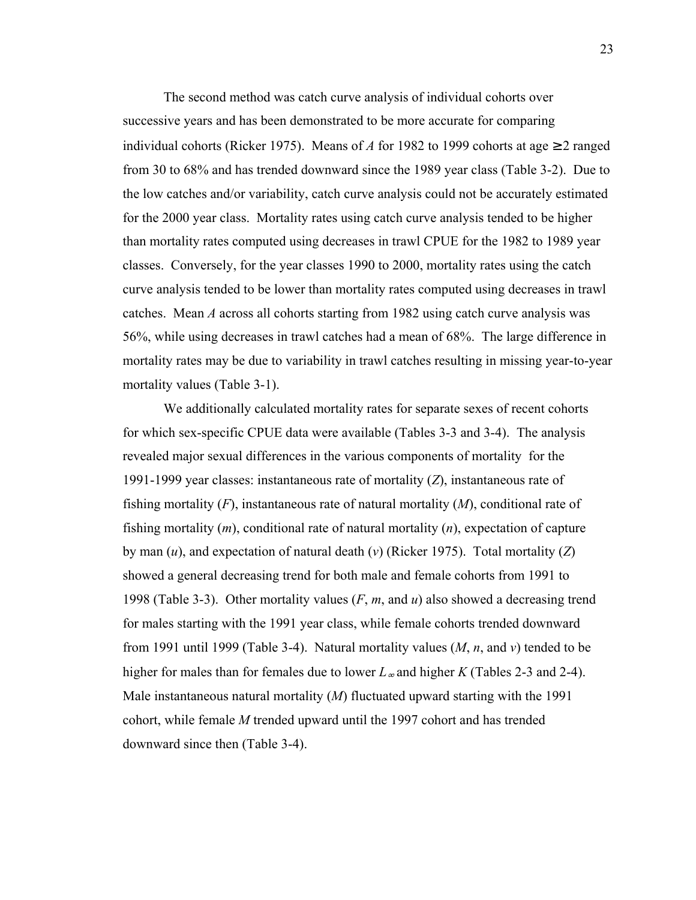The second method was catch curve analysis of individual cohorts over successive years and has been demonstrated to be more accurate for comparing individual cohorts (Ricker 1975). Means of *A* for 1982 to 1999 cohorts at age ≥2 ranged from 30 to 68% and has trended downward since the 1989 year class (Table 3-2). Due to the low catches and/or variability, catch curve analysis could not be accurately estimated for the 2000 year class. Mortality rates using catch curve analysis tended to be higher than mortality rates computed using decreases in trawl CPUE for the 1982 to 1989 year classes. Conversely, for the year classes 1990 to 2000, mortality rates using the catch curve analysis tended to be lower than mortality rates computed using decreases in trawl catches. Mean *A* across all cohorts starting from 1982 using catch curve analysis was 56%, while using decreases in trawl catches had a mean of 68%. The large difference in mortality rates may be due to variability in trawl catches resulting in missing year-to-year mortality values (Table 3-1).

We additionally calculated mortality rates for separate sexes of recent cohorts for which sex-specific CPUE data were available (Tables 3-3 and 3-4). The analysis revealed major sexual differences in the various components of mortality for the 1991-1999 year classes: instantaneous rate of mortality (*Z*), instantaneous rate of fishing mortality (*F*), instantaneous rate of natural mortality (*M*), conditional rate of fishing mortality (*m*), conditional rate of natural mortality (*n*), expectation of capture by man (*u*), and expectation of natural death (*v*) (Ricker 1975). Total mortality (*Z*) showed a general decreasing trend for both male and female cohorts from 1991 to 1998 (Table 3-3). Other mortality values (*F*, *m*, and *u*) also showed a decreasing trend for males starting with the 1991 year class, while female cohorts trended downward from 1991 until 1999 (Table 3-4). Natural mortality values (*M*, *n*, and *v*) tended to be higher for males than for females due to lower $L_\infty$ and higher *K* (Tables 2-3 and 2-4). Male instantaneous natural mortality (*M*) fluctuated upward starting with the 1991 cohort, while female *M* trended upward until the 1997 cohort and has trended downward since then (Table 3-4).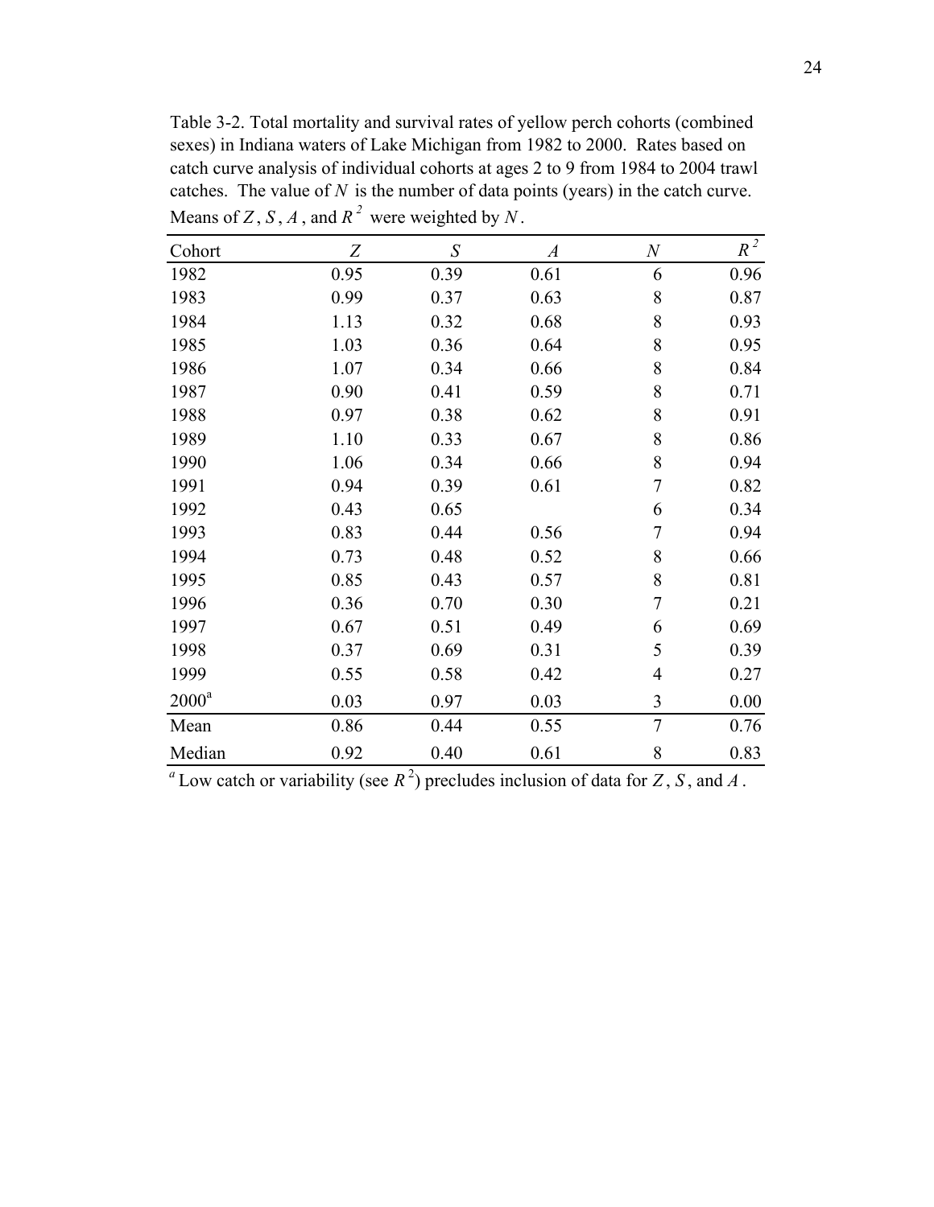Table 3-2. Total mortality and survival rates of yellow perch cohorts (combined sexes) in Indiana waters of Lake Michigan from 1982 to 2000. Rates based on catch curve analysis of individual cohorts at ages 2 to 9 from 1984 to 2004 trawl catches. The value of $N$ is the number of data points (years) in the catch curve. Means of $Z$, $S$, $A$, and $R^2$ were weighted by $N$.

| Cohort | $Z$ | $S$ | $A$ | $N$ | $R^2$ |
|---|---|---|---|---|---|
| 1982 | 0.95 | 0.39 | 0.61 | 6 | 0.96 |
| 1983 | 0.99 | 0.37 | 0.63 | 8 | 0.87 |
| 1984 | 1.13 | 0.32 | 0.68 | 8 | 0.93 |
| 1985 | 1.03 | 0.36 | 0.64 | 8 | 0.95 |
| 1986 | 1.07 | 0.34 | 0.66 | 8 | 0.84 |
| 1987 | 0.90 | 0.41 | 0.59 | 8 | 0.71 |
| 1988 | 0.97 | 0.38 | 0.62 | 8 | 0.91 |
| 1989 | 1.10 | 0.33 | 0.67 | 8 | 0.86 |
| 1990 | 1.06 | 0.34 | 0.66 | 8 | 0.94 |
| 1991 | 0.94 | 0.39 | 0.61 | 7 | 0.82 |
| 1992 | 0.43 | 0.65 | | 6 | 0.34 |
| 1993 | 0.83 | 0.44 | 0.56 | 7 | 0.94 |
| 1994 | 0.73 | 0.48 | 0.52 | 8 | 0.66 |
| 1995 | 0.85 | 0.43 | 0.57 | 8 | 0.81 |
| 1996 | 0.36 | 0.70 | 0.30 | 7 | 0.21 |
| 1997 | 0.67 | 0.51 | 0.49 | 6 | 0.69 |
| 1998 | 0.37 | 0.69 | 0.31 | 5 | 0.39 |
| 1999 | 0.55 | 0.58 | 0.42 | 4 | 0.27 |
| 2000[a] | 0.03 | 0.97 | 0.03 | 3 | 0.00 |
| Mean | 0.86 | 0.44 | 0.55 | 7 | 0.76 |
| Median | 0.92 | 0.40 | 0.61 | 8 | 0.83 |

[a] Low catch or variability (see $R^2$) precludes inclusion of data for $Z$, $S$, and $A$.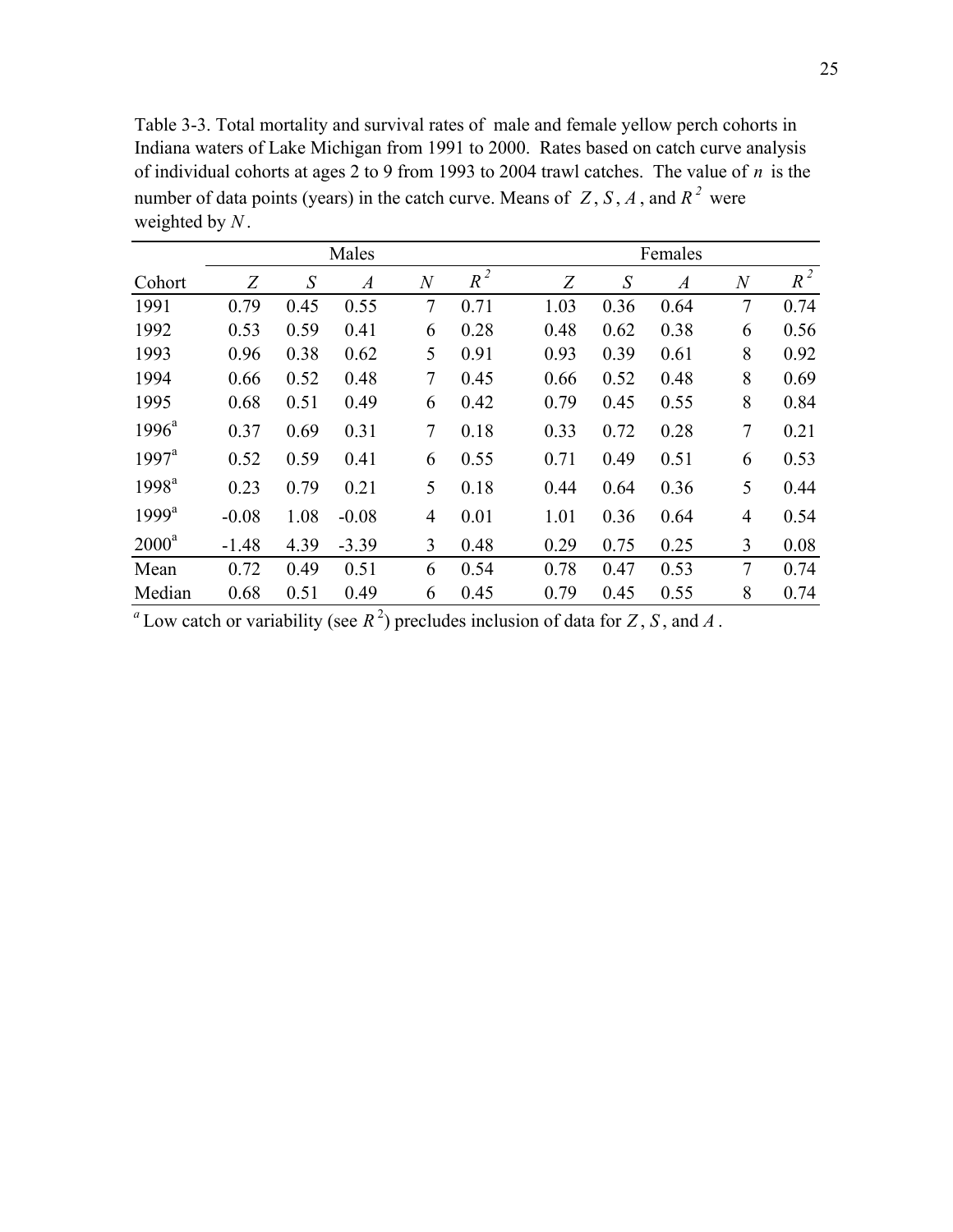Table 3-3. Total mortality and survival rates of male and female yellow perch cohorts in Indiana waters of Lake Michigan from 1991 to 2000. Rates based on catch curve analysis of individual cohorts at ages 2 to 9 from 1993 to 2004 trawl catches. The value of $n$ is the number of data points (years) in the catch curve. Means of $Z$, $S$, $A$, and $R^2$ were weighted by $N$.

| | Males | | | | | Females | | | | |
|---|---|---|---|---|---|---|---|---|---|---|
| Cohort | $Z$ | $S$ | $A$ | $N$ | $R^2$ | $Z$ | $S$ | $A$ | $N$ | $R^2$ |
| 1991 | 0.79 | 0.45 | 0.55 | 7 | 0.71 | 1.03 | 0.36 | 0.64 | 7 | 0.74 |
| 1992 | 0.53 | 0.59 | 0.41 | 6 | 0.28 | 0.48 | 0.62 | 0.38 | 6 | 0.56 |
| 1993 | 0.96 | 0.38 | 0.62 | 5 | 0.91 | 0.93 | 0.39 | 0.61 | 8 | 0.92 |
| 1994 | 0.66 | 0.52 | 0.48 | 7 | 0.45 | 0.66 | 0.52 | 0.48 | 8 | 0.69 |
| 1995 | 0.68 | 0.51 | 0.49 | 6 | 0.42 | 0.79 | 0.45 | 0.55 | 8 | 0.84 |
| 1996[a] | 0.37 | 0.69 | 0.31 | 7 | 0.18 | 0.33 | 0.72 | 0.28 | 7 | 0.21 |
| 1997[a] | 0.52 | 0.59 | 0.41 | 6 | 0.55 | 0.71 | 0.49 | 0.51 | 6 | 0.53 |
| 1998[a] | 0.23 | 0.79 | 0.21 | 5 | 0.18 | 0.44 | 0.64 | 0.36 | 5 | 0.44 |
| 1999[a] | -0.08 | 1.08 | -0.08 | 4 | 0.01 | 1.01 | 0.36 | 0.64 | 4 | 0.54 |
| 2000[a] | -1.48 | 4.39 | -3.39 | 3 | 0.48 | 0.29 | 0.75 | 0.25 | 3 | 0.08 |
| Mean | 0.72 | 0.49 | 0.51 | 6 | 0.54 | 0.78 | 0.47 | 0.53 | 7 | 0.74 |
| Median | 0.68 | 0.51 | 0.49 | 6 | 0.45 | 0.79 | 0.45 | 0.55 | 8 | 0.74 |

[a] Low catch or variability (see $R^2$) precludes inclusion of data for $Z$, $S$, and $A$.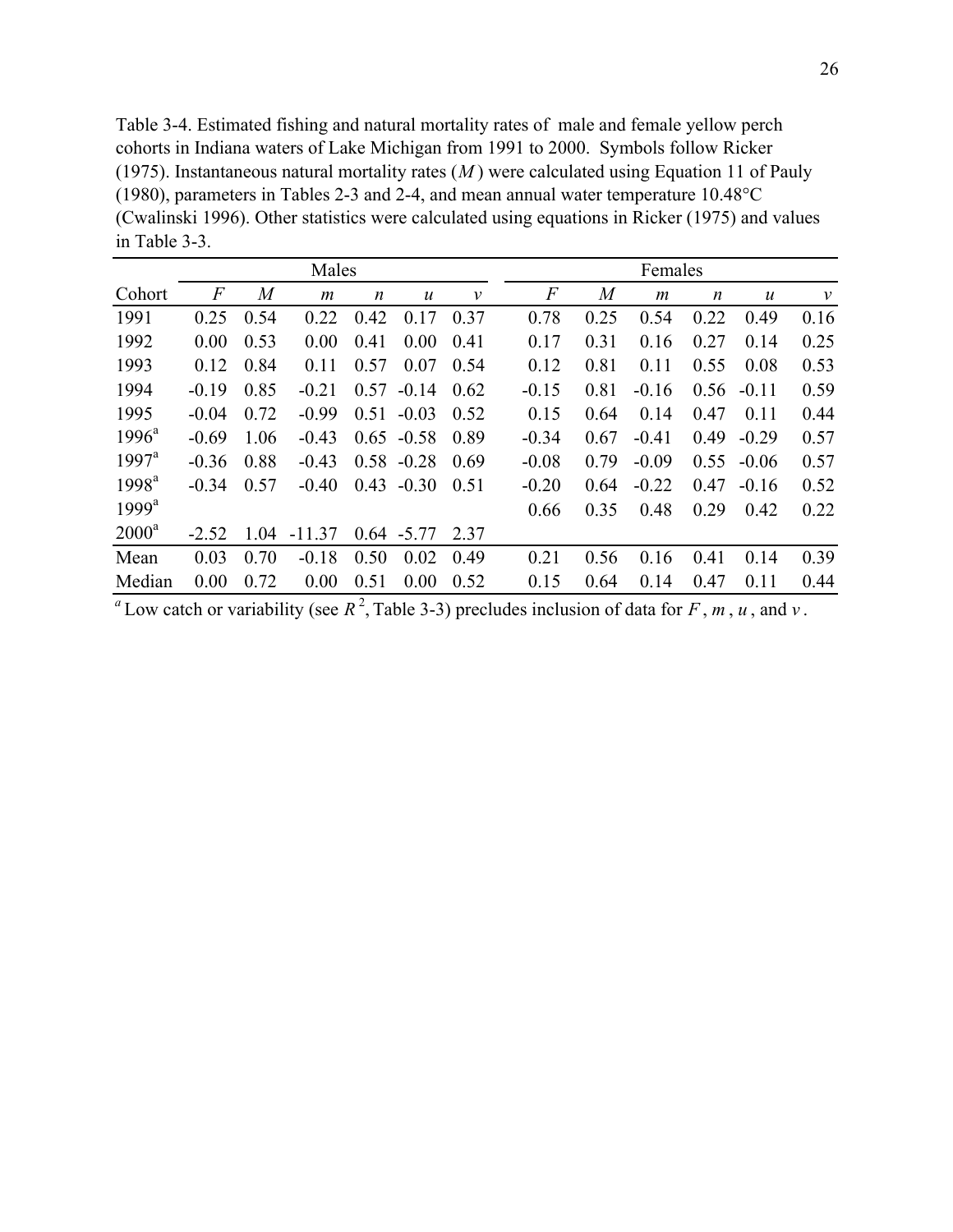Table 3-4. Estimated fishing and natural mortality rates of male and female yellow perch cohorts in Indiana waters of Lake Michigan from 1991 to 2000. Symbols follow Ricker (1975). Instantaneous natural mortality rates ($M$) were calculated using Equation 11 of Pauly (1980), parameters in Tables 2-3 and 2-4, and mean annual water temperature 10.48°C (Cwalinski 1996). Other statistics were calculated using equations in Ricker (1975) and values in Table 3-3.

| | Males | | | | | | Females | | | | | |
|---|---|---|---|---|---|---|---|---|---|---|---|---|
| Cohort | $F$ | $M$ | $m$ | $n$ | $u$ | $v$ | $F$ | $M$ | $m$ | $n$ | $u$ | $v$ |
| 1991 | 0.25 | 0.54 | 0.22 | 0.42 | 0.17 | 0.37 | 0.78 | 0.25 | 0.54 | 0.22 | 0.49 | 0.16 |
| 1992 | 0.00 | 0.53 | 0.00 | 0.41 | 0.00 | 0.41 | 0.17 | 0.31 | 0.16 | 0.27 | 0.14 | 0.25 |
| 1993 | 0.12 | 0.84 | 0.11 | 0.57 | 0.07 | 0.54 | 0.12 | 0.81 | 0.11 | 0.55 | 0.08 | 0.53 |
| 1994 | -0.19 | 0.85 | -0.21 | 0.57 | -0.14 | 0.62 | -0.15 | 0.81 | -0.16 | 0.56 | -0.11 | 0.59 |
| 1995 | -0.04 | 0.72 | -0.99 | 0.51 | -0.03 | 0.52 | 0.15 | 0.64 | 0.14 | 0.47 | 0.11 | 0.44 |
| 1996[a] | -0.69 | 1.06 | -0.43 | 0.65 | -0.58 | 0.89 | -0.34 | 0.67 | -0.41 | 0.49 | -0.29 | 0.57 |
| 1997[a] | -0.36 | 0.88 | -0.43 | 0.58 | -0.28 | 0.69 | -0.08 | 0.79 | -0.09 | 0.55 | -0.06 | 0.57 |
| 1998[a] | -0.34 | 0.57 | -0.40 | 0.43 | -0.30 | 0.51 | -0.20 | 0.64 | -0.22 | 0.47 | -0.16 | 0.52 |
| 1999[a] | | | | | | | 0.66 | 0.35 | 0.48 | 0.29 | 0.42 | 0.22 |
| 2000[a] | -2.52 | 1.04 | -11.37 | 0.64 | -5.77 | 2.37 | | | | | | |
| Mean | 0.03 | 0.70 | -0.18 | 0.50 | 0.02 | 0.49 | 0.21 | 0.56 | 0.16 | 0.41 | 0.14 | 0.39 |
| Median | 0.00 | 0.72 | 0.00 | 0.51 | 0.00 | 0.52 | 0.15 | 0.64 | 0.14 | 0.47 | 0.11 | 0.44 |

[a] Low catch or variability (see $R^2$, Table 3-3) precludes inclusion of data for $F$, $m$, $u$, and $v$.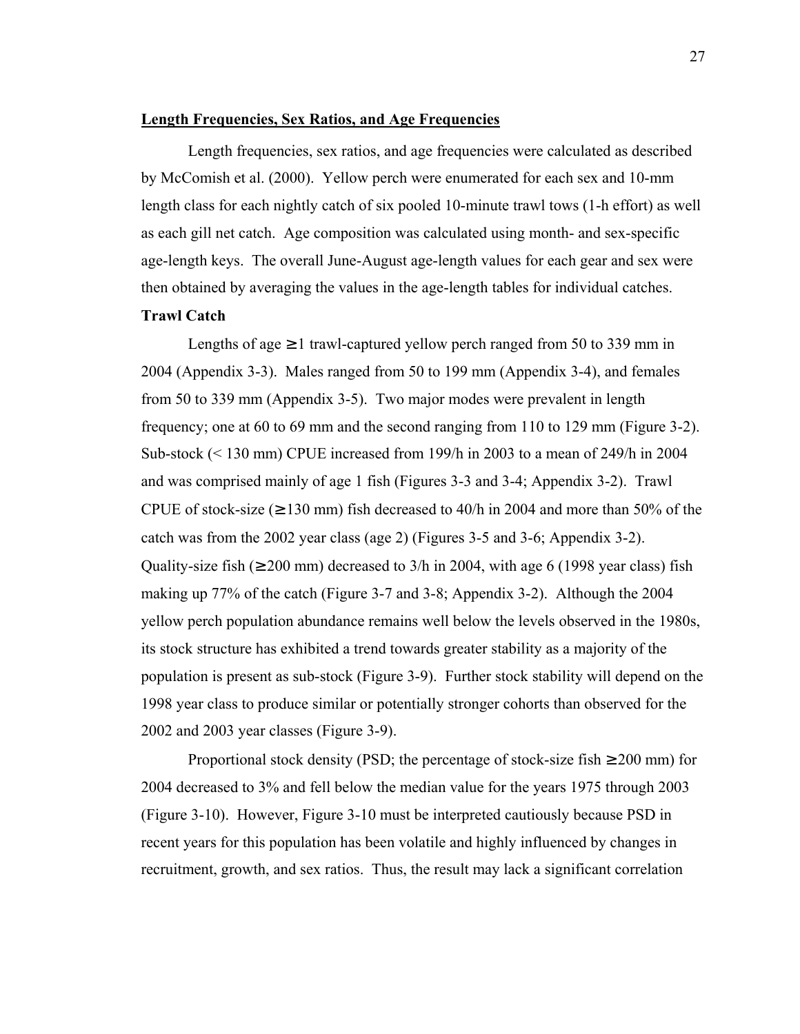## Length Frequencies, Sex Ratios, and Age Frequencies

Length frequencies, sex ratios, and age frequencies were calculated as described by McComish et al. (2000). Yellow perch were enumerated for each sex and 10-mm length class for each nightly catch of six pooled 10-minute trawl tows (1-h effort) as well as each gill net catch. Age composition was calculated using month- and sex-specific age-length keys. The overall June-August age-length values for each gear and sex were then obtained by averaging the values in the age-length tables for individual catches.

**Trawl Catch**

Lengths of age ≥ 1 trawl-captured yellow perch ranged from 50 to 339 mm in 2004 (Appendix 3-3). Males ranged from 50 to 199 mm (Appendix 3-4), and females from 50 to 339 mm (Appendix 3-5). Two major modes were prevalent in length frequency; one at 60 to 69 mm and the second ranging from 110 to 129 mm (Figure 3-2). Sub-stock (< 130 mm) CPUE increased from 199/h in 2003 to a mean of 249/h in 2004 and was comprised mainly of age 1 fish (Figures 3-3 and 3-4; Appendix 3-2). Trawl CPUE of stock-size (≥ 130 mm) fish decreased to 40/h in 2004 and more than 50% of the catch was from the 2002 year class (age 2) (Figures 3-5 and 3-6; Appendix 3-2). Quality-size fish (≥ 200 mm) decreased to 3/h in 2004, with age 6 (1998 year class) fish making up 77% of the catch (Figure 3-7 and 3-8; Appendix 3-2). Although the 2004 yellow perch population abundance remains well below the levels observed in the 1980s, its stock structure has exhibited a trend towards greater stability as a majority of the population is present as sub-stock (Figure 3-9). Further stock stability will depend on the 1998 year class to produce similar or potentially stronger cohorts than observed for the 2002 and 2003 year classes (Figure 3-9).

Proportional stock density (PSD; the percentage of stock-size fish ≥ 200 mm) for 2004 decreased to 3% and fell below the median value for the years 1975 through 2003 (Figure 3-10). However, Figure 3-10 must be interpreted cautiously because PSD in recent years for this population has been volatile and highly influenced by changes in recruitment, growth, and sex ratios. Thus, the result may lack a significant correlation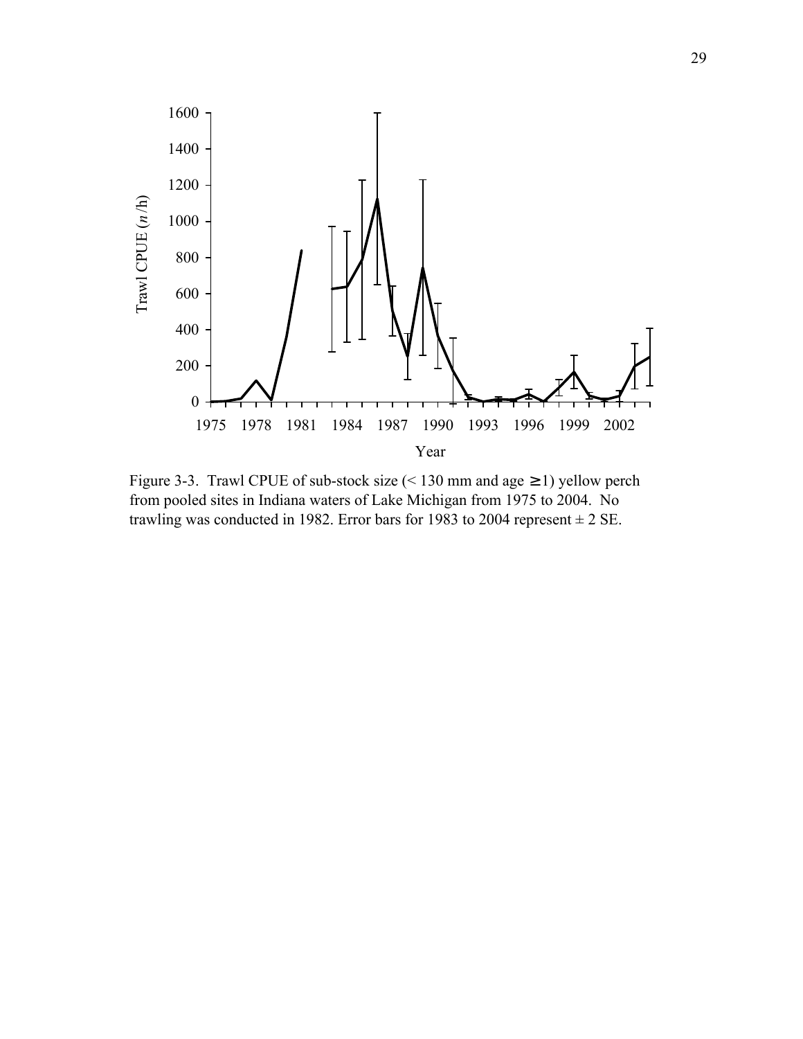Figure 3-3. Trawl CPUE of sub-stock size (< 130 mm and age ≥ 1) yellow perch from pooled sites in Indiana waters of Lake Michigan from 1975 to 2004. No trawling was conducted in 1982. Error bars for 1983 to 2004 represent ± 2 SE.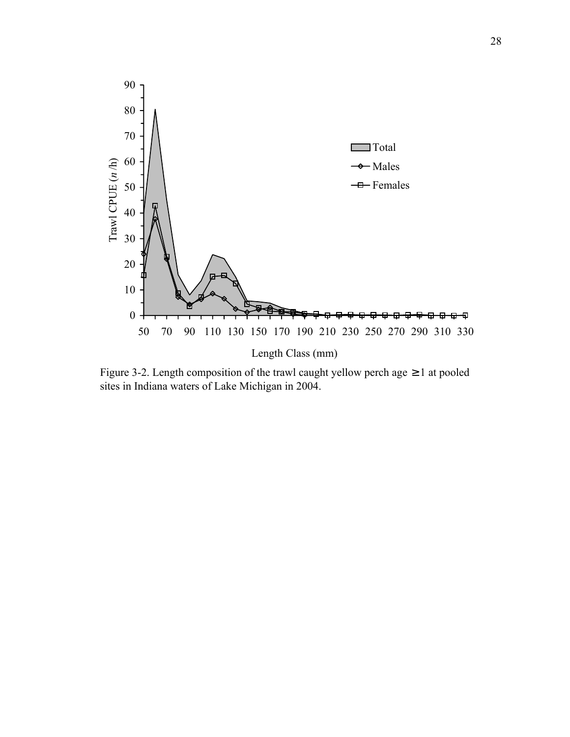Figure 3-2. Length composition of the trawl caught yellow perch age ≥1 at pooled sites in Indiana waters of Lake Michigan in 2004.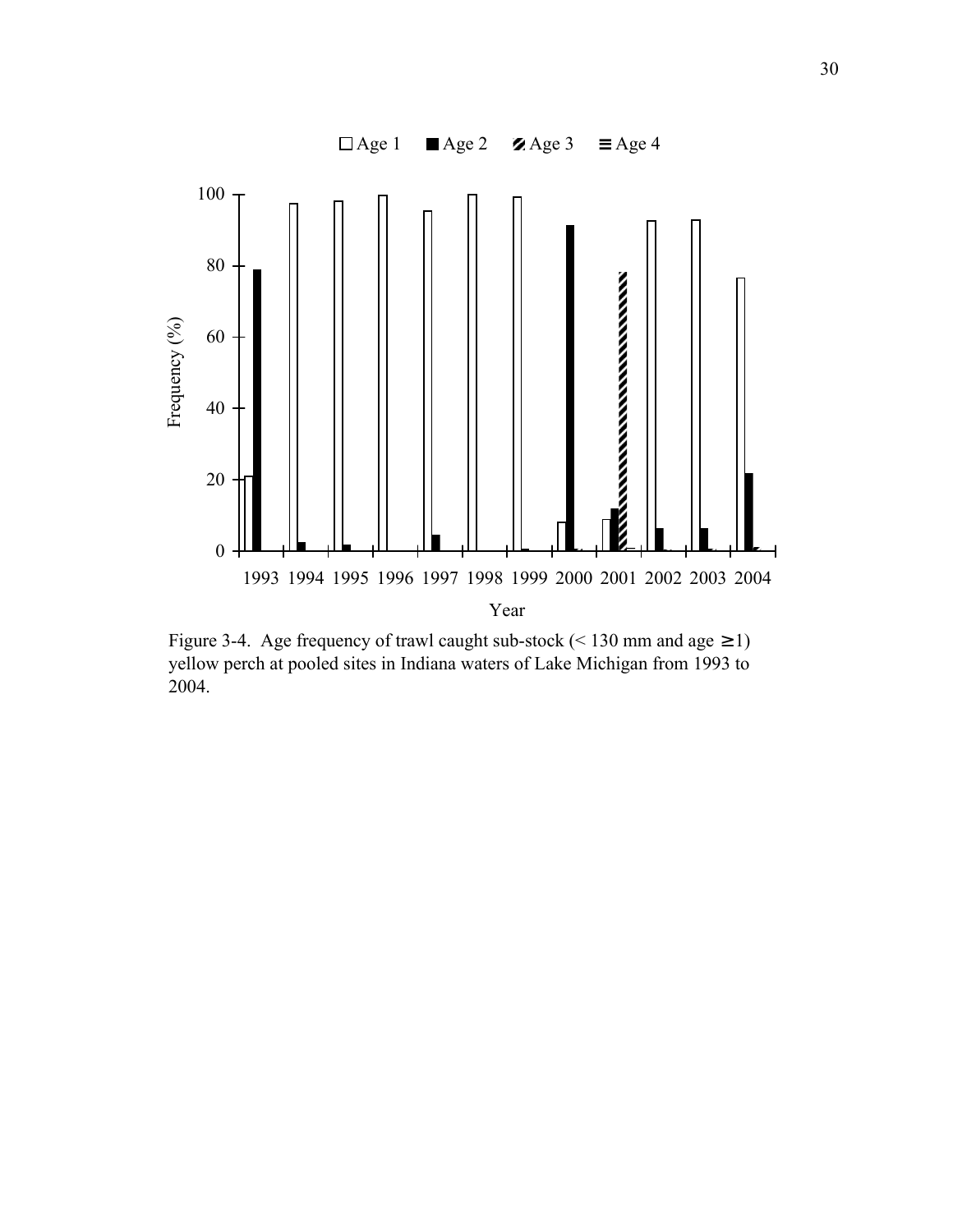Figure 3-4. Age frequency of trawl caught sub-stock (< 130 mm and age ≥ 1) yellow perch at pooled sites in Indiana waters of Lake Michigan from 1993 to 2004.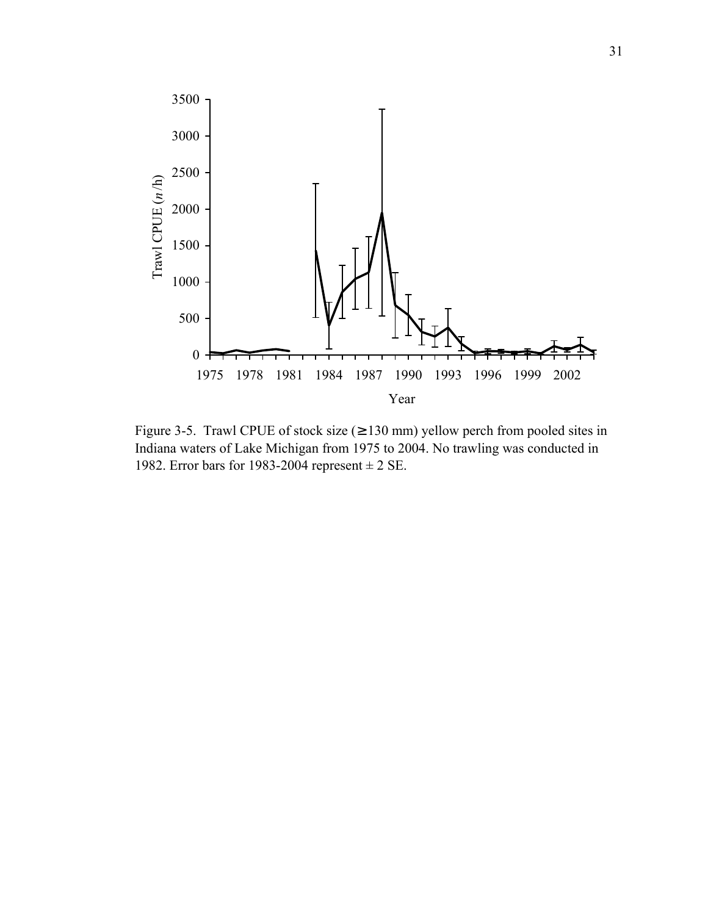Figure 3-5. Trawl CPUE of stock size (≥130 mm) yellow perch from pooled sites in Indiana waters of Lake Michigan from 1975 to 2004. No trawling was conducted in 1982. Error bars for 1983-2004 represent ± 2 SE.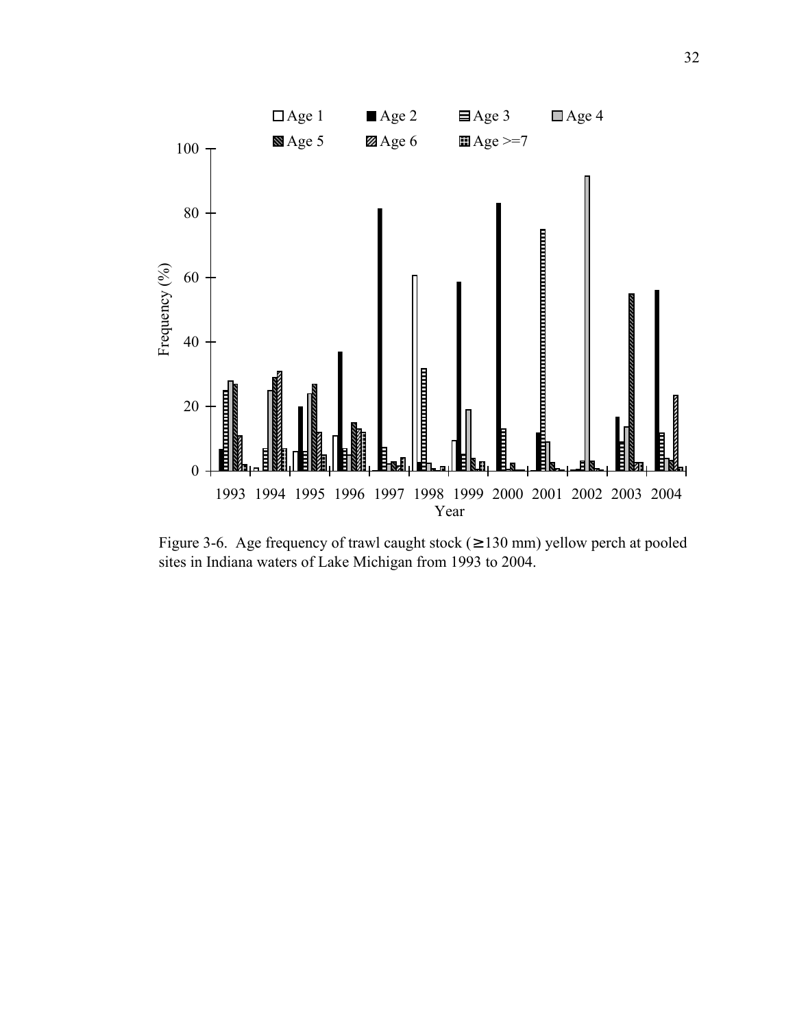Figure 3-6. Age frequency of trawl caught stock (≥130 mm) yellow perch at pooled sites in Indiana waters of Lake Michigan from 1993 to 2004.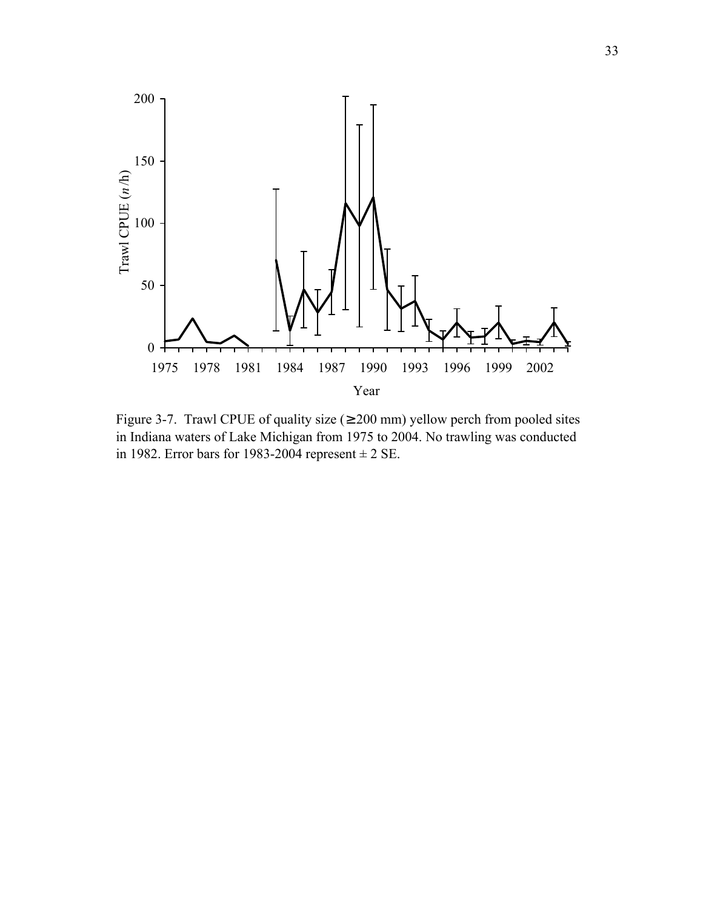Figure 3-7. Trawl CPUE of quality size (≥200 mm) yellow perch from pooled sites in Indiana waters of Lake Michigan from 1975 to 2004. No trawling was conducted in 1982. Error bars for 1983-2004 represent ± 2 SE.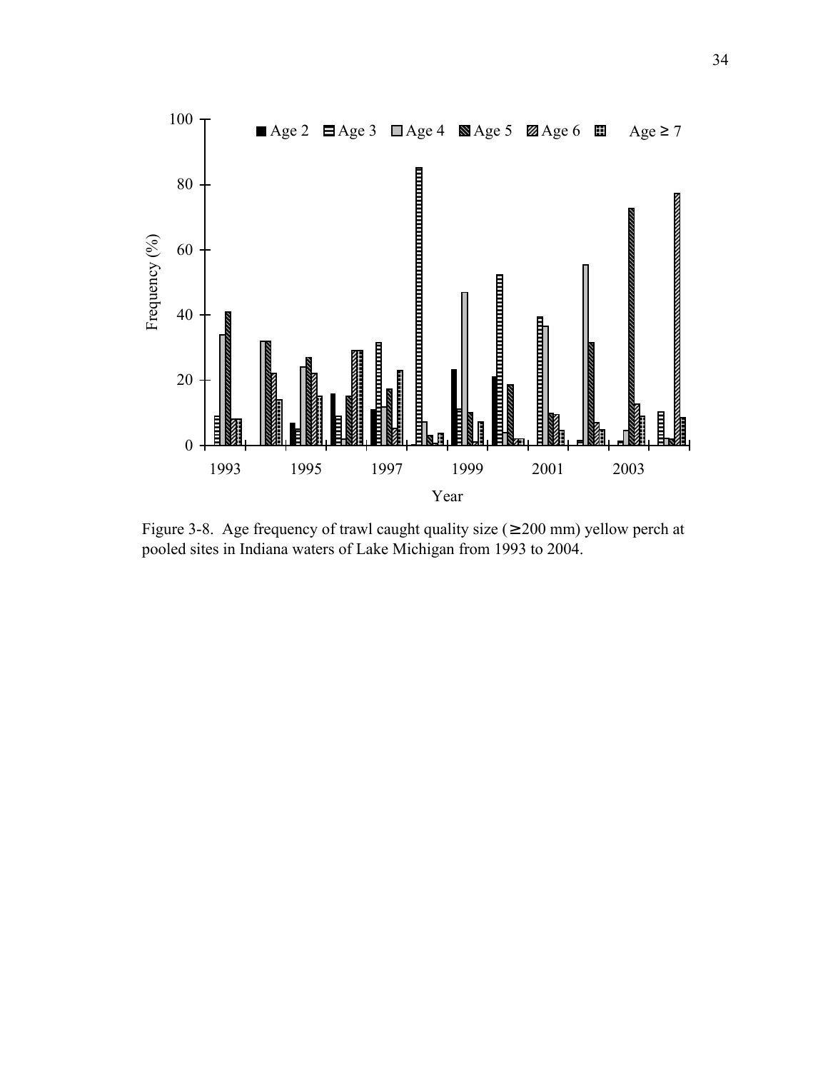Figure 3-8. Age frequency of trawl caught quality size (≥200 mm) yellow perch at pooled sites in Indiana waters of Lake Michigan from 1993 to 2004.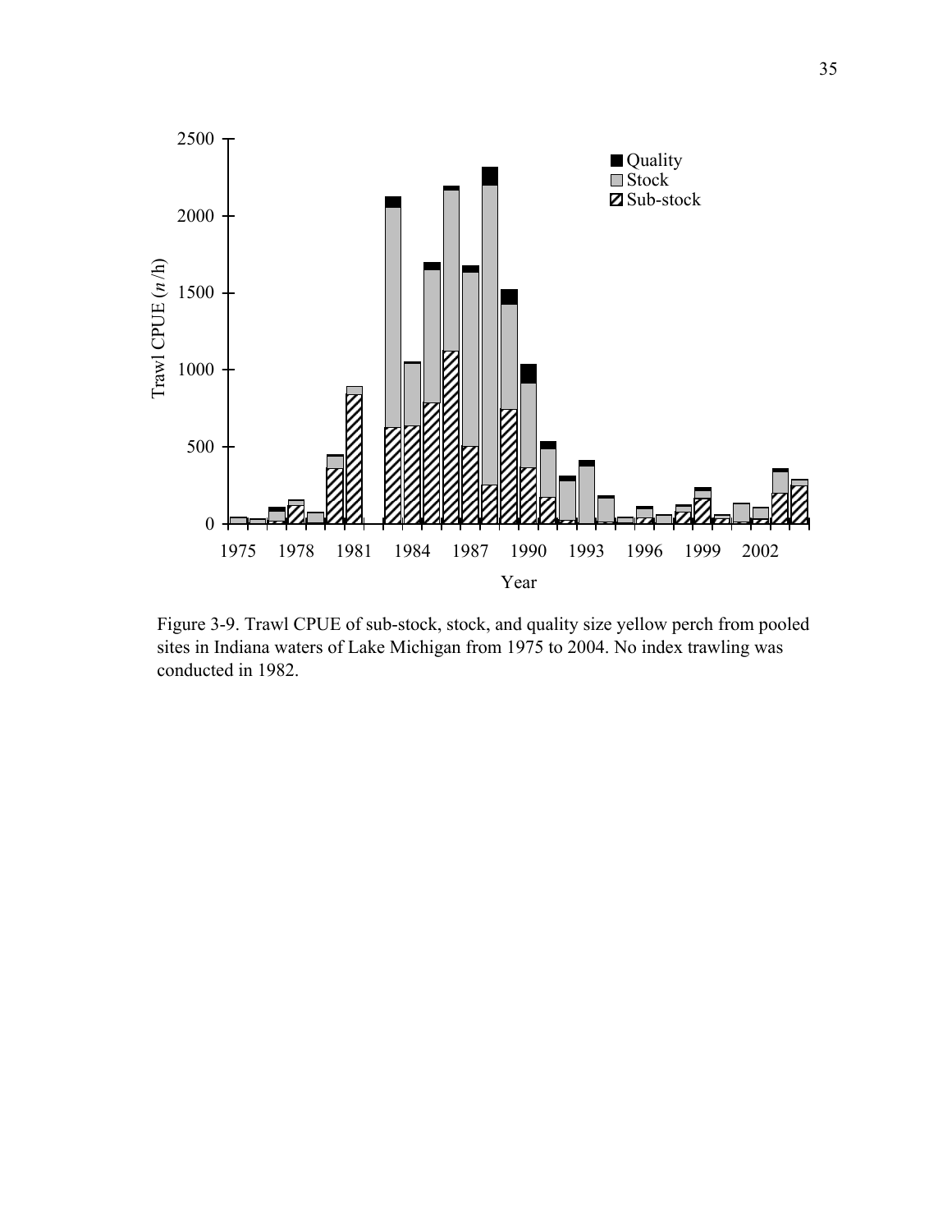Figure 3-9. Trawl CPUE of sub-stock, stock, and quality size yellow perch from pooled sites in Indiana waters of Lake Michigan from 1975 to 2004. No index trawling was conducted in 1982.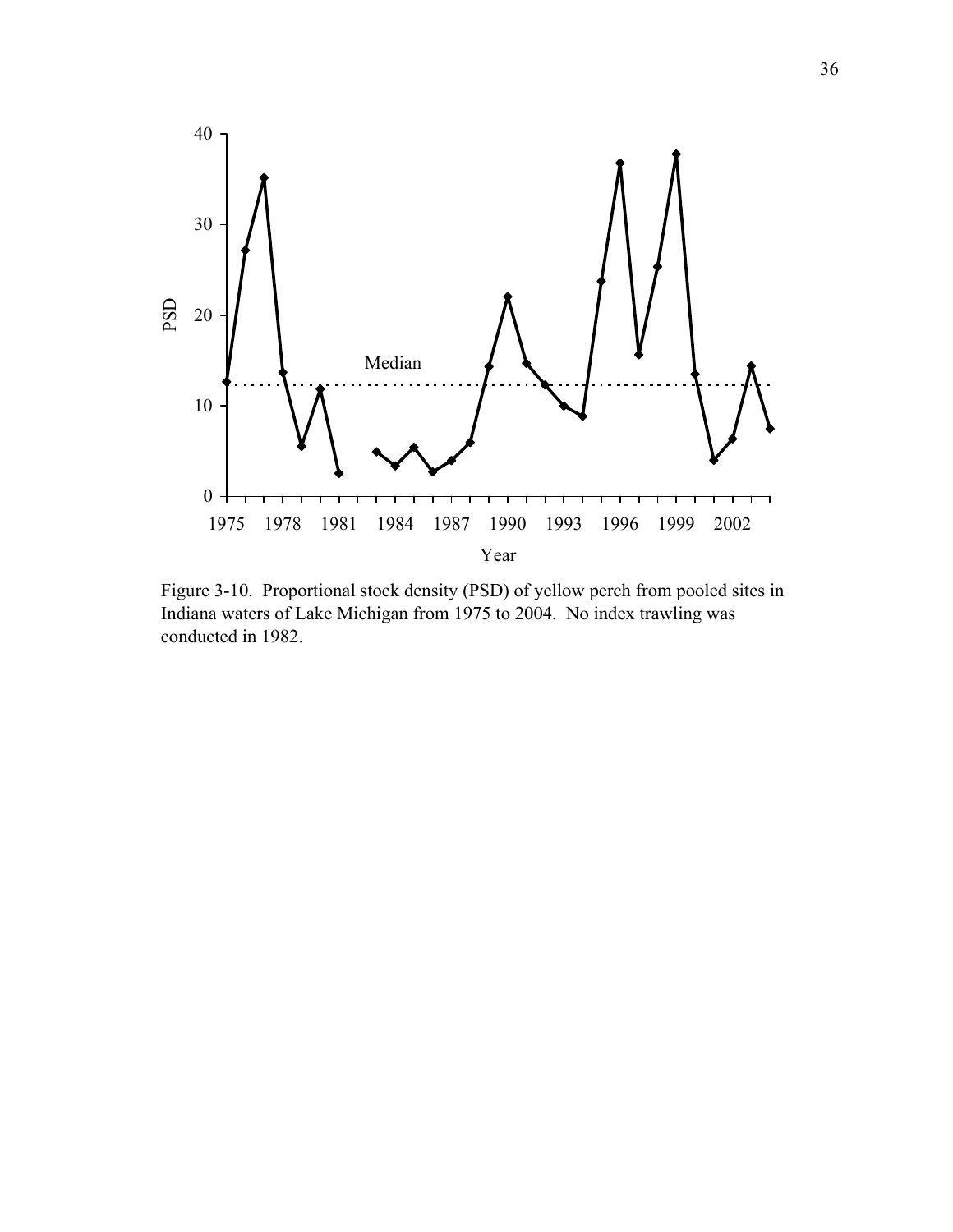Figure 3-10. Proportional stock density (PSD) of yellow perch from pooled sites in Indiana waters of Lake Michigan from 1975 to 2004. No index trawling was conducted in 1982.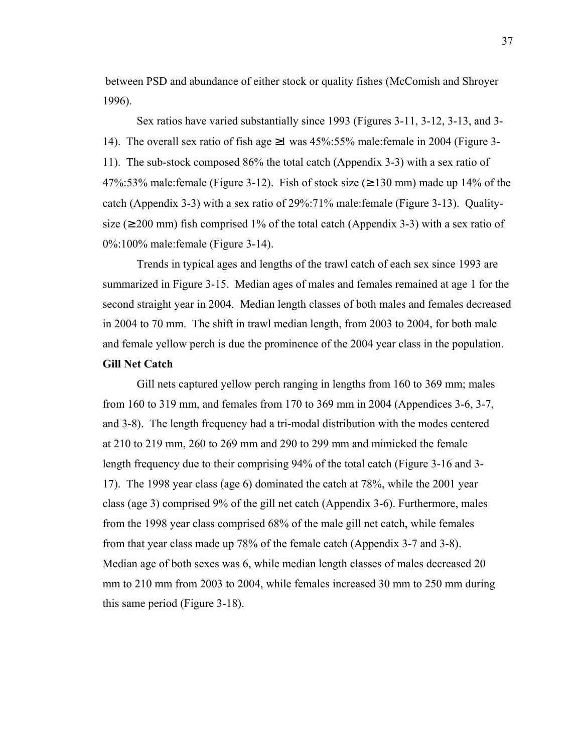between PSD and abundance of either stock or quality fishes (McComish and Shroyer 1996).

Sex ratios have varied substantially since 1993 (Figures 3-11, 3-12, 3-13, and 3-14). The overall sex ratio of fish age ≥1 was 45%:55% male:female in 2004 (Figure 3-11). The sub-stock composed 86% the total catch (Appendix 3-3) with a sex ratio of 47%:53% male:female (Figure 3-12). Fish of stock size (≥130 mm) made up 14% of the catch (Appendix 3-3) with a sex ratio of 29%:71% male:female (Figure 3-13). Quality-size (≥200 mm) fish comprised 1% of the total catch (Appendix 3-3) with a sex ratio of 0%:100% male:female (Figure 3-14).

Trends in typical ages and lengths of the trawl catch of each sex since 1993 are summarized in Figure 3-15. Median ages of males and females remained at age 1 for the second straight year in 2004. Median length classes of both males and females decreased in 2004 to 70 mm. The shift in trawl median length, from 2003 to 2004, for both male and female yellow perch is due the prominence of the 2004 year class in the population.

**Gill Net Catch**

Gill nets captured yellow perch ranging in lengths from 160 to 369 mm; males from 160 to 319 mm, and females from 170 to 369 mm in 2004 (Appendices 3-6, 3-7, and 3-8). The length frequency had a tri-modal distribution with the modes centered at 210 to 219 mm, 260 to 269 mm and 290 to 299 mm and mimicked the female length frequency due to their comprising 94% of the total catch (Figure 3-16 and 3-17). The 1998 year class (age 6) dominated the catch at 78%, while the 2001 year class (age 3) comprised 9% of the gill net catch (Appendix 3-6). Furthermore, males from the 1998 year class comprised 68% of the male gill net catch, while females from that year class made up 78% of the female catch (Appendix 3-7 and 3-8). Median age of both sexes was 6, while median length classes of males decreased 20 mm to 210 mm from 2003 to 2004, while females increased 30 mm to 250 mm during this same period (Figure 3-18).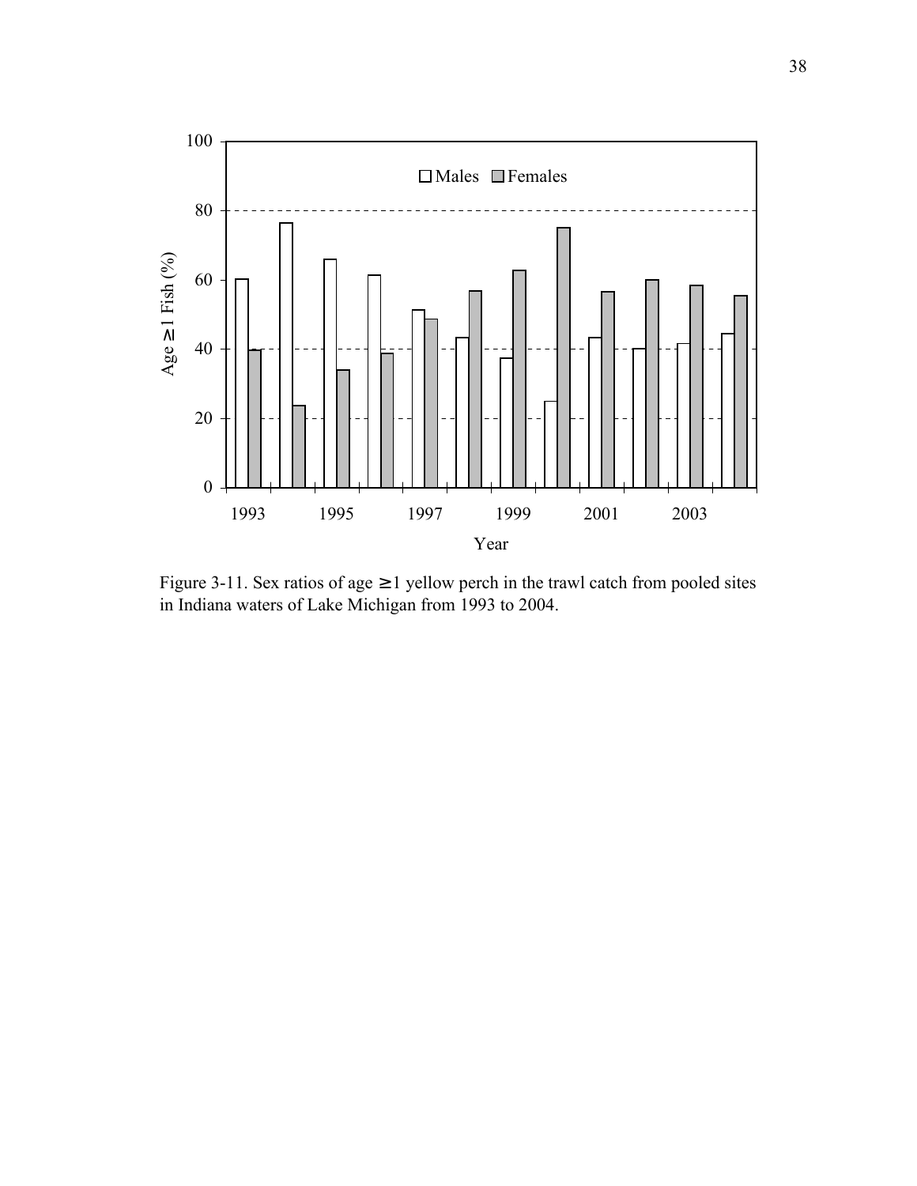Figure 3-11. Sex ratios of age ≥1 yellow perch in the trawl catch from pooled sites in Indiana waters of Lake Michigan from 1993 to 2004.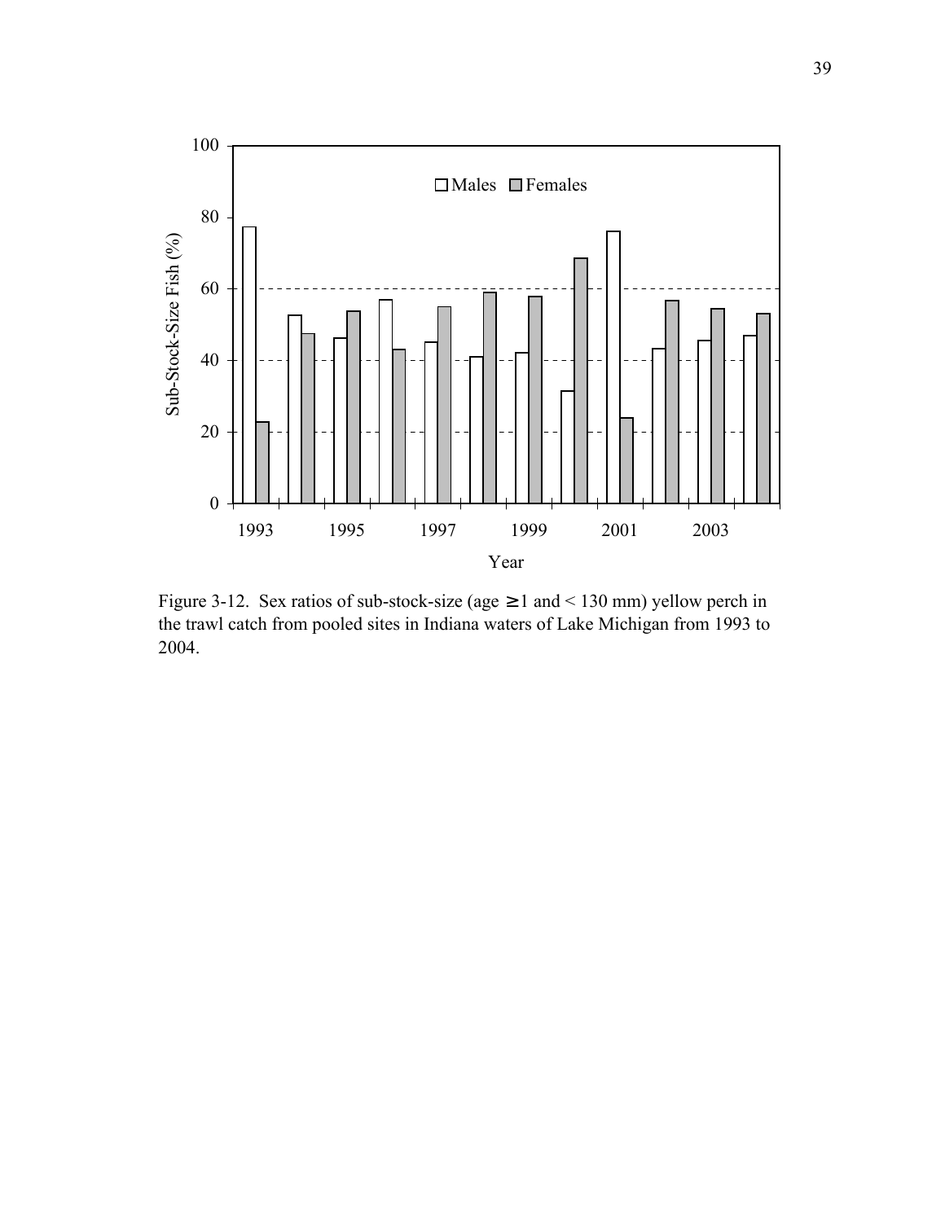Figure 3-12. Sex ratios of sub-stock-size (age ≥1 and < 130 mm) yellow perch in the trawl catch from pooled sites in Indiana waters of Lake Michigan from 1993 to 2004.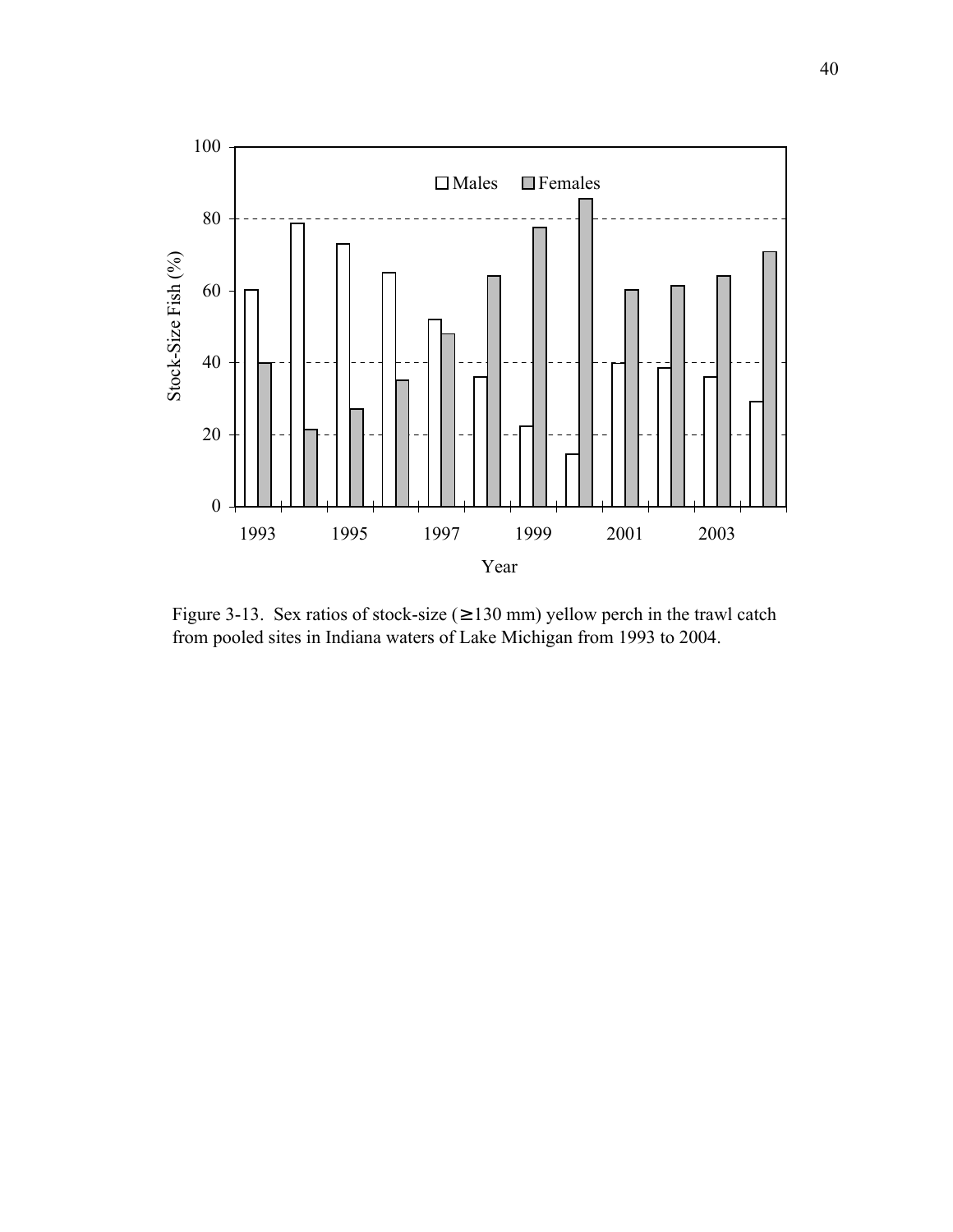Figure 3-13. Sex ratios of stock-size (≥130 mm) yellow perch in the trawl catch from pooled sites in Indiana waters of Lake Michigan from 1993 to 2004.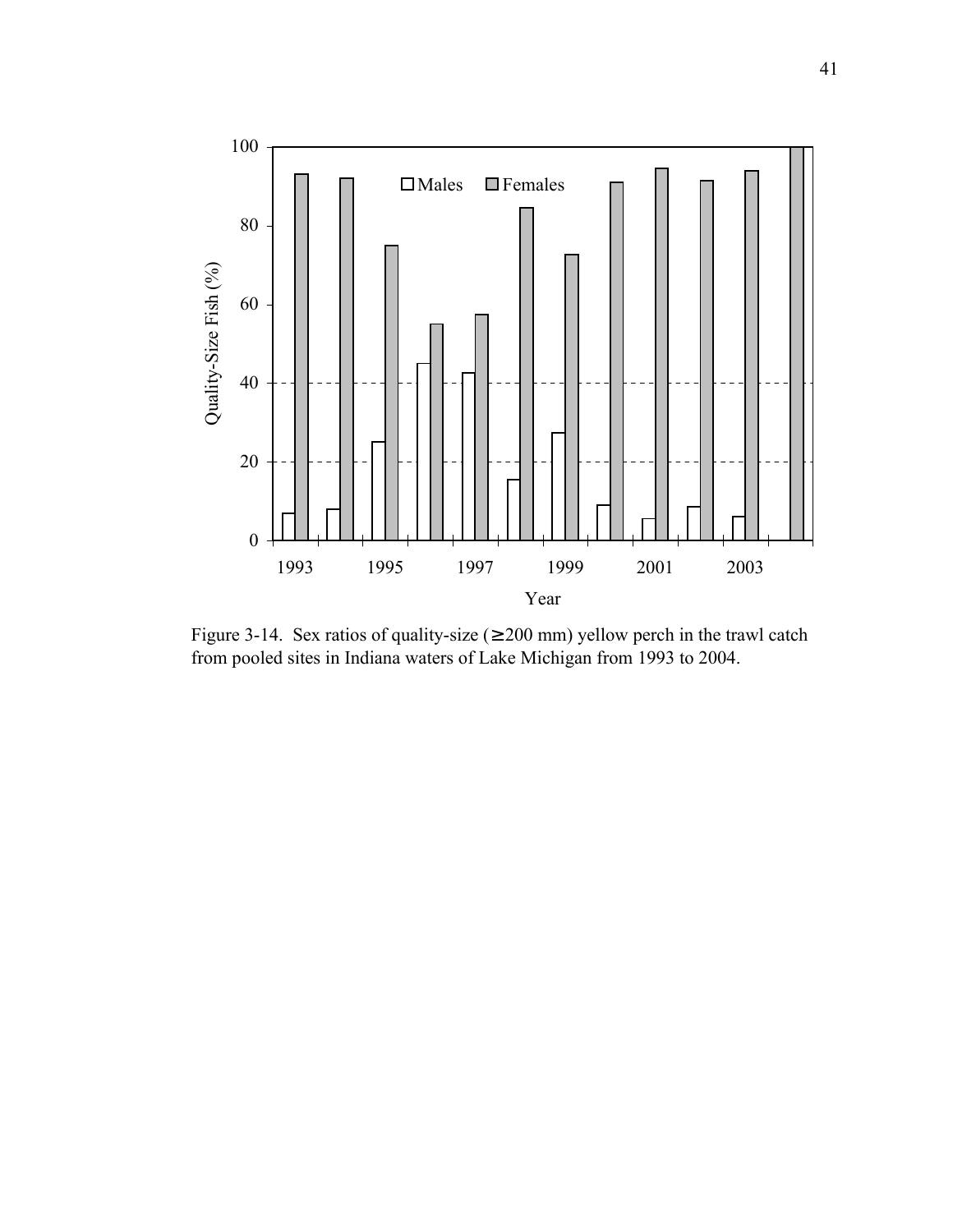Figure 3-14. Sex ratios of quality-size (≥200 mm) yellow perch in the trawl catch from pooled sites in Indiana waters of Lake Michigan from 1993 to 2004.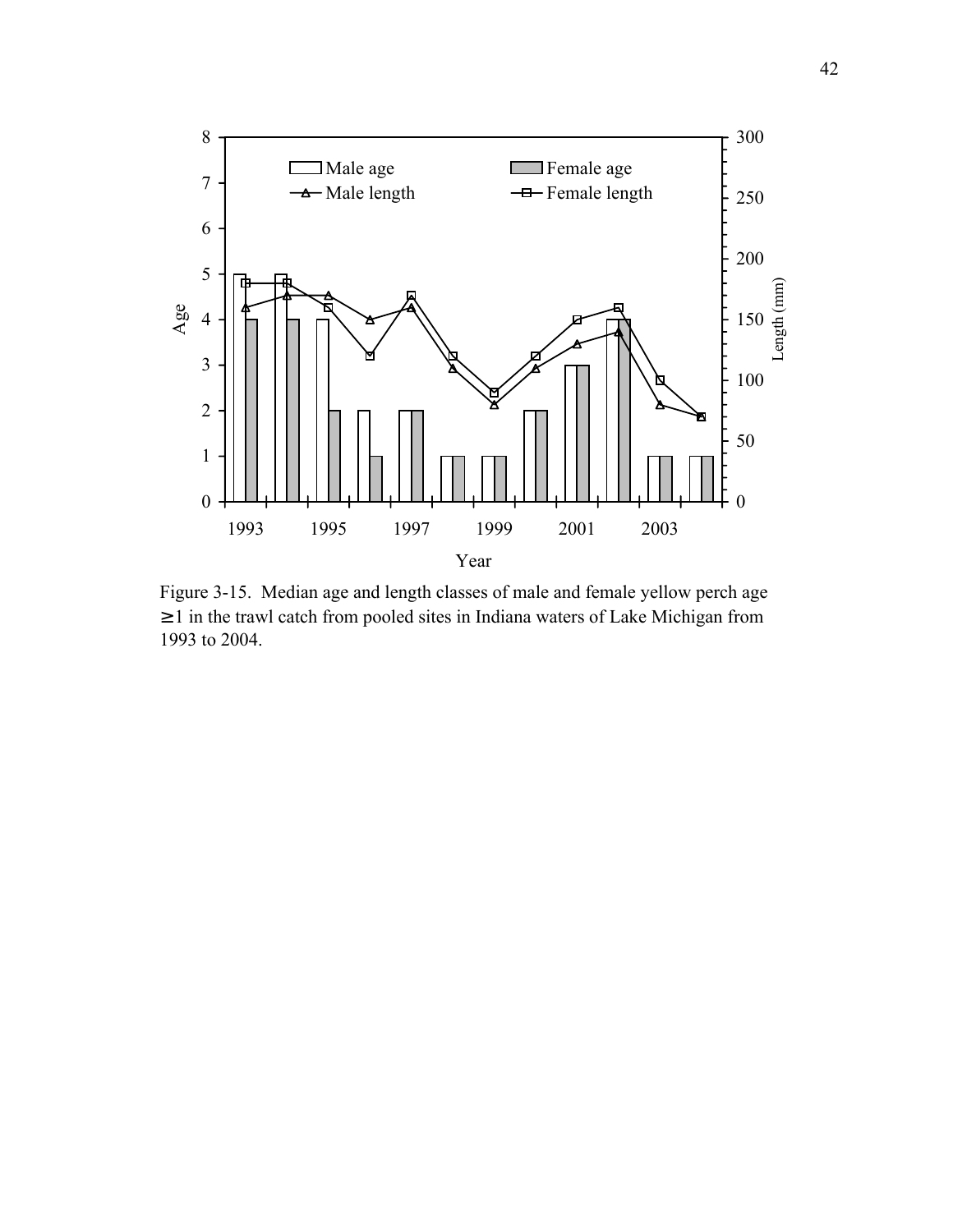Figure 3-15. Median age and length classes of male and female yellow perch age ≥1 in the trawl catch from pooled sites in Indiana waters of Lake Michigan from 1993 to 2004.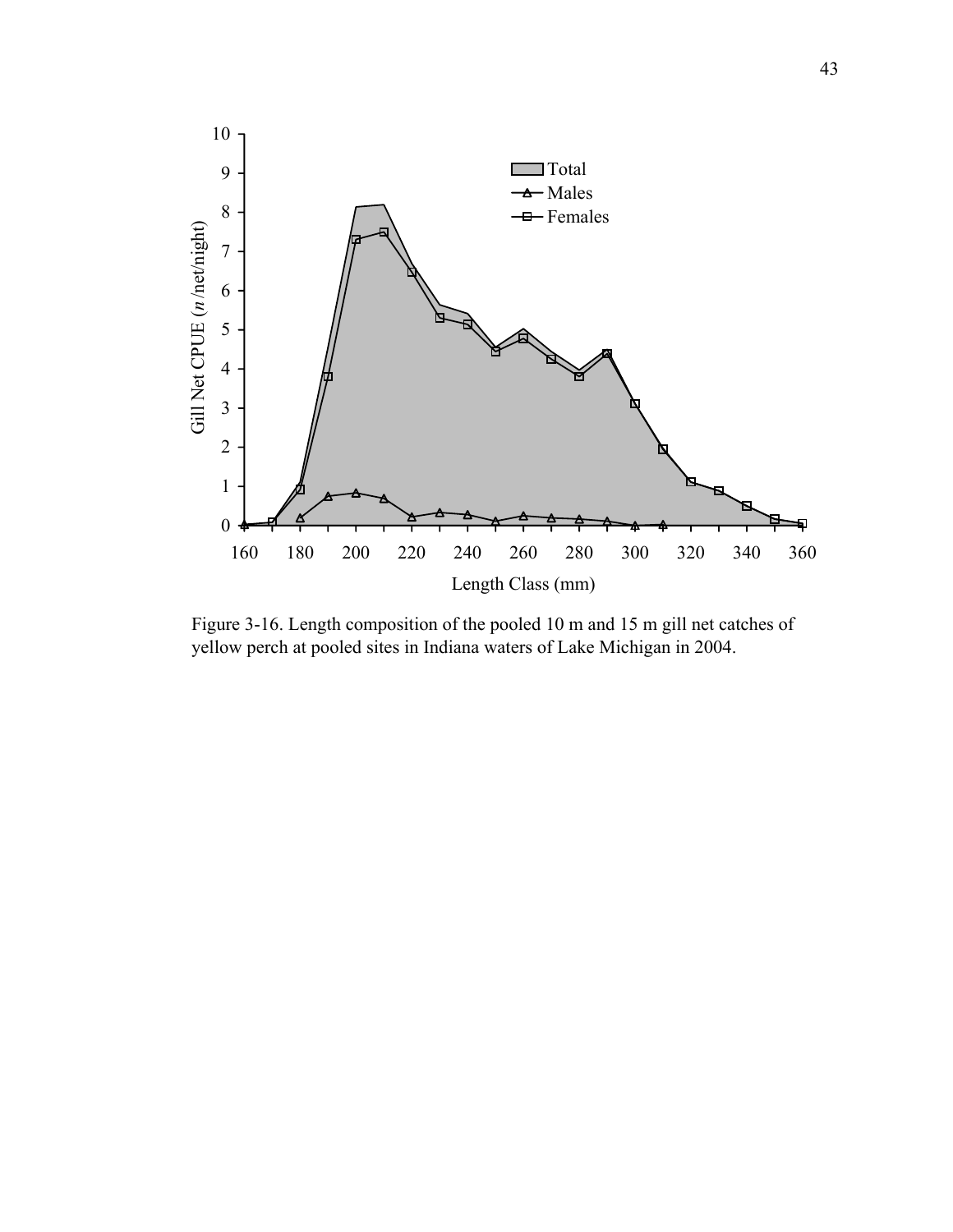Figure 3-16. Length composition of the pooled 10 m and 15 m gill net catches of yellow perch at pooled sites in Indiana waters of Lake Michigan in 2004.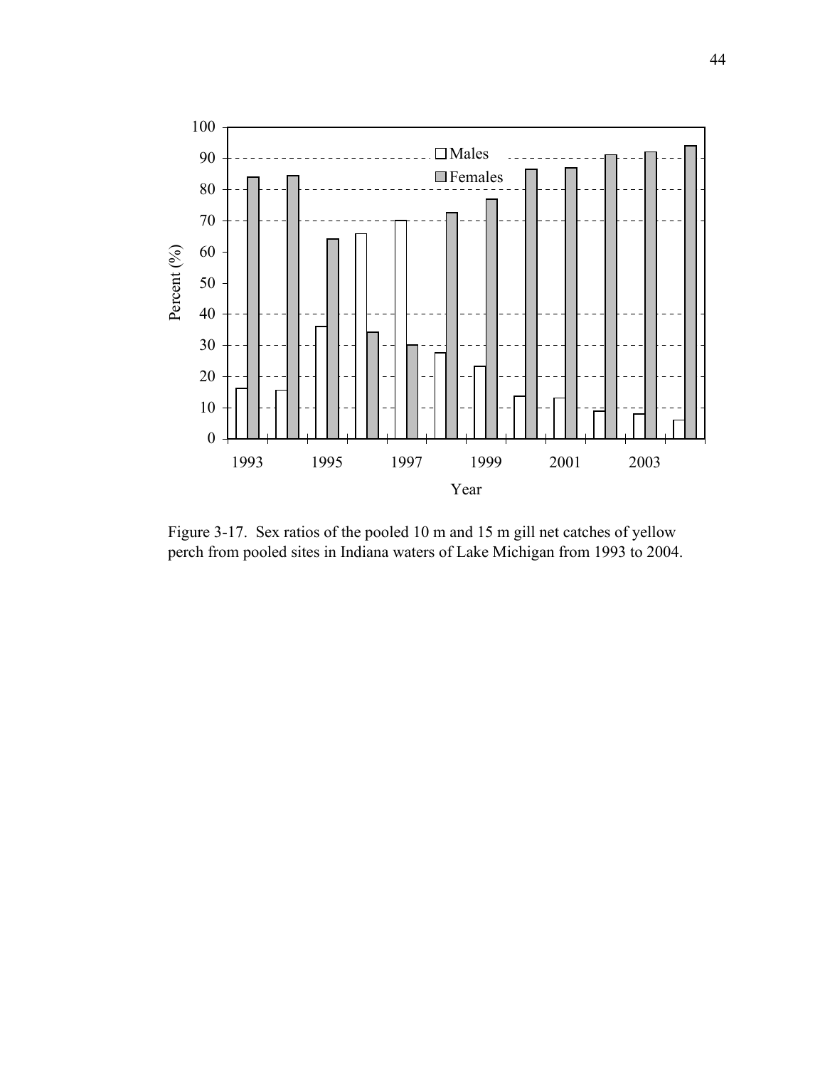Figure 3-17. Sex ratios of the pooled 10 m and 15 m gill net catches of yellow perch from pooled sites in Indiana waters of Lake Michigan from 1993 to 2004.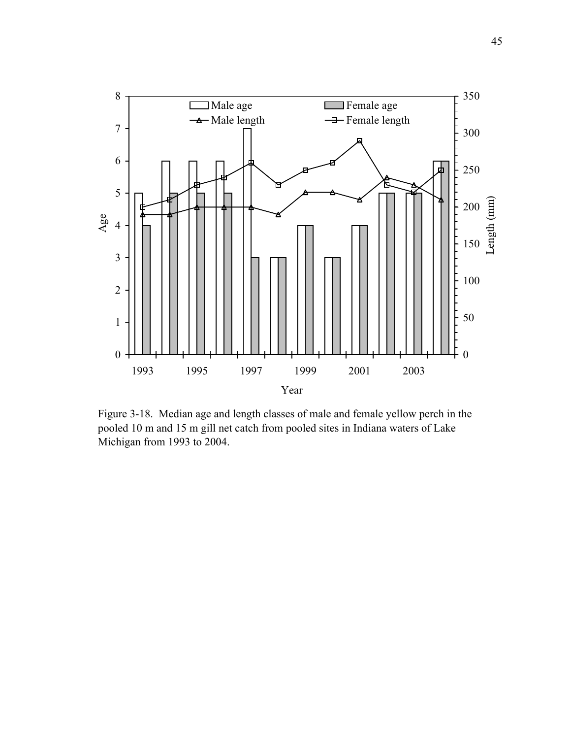Figure 3-18. Median age and length classes of male and female yellow perch in the pooled 10 m and 15 m gill net catch from pooled sites in Indiana waters of Lake Michigan from 1993 to 2004.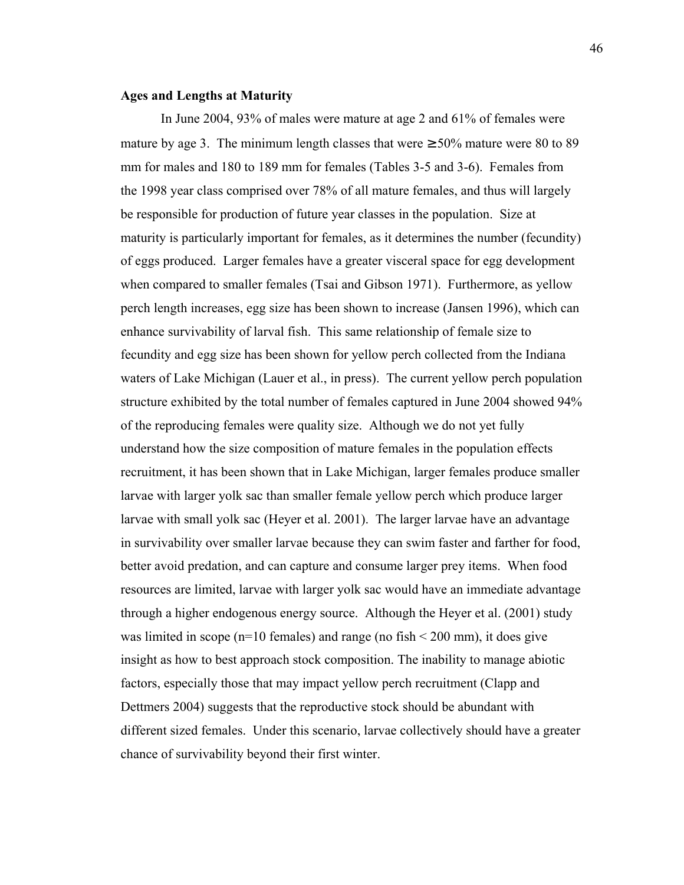**Ages and Lengths at Maturity**

In June 2004, 93% of males were mature at age 2 and 61% of females were mature by age 3. The minimum length classes that were ≥50% mature were 80 to 89 mm for males and 180 to 189 mm for females (Tables 3-5 and 3-6). Females from the 1998 year class comprised over 78% of all mature females, and thus will largely be responsible for production of future year classes in the population. Size at maturity is particularly important for females, as it determines the number (fecundity) of eggs produced. Larger females have a greater visceral space for egg development when compared to smaller females (Tsai and Gibson 1971). Furthermore, as yellow perch length increases, egg size has been shown to increase (Jansen 1996), which can enhance survivability of larval fish. This same relationship of female size to fecundity and egg size has been shown for yellow perch collected from the Indiana waters of Lake Michigan (Lauer et al., in press). The current yellow perch population structure exhibited by the total number of females captured in June 2004 showed 94% of the reproducing females were quality size. Although we do not yet fully understand how the size composition of mature females in the population effects recruitment, it has been shown that in Lake Michigan, larger females produce smaller larvae with larger yolk sac than smaller female yellow perch which produce larger larvae with small yolk sac (Heyer et al. 2001). The larger larvae have an advantage in survivability over smaller larvae because they can swim faster and farther for food, better avoid predation, and can capture and consume larger prey items. When food resources are limited, larvae with larger yolk sac would have an immediate advantage through a higher endogenous energy source. Although the Heyer et al. (2001) study was limited in scope (n=10 females) and range (no fish < 200 mm), it does give insight as how to best approach stock composition. The inability to manage abiotic factors, especially those that may impact yellow perch recruitment (Clapp and Dettmers 2004) suggests that the reproductive stock should be abundant with different sized females. Under this scenario, larvae collectively should have a greater chance of survivability beyond their first winter.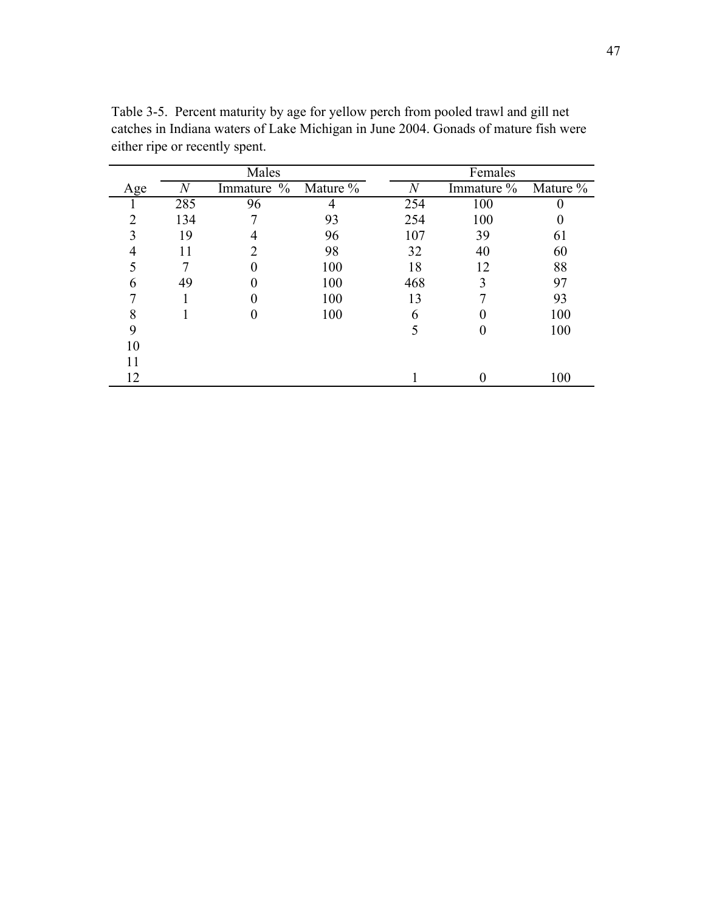Table 3-5. Percent maturity by age for yellow perch from pooled trawl and gill net catches in Indiana waters of Lake Michigan in June 2004. Gonads of mature fish were either ripe or recently spent.

| | Males | | | Females | | |
|---|---|---|---|---|---|---|
| Age | *N* | Immature % | Mature % | *N* | Immature % | Mature % |
| 1 | 285 | 96 | 4 | 254 | 100 | 0 |
| 2 | 134 | 7 | 93 | 254 | 100 | 0 |
| 3 | 19 | 4 | 96 | 107 | 39 | 61 |
| 4 | 11 | 2 | 98 | 32 | 40 | 60 |
| 5 | 7 | 0 | 100 | 18 | 12 | 88 |
| 6 | 49 | 0 | 100 | 468 | 3 | 97 |
| 7 | 1 | 0 | 100 | 13 | 7 | 93 |
| 8 | 1 | 0 | 100 | 6 | 0 | 100 |
| 9 | | | | 5 | 0 | 100 |
| 10 | | | | | | |
| 11 | | | | | | |
| 12 | | | | 1 | 0 | 100 |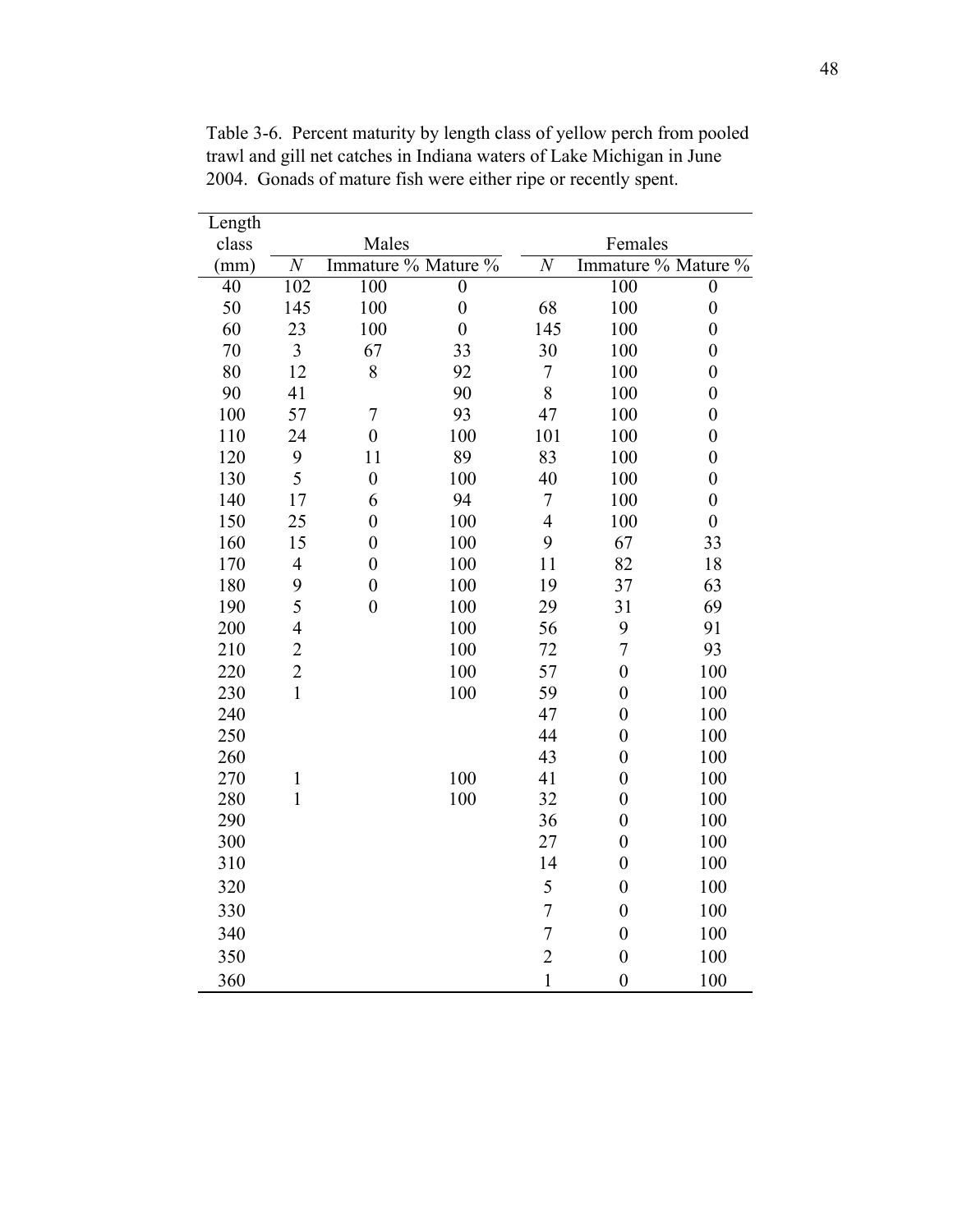Table 3-6. Percent maturity by length class of yellow perch from pooled trawl and gill net catches in Indiana waters of Lake Michigan in June 2004. Gonads of mature fish were either ripe or recently spent.

| Length class | Males | | | Females | | |
|---|---|---|---|---|---|---|
| (mm) | *N* | Immature % | Mature % | *N* | Immature % | Mature % |
| 40 | 102 | 100 | 0 | | 100 | 0 |
| 50 | 145 | 100 | 0 | 68 | 100 | 0 |
| 60 | 23 | 100 | 0 | 145 | 100 | 0 |
| 70 | 3 | 67 | 33 | 30 | 100 | 0 |
| 80 | 12 | 8 | 92 | 7 | 100 | 0 |
| 90 | 41 | | 90 | 8 | 100 | 0 |
| 100 | 57 | 7 | 93 | 47 | 100 | 0 |
| 110 | 24 | 0 | 100 | 101 | 100 | 0 |
| 120 | 9 | 11 | 89 | 83 | 100 | 0 |
| 130 | 5 | 0 | 100 | 40 | 100 | 0 |
| 140 | 17 | 6 | 94 | 7 | 100 | 0 |
| 150 | 25 | 0 | 100 | 4 | 100 | 0 |
| 160 | 15 | 0 | 100 | 9 | 67 | 33 |
| 170 | 4 | 0 | 100 | 11 | 82 | 18 |
| 180 | 9 | 0 | 100 | 19 | 37 | 63 |
| 190 | 5 | 0 | 100 | 29 | 31 | 69 |
| 200 | 4 | | 100 | 56 | 9 | 91 |
| 210 | 2 | | 100 | 72 | 7 | 93 |
| 220 | 2 | | 100 | 57 | 0 | 100 |
| 230 | 1 | | 100 | 59 | 0 | 100 |
| 240 | | | | 47 | 0 | 100 |
| 250 | | | | 44 | 0 | 100 |
| 260 | | | | 43 | 0 | 100 |
| 270 | 1 | | 100 | 41 | 0 | 100 |
| 280 | 1 | | 100 | 32 | 0 | 100 |
| 290 | | | | 36 | 0 | 100 |
| 300 | | | | 27 | 0 | 100 |
| 310 | | | | 14 | 0 | 100 |
| 320 | | | | 5 | 0 | 100 |
| 330 | | | | 7 | 0 | 100 |
| 340 | | | | 7 | 0 | 100 |
| 350 | | | | 2 | 0 | 100 |
| 360 | | | | 1 | 0 | 100 |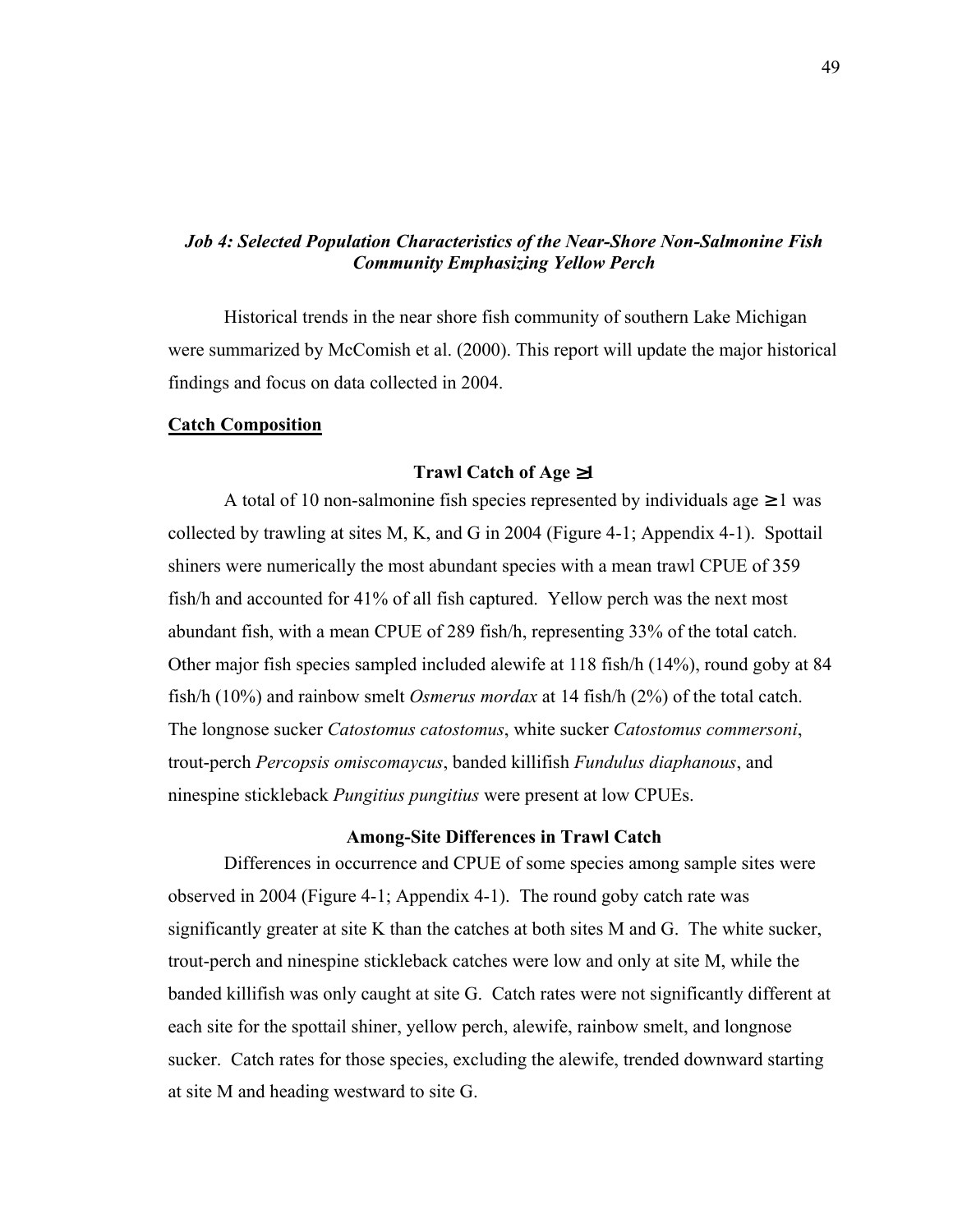## *Job 4: Selected Population Characteristics of the Near-Shore Non-Salmonine Fish Community Emphasizing Yellow Perch*

Historical trends in the near shore fish community of southern Lake Michigan were summarized by McComish et al. (2000). This report will update the major historical findings and focus on data collected in 2004.

### Catch Composition

#### Trawl Catch of Age ≥1

A total of 10 non-salmonine fish species represented by individuals age ≥ 1 was collected by trawling at sites M, K, and G in 2004 (Figure 4-1; Appendix 4-1). Spottail shiners were numerically the most abundant species with a mean trawl CPUE of 359 fish/h and accounted for 41% of all fish captured. Yellow perch was the next most abundant fish, with a mean CPUE of 289 fish/h, representing 33% of the total catch. Other major fish species sampled included alewife at 118 fish/h (14%), round goby at 84 fish/h (10%) and rainbow smelt *Osmerus mordax* at 14 fish/h (2%) of the total catch. The longnose sucker *Catostomus catostomus*, white sucker *Catostomus commersoni*, trout-perch *Percopsis omiscomaycus*, banded killifish *Fundulus diaphanous*, and ninespine stickleback *Pungitius pungitius* were present at low CPUEs.

#### Among-Site Differences in Trawl Catch

Differences in occurrence and CPUE of some species among sample sites were observed in 2004 (Figure 4-1; Appendix 4-1). The round goby catch rate was significantly greater at site K than the catches at both sites M and G. The white sucker, trout-perch and ninespine stickleback catches were low and only at site M, while the banded killifish was only caught at site G. Catch rates were not significantly different at each site for the spottail shiner, yellow perch, alewife, rainbow smelt, and longnose sucker. Catch rates for those species, excluding the alewife, trended downward starting at site M and heading westward to site G.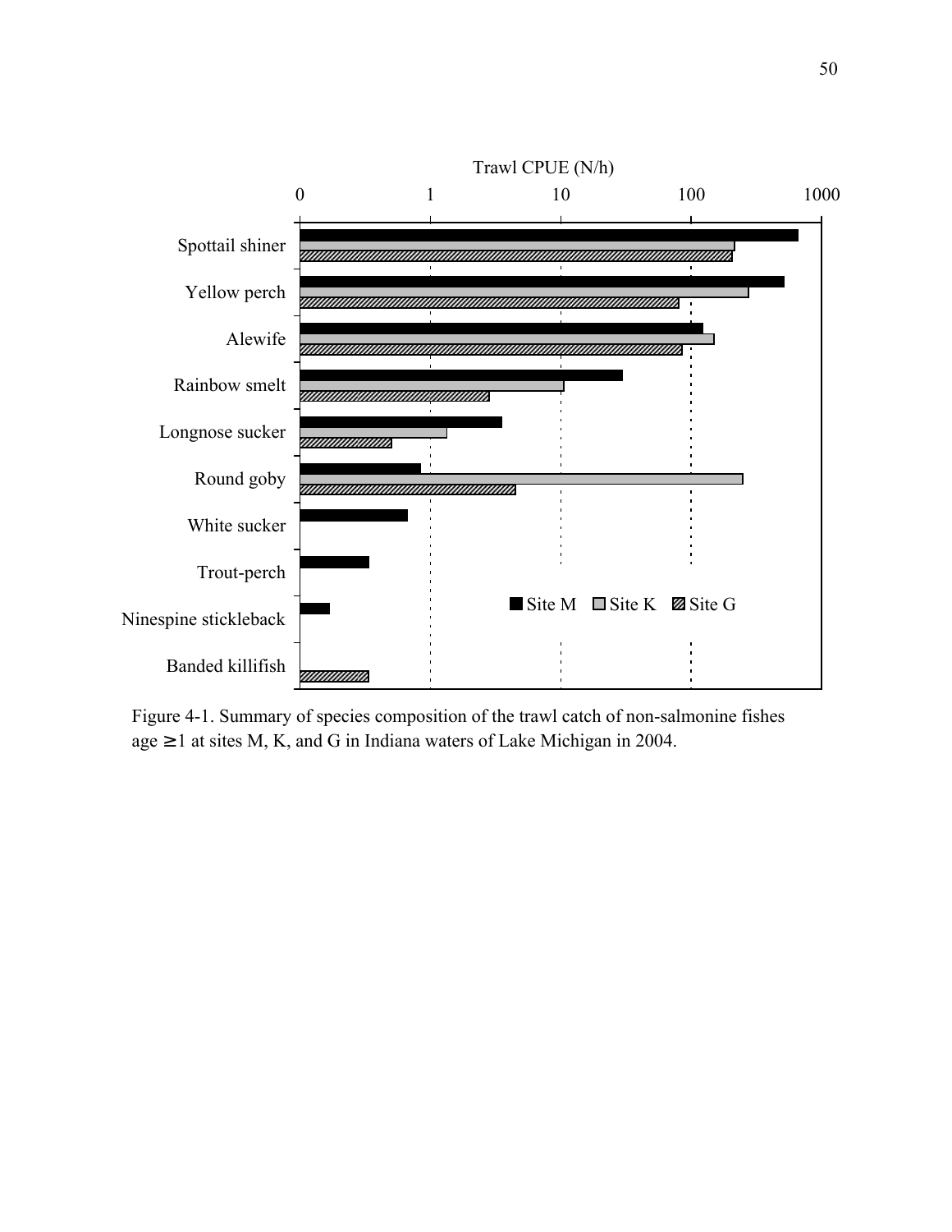Figure 4-1. Summary of species composition of the trawl catch of non-salmonine fishes age ≥1 at sites M, K, and G in Indiana waters of Lake Michigan in 2004.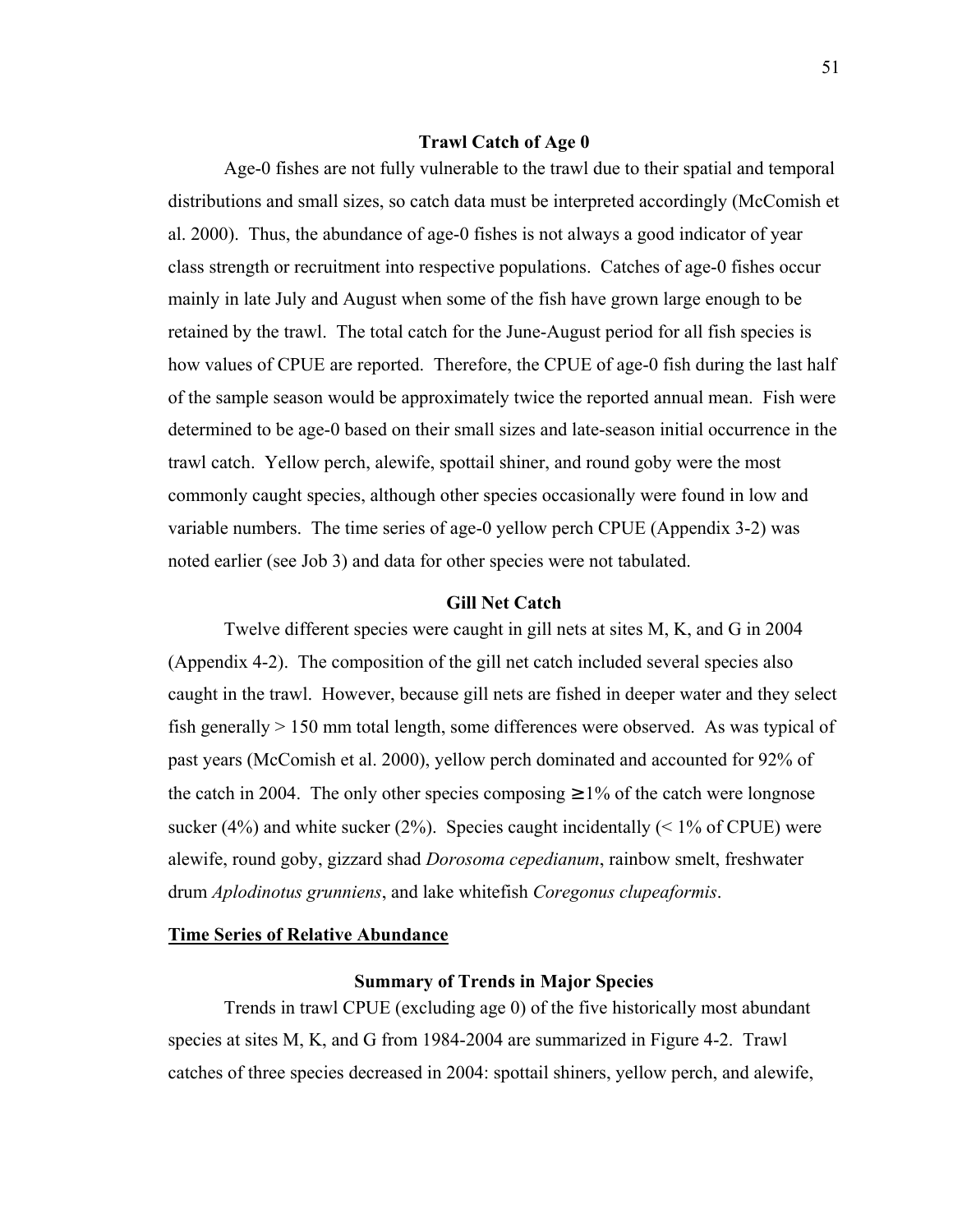### Trawl Catch of Age 0

Age-0 fishes are not fully vulnerable to the trawl due to their spatial and temporal distributions and small sizes, so catch data must be interpreted accordingly (McComish et al. 2000). Thus, the abundance of age-0 fishes is not always a good indicator of year class strength or recruitment into respective populations. Catches of age-0 fishes occur mainly in late July and August when some of the fish have grown large enough to be retained by the trawl. The total catch for the June-August period for all fish species is how values of CPUE are reported. Therefore, the CPUE of age-0 fish during the last half of the sample season would be approximately twice the reported annual mean. Fish were determined to be age-0 based on their small sizes and late-season initial occurrence in the trawl catch. Yellow perch, alewife, spottail shiner, and round goby were the most commonly caught species, although other species occasionally were found in low and variable numbers. The time series of age-0 yellow perch CPUE (Appendix 3-2) was noted earlier (see Job 3) and data for other species were not tabulated.

### Gill Net Catch

Twelve different species were caught in gill nets at sites M, K, and G in 2004 (Appendix 4-2). The composition of the gill net catch included several species also caught in the trawl. However, because gill nets are fished in deeper water and they select fish generally > 150 mm total length, some differences were observed. As was typical of past years (McComish et al. 2000), yellow perch dominated and accounted for 92% of the catch in 2004. The only other species composing ≥1% of the catch were longnose sucker (4%) and white sucker (2%). Species caught incidentally (< 1% of CPUE) were alewife, round goby, gizzard shad *Dorosoma cepedianum*, rainbow smelt, freshwater drum *Aplodinotus grunniens*, and lake whitefish *Coregonus clupeaformis*.

## Time Series of Relative Abundance

### Summary of Trends in Major Species

Trends in trawl CPUE (excluding age 0) of the five historically most abundant species at sites M, K, and G from 1984-2004 are summarized in Figure 4-2. Trawl catches of three species decreased in 2004: spottail shiners, yellow perch, and alewife,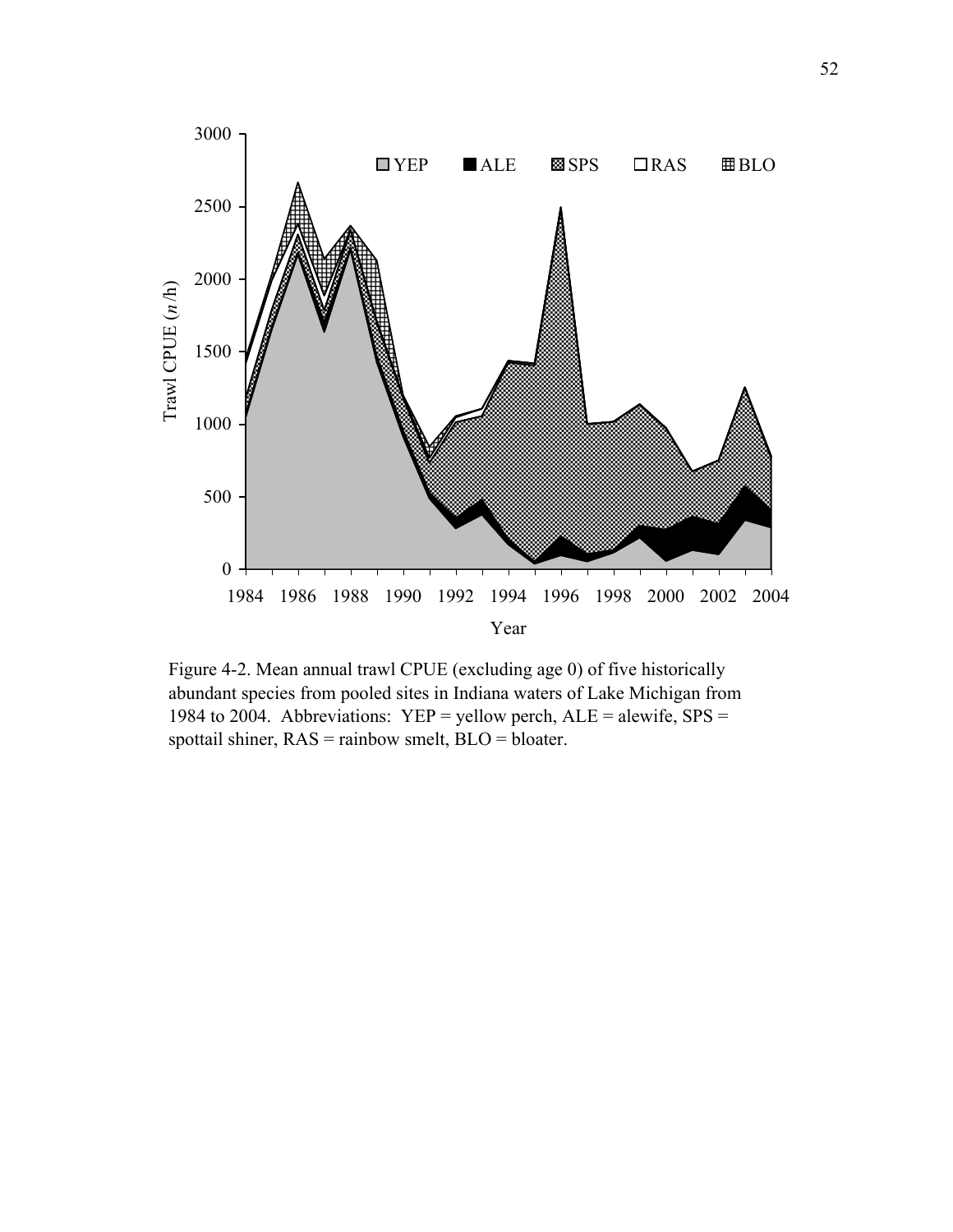Figure 4-2. Mean annual trawl CPUE (excluding age 0) of five historically abundant species from pooled sites in Indiana waters of Lake Michigan from 1984 to 2004. Abbreviations: YEP = yellow perch, ALE = alewife, SPS = spottail shiner, RAS = rainbow smelt, BLO = bloater.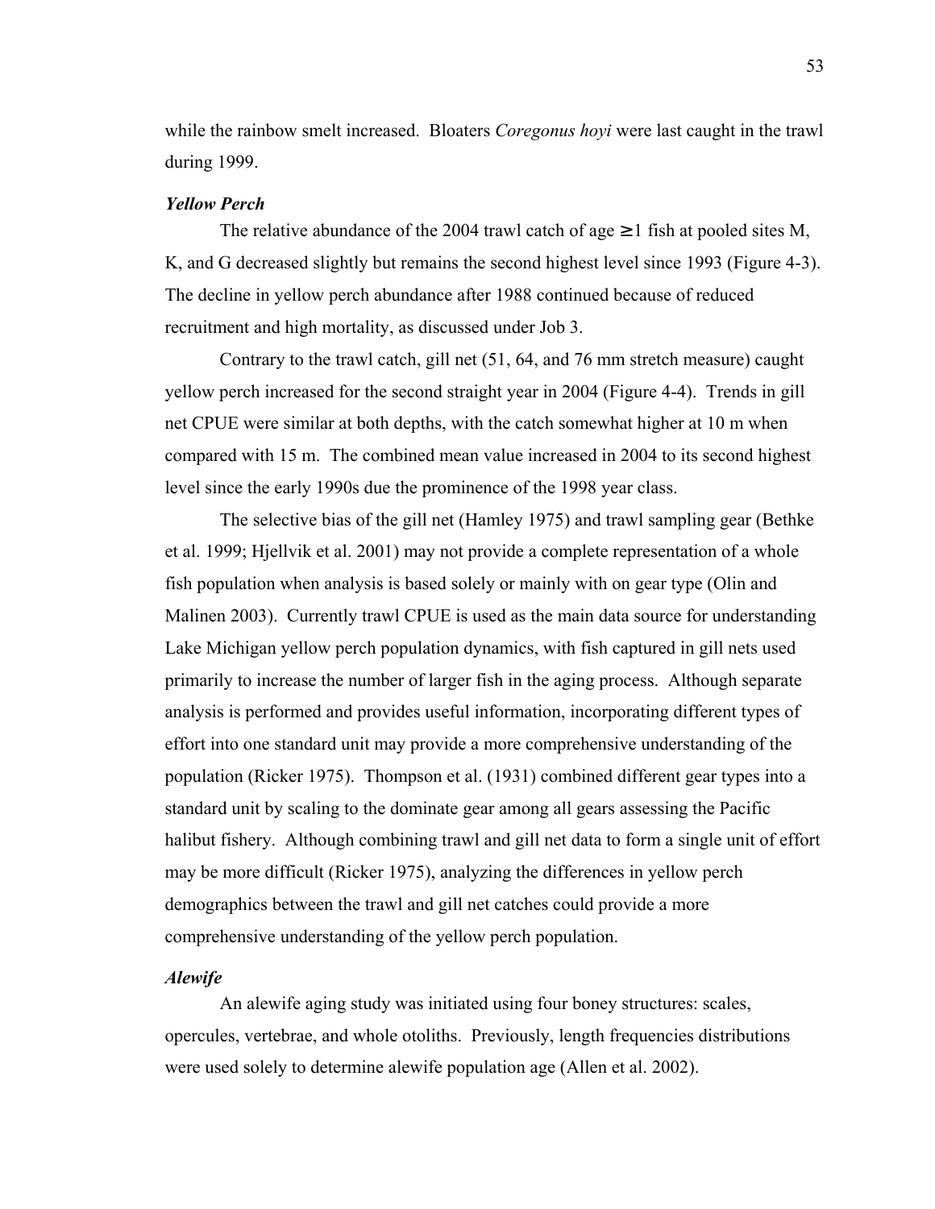while the rainbow smelt increased. Bloaters *Coregonus hoyi* were last caught in the trawl during 1999.

### *Yellow Perch*

The relative abundance of the 2004 trawl catch of age $\geq 1$ fish at pooled sites M, K, and G decreased slightly but remains the second highest level since 1993 (Figure 4-3). The decline in yellow perch abundance after 1988 continued because of reduced recruitment and high mortality, as discussed under Job 3.

Contrary to the trawl catch, gill net (51, 64, and 76 mm stretch measure) caught yellow perch increased for the second straight year in 2004 (Figure 4-4). Trends in gill net CPUE were similar at both depths, with the catch somewhat higher at 10 m when compared with 15 m. The combined mean value increased in 2004 to its second highest level since the early 1990s due the prominence of the 1998 year class.

The selective bias of the gill net (Hamley 1975) and trawl sampling gear (Bethke et al. 1999; Hjellvik et al. 2001) may not provide a complete representation of a whole fish population when analysis is based solely or mainly with on gear type (Olin and Malinen 2003). Currently trawl CPUE is used as the main data source for understanding Lake Michigan yellow perch population dynamics, with fish captured in gill nets used primarily to increase the number of larger fish in the aging process. Although separate analysis is performed and provides useful information, incorporating different types of effort into one standard unit may provide a more comprehensive understanding of the population (Ricker 1975). Thompson et al. (1931) combined different gear types into a standard unit by scaling to the dominate gear among all gears assessing the Pacific halibut fishery. Although combining trawl and gill net data to form a single unit of effort may be more difficult (Ricker 1975), analyzing the differences in yellow perch demographics between the trawl and gill net catches could provide a more comprehensive understanding of the yellow perch population.

### *Alewife*

An alewife aging study was initiated using four boney structures: scales, opercules, vertebrae, and whole otoliths. Previously, length frequencies distributions were used solely to determine alewife population age (Allen et al. 2002).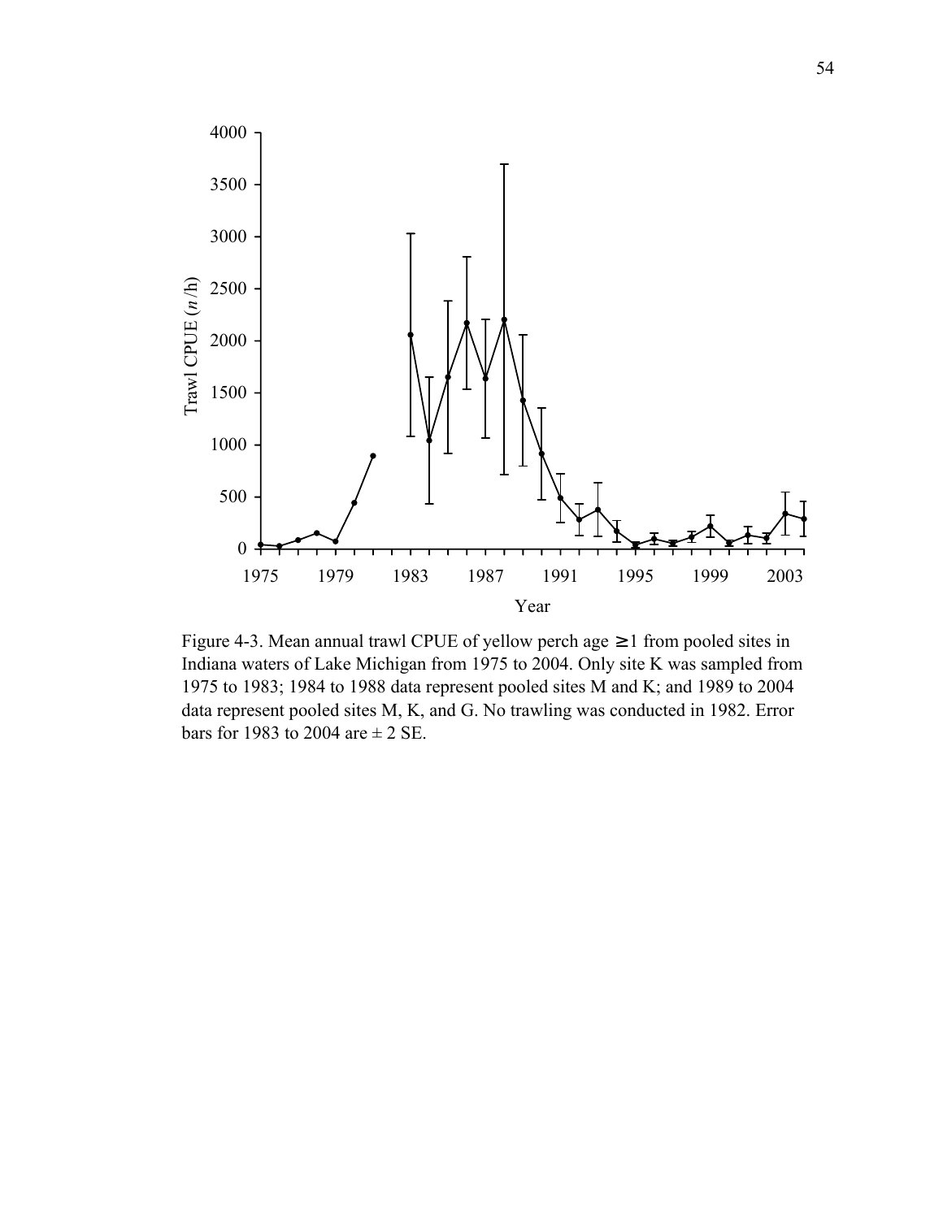Figure 4-3. Mean annual trawl CPUE of yellow perch age ≥1 from pooled sites in Indiana waters of Lake Michigan from 1975 to 2004. Only site K was sampled from 1975 to 1983; 1984 to 1988 data represent pooled sites M and K; and 1989 to 2004 data represent pooled sites M, K, and G. No trawling was conducted in 1982. Error bars for 1983 to 2004 are ± 2 SE.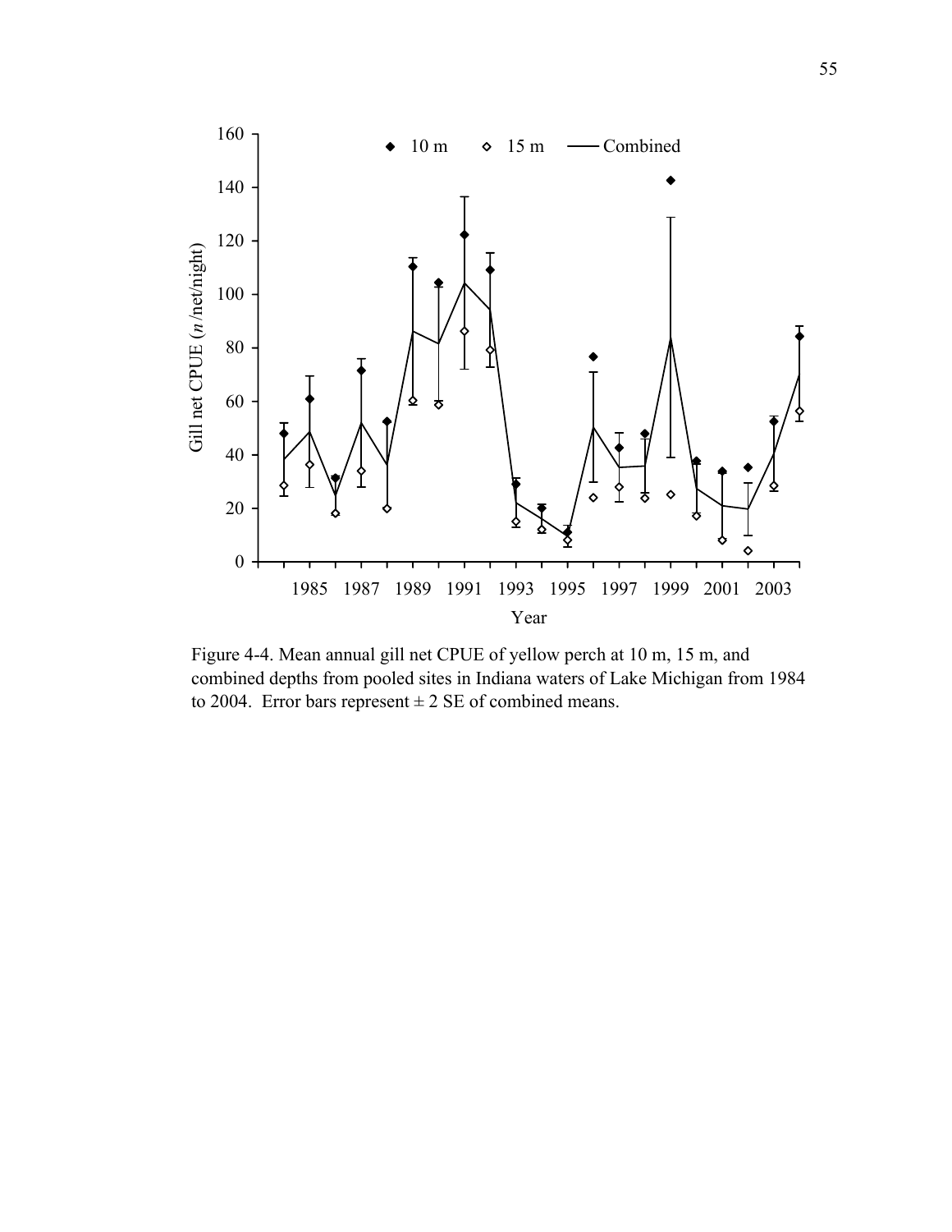Figure 4-4. Mean annual gill net CPUE of yellow perch at 10 m, 15 m, and combined depths from pooled sites in Indiana waters of Lake Michigan from 1984 to 2004. Error bars represent ± 2 SE of combined means.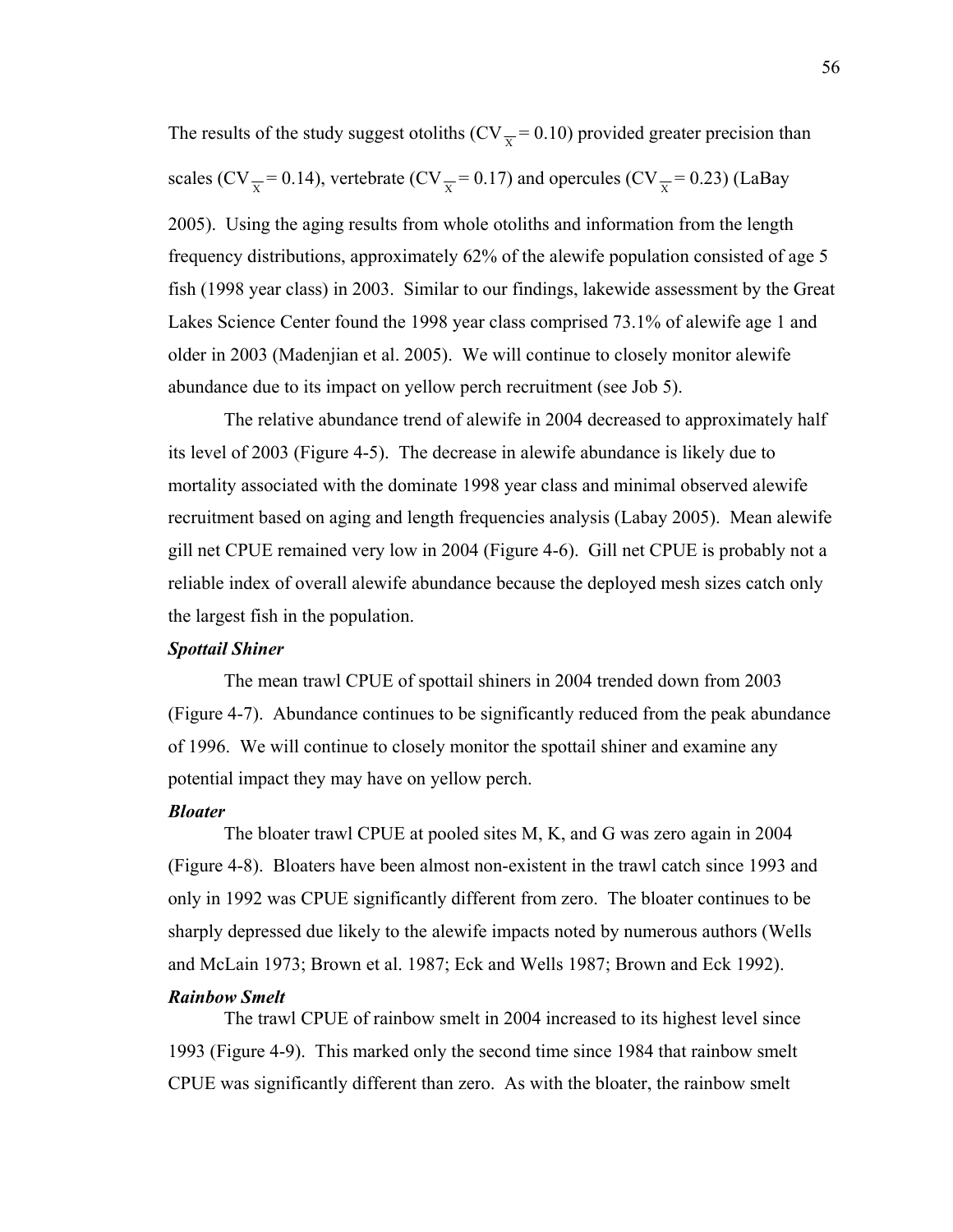The results of the study suggest otoliths ($CV_{\overline{x}} = 0.10$) provided greater precision than scales ($CV_{\overline{x}} = 0.14$), vertebrate ($CV_{\overline{x}} = 0.17$) and opercules ($CV_{\overline{x}} = 0.23$) (LaBay 2005). Using the aging results from whole otoliths and information from the length frequency distributions, approximately 62% of the alewife population consisted of age 5 fish (1998 year class) in 2003. Similar to our findings, lakewide assessment by the Great Lakes Science Center found the 1998 year class comprised 73.1% of alewife age 1 and older in 2003 (Madenjian et al. 2005). We will continue to closely monitor alewife abundance due to its impact on yellow perch recruitment (see Job 5).

The relative abundance trend of alewife in 2004 decreased to approximately half its level of 2003 (Figure 4-5). The decrease in alewife abundance is likely due to mortality associated with the dominate 1998 year class and minimal observed alewife recruitment based on aging and length frequencies analysis (Labay 2005). Mean alewife gill net CPUE remained very low in 2004 (Figure 4-6). Gill net CPUE is probably not a reliable index of overall alewife abundance because the deployed mesh sizes catch only the largest fish in the population.

***Spottail Shiner***

The mean trawl CPUE of spottail shiners in 2004 trended down from 2003 (Figure 4-7). Abundance continues to be significantly reduced from the peak abundance of 1996. We will continue to closely monitor the spottail shiner and examine any potential impact they may have on yellow perch.

***Bloater***

The bloater trawl CPUE at pooled sites M, K, and G was zero again in 2004 (Figure 4-8). Bloaters have been almost non-existent in the trawl catch since 1993 and only in 1992 was CPUE significantly different from zero. The bloater continues to be sharply depressed due likely to the alewife impacts noted by numerous authors (Wells and McLain 1973; Brown et al. 1987; Eck and Wells 1987; Brown and Eck 1992).

***Rainbow Smelt***

The trawl CPUE of rainbow smelt in 2004 increased to its highest level since 1993 (Figure 4-9). This marked only the second time since 1984 that rainbow smelt CPUE was significantly different than zero. As with the bloater, the rainbow smelt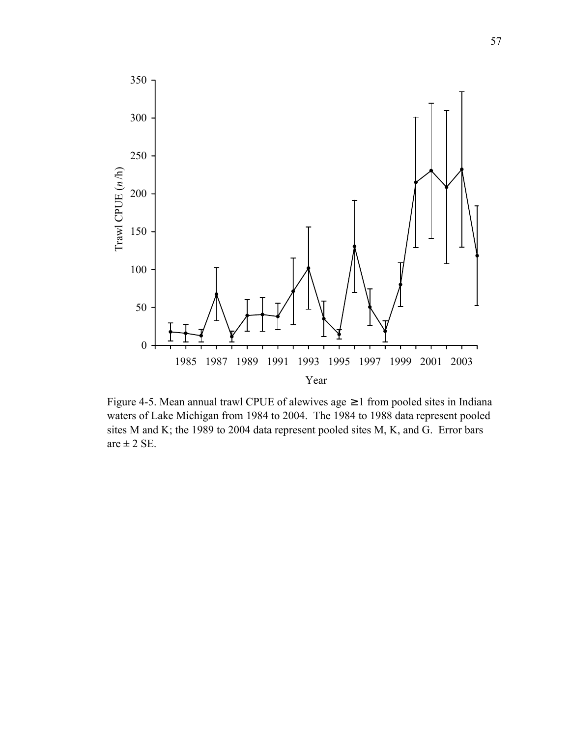Figure 4-5. Mean annual trawl CPUE of alewives age $\geq 1$ from pooled sites in Indiana waters of Lake Michigan from 1984 to 2004. The 1984 to 1988 data represent pooled sites M and K; the 1989 to 2004 data represent pooled sites M, K, and G. Error bars are $\pm$ 2 SE.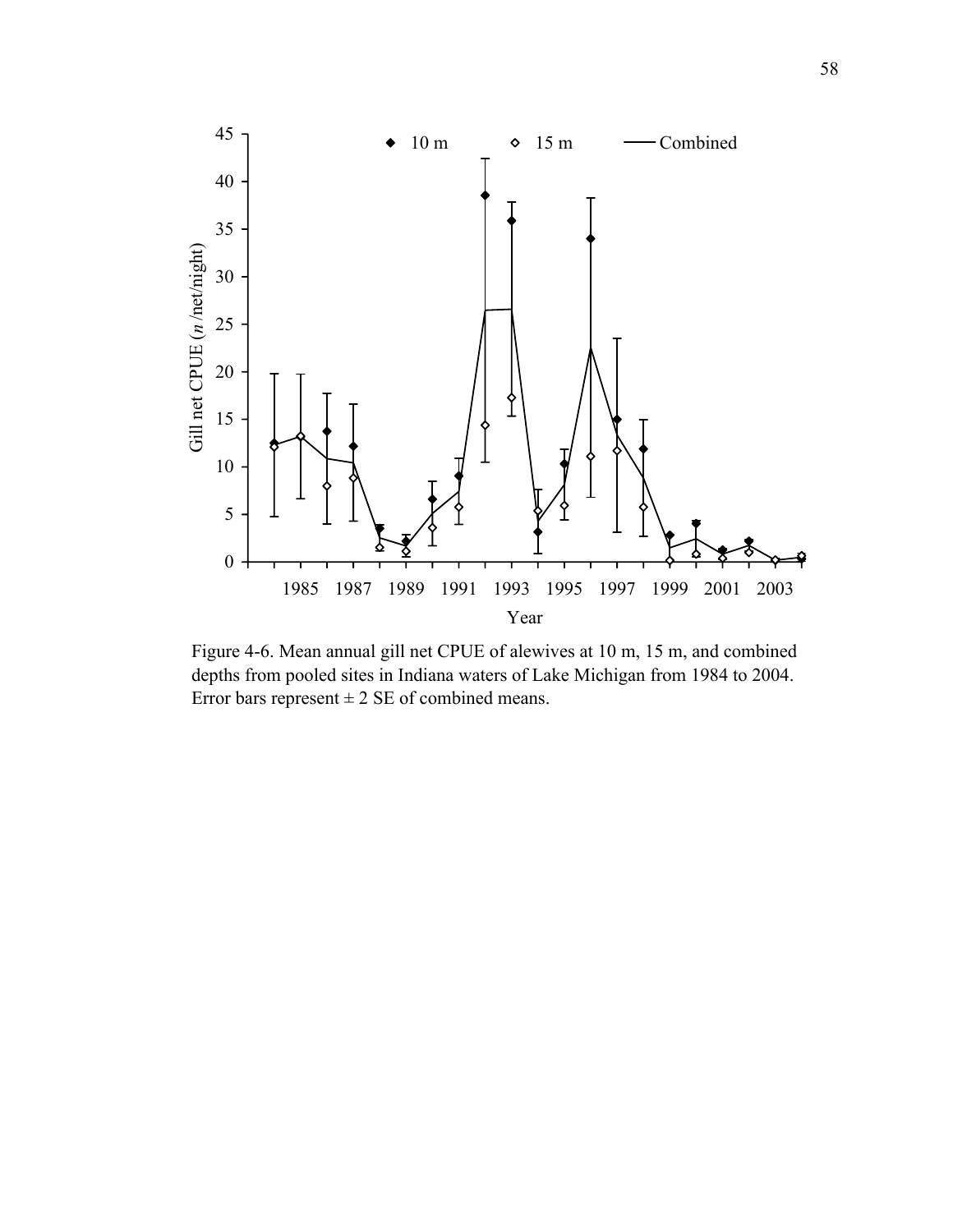Figure 4-6. Mean annual gill net CPUE of alewives at 10 m, 15 m, and combined depths from pooled sites in Indiana waters of Lake Michigan from 1984 to 2004. Error bars represent ± 2 SE of combined means.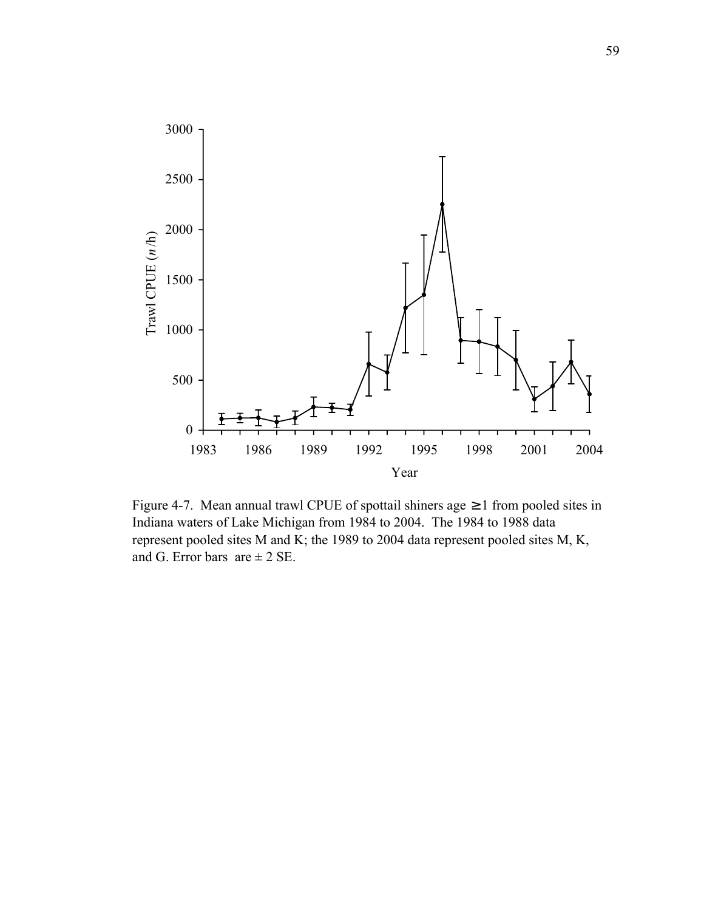Figure 4-7. Mean annual trawl CPUE of spottail shiners age $\geq 1$ from pooled sites in Indiana waters of Lake Michigan from 1984 to 2004. The 1984 to 1988 data represent pooled sites M and K; the 1989 to 2004 data represent pooled sites M, K, and G. Error bars are $\pm$ 2 SE.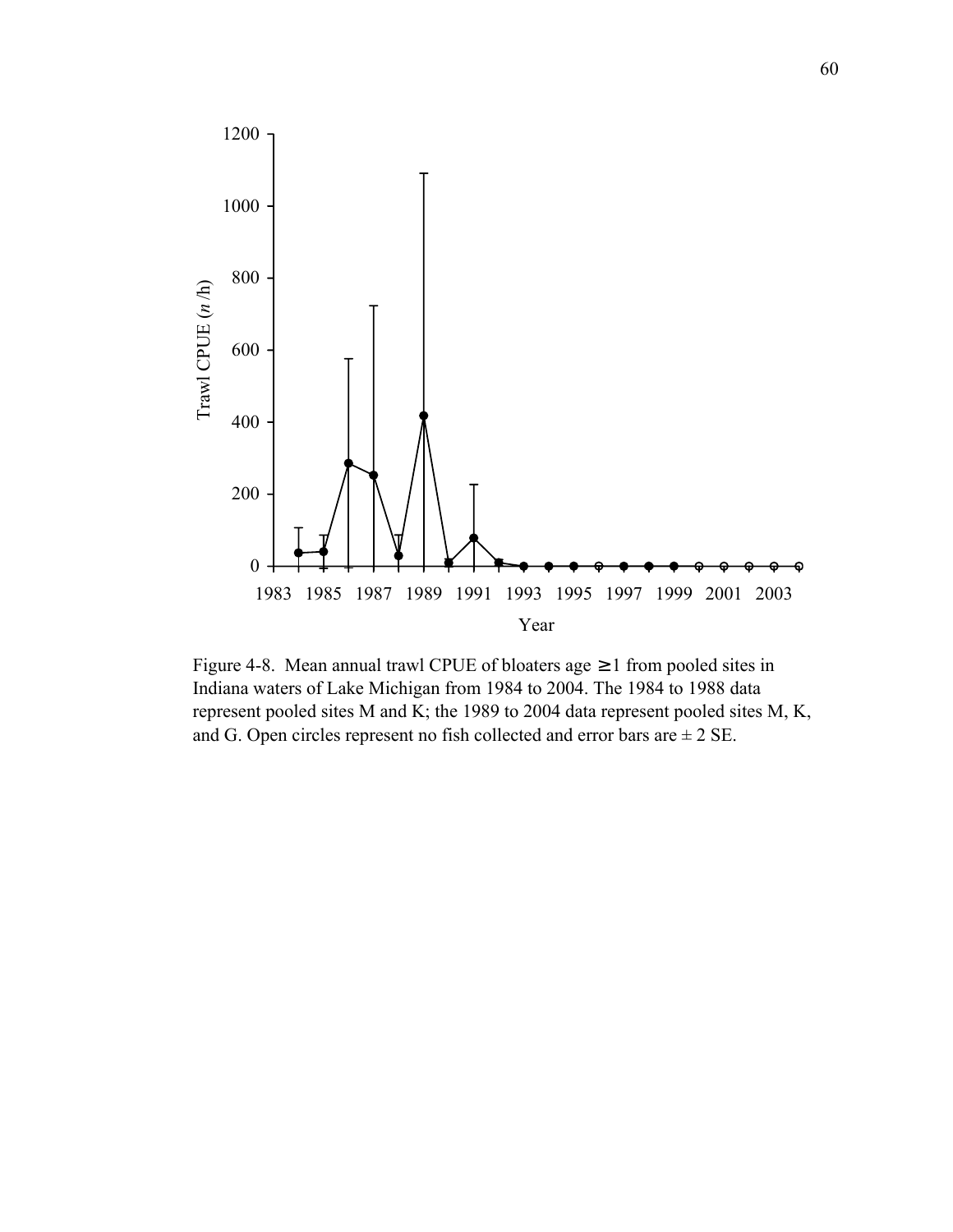Figure 4-8. Mean annual trawl CPUE of bloaters age $\geq 1$ from pooled sites in Indiana waters of Lake Michigan from 1984 to 2004. The 1984 to 1988 data represent pooled sites M and K; the 1989 to 2004 data represent pooled sites M, K, and G. Open circles represent no fish collected and error bars are ± 2 SE.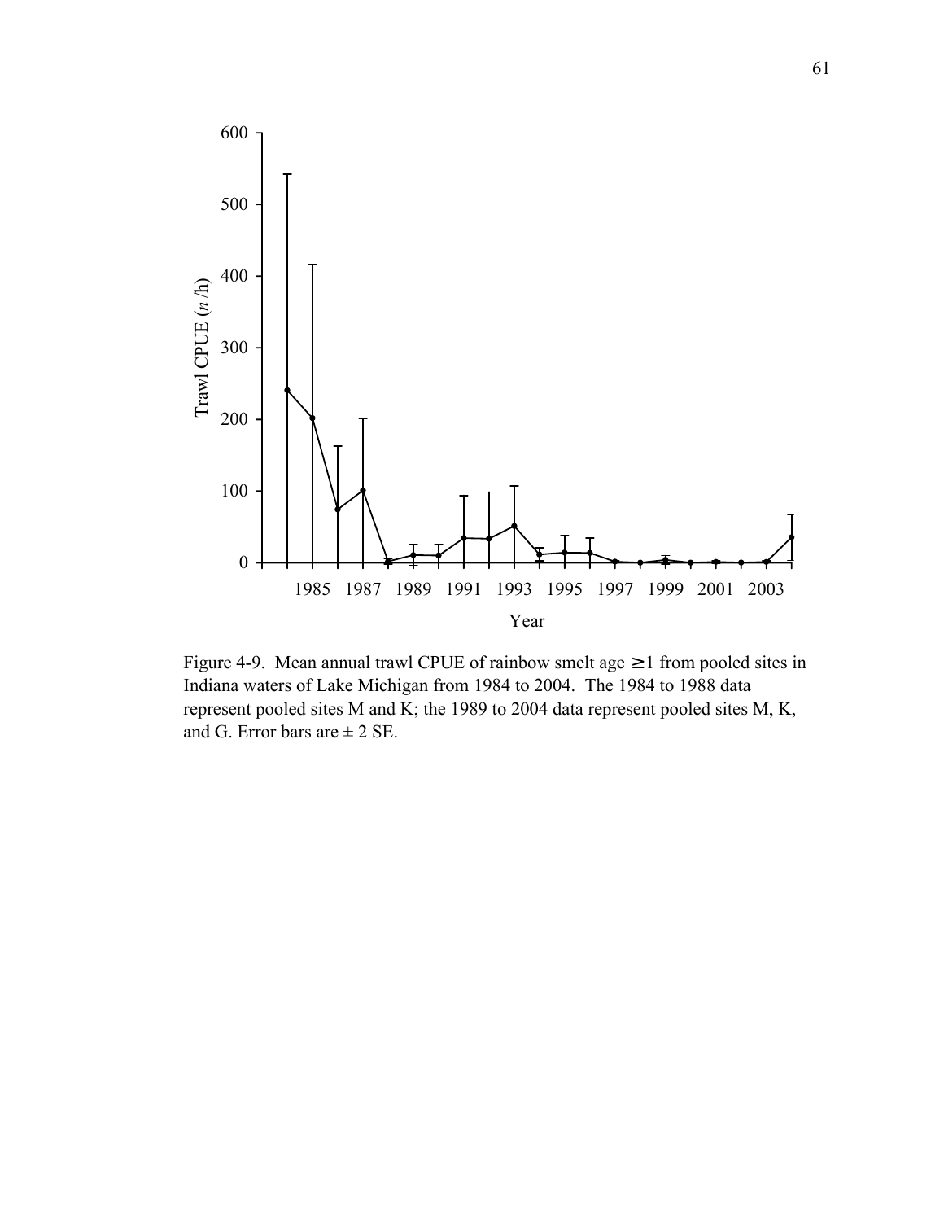Figure 4-9. Mean annual trawl CPUE of rainbow smelt age ≥1 from pooled sites in Indiana waters of Lake Michigan from 1984 to 2004. The 1984 to 1988 data represent pooled sites M and K; the 1989 to 2004 data represent pooled sites M, K, and G. Error bars are ± 2 SE.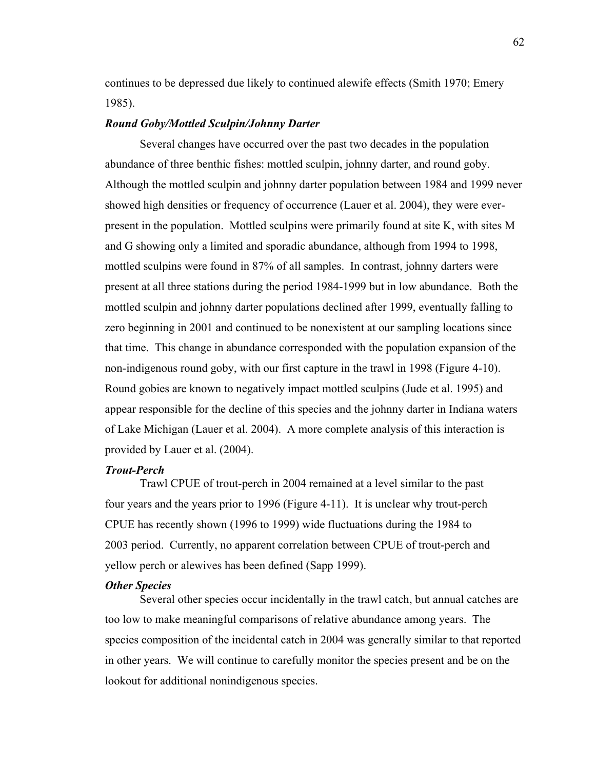continues to be depressed due likely to continued alewife effects (Smith 1970; Emery 1985).

***Round Goby/Mottled Sculpin/Johnny Darter***

Several changes have occurred over the past two decades in the population abundance of three benthic fishes: mottled sculpin, johnny darter, and round goby. Although the mottled sculpin and johnny darter population between 1984 and 1999 never showed high densities or frequency of occurrence (Lauer et al. 2004), they were ever-present in the population. Mottled sculpins were primarily found at site K, with sites M and G showing only a limited and sporadic abundance, although from 1994 to 1998, mottled sculpins were found in 87% of all samples. In contrast, johnny darters were present at all three stations during the period 1984-1999 but in low abundance. Both the mottled sculpin and johnny darter populations declined after 1999, eventually falling to zero beginning in 2001 and continued to be nonexistent at our sampling locations since that time. This change in abundance corresponded with the population expansion of the non-indigenous round goby, with our first capture in the trawl in 1998 (Figure 4-10). Round gobies are known to negatively impact mottled sculpins (Jude et al. 1995) and appear responsible for the decline of this species and the johnny darter in Indiana waters of Lake Michigan (Lauer et al. 2004). A more complete analysis of this interaction is provided by Lauer et al. (2004).

***Trout-Perch***

Trawl CPUE of trout-perch in 2004 remained at a level similar to the past four years and the years prior to 1996 (Figure 4-11). It is unclear why trout-perch CPUE has recently shown (1996 to 1999) wide fluctuations during the 1984 to 2003 period. Currently, no apparent correlation between CPUE of trout-perch and yellow perch or alewives has been defined (Sapp 1999).

***Other Species***

Several other species occur incidentally in the trawl catch, but annual catches are too low to make meaningful comparisons of relative abundance among years. The species composition of the incidental catch in 2004 was generally similar to that reported in other years. We will continue to carefully monitor the species present and be on the lookout for additional nonindigenous species.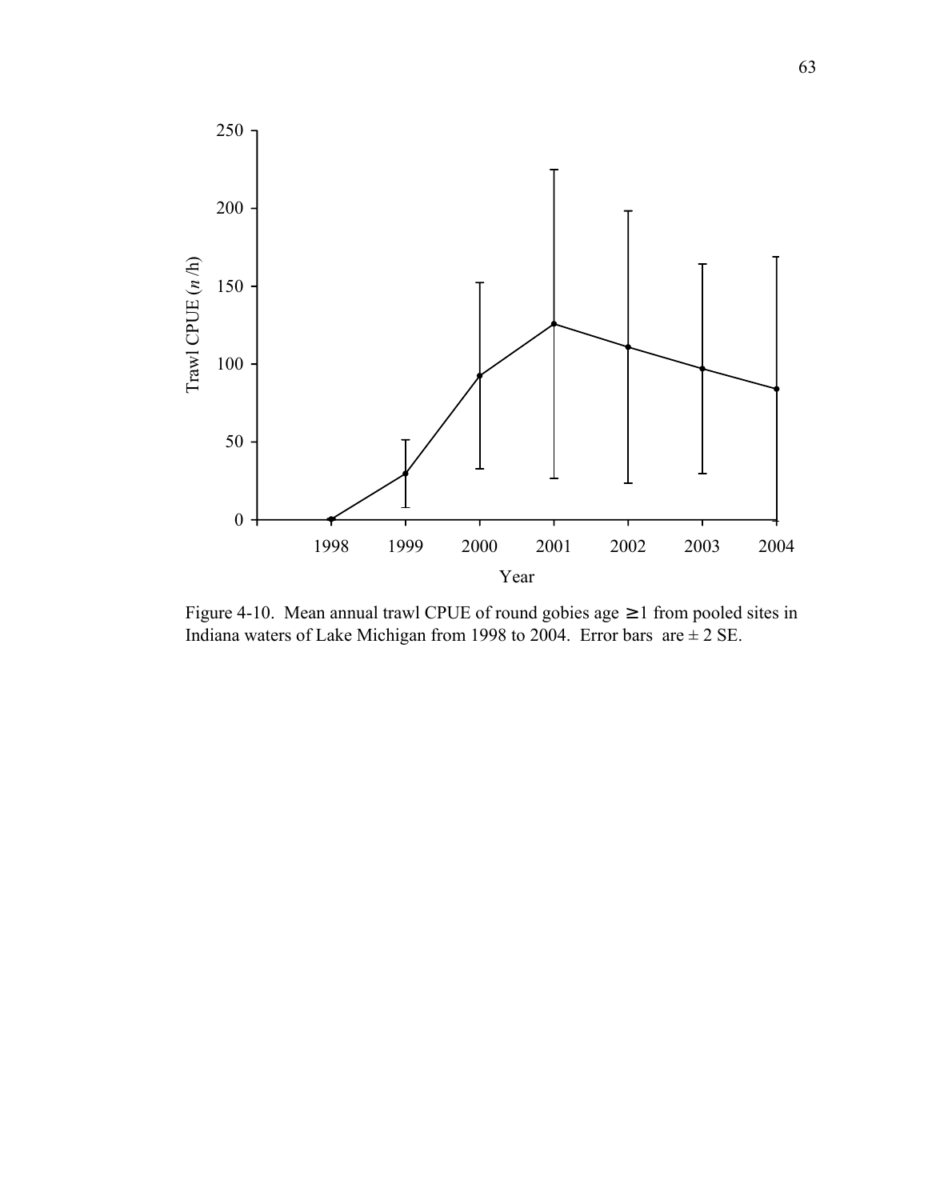Figure 4-10. Mean annual trawl CPUE of round gobies age ≥1 from pooled sites in Indiana waters of Lake Michigan from 1998 to 2004. Error bars are ± 2 SE.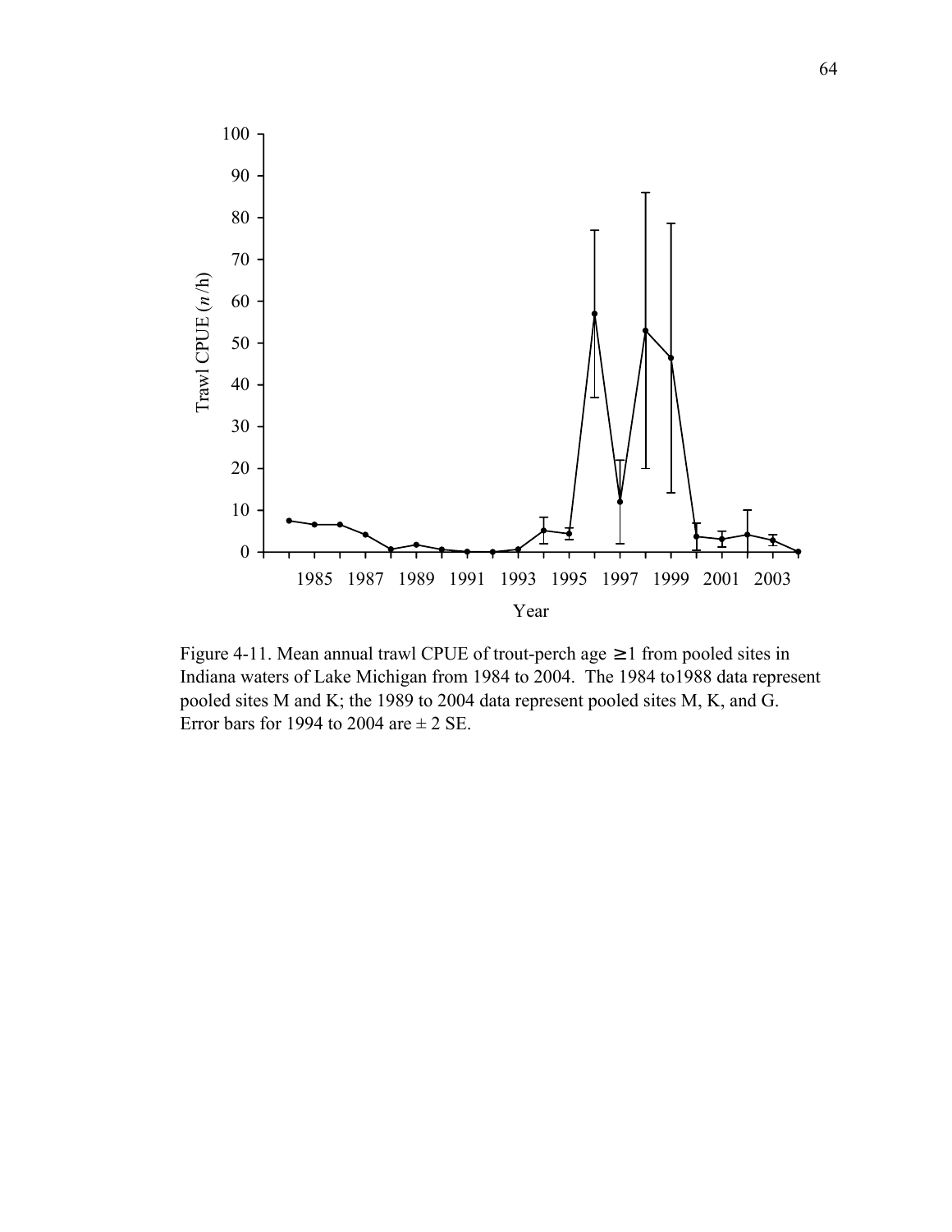Figure 4-11. Mean annual trawl CPUE of trout-perch age ≥1 from pooled sites in Indiana waters of Lake Michigan from 1984 to 2004. The 1984 to1988 data represent pooled sites M and K; the 1989 to 2004 data represent pooled sites M, K, and G. Error bars for 1994 to 2004 are ± 2 SE.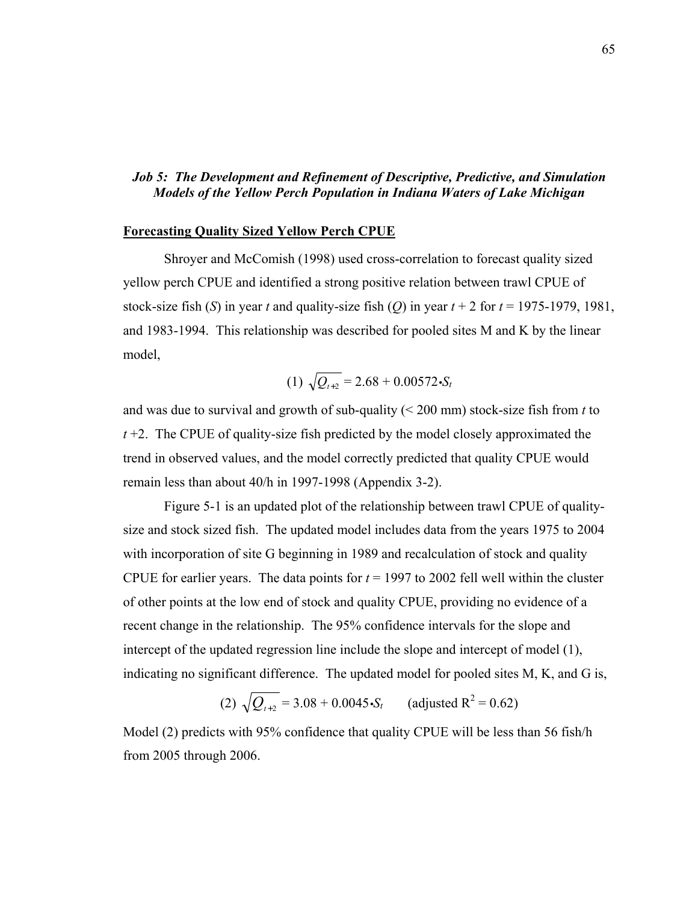## *Job 5: The Development and Refinement of Descriptive, Predictive, and Simulation Models of the Yellow Perch Population in Indiana Waters of Lake Michigan*

### **Forecasting Quality Sized Yellow Perch CPUE**

Shroyer and McComish (1998) used cross-correlation to forecast quality sized yellow perch CPUE and identified a strong positive relation between trawl CPUE of stock-size fish ($S$) in year $t$ and quality-size fish ($Q$) in year $t + 2$ for $t$ = 1975-1979, 1981, and 1983-1994. This relationship was described for pooled sites M and K by the linear model,

$$(1)\ \sqrt{Q_{t+2}} = 2.68 + 0.00572 \cdot S_t$$

and was due to survival and growth of sub-quality (< 200 mm) stock-size fish from $t$ to $t$ +2. The CPUE of quality-size fish predicted by the model closely approximated the trend in observed values, and the model correctly predicted that quality CPUE would remain less than about 40/h in 1997-1998 (Appendix 3-2).

Figure 5-1 is an updated plot of the relationship between trawl CPUE of quality-size and stock sized fish. The updated model includes data from the years 1975 to 2004 with incorporation of site G beginning in 1989 and recalculation of stock and quality CPUE for earlier years. The data points for $t$ = 1997 to 2002 fell well within the cluster of other points at the low end of stock and quality CPUE, providing no evidence of a recent change in the relationship. The 95% confidence intervals for the slope and intercept of the updated regression line include the slope and intercept of model (1), indicating no significant difference. The updated model for pooled sites M, K, and G is,

$$(2)\ \sqrt{Q_{t+2}} = 3.08 + 0.0045 \cdot S_t \qquad (\text{adjusted } R^2 = 0.62)$$

Model (2) predicts with 95% confidence that quality CPUE will be less than 56 fish/h from 2005 through 2006.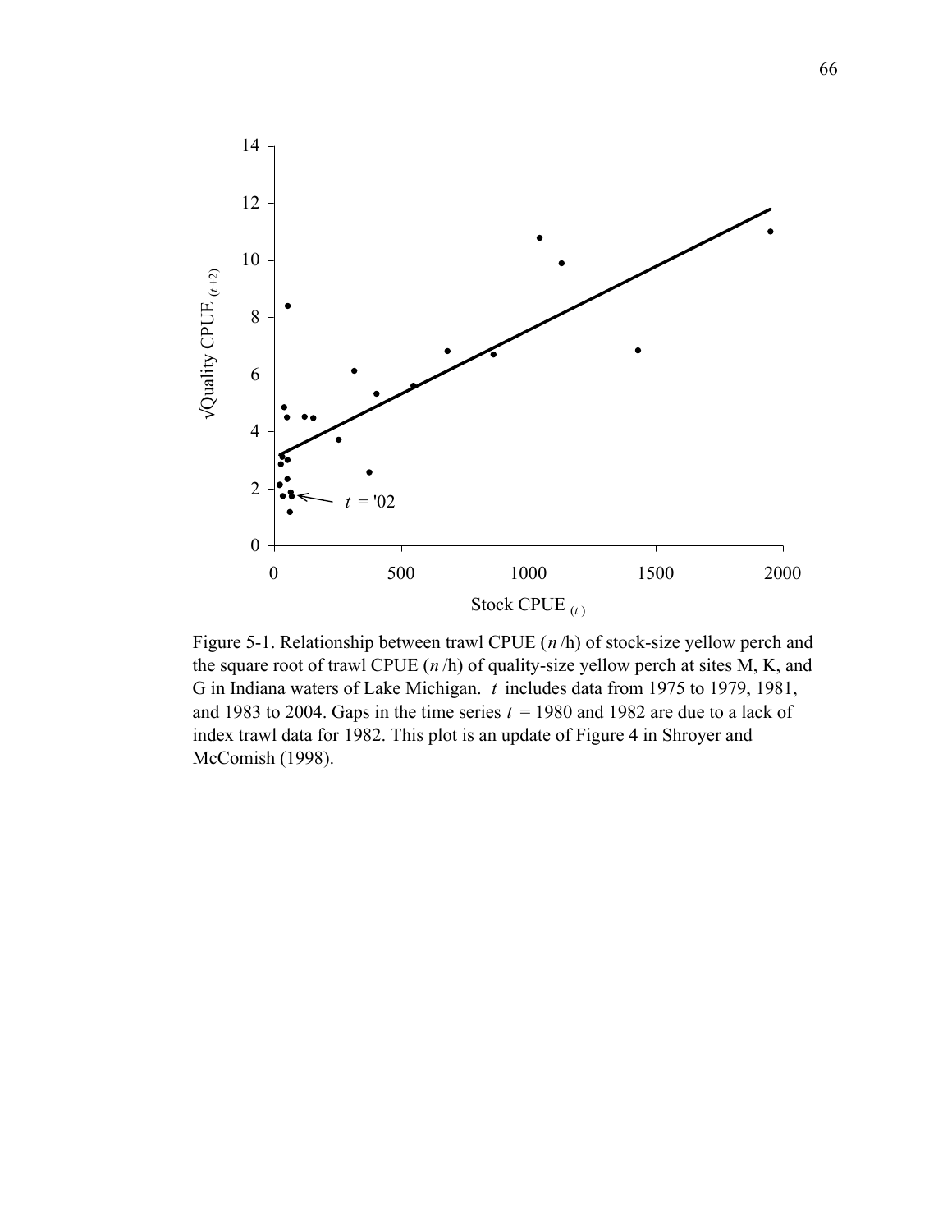Figure 5-1. Relationship between trawl CPUE ($n$/h) of stock-size yellow perch and the square root of trawl CPUE ($n$/h) of quality-size yellow perch at sites M, K, and G in Indiana waters of Lake Michigan. $t$ includes data from 1975 to 1979, 1981, and 1983 to 2004. Gaps in the time series $t$ = 1980 and 1982 are due to a lack of index trawl data for 1982. This plot is an update of Figure 4 in Shroyer and McComish (1998).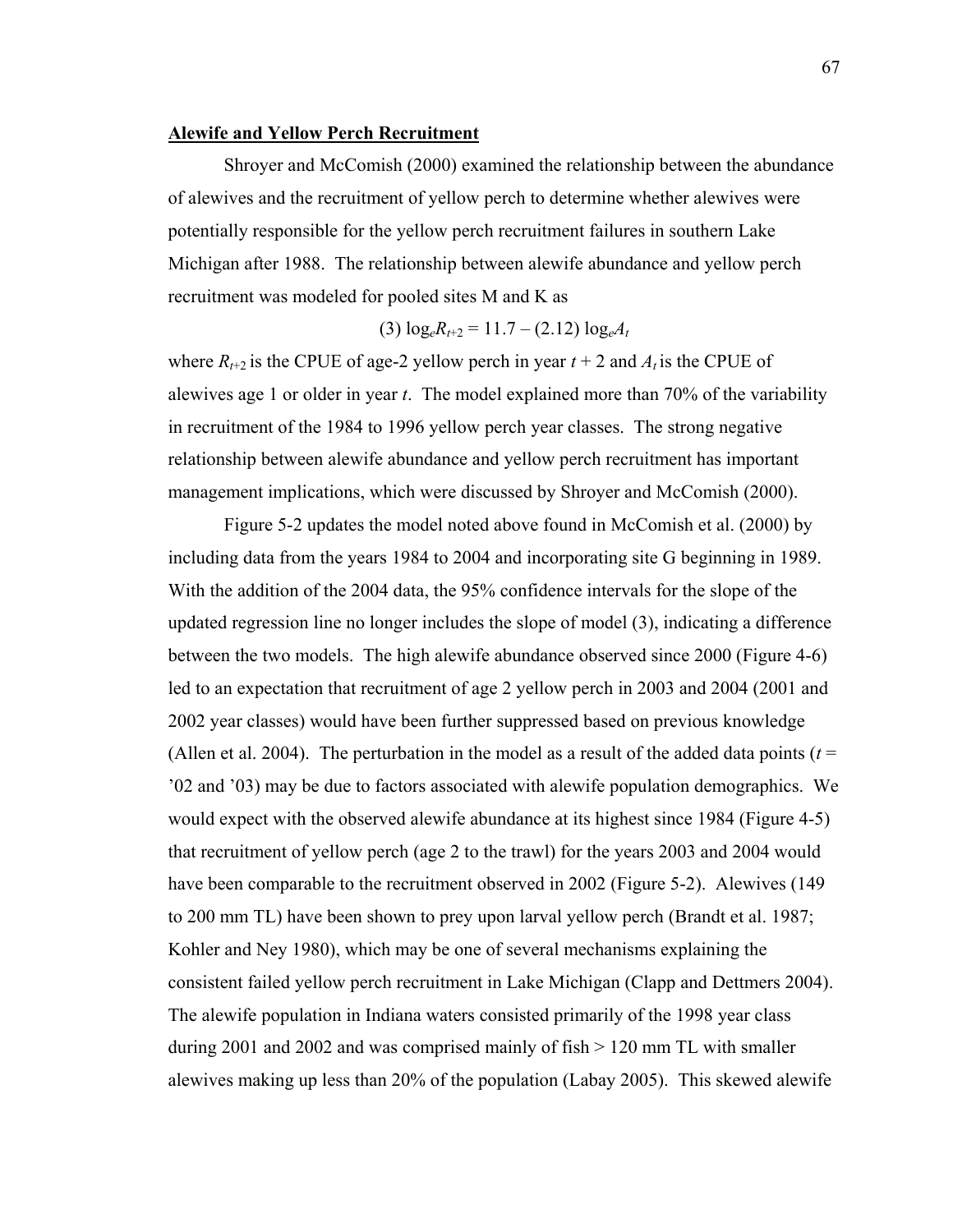**Alewife and Yellow Perch Recruitment**

Shroyer and McComish (2000) examined the relationship between the abundance of alewives and the recruitment of yellow perch to determine whether alewives were potentially responsible for the yellow perch recruitment failures in southern Lake Michigan after 1988. The relationship between alewife abundance and yellow perch recruitment was modeled for pooled sites M and K as

$$(3)\ \log_e R_{t+2} = 11.7 - (2.12)\log_e A_t$$

where $R_{t+2}$ is the CPUE of age-2 yellow perch in year $t + 2$ and $A_t$ is the CPUE of alewives age 1 or older in year $t$. The model explained more than 70% of the variability in recruitment of the 1984 to 1996 yellow perch year classes. The strong negative relationship between alewife abundance and yellow perch recruitment has important management implications, which were discussed by Shroyer and McComish (2000).

Figure 5-2 updates the model noted above found in McComish et al. (2000) by including data from the years 1984 to 2004 and incorporating site G beginning in 1989. With the addition of the 2004 data, the 95% confidence intervals for the slope of the updated regression line no longer includes the slope of model (3), indicating a difference between the two models. The high alewife abundance observed since 2000 (Figure 4-6) led to an expectation that recruitment of age 2 yellow perch in 2003 and 2004 (2001 and 2002 year classes) would have been further suppressed based on previous knowledge (Allen et al. 2004). The perturbation in the model as a result of the added data points ($t$ = '02 and '03) may be due to factors associated with alewife population demographics. We would expect with the observed alewife abundance at its highest since 1984 (Figure 4-5) that recruitment of yellow perch (age 2 to the trawl) for the years 2003 and 2004 would have been comparable to the recruitment observed in 2002 (Figure 5-2). Alewives (149 to 200 mm TL) have been shown to prey upon larval yellow perch (Brandt et al. 1987; Kohler and Ney 1980), which may be one of several mechanisms explaining the consistent failed yellow perch recruitment in Lake Michigan (Clapp and Dettmers 2004). The alewife population in Indiana waters consisted primarily of the 1998 year class during 2001 and 2002 and was comprised mainly of fish > 120 mm TL with smaller alewives making up less than 20% of the population (Labay 2005). This skewed alewife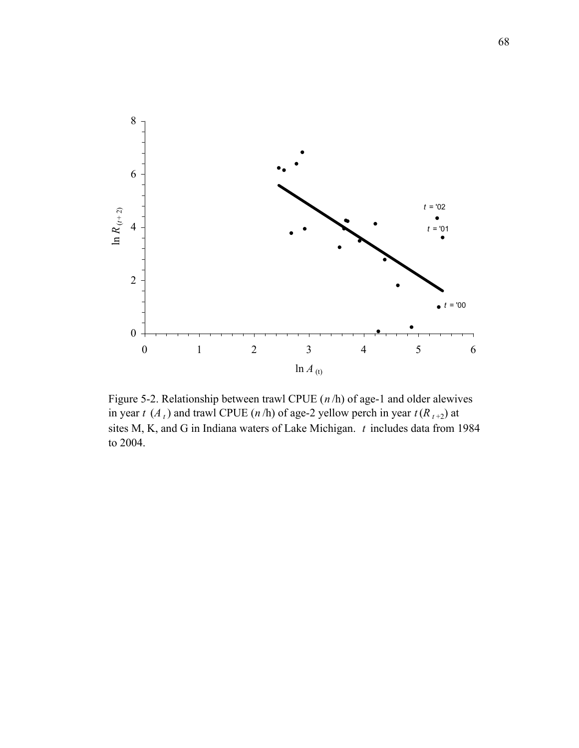Figure 5-2. Relationship between trawl CPUE ($n$/h) of age-1 and older alewives in year $t$ ($A_t$) and trawl CPUE ($n$/h) of age-2 yellow perch in year $t$ ($R_{t+2}$) at sites M, K, and G in Indiana waters of Lake Michigan. $t$ includes data from 1984 to 2004.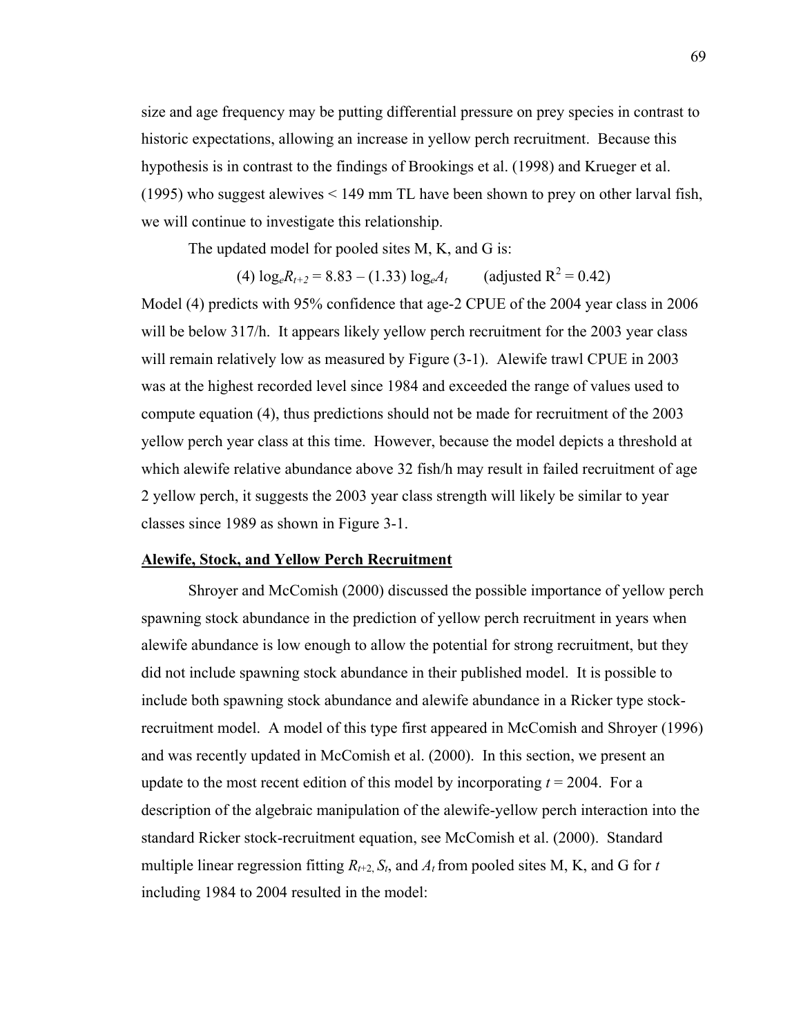size and age frequency may be putting differential pressure on prey species in contrast to historic expectations, allowing an increase in yellow perch recruitment. Because this hypothesis is in contrast to the findings of Brookings et al. (1998) and Krueger et al. (1995) who suggest alewives < 149 mm TL have been shown to prey on other larval fish, we will continue to investigate this relationship.

The updated model for pooled sites M, K, and G is:

$$(4)\ \log_e R_{t+2} = 8.83 - (1.33)\ \log_e A_t \qquad (\text{adjusted } R^2 = 0.42)$$

Model (4) predicts with 95% confidence that age-2 CPUE of the 2004 year class in 2006 will be below 317/h. It appears likely yellow perch recruitment for the 2003 year class will remain relatively low as measured by Figure (3-1). Alewife trawl CPUE in 2003 was at the highest recorded level since 1984 and exceeded the range of values used to compute equation (4), thus predictions should not be made for recruitment of the 2003 yellow perch year class at this time. However, because the model depicts a threshold at which alewife relative abundance above 32 fish/h may result in failed recruitment of age 2 yellow perch, it suggests the 2003 year class strength will likely be similar to year classes since 1989 as shown in Figure 3-1.

**Alewife, Stock, and Yellow Perch Recruitment**

Shroyer and McComish (2000) discussed the possible importance of yellow perch spawning stock abundance in the prediction of yellow perch recruitment in years when alewife abundance is low enough to allow the potential for strong recruitment, but they did not include spawning stock abundance in their published model. It is possible to include both spawning stock abundance and alewife abundance in a Ricker type stock-recruitment model. A model of this type first appeared in McComish and Shroyer (1996) and was recently updated in McComish et al. (2000). In this section, we present an update to the most recent edition of this model by incorporating $t = 2004$. For a description of the algebraic manipulation of the alewife-yellow perch interaction into the standard Ricker stock-recruitment equation, see McComish et al. (2000). Standard multiple linear regression fitting $R_{t+2}$, $S_t$, and $A_t$ from pooled sites M, K, and G for $t$ including 1984 to 2004 resulted in the model: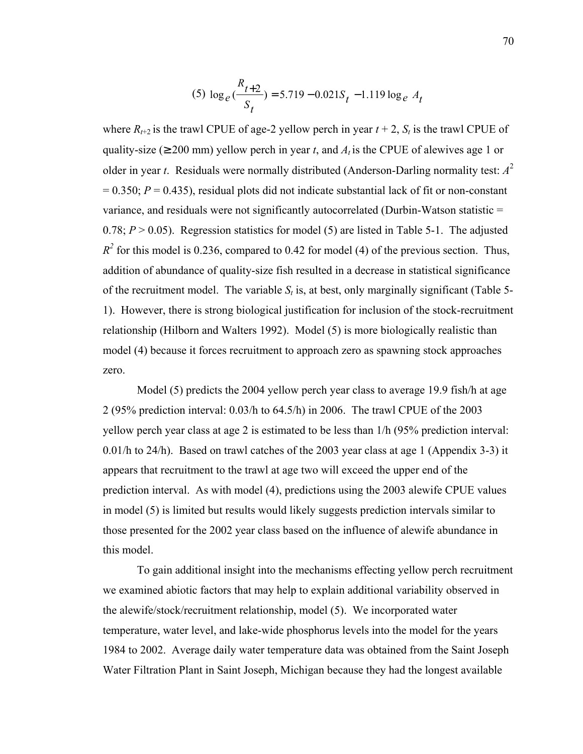$$(5)\ \log_e\left(\frac{R_{t+2}}{S_t}\right) = 5.719 - 0.021S_t - 1.119\log_e A_t$$

where $R_{t+2}$ is the trawl CPUE of age-2 yellow perch in year $t + 2$, $S_t$ is the trawl CPUE of quality-size (≥ 200 mm) yellow perch in year $t$, and $A_t$ is the CPUE of alewives age 1 or older in year $t$. Residuals were normally distributed (Anderson-Darling normality test: $A^2 = 0.350$; $P = 0.435$), residual plots did not indicate substantial lack of fit or non-constant variance, and residuals were not significantly autocorrelated (Durbin-Watson statistic = 0.78; $P > 0.05$). Regression statistics for model (5) are listed in Table 5-1. The adjusted $R^2$ for this model is 0.236, compared to 0.42 for model (4) of the previous section. Thus, addition of abundance of quality-size fish resulted in a decrease in statistical significance of the recruitment model. The variable $S_t$ is, at best, only marginally significant (Table 5-1). However, there is strong biological justification for inclusion of the stock-recruitment relationship (Hilborn and Walters 1992). Model (5) is more biologically realistic than model (4) because it forces recruitment to approach zero as spawning stock approaches zero.

Model (5) predicts the 2004 yellow perch year class to average 19.9 fish/h at age 2 (95% prediction interval: 0.03/h to 64.5/h) in 2006. The trawl CPUE of the 2003 yellow perch year class at age 2 is estimated to be less than 1/h (95% prediction interval: 0.01/h to 24/h). Based on trawl catches of the 2003 year class at age 1 (Appendix 3-3) it appears that recruitment to the trawl at age two will exceed the upper end of the prediction interval. As with model (4), predictions using the 2003 alewife CPUE values in model (5) is limited but results would likely suggests prediction intervals similar to those presented for the 2002 year class based on the influence of alewife abundance in this model.

To gain additional insight into the mechanisms effecting yellow perch recruitment we examined abiotic factors that may help to explain additional variability observed in the alewife/stock/recruitment relationship, model (5). We incorporated water temperature, water level, and lake-wide phosphorus levels into the model for the years 1984 to 2002. Average daily water temperature data was obtained from the Saint Joseph Water Filtration Plant in Saint Joseph, Michigan because they had the longest available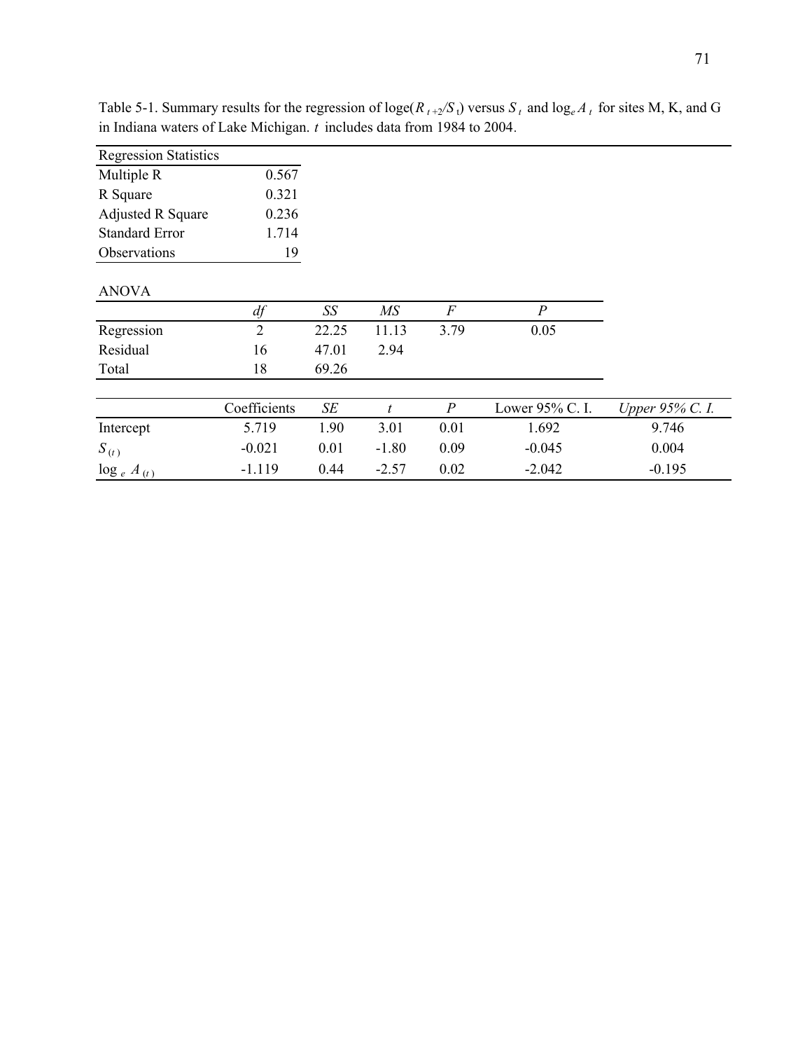Table 5-1. Summary results for the regression of $\log_e(R_{t+2}/S_t)$ versus $S_t$ and $\log_e A_t$ for sites M, K, and G in Indiana waters of Lake Michigan. $t$ includes data from 1984 to 2004.

| Regression Statistics | |
|---|---|
| Multiple R | 0.567 |
| R Square | 0.321 |
| Adjusted R Square | 0.236 |
| Standard Error | 1.714 |
| Observations | 19 |

ANOVA

| | *df* | *SS* | *MS* | *F* | *P* |
|---|---|---|---|---|---|
| Regression | 2 | 22.25 | 11.13 | 3.79 | 0.05 |
| Residual | 16 | 47.01 | 2.94 | | |
| Total | 18 | 69.26 | | | |

| | Coefficients | *SE* | *t* | *P* | Lower 95% C. I. | *Upper 95% C. I.* |
|---|---|---|---|---|---|---|
| Intercept | 5.719 | 1.90 | 3.01 | 0.01 | 1.692 | 9.746 |
| $S_{(t)}$ | -0.021 | 0.01 | -1.80 | 0.09 | -0.045 | 0.004 |
| $\log_e A_{(t)}$ | -1.119 | 0.44 | -2.57 | 0.02 | -2.042 | -0.195 |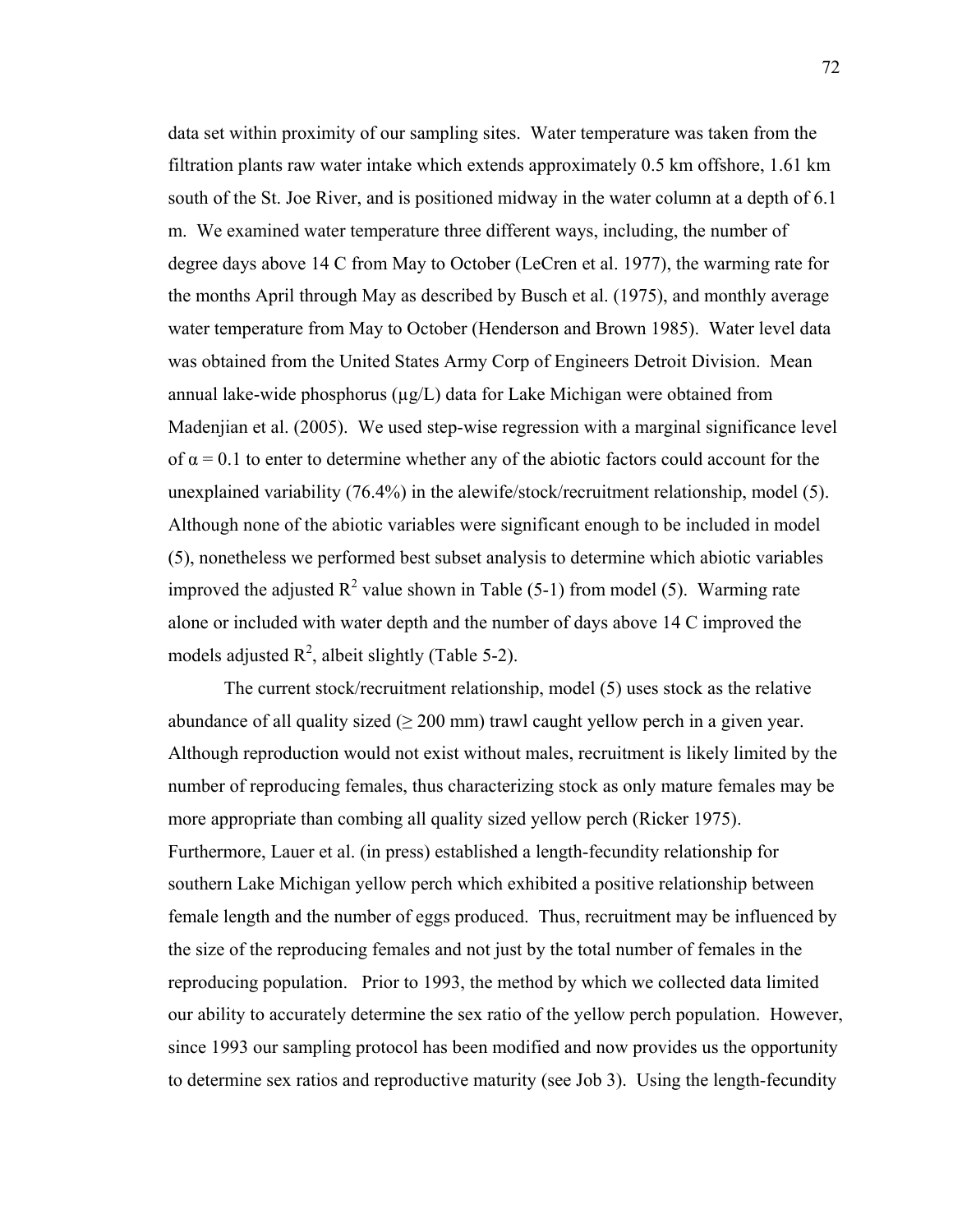data set within proximity of our sampling sites. Water temperature was taken from the filtration plants raw water intake which extends approximately 0.5 km offshore, 1.61 km south of the St. Joe River, and is positioned midway in the water column at a depth of 6.1 m. We examined water temperature three different ways, including, the number of degree days above 14 C from May to October (LeCren et al. 1977), the warming rate for the months April through May as described by Busch et al. (1975), and monthly average water temperature from May to October (Henderson and Brown 1985). Water level data was obtained from the United States Army Corp of Engineers Detroit Division. Mean annual lake-wide phosphorus (µg/L) data for Lake Michigan were obtained from Madenjian et al. (2005). We used step-wise regression with a marginal significance level of $\alpha = 0.1$ to enter to determine whether any of the abiotic factors could account for the unexplained variability (76.4%) in the alewife/stock/recruitment relationship, model (5). Although none of the abiotic variables were significant enough to be included in model (5), nonetheless we performed best subset analysis to determine which abiotic variables improved the adjusted $R^2$ value shown in Table (5-1) from model (5). Warming rate alone or included with water depth and the number of days above 14 C improved the models adjusted $R^2$, albeit slightly (Table 5-2).

The current stock/recruitment relationship, model (5) uses stock as the relative abundance of all quality sized ($\geq 200$ mm) trawl caught yellow perch in a given year. Although reproduction would not exist without males, recruitment is likely limited by the number of reproducing females, thus characterizing stock as only mature females may be more appropriate than combing all quality sized yellow perch (Ricker 1975). Furthermore, Lauer et al. (in press) established a length-fecundity relationship for southern Lake Michigan yellow perch which exhibited a positive relationship between female length and the number of eggs produced. Thus, recruitment may be influenced by the size of the reproducing females and not just by the total number of females in the reproducing population. Prior to 1993, the method by which we collected data limited our ability to accurately determine the sex ratio of the yellow perch population. However, since 1993 our sampling protocol has been modified and now provides us the opportunity to determine sex ratios and reproductive maturity (see Job 3). Using the length-fecundity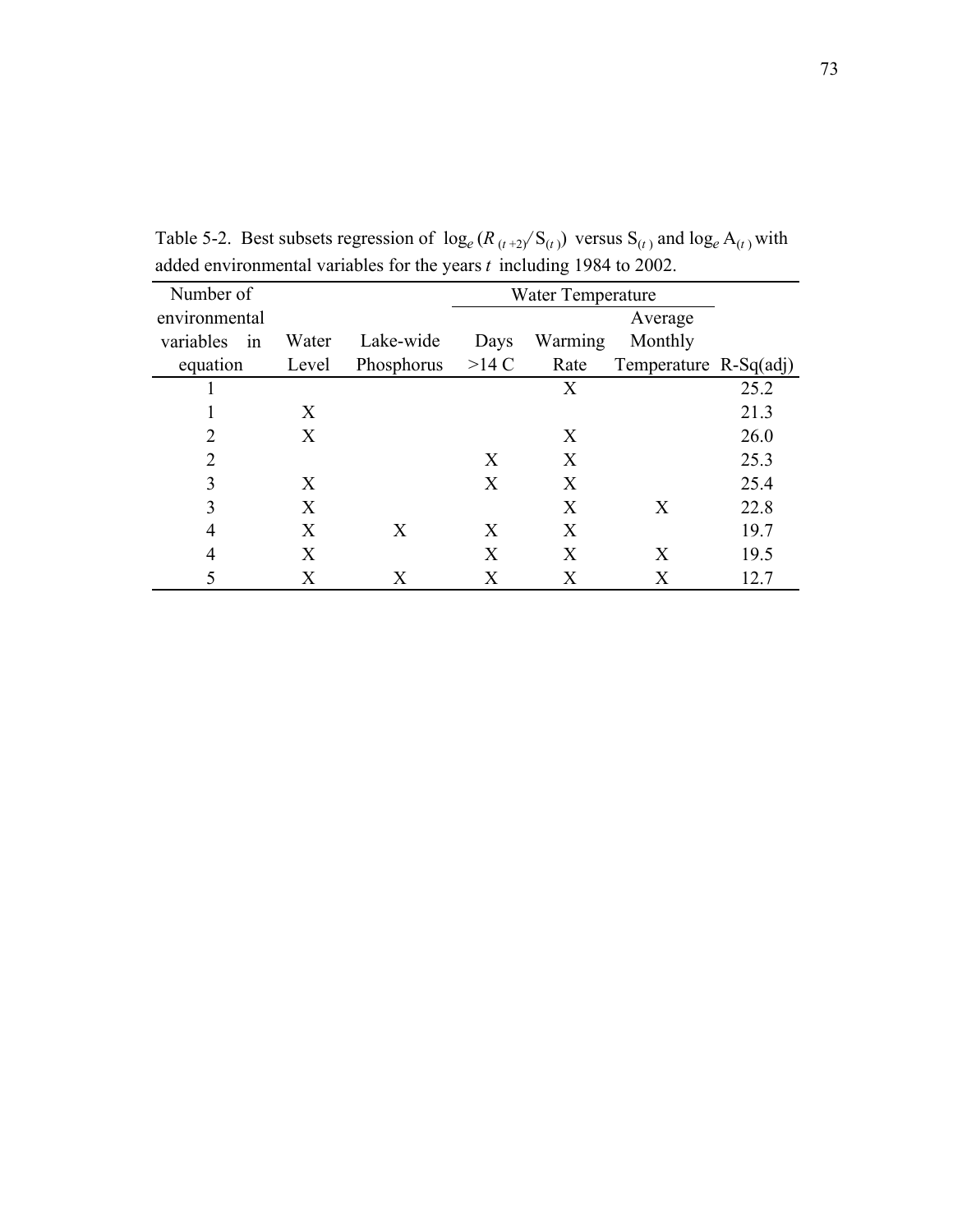Table 5-2. Best subsets regression of $\log_e(R_{(t+2)}/S_{(t)})$ versus $S_{(t)}$ and $\log_e A_{(t)}$ with added environmental variables for the years $t$ including 1984 to 2002.

| Number of environmental variables in equation | Water Level | Lake-wide Phosphorus | Water Temperature | | | R-Sq(adj) |
|---|---|---|---|---|---|---|
| | | | Days >14 C | Warming Rate | Average Monthly Temperature | |
| 1 | | | | X | | 25.2 |
| 1 | X | | | | | 21.3 |
| 2 | X | | | X | | 26.0 |
| 2 | | | X | X | | 25.3 |
| 3 | X | | X | X | | 25.4 |
| 3 | X | | | X | X | 22.8 |
| 4 | X | X | X | X | | 19.7 |
| 4 | X | | X | X | X | 19.5 |
| 5 | X | X | X | X | X | 12.7 |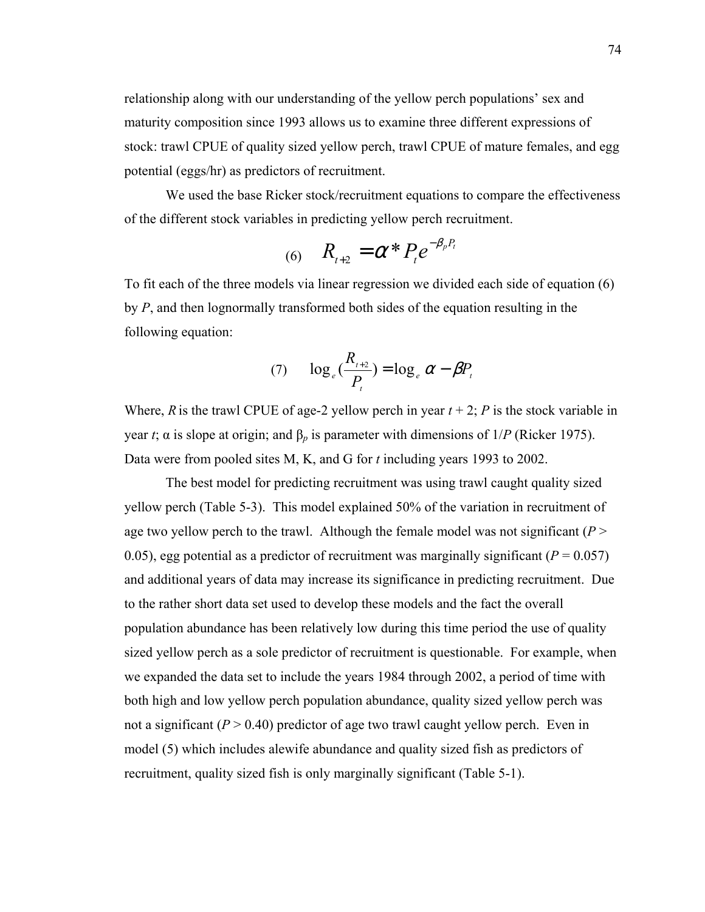relationship along with our understanding of the yellow perch populations' sex and maturity composition since 1993 allows us to examine three different expressions of stock: trawl CPUE of quality sized yellow perch, trawl CPUE of mature females, and egg potential (eggs/hr) as predictors of recruitment.

We used the base Ricker stock/recruitment equations to compare the effectiveness of the different stock variables in predicting yellow perch recruitment.

$$\text{(6)} \quad R_{t+2} = \alpha * P_t e^{-\beta_p P_t}$$

To fit each of the three models via linear regression we divided each side of equation (6) by $P$, and then lognormally transformed both sides of the equation resulting in the following equation:

$$\text{(7)} \quad \log_e\left(\frac{R_{t+2}}{P_t}\right) = \log_e \alpha - \beta P_t$$

Where, $R$ is the trawl CPUE of age-2 yellow perch in year $t + 2$; $P$ is the stock variable in year $t$; $\alpha$ is slope at origin; and $\beta_p$ is parameter with dimensions of $1/P$ (Ricker 1975). Data were from pooled sites M, K, and G for $t$ including years 1993 to 2002.

The best model for predicting recruitment was using trawl caught quality sized yellow perch (Table 5-3). This model explained 50% of the variation in recruitment of age two yellow perch to the trawl. Although the female model was not significant ($P > 0.05$), egg potential as a predictor of recruitment was marginally significant ($P = 0.057$) and additional years of data may increase its significance in predicting recruitment. Due to the rather short data set used to develop these models and the fact the overall population abundance has been relatively low during this time period the use of quality sized yellow perch as a sole predictor of recruitment is questionable. For example, when we expanded the data set to include the years 1984 through 2002, a period of time with both high and low yellow perch population abundance, quality sized yellow perch was not a significant ($P > 0.40$) predictor of age two trawl caught yellow perch. Even in model (5) which includes alewife abundance and quality sized fish as predictors of recruitment, quality sized fish is only marginally significant (Table 5-1).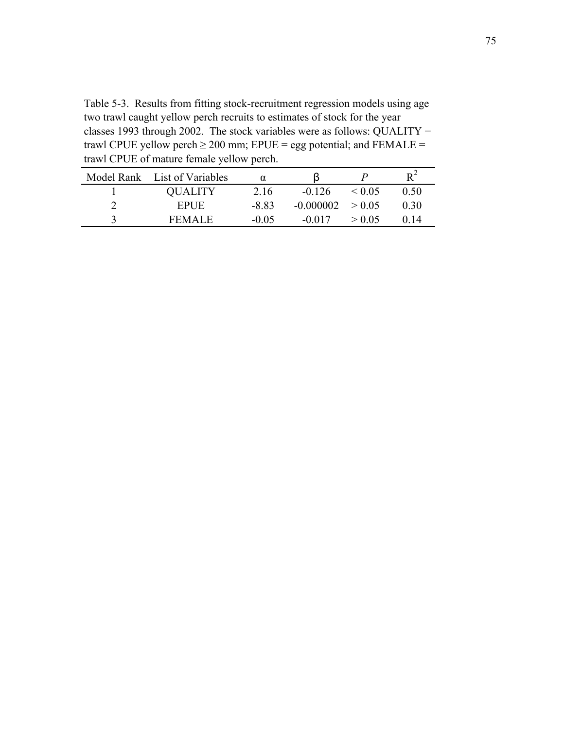Table 5-3. Results from fitting stock-recruitment regression models using age two trawl caught yellow perch recruits to estimates of stock for the year classes 1993 through 2002. The stock variables were as follows: QUALITY = trawl CPUE yellow perch ≥ 200 mm; EPUE = egg potential; and FEMALE = trawl CPUE of mature female yellow perch.

| Model Rank | List of Variables | $\alpha$ | $\beta$ | $P$ | $R^2$ |
|---|---|---|---|---|---|
| 1 | QUALITY | 2.16 | -0.126 | < 0.05 | 0.50 |
| 2 | EPUE | -8.83 | -0.000002 | > 0.05 | 0.30 |
| 3 | FEMALE | -0.05 | -0.017 | > 0.05 | 0.14 |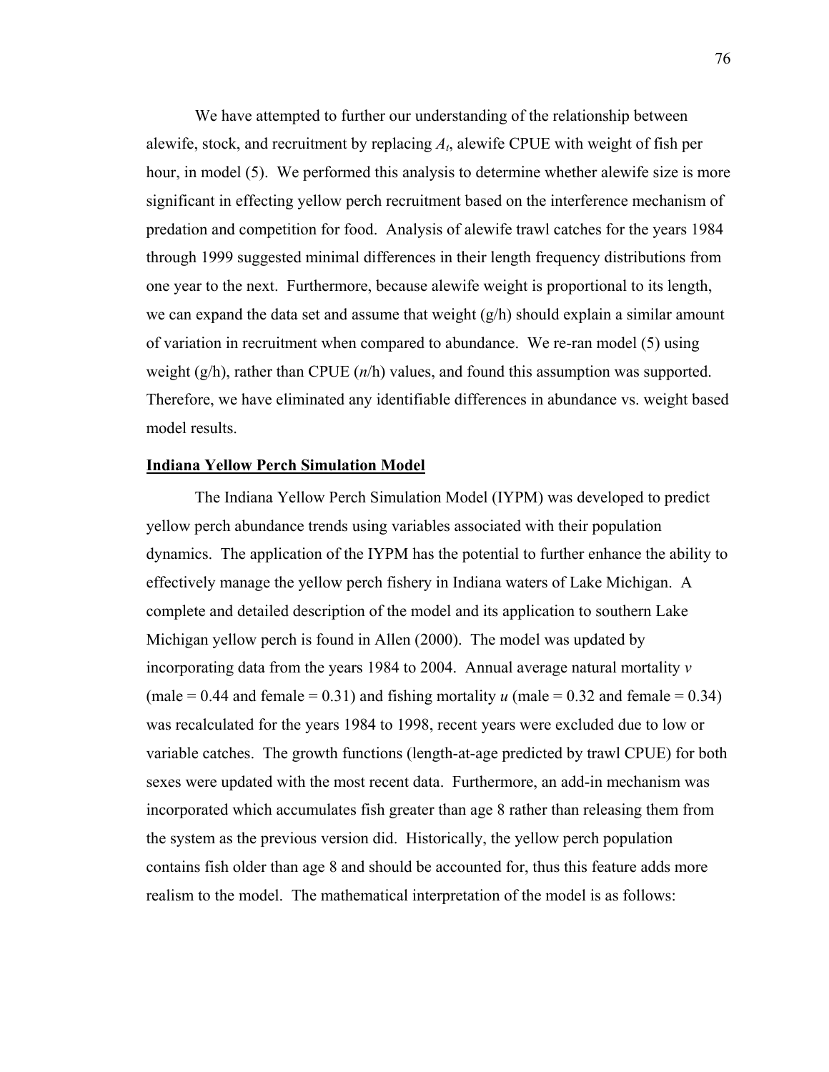We have attempted to further our understanding of the relationship between alewife, stock, and recruitment by replacing $A_t$, alewife CPUE with weight of fish per hour, in model (5). We performed this analysis to determine whether alewife size is more significant in effecting yellow perch recruitment based on the interference mechanism of predation and competition for food. Analysis of alewife trawl catches for the years 1984 through 1999 suggested minimal differences in their length frequency distributions from one year to the next. Furthermore, because alewife weight is proportional to its length, we can expand the data set and assume that weight (g/h) should explain a similar amount of variation in recruitment when compared to abundance. We re-ran model (5) using weight (g/h), rather than CPUE ($n$/h) values, and found this assumption was supported. Therefore, we have eliminated any identifiable differences in abundance vs. weight based model results.

## Indiana Yellow Perch Simulation Model

The Indiana Yellow Perch Simulation Model (IYPM) was developed to predict yellow perch abundance trends using variables associated with their population dynamics. The application of the IYPM has the potential to further enhance the ability to effectively manage the yellow perch fishery in Indiana waters of Lake Michigan. A complete and detailed description of the model and its application to southern Lake Michigan yellow perch is found in Allen (2000). The model was updated by incorporating data from the years 1984 to 2004. Annual average natural mortality $v$ (male = 0.44 and female = 0.31) and fishing mortality $u$ (male = 0.32 and female = 0.34) was recalculated for the years 1984 to 1998, recent years were excluded due to low or variable catches. The growth functions (length-at-age predicted by trawl CPUE) for both sexes were updated with the most recent data. Furthermore, an add-in mechanism was incorporated which accumulates fish greater than age 8 rather than releasing them from the system as the previous version did. Historically, the yellow perch population contains fish older than age 8 and should be accounted for, thus this feature adds more realism to the model. The mathematical interpretation of the model is as follows: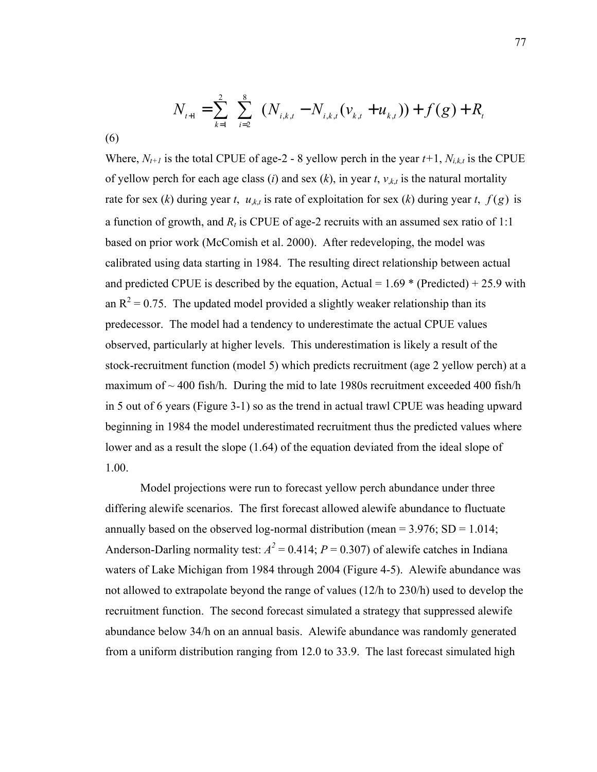$$N_{t+1} = \sum_{k=1}^{2} \sum_{i=2}^{8} (N_{i,k,t} - N_{i,k,t}(v_{k,t} + u_{k,t})) + f(g) + R_t$$

(6)

Where, $N_{t+1}$ is the total CPUE of age-2 - 8 yellow perch in the year $t$+1, $N_{i,k,t}$ is the CPUE of yellow perch for each age class ($i$) and sex ($k$), in year $t$, $v_{,k,t}$ is the natural mortality rate for sex ($k$) during year $t$, $u_{,k,t}$ is rate of exploitation for sex ($k$) during year $t$, $f(g)$ is a function of growth, and $R_t$ is CPUE of age-2 recruits with an assumed sex ratio of 1:1 based on prior work (McComish et al. 2000). After redeveloping, the model was calibrated using data starting in 1984. The resulting direct relationship between actual and predicted CPUE is described by the equation, Actual = 1.69 * (Predicted) + 25.9 with an $R^2$ = 0.75. The updated model provided a slightly weaker relationship than its predecessor. The model had a tendency to underestimate the actual CPUE values observed, particularly at higher levels. This underestimation is likely a result of the stock-recruitment function (model 5) which predicts recruitment (age 2 yellow perch) at a maximum of ~ 400 fish/h. During the mid to late 1980s recruitment exceeded 400 fish/h in 5 out of 6 years (Figure 3-1) so as the trend in actual trawl CPUE was heading upward beginning in 1984 the model underestimated recruitment thus the predicted values where lower and as a result the slope (1.64) of the equation deviated from the ideal slope of 1.00.

Model projections were run to forecast yellow perch abundance under three differing alewife scenarios. The first forecast allowed alewife abundance to fluctuate annually based on the observed log-normal distribution (mean = 3.976; SD = 1.014; Anderson-Darling normality test: $A^2$ = 0.414; $P$ = 0.307) of alewife catches in Indiana waters of Lake Michigan from 1984 through 2004 (Figure 4-5). Alewife abundance was not allowed to extrapolate beyond the range of values (12/h to 230/h) used to develop the recruitment function. The second forecast simulated a strategy that suppressed alewife abundance below 34/h on an annual basis. Alewife abundance was randomly generated from a uniform distribution ranging from 12.0 to 33.9. The last forecast simulated high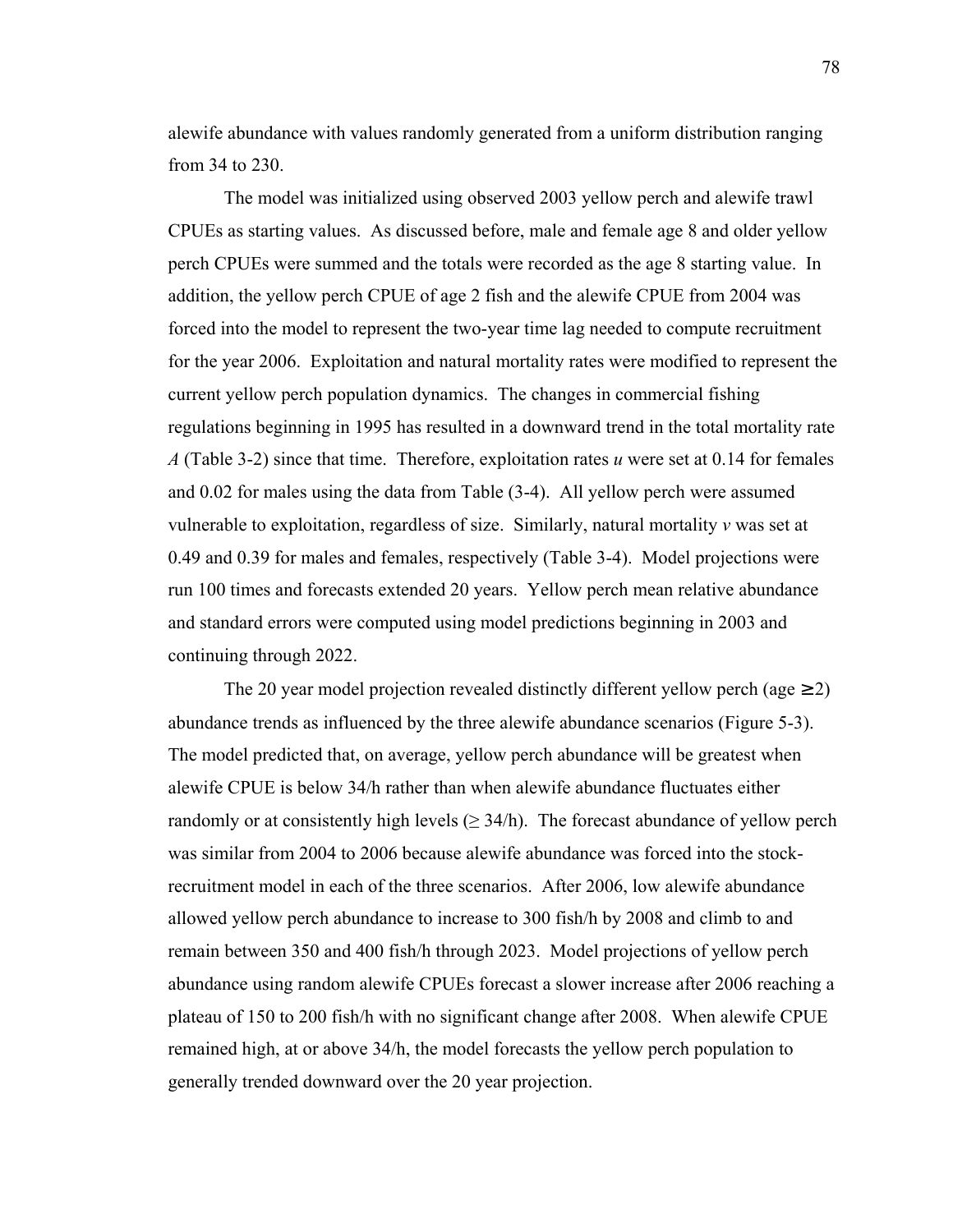alewife abundance with values randomly generated from a uniform distribution ranging from 34 to 230.

The model was initialized using observed 2003 yellow perch and alewife trawl CPUEs as starting values. As discussed before, male and female age 8 and older yellow perch CPUEs were summed and the totals were recorded as the age 8 starting value. In addition, the yellow perch CPUE of age 2 fish and the alewife CPUE from 2004 was forced into the model to represent the two-year time lag needed to compute recruitment for the year 2006. Exploitation and natural mortality rates were modified to represent the current yellow perch population dynamics. The changes in commercial fishing regulations beginning in 1995 has resulted in a downward trend in the total mortality rate $A$ (Table 3-2) since that time. Therefore, exploitation rates $u$ were set at 0.14 for females and 0.02 for males using the data from Table (3-4). All yellow perch were assumed vulnerable to exploitation, regardless of size. Similarly, natural mortality $v$ was set at 0.49 and 0.39 for males and females, respectively (Table 3-4). Model projections were run 100 times and forecasts extended 20 years. Yellow perch mean relative abundance and standard errors were computed using model predictions beginning in 2003 and continuing through 2022.

The 20 year model projection revealed distinctly different yellow perch (age $\geq 2$) abundance trends as influenced by the three alewife abundance scenarios (Figure 5-3). The model predicted that, on average, yellow perch abundance will be greatest when alewife CPUE is below 34/h rather than when alewife abundance fluctuates either randomly or at consistently high levels ($\geq$ 34/h). The forecast abundance of yellow perch was similar from 2004 to 2006 because alewife abundance was forced into the stock-recruitment model in each of the three scenarios. After 2006, low alewife abundance allowed yellow perch abundance to increase to 300 fish/h by 2008 and climb to and remain between 350 and 400 fish/h through 2023. Model projections of yellow perch abundance using random alewife CPUEs forecast a slower increase after 2006 reaching a plateau of 150 to 200 fish/h with no significant change after 2008. When alewife CPUE remained high, at or above 34/h, the model forecasts the yellow perch population to generally trended downward over the 20 year projection.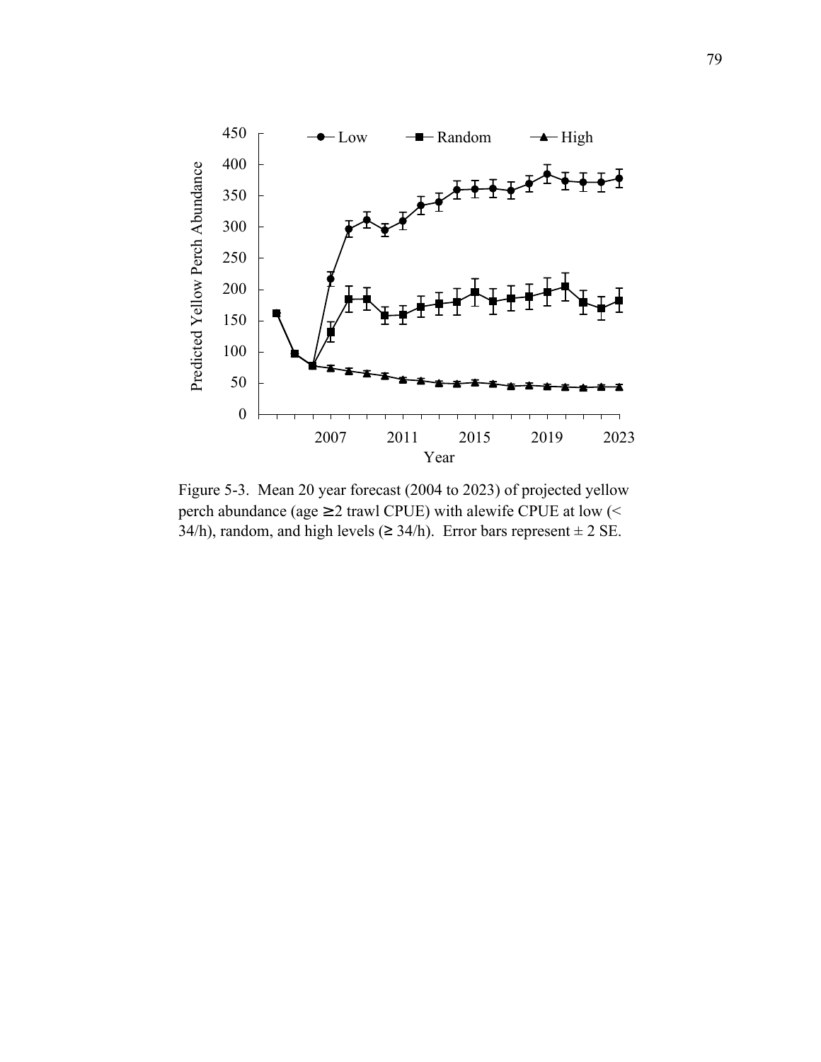Figure 5-3. Mean 20 year forecast (2004 to 2023) of projected yellow perch abundance (age ≥2 trawl CPUE) with alewife CPUE at low (< 34/h), random, and high levels (≥ 34/h). Error bars represent ± 2 SE.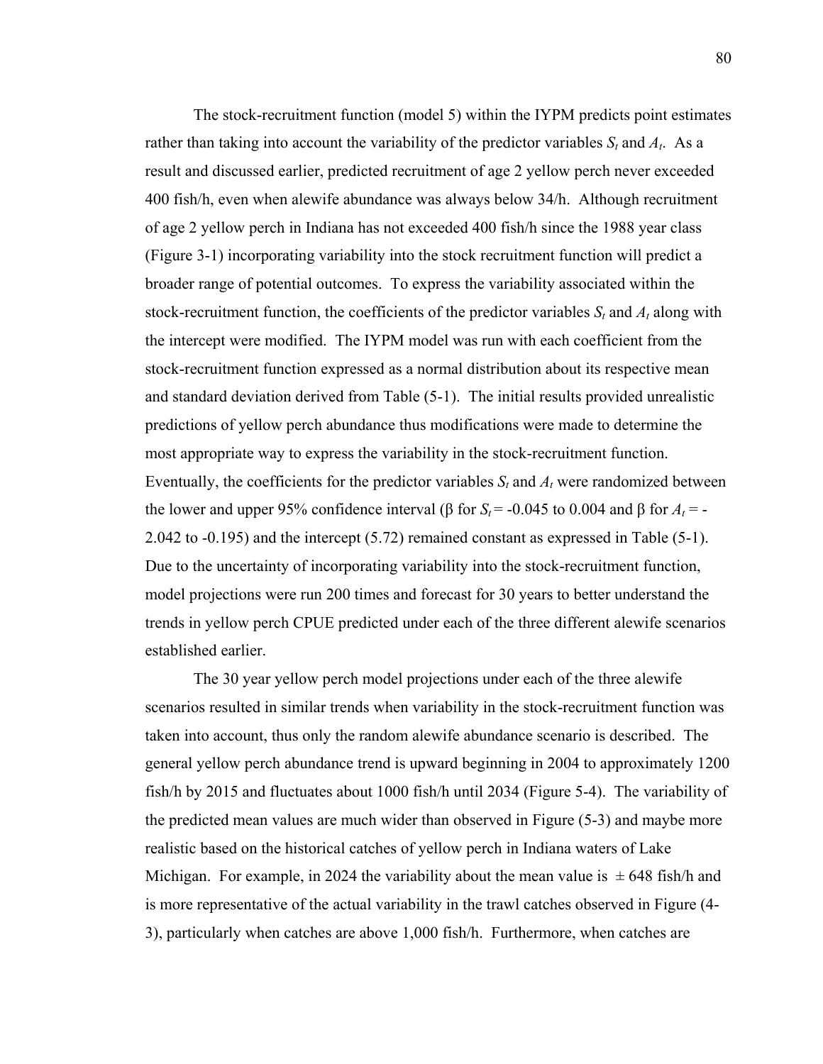The stock-recruitment function (model 5) within the IYPM predicts point estimates rather than taking into account the variability of the predictor variables $S_t$ and $A_t$. As a result and discussed earlier, predicted recruitment of age 2 yellow perch never exceeded 400 fish/h, even when alewife abundance was always below 34/h. Although recruitment of age 2 yellow perch in Indiana has not exceeded 400 fish/h since the 1988 year class (Figure 3-1) incorporating variability into the stock recruitment function will predict a broader range of potential outcomes. To express the variability associated within the stock-recruitment function, the coefficients of the predictor variables $S_t$ and $A_t$ along with the intercept were modified. The IYPM model was run with each coefficient from the stock-recruitment function expressed as a normal distribution about its respective mean and standard deviation derived from Table (5-1). The initial results provided unrealistic predictions of yellow perch abundance thus modifications were made to determine the most appropriate way to express the variability in the stock-recruitment function. Eventually, the coefficients for the predictor variables $S_t$ and $A_t$ were randomized between the lower and upper 95% confidence interval (β for $S_t$ = -0.045 to 0.004 and β for $A_t$ = -2.042 to -0.195) and the intercept (5.72) remained constant as expressed in Table (5-1). Due to the uncertainty of incorporating variability into the stock-recruitment function, model projections were run 200 times and forecast for 30 years to better understand the trends in yellow perch CPUE predicted under each of the three different alewife scenarios established earlier.

The 30 year yellow perch model projections under each of the three alewife scenarios resulted in similar trends when variability in the stock-recruitment function was taken into account, thus only the random alewife abundance scenario is described. The general yellow perch abundance trend is upward beginning in 2004 to approximately 1200 fish/h by 2015 and fluctuates about 1000 fish/h until 2034 (Figure 5-4). The variability of the predicted mean values are much wider than observed in Figure (5-3) and maybe more realistic based on the historical catches of yellow perch in Indiana waters of Lake Michigan. For example, in 2024 the variability about the mean value is ± 648 fish/h and is more representative of the actual variability in the trawl catches observed in Figure (4-3), particularly when catches are above 1,000 fish/h. Furthermore, when catches are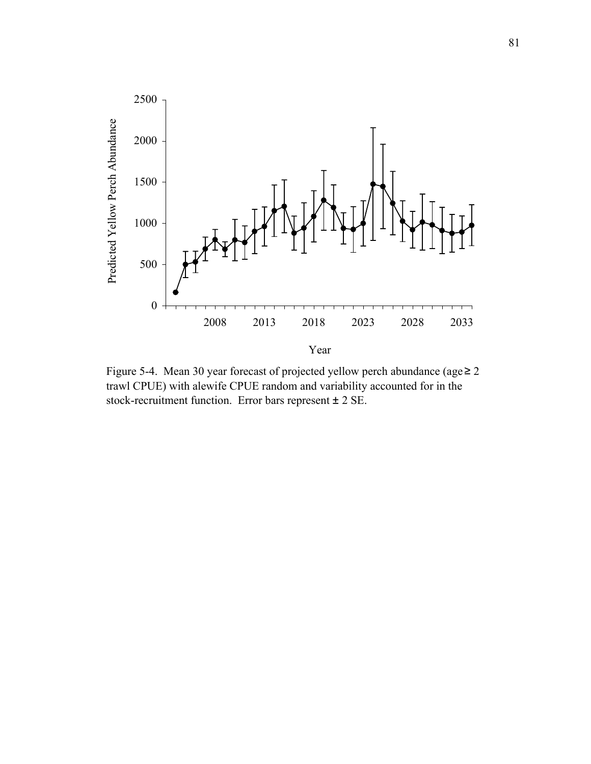Figure 5-4. Mean 30 year forecast of projected yellow perch abundance (age $\geq$ 2 trawl CPUE) with alewife CPUE random and variability accounted for in the stock-recruitment function. Error bars represent $\pm$ 2 SE.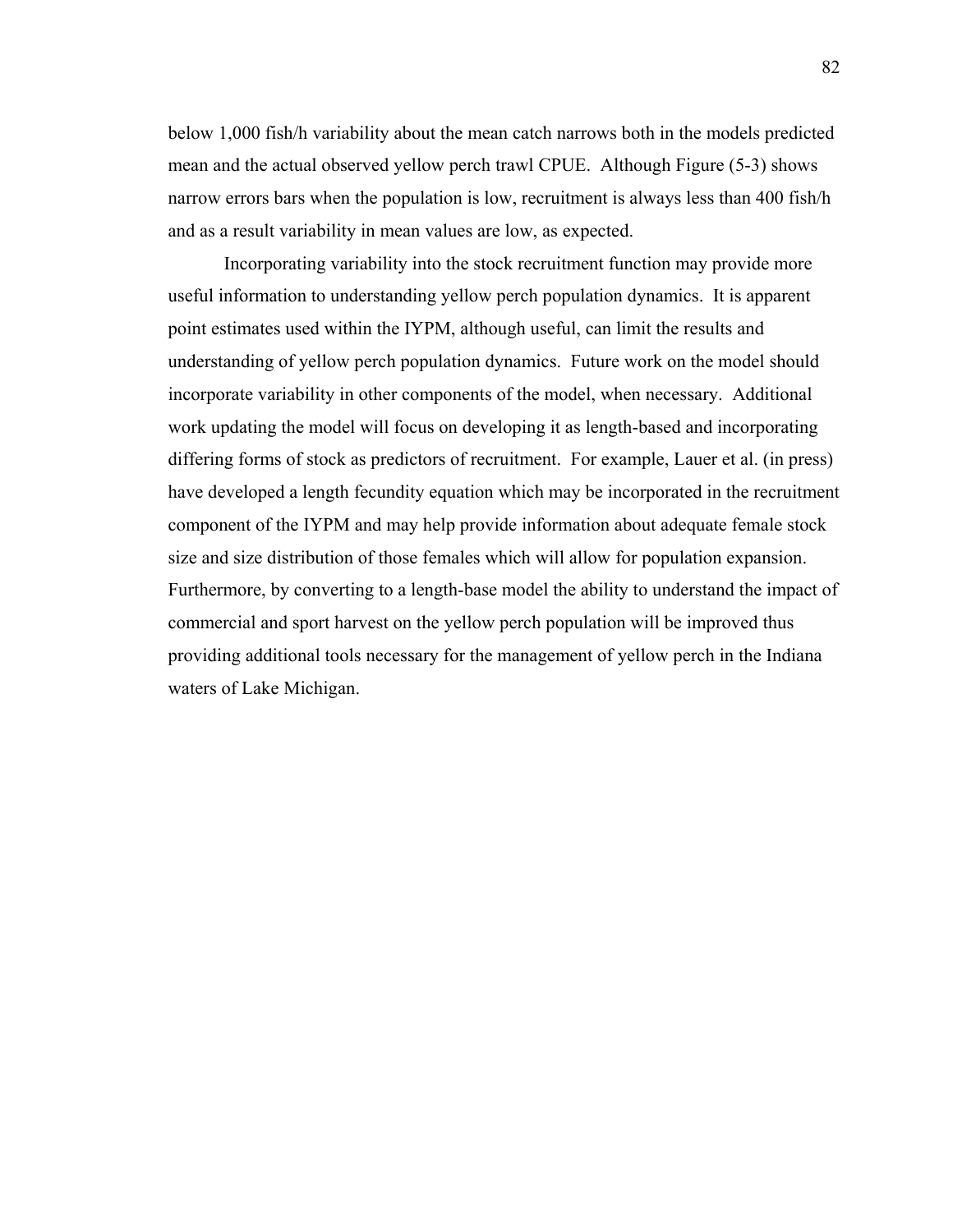below 1,000 fish/h variability about the mean catch narrows both in the models predicted mean and the actual observed yellow perch trawl CPUE. Although Figure (5-3) shows narrow errors bars when the population is low, recruitment is always less than 400 fish/h and as a result variability in mean values are low, as expected.

Incorporating variability into the stock recruitment function may provide more useful information to understanding yellow perch population dynamics. It is apparent point estimates used within the IYPM, although useful, can limit the results and understanding of yellow perch population dynamics. Future work on the model should incorporate variability in other components of the model, when necessary. Additional work updating the model will focus on developing it as length-based and incorporating differing forms of stock as predictors of recruitment. For example, Lauer et al. (in press) have developed a length fecundity equation which may be incorporated in the recruitment component of the IYPM and may help provide information about adequate female stock size and size distribution of those females which will allow for population expansion. Furthermore, by converting to a length-base model the ability to understand the impact of commercial and sport harvest on the yellow perch population will be improved thus providing additional tools necessary for the management of yellow perch in the Indiana waters of Lake Michigan.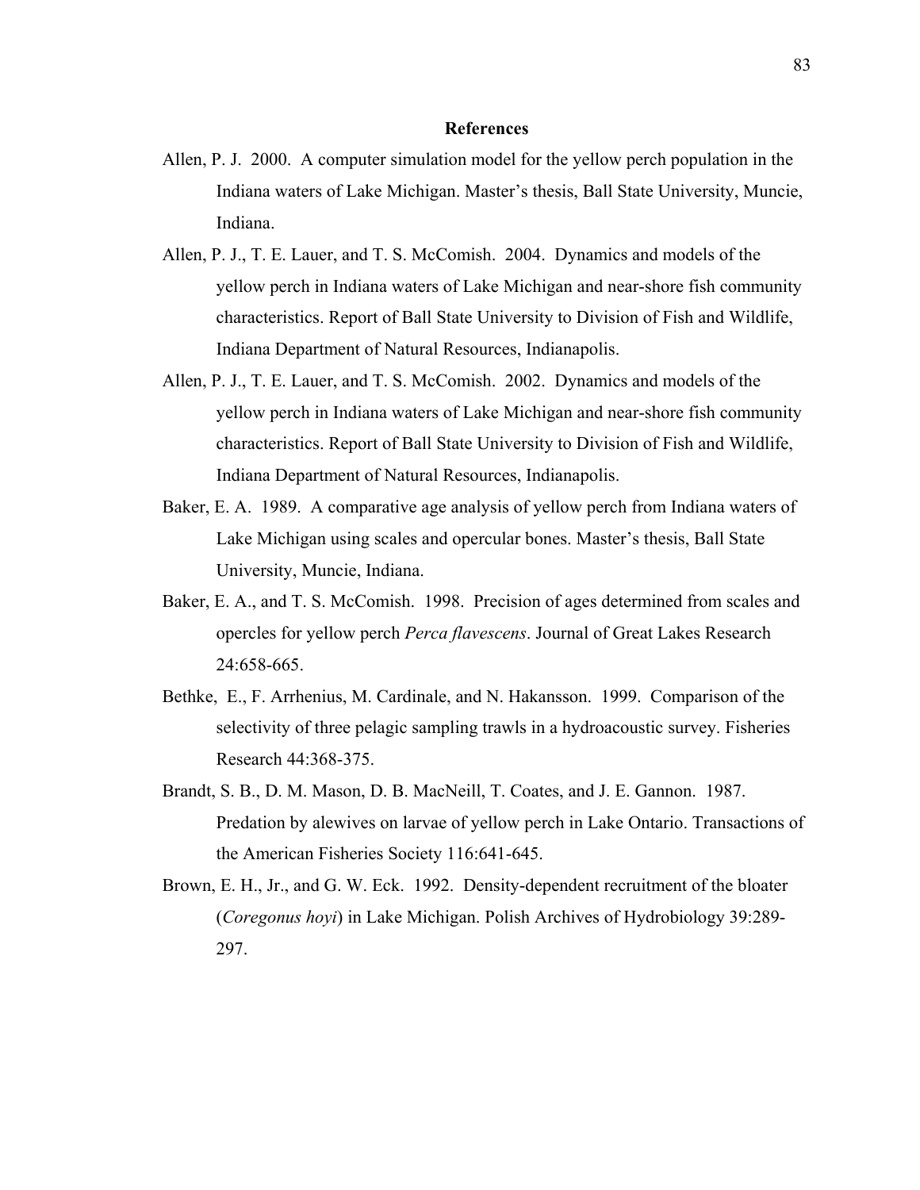# References

Allen, P. J. 2000. A computer simulation model for the yellow perch population in the Indiana waters of Lake Michigan. Master's thesis, Ball State University, Muncie, Indiana.

Allen, P. J., T. E. Lauer, and T. S. McComish. 2004. Dynamics and models of the yellow perch in Indiana waters of Lake Michigan and near-shore fish community characteristics. Report of Ball State University to Division of Fish and Wildlife, Indiana Department of Natural Resources, Indianapolis.

Allen, P. J., T. E. Lauer, and T. S. McComish. 2002. Dynamics and models of the yellow perch in Indiana waters of Lake Michigan and near-shore fish community characteristics. Report of Ball State University to Division of Fish and Wildlife, Indiana Department of Natural Resources, Indianapolis.

Baker, E. A. 1989. A comparative age analysis of yellow perch from Indiana waters of Lake Michigan using scales and opercular bones. Master's thesis, Ball State University, Muncie, Indiana.

Baker, E. A., and T. S. McComish. 1998. Precision of ages determined from scales and opercles for yellow perch *Perca flavescens*. Journal of Great Lakes Research 24:658-665.

Bethke, E., F. Arrhenius, M. Cardinale, and N. Hakansson. 1999. Comparison of the selectivity of three pelagic sampling trawls in a hydroacoustic survey. Fisheries Research 44:368-375.

Brandt, S. B., D. M. Mason, D. B. MacNeill, T. Coates, and J. E. Gannon. 1987. Predation by alewives on larvae of yellow perch in Lake Ontario. Transactions of the American Fisheries Society 116:641-645.

Brown, E. H., Jr., and G. W. Eck. 1992. Density-dependent recruitment of the bloater (*Coregonus hoyi*) in Lake Michigan. Polish Archives of Hydrobiology 39:289-297.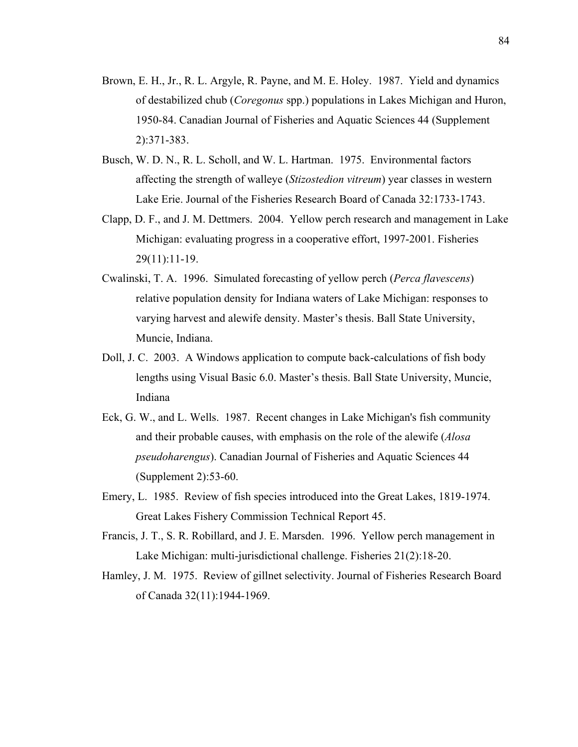Brown, E. H., Jr., R. L. Argyle, R. Payne, and M. E. Holey. 1987. Yield and dynamics of destabilized chub (*Coregonus* spp.) populations in Lakes Michigan and Huron, 1950-84. Canadian Journal of Fisheries and Aquatic Sciences 44 (Supplement 2):371-383.

Busch, W. D. N., R. L. Scholl, and W. L. Hartman. 1975. Environmental factors affecting the strength of walleye (*Stizostedion vitreum*) year classes in western Lake Erie. Journal of the Fisheries Research Board of Canada 32:1733-1743.

Clapp, D. F., and J. M. Dettmers. 2004. Yellow perch research and management in Lake Michigan: evaluating progress in a cooperative effort, 1997-2001. Fisheries 29(11):11-19.

Cwalinski, T. A. 1996. Simulated forecasting of yellow perch (*Perca flavescens*) relative population density for Indiana waters of Lake Michigan: responses to varying harvest and alewife density. Master's thesis. Ball State University, Muncie, Indiana.

Doll, J. C. 2003. A Windows application to compute back-calculations of fish body lengths using Visual Basic 6.0. Master's thesis. Ball State University, Muncie, Indiana

Eck, G. W., and L. Wells. 1987. Recent changes in Lake Michigan's fish community and their probable causes, with emphasis on the role of the alewife (*Alosa pseudoharengus*). Canadian Journal of Fisheries and Aquatic Sciences 44 (Supplement 2):53-60.

Emery, L. 1985. Review of fish species introduced into the Great Lakes, 1819-1974. Great Lakes Fishery Commission Technical Report 45.

Francis, J. T., S. R. Robillard, and J. E. Marsden. 1996. Yellow perch management in Lake Michigan: multi-jurisdictional challenge. Fisheries 21(2):18-20.

Hamley, J. M. 1975. Review of gillnet selectivity. Journal of Fisheries Research Board of Canada 32(11):1944-1969.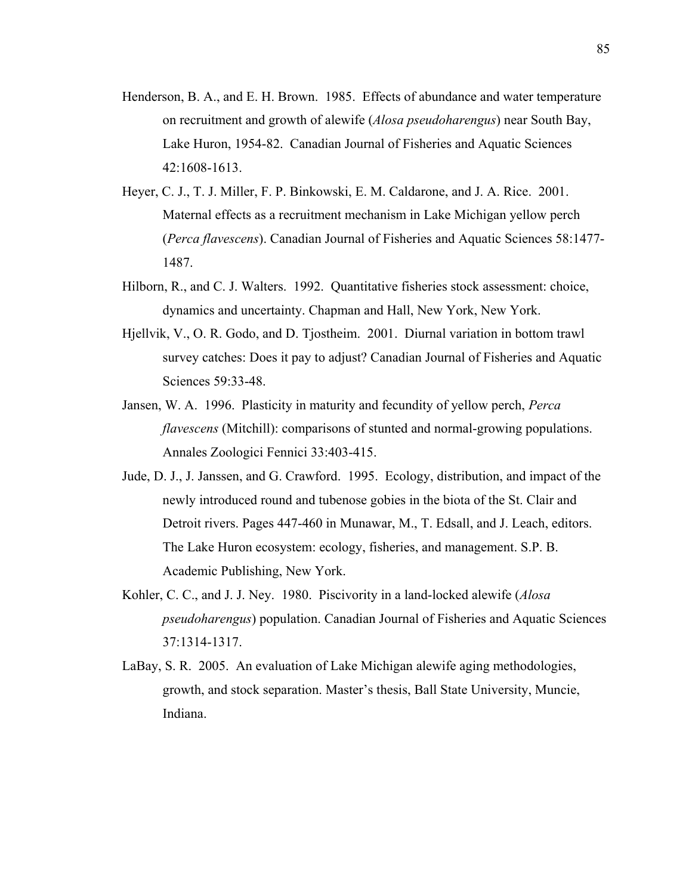Henderson, B. A., and E. H. Brown. 1985. Effects of abundance and water temperature on recruitment and growth of alewife (*Alosa pseudoharengus*) near South Bay, Lake Huron, 1954-82. Canadian Journal of Fisheries and Aquatic Sciences 42:1608-1613.

Heyer, C. J., T. J. Miller, F. P. Binkowski, E. M. Caldarone, and J. A. Rice. 2001. Maternal effects as a recruitment mechanism in Lake Michigan yellow perch (*Perca flavescens*). Canadian Journal of Fisheries and Aquatic Sciences 58:1477-1487.

Hilborn, R., and C. J. Walters. 1992. Quantitative fisheries stock assessment: choice, dynamics and uncertainty. Chapman and Hall, New York, New York.

Hjellvik, V., O. R. Godo, and D. Tjostheim. 2001. Diurnal variation in bottom trawl survey catches: Does it pay to adjust? Canadian Journal of Fisheries and Aquatic Sciences 59:33-48.

Jansen, W. A. 1996. Plasticity in maturity and fecundity of yellow perch, *Perca flavescens* (Mitchill): comparisons of stunted and normal-growing populations. Annales Zoologici Fennici 33:403-415.

Jude, D. J., J. Janssen, and G. Crawford. 1995. Ecology, distribution, and impact of the newly introduced round and tubenose gobies in the biota of the St. Clair and Detroit rivers. Pages 447-460 in Munawar, M., T. Edsall, and J. Leach, editors. The Lake Huron ecosystem: ecology, fisheries, and management. S.P. B. Academic Publishing, New York.

Kohler, C. C., and J. J. Ney. 1980. Piscivority in a land-locked alewife (*Alosa pseudoharengus*) population. Canadian Journal of Fisheries and Aquatic Sciences 37:1314-1317.

LaBay, S. R. 2005. An evaluation of Lake Michigan alewife aging methodologies, growth, and stock separation. Master's thesis, Ball State University, Muncie, Indiana.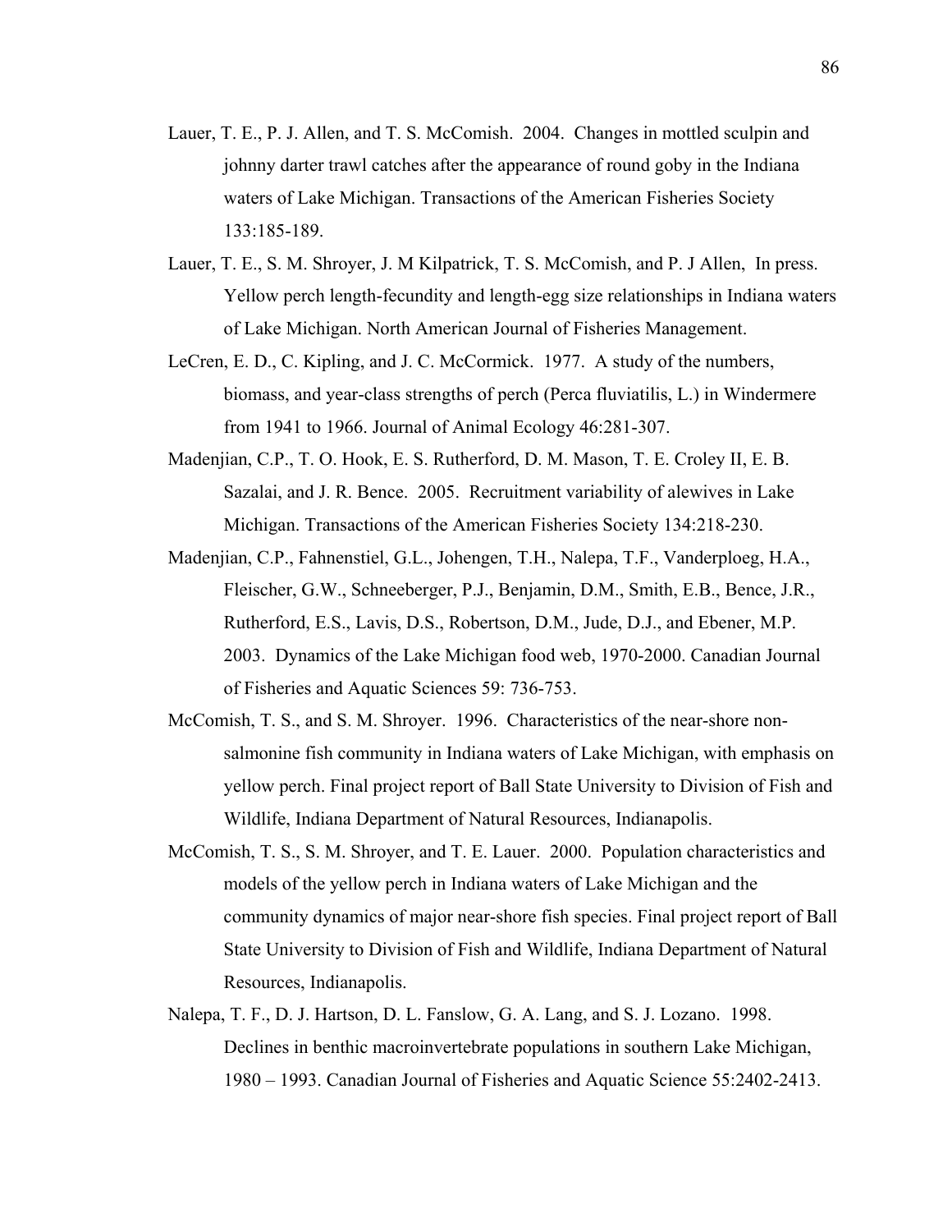Lauer, T. E., P. J. Allen, and T. S. McComish. 2004. Changes in mottled sculpin and johnny darter trawl catches after the appearance of round goby in the Indiana waters of Lake Michigan. Transactions of the American Fisheries Society 133:185-189.

Lauer, T. E., S. M. Shroyer, J. M Kilpatrick, T. S. McComish, and P. J Allen, In press. Yellow perch length-fecundity and length-egg size relationships in Indiana waters of Lake Michigan. North American Journal of Fisheries Management.

LeCren, E. D., C. Kipling, and J. C. McCormick. 1977. A study of the numbers, biomass, and year-class strengths of perch (Perca fluviatilis, L.) in Windermere from 1941 to 1966. Journal of Animal Ecology 46:281-307.

Madenjian, C.P., T. O. Hook, E. S. Rutherford, D. M. Mason, T. E. Croley II, E. B. Sazalai, and J. R. Bence. 2005. Recruitment variability of alewives in Lake Michigan. Transactions of the American Fisheries Society 134:218-230.

Madenjian, C.P., Fahnenstiel, G.L., Johengen, T.H., Nalepa, T.F., Vanderploeg, H.A., Fleischer, G.W., Schneeberger, P.J., Benjamin, D.M., Smith, E.B., Bence, J.R., Rutherford, E.S., Lavis, D.S., Robertson, D.M., Jude, D.J., and Ebener, M.P. 2003. Dynamics of the Lake Michigan food web, 1970-2000. Canadian Journal of Fisheries and Aquatic Sciences 59: 736-753.

McComish, T. S., and S. M. Shroyer. 1996. Characteristics of the near-shore non-salmonine fish community in Indiana waters of Lake Michigan, with emphasis on yellow perch. Final project report of Ball State University to Division of Fish and Wildlife, Indiana Department of Natural Resources, Indianapolis.

McComish, T. S., S. M. Shroyer, and T. E. Lauer. 2000. Population characteristics and models of the yellow perch in Indiana waters of Lake Michigan and the community dynamics of major near-shore fish species. Final project report of Ball State University to Division of Fish and Wildlife, Indiana Department of Natural Resources, Indianapolis.

Nalepa, T. F., D. J. Hartson, D. L. Fanslow, G. A. Lang, and S. J. Lozano. 1998. Declines in benthic macroinvertebrate populations in southern Lake Michigan, 1980 – 1993. Canadian Journal of Fisheries and Aquatic Science 55:2402-2413.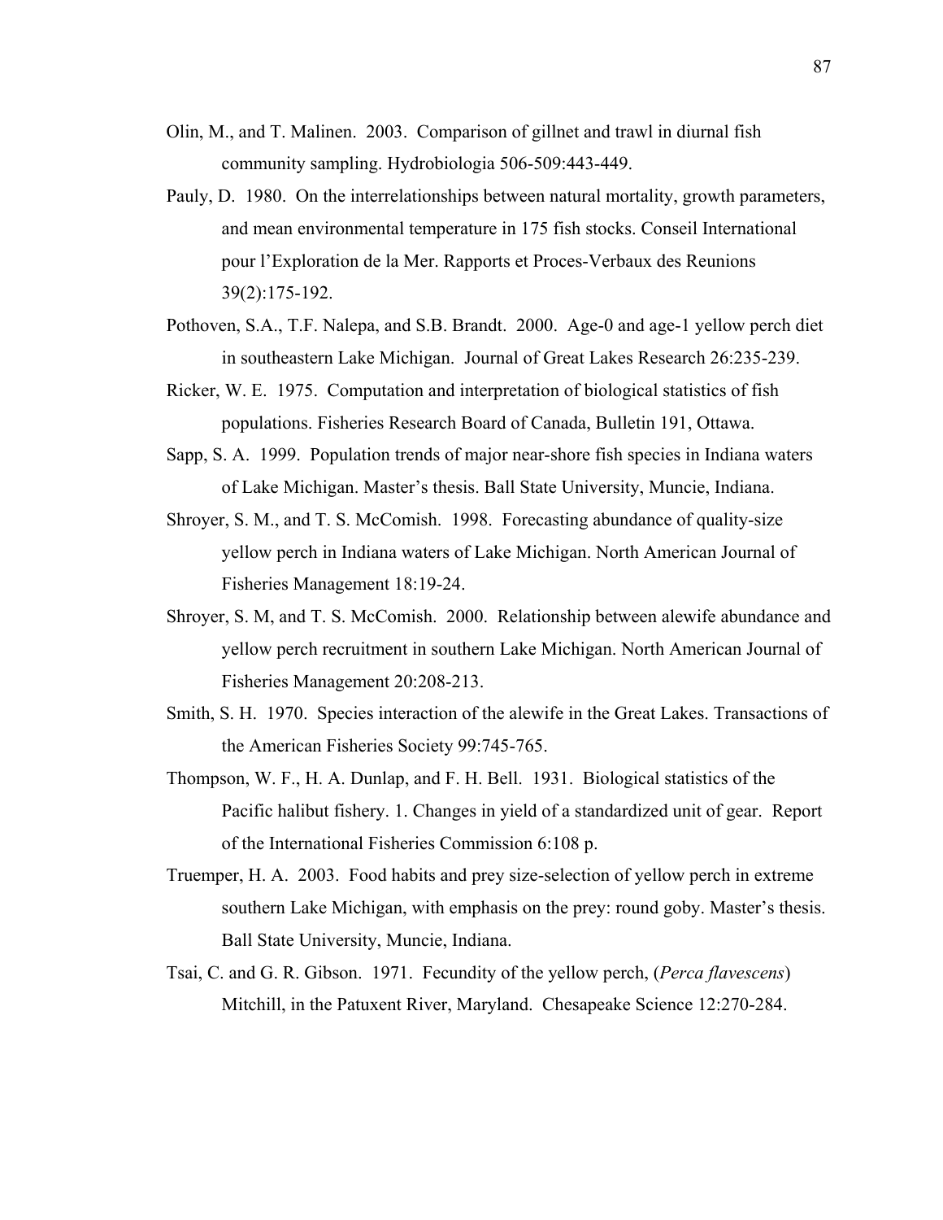Olin, M., and T. Malinen. 2003. Comparison of gillnet and trawl in diurnal fish community sampling. Hydrobiologia 506-509:443-449.

Pauly, D. 1980. On the interrelationships between natural mortality, growth parameters, and mean environmental temperature in 175 fish stocks. Conseil International pour l'Exploration de la Mer. Rapports et Proces-Verbaux des Reunions 39(2):175-192.

Pothoven, S.A., T.F. Nalepa, and S.B. Brandt. 2000. Age-0 and age-1 yellow perch diet in southeastern Lake Michigan. Journal of Great Lakes Research 26:235-239.

Ricker, W. E. 1975. Computation and interpretation of biological statistics of fish populations. Fisheries Research Board of Canada, Bulletin 191, Ottawa.

Sapp, S. A. 1999. Population trends of major near-shore fish species in Indiana waters of Lake Michigan. Master's thesis. Ball State University, Muncie, Indiana.

Shroyer, S. M., and T. S. McComish. 1998. Forecasting abundance of quality-size yellow perch in Indiana waters of Lake Michigan. North American Journal of Fisheries Management 18:19-24.

Shroyer, S. M, and T. S. McComish. 2000. Relationship between alewife abundance and yellow perch recruitment in southern Lake Michigan. North American Journal of Fisheries Management 20:208-213.

Smith, S. H. 1970. Species interaction of the alewife in the Great Lakes. Transactions of the American Fisheries Society 99:745-765.

Thompson, W. F., H. A. Dunlap, and F. H. Bell. 1931. Biological statistics of the Pacific halibut fishery. 1. Changes in yield of a standardized unit of gear. Report of the International Fisheries Commission 6:108 p.

Truemper, H. A. 2003. Food habits and prey size-selection of yellow perch in extreme southern Lake Michigan, with emphasis on the prey: round goby. Master's thesis. Ball State University, Muncie, Indiana.

Tsai, C. and G. R. Gibson. 1971. Fecundity of the yellow perch, (*Perca flavescens*) Mitchill, in the Patuxent River, Maryland. Chesapeake Science 12:270-284.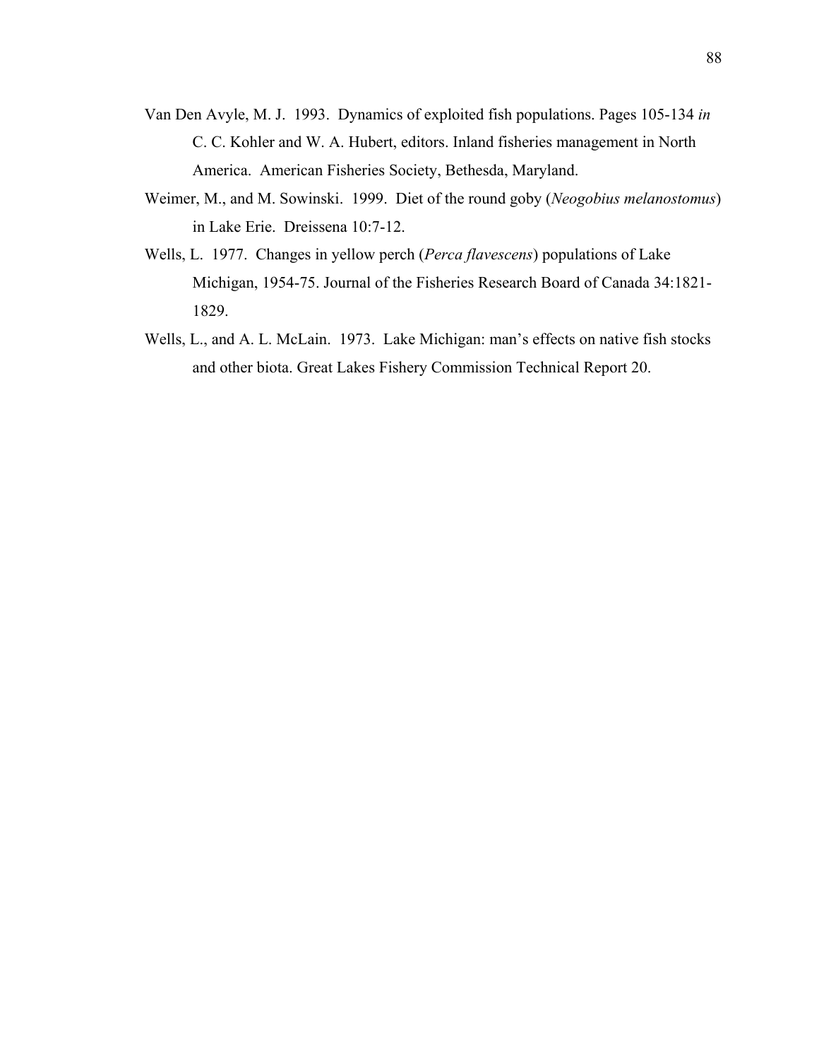Van Den Avyle, M. J. 1993. Dynamics of exploited fish populations. Pages 105-134 *in* C. C. Kohler and W. A. Hubert, editors. Inland fisheries management in North America. American Fisheries Society, Bethesda, Maryland.

Weimer, M., and M. Sowinski. 1999. Diet of the round goby (*Neogobius melanostomus*) in Lake Erie. Dreissena 10:7-12.

Wells, L. 1977. Changes in yellow perch (*Perca flavescens*) populations of Lake Michigan, 1954-75. Journal of the Fisheries Research Board of Canada 34:1821-1829.

Wells, L., and A. L. McLain. 1973. Lake Michigan: man's effects on native fish stocks and other biota. Great Lakes Fishery Commission Technical Report 20.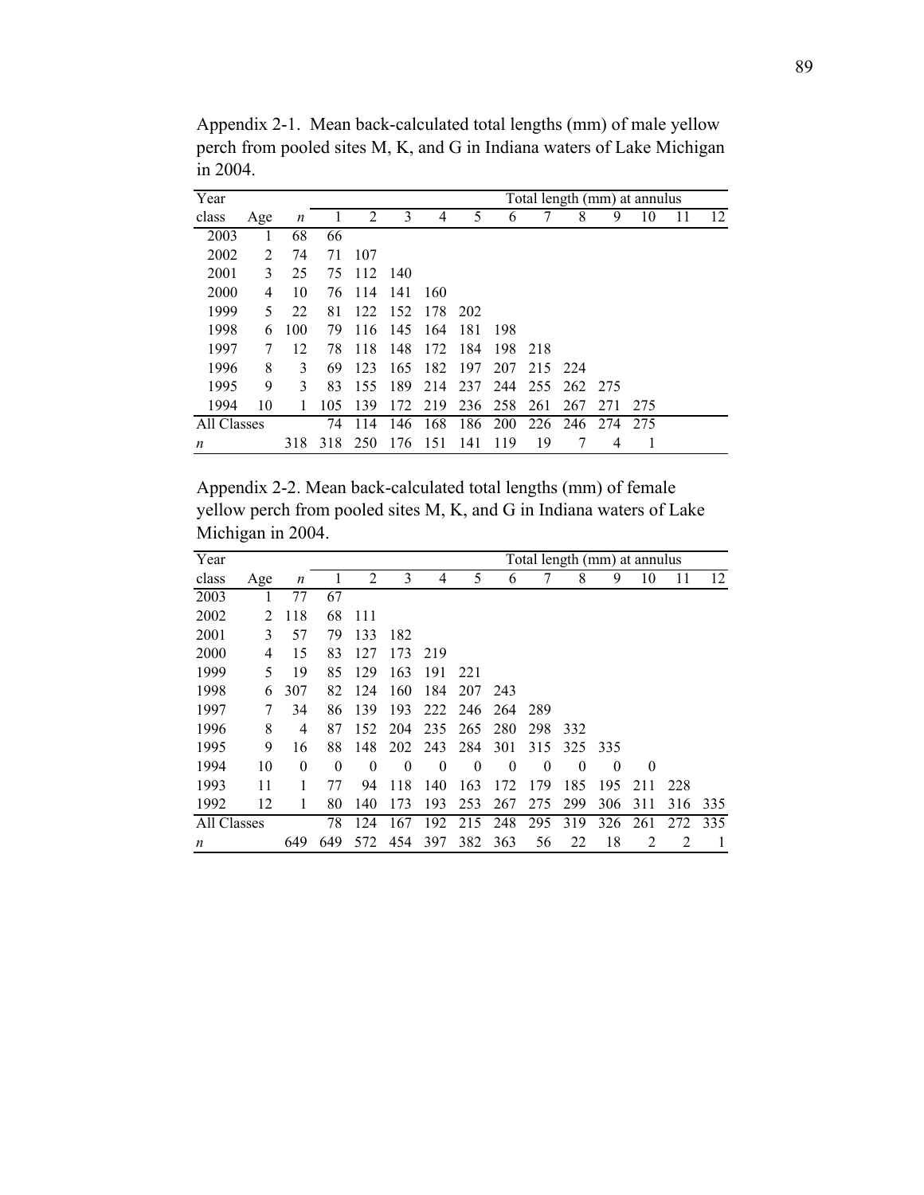Appendix 2-1. Mean back-calculated total lengths (mm) of male yellow perch from pooled sites M, K, and G in Indiana waters of Lake Michigan in 2004.

| Year | | | Total length (mm) at annulus | | | | | | | | | | | |
|---|---|---|---|---|---|---|---|---|---|---|---|---|---|---|
| class | Age | *n* | 1 | 2 | 3 | 4 | 5 | 6 | 7 | 8 | 9 | 10 | 11 | 12 |
| 2003 | 1 | 68 | 66 | | | | | | | | | | | |
| 2002 | 2 | 74 | 71 | 107 | | | | | | | | | | |
| 2001 | 3 | 25 | 75 | 112 | 140 | | | | | | | | | |
| 2000 | 4 | 10 | 76 | 114 | 141 | 160 | | | | | | | | |
| 1999 | 5 | 22 | 81 | 122 | 152 | 178 | 202 | | | | | | | |
| 1998 | 6 | 100 | 79 | 116 | 145 | 164 | 181 | 198 | | | | | | |
| 1997 | 7 | 12 | 78 | 118 | 148 | 172 | 184 | 198 | 218 | | | | | |
| 1996 | 8 | 3 | 69 | 123 | 165 | 182 | 197 | 207 | 215 | 224 | | | | |
| 1995 | 9 | 3 | 83 | 155 | 189 | 214 | 237 | 244 | 255 | 262 | 275 | | | |
| 1994 | 10 | 1 | 105 | 139 | 172 | 219 | 236 | 258 | 261 | 267 | 271 | 275 | | |
| All Classes | | | 74 | 114 | 146 | 168 | 186 | 200 | 226 | 246 | 274 | 275 | | |
| *n* | | 318 | 318 | 250 | 176 | 151 | 141 | 119 | 19 | 7 | 4 | 1 | | |

Appendix 2-2. Mean back-calculated total lengths (mm) of female yellow perch from pooled sites M, K, and G in Indiana waters of Lake Michigan in 2004.

| Year | | | Total length (mm) at annulus | | | | | | | | | | | |
|---|---|---|---|---|---|---|---|---|---|---|---|---|---|---|
| class | Age | *n* | 1 | 2 | 3 | 4 | 5 | 6 | 7 | 8 | 9 | 10 | 11 | 12 |
| 2003 | 1 | 77 | 67 | | | | | | | | | | | |
| 2002 | 2 | 118 | 68 | 111 | | | | | | | | | | |
| 2001 | 3 | 57 | 79 | 133 | 182 | | | | | | | | | |
| 2000 | 4 | 15 | 83 | 127 | 173 | 219 | | | | | | | | |
| 1999 | 5 | 19 | 85 | 129 | 163 | 191 | 221 | | | | | | | |
| 1998 | 6 | 307 | 82 | 124 | 160 | 184 | 207 | 243 | | | | | | |
| 1997 | 7 | 34 | 86 | 139 | 193 | 222 | 246 | 264 | 289 | | | | | |
| 1996 | 8 | 4 | 87 | 152 | 204 | 235 | 265 | 280 | 298 | 332 | | | | |
| 1995 | 9 | 16 | 88 | 148 | 202 | 243 | 284 | 301 | 315 | 325 | 335 | | | |
| 1994 | 10 | 0 | 0 | 0 | 0 | 0 | 0 | 0 | 0 | 0 | 0 | 0 | | |
| 1993 | 11 | 1 | 77 | 94 | 118 | 140 | 163 | 172 | 179 | 185 | 195 | 211 | 228 | |
| 1992 | 12 | 1 | 80 | 140 | 173 | 193 | 253 | 267 | 275 | 299 | 306 | 311 | 316 | 335 |
| All Classes | | | 78 | 124 | 167 | 192 | 215 | 248 | 295 | 319 | 326 | 261 | 272 | 335 |
| *n* | | 649 | 649 | 572 | 454 | 397 | 382 | 363 | 56 | 22 | 18 | 2 | 2 | 1 |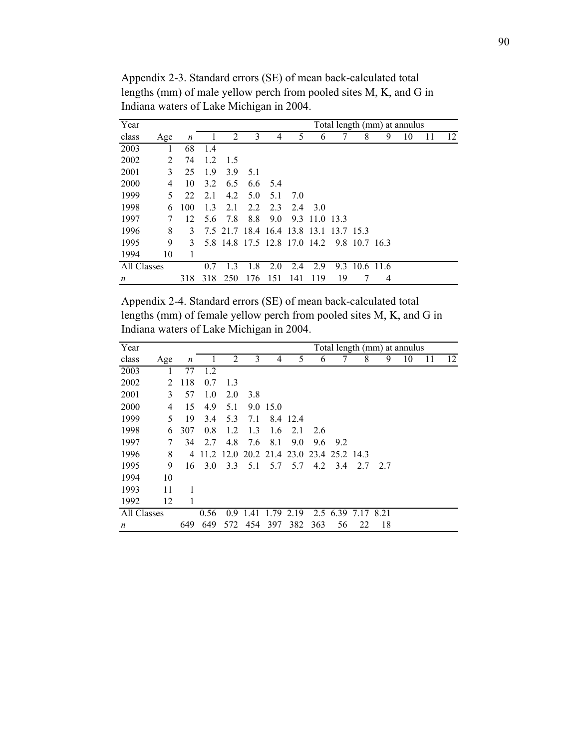Appendix 2-3. Standard errors (SE) of mean back-calculated total lengths (mm) of male yellow perch from pooled sites M, K, and G in Indiana waters of Lake Michigan in 2004.

| Year | | | Total length (mm) at annulus | | | | | | | | | | | |
|---|---|---|---|---|---|---|---|---|---|---|---|---|---|---|
| class | Age | *n* | 1 | 2 | 3 | 4 | 5 | 6 | 7 | 8 | 9 | 10 | 11 | 12 |
| 2003 | 1 | 68 | 1.4 | | | | | | | | | | | |
| 2002 | 2 | 74 | 1.2 | 1.5 | | | | | | | | | | |
| 2001 | 3 | 25 | 1.9 | 3.9 | 5.1 | | | | | | | | | |
| 2000 | 4 | 10 | 3.2 | 6.5 | 6.6 | 5.4 | | | | | | | | |
| 1999 | 5 | 22 | 2.1 | 4.2 | 5.0 | 5.1 | 7.0 | | | | | | | |
| 1998 | 6 | 100 | 1.3 | 2.1 | 2.2 | 2.3 | 2.4 | 3.0 | | | | | | |
| 1997 | 7 | 12 | 5.6 | 7.8 | 8.8 | 9.0 | 9.3 | 11.0 | 13.3 | | | | | |
| 1996 | 8 | 3 | 7.5 | 21.7 | 18.4 | 16.4 | 13.8 | 13.1 | 13.7 | 15.3 | | | | |
| 1995 | 9 | 3 | 5.8 | 14.8 | 17.5 | 12.8 | 17.0 | 14.2 | 9.8 | 10.7 | 16.3 | | | |
| 1994 | 10 | 1 | | | | | | | | | | | | |
| All Classes | | | 0.7 | 1.3 | 1.8 | 2.0 | 2.4 | 2.9 | 9.3 | 10.6 | 11.6 | | | |
| *n* | | 318 | 318 | 250 | 176 | 151 | 141 | 119 | 19 | 7 | 4 | | | |

Appendix 2-4. Standard errors (SE) of mean back-calculated total lengths (mm) of female yellow perch from pooled sites M, K, and G in Indiana waters of Lake Michigan in 2004.

| Year | | | Total length (mm) at annulus | | | | | | | | | | | |
|---|---|---|---|---|---|---|---|---|---|---|---|---|---|---|
| class | Age | *n* | 1 | 2 | 3 | 4 | 5 | 6 | 7 | 8 | 9 | 10 | 11 | 12 |
| 2003 | 1 | 77 | 1.2 | | | | | | | | | | | |
| 2002 | 2 | 118 | 0.7 | 1.3 | | | | | | | | | | |
| 2001 | 3 | 57 | 1.0 | 2.0 | 3.8 | | | | | | | | | |
| 2000 | 4 | 15 | 4.9 | 5.1 | 9.0 | 15.0 | | | | | | | | |
| 1999 | 5 | 19 | 3.4 | 5.3 | 7.1 | 8.4 | 12.4 | | | | | | | |
| 1998 | 6 | 307 | 0.8 | 1.2 | 1.3 | 1.6 | 2.1 | 2.6 | | | | | | |
| 1997 | 7 | 34 | 2.7 | 4.8 | 7.6 | 8.1 | 9.0 | 9.6 | 9.2 | | | | | |
| 1996 | 8 | 4 | 11.2 | 12.0 | 20.2 | 21.4 | 23.0 | 23.4 | 25.2 | 14.3 | | | | |
| 1995 | 9 | 16 | 3.0 | 3.3 | 5.1 | 5.7 | 5.7 | 4.2 | 3.4 | 2.7 | 2.7 | | | |
| 1994 | 10 | | | | | | | | | | | | | |
| 1993 | 11 | 1 | | | | | | | | | | | | |
| 1992 | 12 | 1 | | | | | | | | | | | | |
| All Classes | | | 0.56 | 0.9 | 1.41 | 1.79 | 2.19 | 2.5 | 6.39 | 7.17 | 8.21 | | | |
| *n* | | 649 | 649 | 572 | 454 | 397 | 382 | 363 | 56 | 22 | 18 | | | |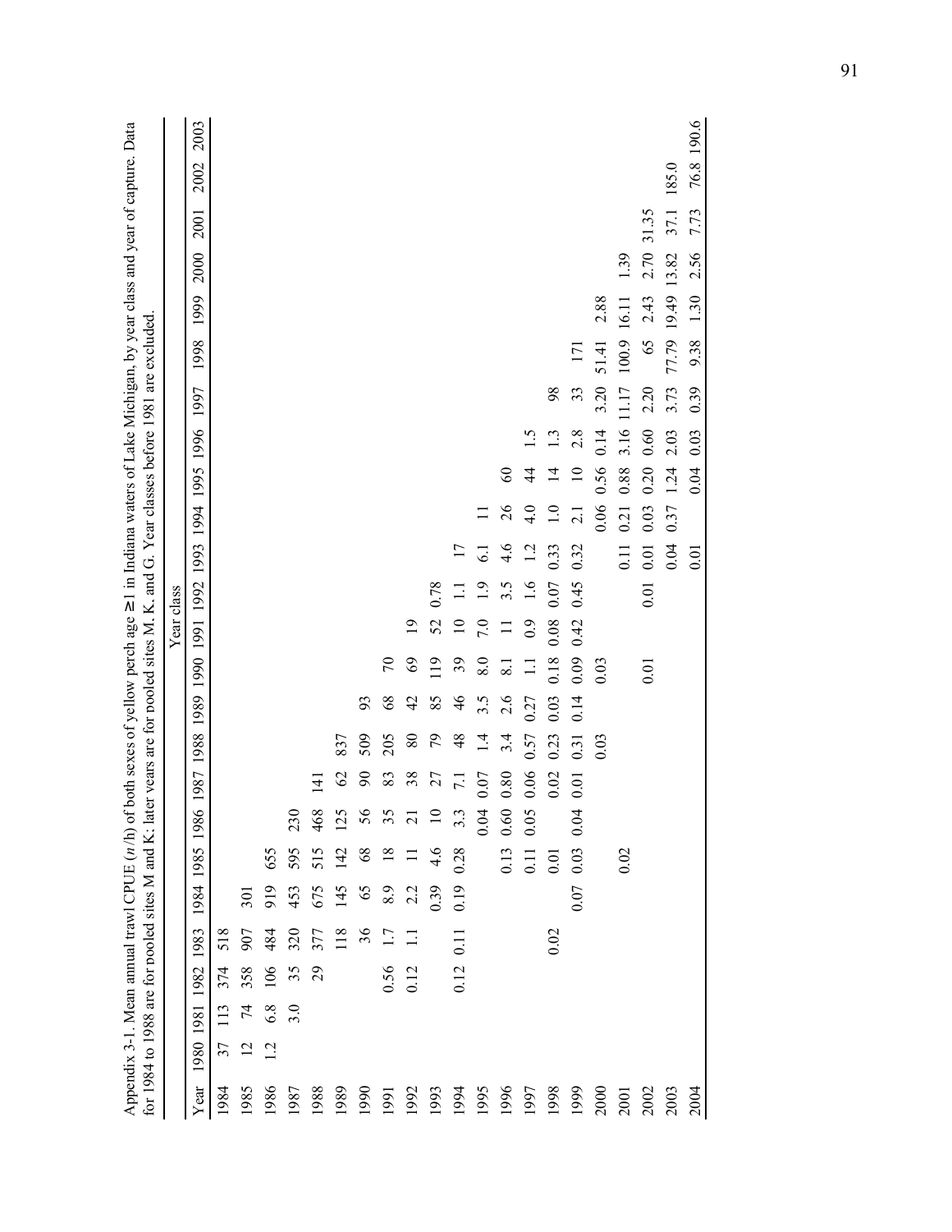Appendix 3-1. Mean annual trawl CPUE ($n$/h) of both sexes of yellow perch age ≥1 in Indiana waters of Lake Michigan, by year class and year of capture. Data for 1984 to 1988 are for pooled sites M and K; later years are for pooled sites M, K, and G. Year classes before 1981 are excluded.

| | Year class | | | | | | | | | | | | | | | | | | | | | | | |
|---|---|---|---|---|---|---|---|---|---|---|---|---|---|---|---|---|---|---|---|---|---|---|---|---|
| Year | 1980 | 1981 | 1982 | 1983 | 1984 | 1985 | 1986 | 1987 | 1988 | 1989 | 1990 | 1991 | 1992 | 1993 | 1994 | 1995 | 1996 | 1997 | 1998 | 1999 | 2000 | 2001 | 2002 | 2003 |
| 1984 | 37 | 113 | 374 | 518 | | | | | | | | | | | | | | | | | | | | |
| 1985 | 12 | 74 | 358 | 907 | 301 | | | | | | | | | | | | | | | | | | | |
| 1986 | 1.2 | 6.8 | 106 | 484 | 919 | 655 | | | | | | | | | | | | | | | | | | |
| 1987 | | 3.0 | 35 | 320 | 453 | 595 | 230 | | | | | | | | | | | | | | | | | |
| 1988 | | | 29 | 377 | 675 | 515 | 468 | 141 | | | | | | | | | | | | | | | | |
| 1989 | | | | 118 | 145 | 142 | 125 | 62 | 837 | | | | | | | | | | | | | | | |
| 1990 | | | | 36 | 65 | 68 | 56 | 90 | 509 | 93 | | | | | | | | | | | | | | |
| 1991 | | | 0.56 | 1.7 | 8.9 | 18 | 35 | 83 | 205 | 68 | 70 | | | | | | | | | | | | | |
| 1992 | | | 0.12 | 1.1 | 2.2 | 11 | 21 | 38 | 80 | 42 | 69 | 19 | | | | | | | | | | | | |
| 1993 | | | | | 0.39 | 4.6 | 10 | 27 | 79 | 85 | 119 | 52 | 0.78 | | | | | | | | | | | |
| 1994 | | | 0.12 | 0.11 | 0.19 | 0.28 | 3.3 | 7.1 | 48 | 46 | 39 | 10 | 1.1 | 17 | | | | | | | | | | |
| 1995 | | | | | | | 0.04 | 0.07 | 1.4 | 3.5 | 8.0 | 7.0 | 1.9 | 6.1 | 11 | | | | | | | | | |
| 1996 | | | | | | 0.13 | 0.60 | 0.80 | 3.4 | 2.6 | 8.1 | 11 | 3.5 | 4.6 | 26 | 60 | | | | | | | | |
| 1997 | | | | | | 0.11 | 0.05 | 0.06 | 0.57 | 0.27 | 1.1 | 0.9 | 1.6 | 1.2 | 4.0 | 44 | 1.5 | | | | | | | |
| 1998 | | | | 0.02 | | 0.01 | | 0.02 | 0.23 | 0.03 | 0.18 | 0.08 | 0.07 | 0.33 | 1.0 | 14 | 1.3 | 98 | | | | | | |
| 1999 | | | | | 0.07 | 0.03 | 0.04 | 0.01 | 0.31 | 0.14 | 0.09 | 0.42 | 0.45 | 0.32 | 2.1 | 10 | 2.8 | 33 | 171 | | | | | |
| 2000 | | | | | | | | | 0.03 | | 0.03 | | | | 0.06 | 0.56 | 0.14 | 3.20 | 51.41 | 2.88 | | | | |
| 2001 | | | | | | 0.02 | | | | | | | | 0.11 | 0.21 | 0.88 | 3.16 | 11.17 | 100.9 | 16.11 | 1.39 | | | |
| 2002 | | | | | | | | | | | 0.01 | | 0.01 | 0.01 | 0.03 | 0.20 | 0.60 | 2.20 | 65 | 2.43 | 2.70 | 31.35 | | |
| 2003 | | | | | | | | | | | | | | 0.04 | 0.37 | 1.24 | 2.03 | 3.73 | 77.79 | 19.49 | 13.82 | 37.1 | 185.0 | |
| 2004 | | | | | | | | | | | | | | 0.01 | | 0.04 | 0.03 | 0.39 | 9.38 | 1.30 | 2.56 | 7.73 | 76.8 | 190.6 |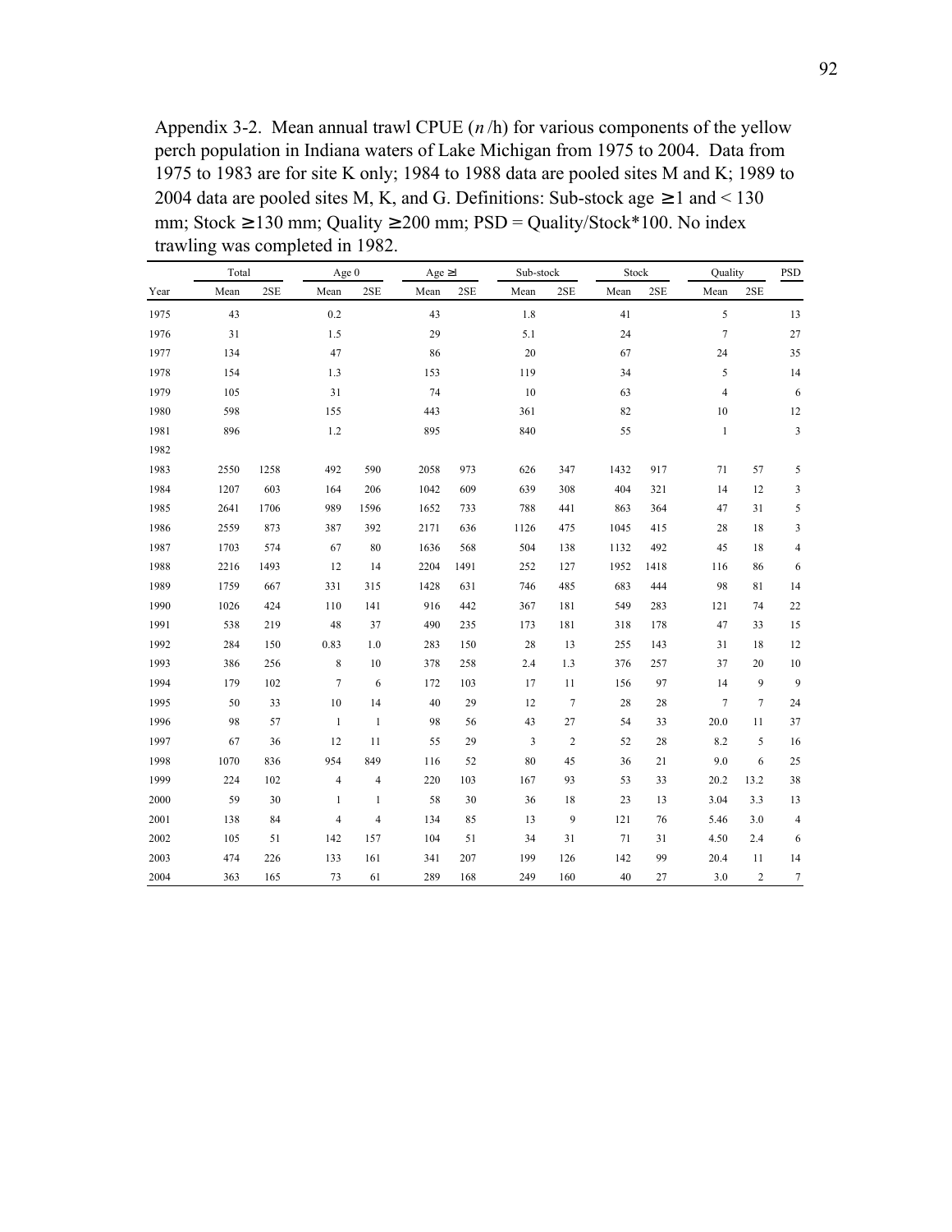Appendix 3-2. Mean annual trawl CPUE ($n$ /h) for various components of the yellow perch population in Indiana waters of Lake Michigan from 1975 to 2004. Data from 1975 to 1983 are for site K only; 1984 to 1988 data are pooled sites M and K; 1989 to 2004 data are pooled sites M, K, and G. Definitions: Sub-stock age ≥ 1 and < 130 mm; Stock ≥ 130 mm; Quality ≥ 200 mm; PSD = Quality/Stock*100. No index trawling was completed in 1982.

| | Total | | Age 0 | | Age ≥1 | | Sub-stock | | Stock | | Quality | | PSD |
|---|---|---|---|---|---|---|---|---|---|---|---|---|---|
| Year | Mean | 2SE | Mean | 2SE | Mean | 2SE | Mean | 2SE | Mean | 2SE | Mean | 2SE | |
| 1975 | 43 | | 0.2 | | 43 | | 1.8 | | 41 | | 5 | | 13 |
| 1976 | 31 | | 1.5 | | 29 | | 5.1 | | 24 | | 7 | | 27 |
| 1977 | 134 | | 47 | | 86 | | 20 | | 67 | | 24 | | 35 |
| 1978 | 154 | | 1.3 | | 153 | | 119 | | 34 | | 5 | | 14 |
| 1979 | 105 | | 31 | | 74 | | 10 | | 63 | | 4 | | 6 |
| 1980 | 598 | | 155 | | 443 | | 361 | | 82 | | 10 | | 12 |
| 1981 | 896 | | 1.2 | | 895 | | 840 | | 55 | | 1 | | 3 |
| 1982 | | | | | | | | | | | | | |
| 1983 | 2550 | 1258 | 492 | 590 | 2058 | 973 | 626 | 347 | 1432 | 917 | 71 | 57 | 5 |
| 1984 | 1207 | 603 | 164 | 206 | 1042 | 609 | 639 | 308 | 404 | 321 | 14 | 12 | 3 |
| 1985 | 2641 | 1706 | 989 | 1596 | 1652 | 733 | 788 | 441 | 863 | 364 | 47 | 31 | 5 |
| 1986 | 2559 | 873 | 387 | 392 | 2171 | 636 | 1126 | 475 | 1045 | 415 | 28 | 18 | 3 |
| 1987 | 1703 | 574 | 67 | 80 | 1636 | 568 | 504 | 138 | 1132 | 492 | 45 | 18 | 4 |
| 1988 | 2216 | 1493 | 12 | 14 | 2204 | 1491 | 252 | 127 | 1952 | 1418 | 116 | 86 | 6 |
| 1989 | 1759 | 667 | 331 | 315 | 1428 | 631 | 746 | 485 | 683 | 444 | 98 | 81 | 14 |
| 1990 | 1026 | 424 | 110 | 141 | 916 | 442 | 367 | 181 | 549 | 283 | 121 | 74 | 22 |
| 1991 | 538 | 219 | 48 | 37 | 490 | 235 | 173 | 181 | 318 | 178 | 47 | 33 | 15 |
| 1992 | 284 | 150 | 0.83 | 1.0 | 283 | 150 | 28 | 13 | 255 | 143 | 31 | 18 | 12 |
| 1993 | 386 | 256 | 8 | 10 | 378 | 258 | 2.4 | 1.3 | 376 | 257 | 37 | 20 | 10 |
| 1994 | 179 | 102 | 7 | 6 | 172 | 103 | 17 | 11 | 156 | 97 | 14 | 9 | 9 |
| 1995 | 50 | 33 | 10 | 14 | 40 | 29 | 12 | 7 | 28 | 28 | 7 | 7 | 24 |
| 1996 | 98 | 57 | 1 | 1 | 98 | 56 | 43 | 27 | 54 | 33 | 20.0 | 11 | 37 |
| 1997 | 67 | 36 | 12 | 11 | 55 | 29 | 3 | 2 | 52 | 28 | 8.2 | 5 | 16 |
| 1998 | 1070 | 836 | 954 | 849 | 116 | 52 | 80 | 45 | 36 | 21 | 9.0 | 6 | 25 |
| 1999 | 224 | 102 | 4 | 4 | 220 | 103 | 167 | 93 | 53 | 33 | 20.2 | 13.2 | 38 |
| 2000 | 59 | 30 | 1 | 1 | 58 | 30 | 36 | 18 | 23 | 13 | 3.04 | 3.3 | 13 |
| 2001 | 138 | 84 | 4 | 4 | 134 | 85 | 13 | 9 | 121 | 76 | 5.46 | 3.0 | 4 |
| 2002 | 105 | 51 | 142 | 157 | 104 | 51 | 34 | 31 | 71 | 31 | 4.50 | 2.4 | 6 |
| 2003 | 474 | 226 | 133 | 161 | 341 | 207 | 199 | 126 | 142 | 99 | 20.4 | 11 | 14 |
| 2004 | 363 | 165 | 73 | 61 | 289 | 168 | 249 | 160 | 40 | 27 | 3.0 | 2 | 7 |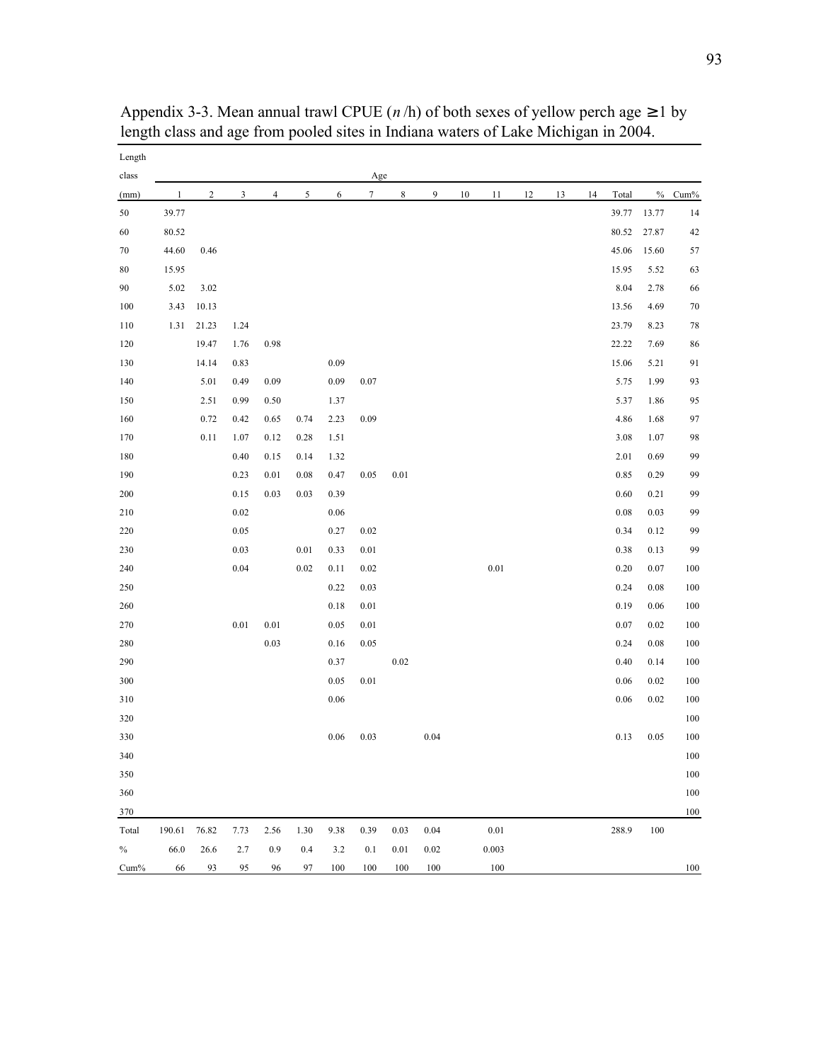Appendix 3-3. Mean annual trawl CPUE (*n* /h) of both sexes of yellow perch age ≥ 1 by length class and age from pooled sites in Indiana waters of Lake Michigan in 2004.

| Length class | Age | | | | | | | | | | | | | | | | |
|---|---|---|---|---|---|---|---|---|---|---|---|---|---|---|---|---|---|
| (mm) | 1 | 2 | 3 | 4 | 5 | 6 | 7 | 8 | 9 | 10 | 11 | 12 | 13 | 14 | Total | % | Cum% |
| 50 | 39.77 | | | | | | | | | | | | | | 39.77 | 13.77 | 14 |
| 60 | 80.52 | | | | | | | | | | | | | | 80.52 | 27.87 | 42 |
| 70 | 44.60 | 0.46 | | | | | | | | | | | | | 45.06 | 15.60 | 57 |
| 80 | 15.95 | | | | | | | | | | | | | | 15.95 | 5.52 | 63 |
| 90 | 5.02 | 3.02 | | | | | | | | | | | | | 8.04 | 2.78 | 66 |
| 100 | 3.43 | 10.13 | | | | | | | | | | | | | 13.56 | 4.69 | 70 |
| 110 | 1.31 | 21.23 | 1.24 | | | | | | | | | | | | 23.79 | 8.23 | 78 |
| 120 | | 19.47 | 1.76 | 0.98 | | | | | | | | | | | 22.22 | 7.69 | 86 |
| 130 | | 14.14 | 0.83 | | | 0.09 | | | | | | | | | 15.06 | 5.21 | 91 |
| 140 | | 5.01 | 0.49 | 0.09 | | 0.09 | 0.07 | | | | | | | | 5.75 | 1.99 | 93 |
| 150 | | 2.51 | 0.99 | 0.50 | | 1.37 | | | | | | | | | 5.37 | 1.86 | 95 |
| 160 | | 0.72 | 0.42 | 0.65 | 0.74 | 2.23 | 0.09 | | | | | | | | 4.86 | 1.68 | 97 |
| 170 | | 0.11 | 1.07 | 0.12 | 0.28 | 1.51 | | | | | | | | | 3.08 | 1.07 | 98 |
| 180 | | | 0.40 | 0.15 | 0.14 | 1.32 | | | | | | | | | 2.01 | 0.69 | 99 |
| 190 | | | 0.23 | 0.01 | 0.08 | 0.47 | 0.05 | 0.01 | | | | | | | 0.85 | 0.29 | 99 |
| 200 | | | 0.15 | 0.03 | 0.03 | 0.39 | | | | | | | | | 0.60 | 0.21 | 99 |
| 210 | | | 0.02 | | | 0.06 | | | | | | | | | 0.08 | 0.03 | 99 |
| 220 | | | 0.05 | | | 0.27 | 0.02 | | | | | | | | 0.34 | 0.12 | 99 |
| 230 | | | 0.03 | | 0.01 | 0.33 | 0.01 | | | | | | | | 0.38 | 0.13 | 99 |
| 240 | | | 0.04 | | 0.02 | 0.11 | 0.02 | | | | 0.01 | | | | 0.20 | 0.07 | 100 |
| 250 | | | | | | 0.22 | 0.03 | | | | | | | | 0.24 | 0.08 | 100 |
| 260 | | | | | | 0.18 | 0.01 | | | | | | | | 0.19 | 0.06 | 100 |
| 270 | | | 0.01 | 0.01 | | 0.05 | 0.01 | | | | | | | | 0.07 | 0.02 | 100 |
| 280 | | | | 0.03 | | 0.16 | 0.05 | | | | | | | | 0.24 | 0.08 | 100 |
| 290 | | | | | | 0.37 | | 0.02 | | | | | | | 0.40 | 0.14 | 100 |
| 300 | | | | | | 0.05 | 0.01 | | | | | | | | 0.06 | 0.02 | 100 |
| 310 | | | | | | 0.06 | | | | | | | | | 0.06 | 0.02 | 100 |
| 320 | | | | | | | | | | | | | | | | | 100 |
| 330 | | | | | | 0.06 | 0.03 | | 0.04 | | | | | | 0.13 | 0.05 | 100 |
| 340 | | | | | | | | | | | | | | | | | 100 |
| 350 | | | | | | | | | | | | | | | | | 100 |
| 360 | | | | | | | | | | | | | | | | | 100 |
| 370 | | | | | | | | | | | | | | | | | 100 |
| Total | 190.61 | 76.82 | 7.73 | 2.56 | 1.30 | 9.38 | 0.39 | 0.03 | 0.04 | | 0.01 | | | | 288.9 | 100 | |
| % | 66.0 | 26.6 | 2.7 | 0.9 | 0.4 | 3.2 | 0.1 | 0.01 | 0.02 | | 0.003 | | | | | | |
| Cum% | 66 | 93 | 95 | 96 | 97 | 100 | 100 | 100 | 100 | | 100 | | | | | | 100 |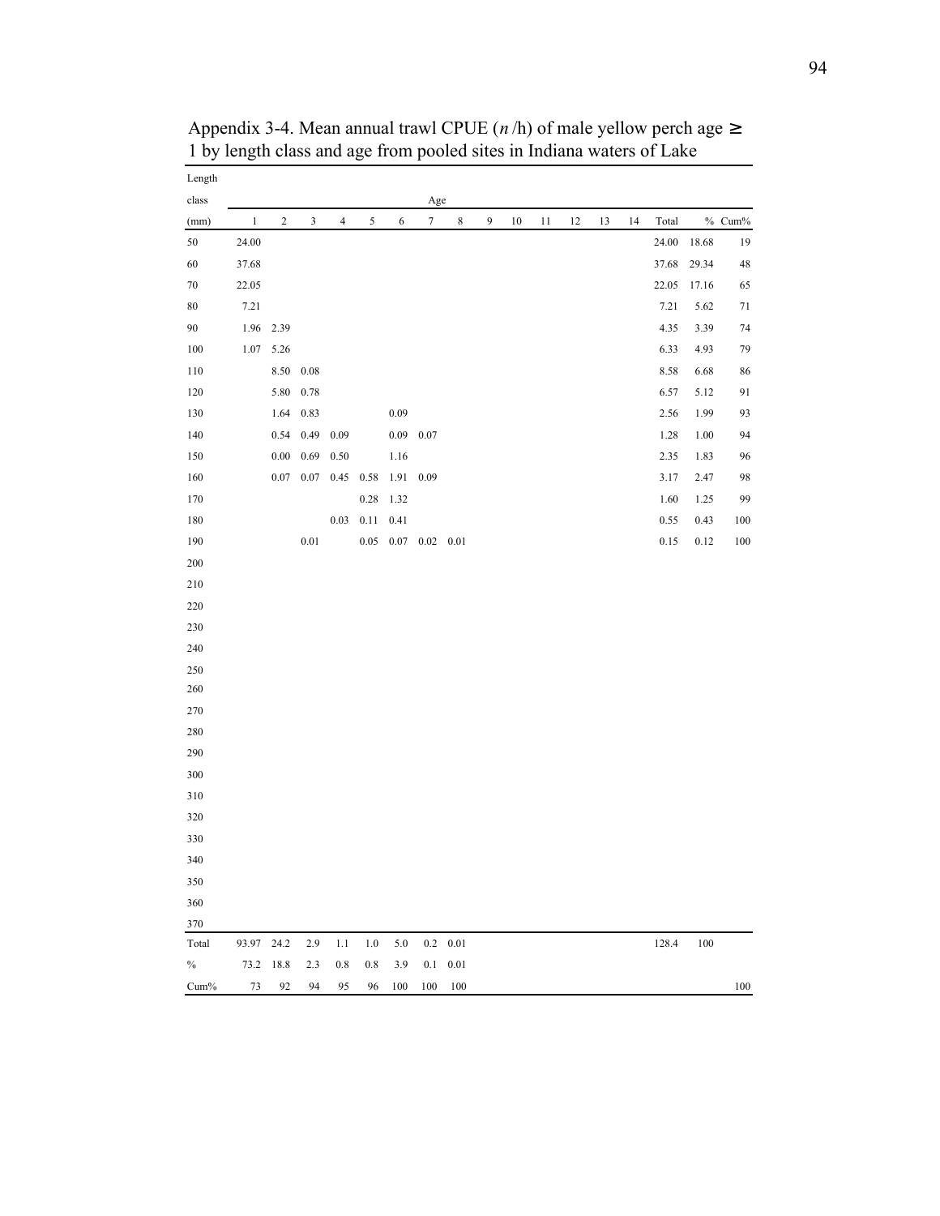Appendix 3-4. Mean annual trawl CPUE ($n$ /h) of male yellow perch age ≥ 1 by length class and age from pooled sites in Indiana waters of Lake

| Length class (mm) | Age 1 | 2 | 3 | 4 | 5 | 6 | 7 | 8 | 9 | 10 | 11 | 12 | 13 | 14 | Total | % | Cum% |
|---|---|---|---|---|---|---|---|---|---|---|---|---|---|---|---|---|---|
| 50 | 24.00 | | | | | | | | | | | | | | 24.00 | 18.68 | 19 |
| 60 | 37.68 | | | | | | | | | | | | | | 37.68 | 29.34 | 48 |
| 70 | 22.05 | | | | | | | | | | | | | | 22.05 | 17.16 | 65 |
| 80 | 7.21 | | | | | | | | | | | | | | 7.21 | 5.62 | 71 |
| 90 | 1.96 | 2.39 | | | | | | | | | | | | | 4.35 | 3.39 | 74 |
| 100 | 1.07 | 5.26 | | | | | | | | | | | | | 6.33 | 4.93 | 79 |
| 110 | | 8.50 | 0.08 | | | | | | | | | | | | 8.58 | 6.68 | 86 |
| 120 | | 5.80 | 0.78 | | | | | | | | | | | | 6.57 | 5.12 | 91 |
| 130 | | 1.64 | 0.83 | | | 0.09 | | | | | | | | | 2.56 | 1.99 | 93 |
| 140 | | 0.54 | 0.49 | 0.09 | | 0.09 | 0.07 | | | | | | | | 1.28 | 1.00 | 94 |
| 150 | | 0.00 | 0.69 | 0.50 | | 1.16 | | | | | | | | | 2.35 | 1.83 | 96 |
| 160 | | 0.07 | 0.07 | 0.45 | 0.58 | 1.91 | 0.09 | | | | | | | | 3.17 | 2.47 | 98 |
| 170 | | | | | 0.28 | 1.32 | | | | | | | | | 1.60 | 1.25 | 99 |
| 180 | | | | 0.03 | 0.11 | 0.41 | | | | | | | | | 0.55 | 0.43 | 100 |
| 190 | | | 0.01 | | 0.05 | 0.07 | 0.02 | 0.01 | | | | | | | 0.15 | 0.12 | 100 |
| 200 | | | | | | | | | | | | | | | | | |
| 210 | | | | | | | | | | | | | | | | | |
| 220 | | | | | | | | | | | | | | | | | |
| 230 | | | | | | | | | | | | | | | | | |
| 240 | | | | | | | | | | | | | | | | | |
| 250 | | | | | | | | | | | | | | | | | |
| 260 | | | | | | | | | | | | | | | | | |
| 270 | | | | | | | | | | | | | | | | | |
| 280 | | | | | | | | | | | | | | | | | |
| 290 | | | | | | | | | | | | | | | | | |
| 300 | | | | | | | | | | | | | | | | | |
| 310 | | | | | | | | | | | | | | | | | |
| 320 | | | | | | | | | | | | | | | | | |
| 330 | | | | | | | | | | | | | | | | | |
| 340 | | | | | | | | | | | | | | | | | |
| 350 | | | | | | | | | | | | | | | | | |
| 360 | | | | | | | | | | | | | | | | | |
| 370 | | | | | | | | | | | | | | | | | |
| Total | 93.97 | 24.2 | 2.9 | 1.1 | 1.0 | 5.0 | 0.2 | 0.01 | | | | | | | 128.4 | 100 | |
| % | 73.2 | 18.8 | 2.3 | 0.8 | 0.8 | 3.9 | 0.1 | 0.01 | | | | | | | | | |
| Cum% | 73 | 92 | 94 | 95 | 96 | 100 | 100 | 100 | | | | | | | | | 100 |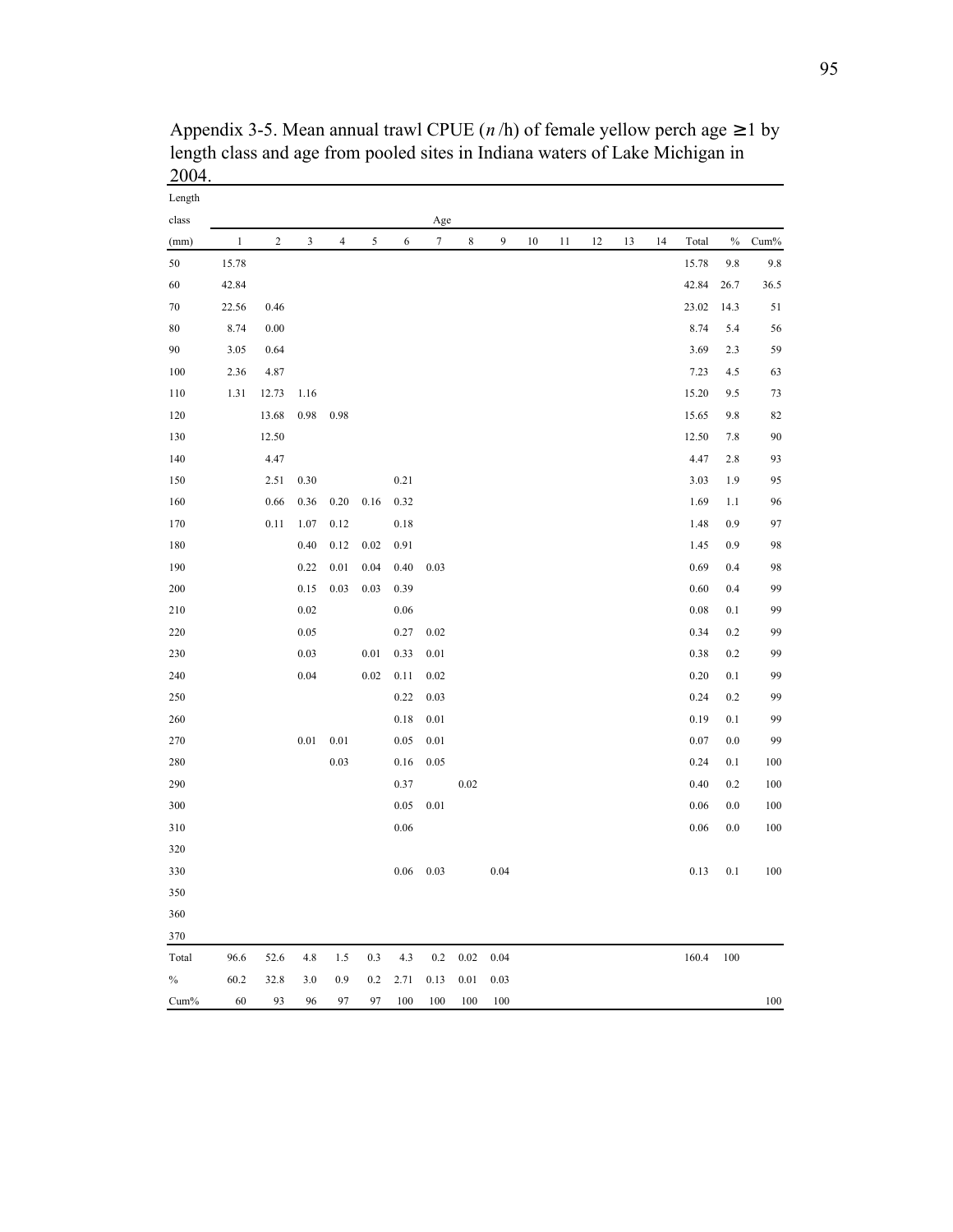Appendix 3-5. Mean annual trawl CPUE ($n$ /h) of female yellow perch age ≥1 by length class and age from pooled sites in Indiana waters of Lake Michigan in 2004.

| Length class (mm) | Age | | | | | | | | | | | | | | Total | % | Cum% |
|---|---|---|---|---|---|---|---|---|---|---|---|---|---|---|---|---|---|
| | 1 | 2 | 3 | 4 | 5 | 6 | 7 | 8 | 9 | 10 | 11 | 12 | 13 | 14 | | | |
| 50 | 15.78 | | | | | | | | | | | | | | 15.78 | 9.8 | 9.8 |
| 60 | 42.84 | | | | | | | | | | | | | | 42.84 | 26.7 | 36.5 |
| 70 | 22.56 | 0.46 | | | | | | | | | | | | | 23.02 | 14.3 | 51 |
| 80 | 8.74 | 0.00 | | | | | | | | | | | | | 8.74 | 5.4 | 56 |
| 90 | 3.05 | 0.64 | | | | | | | | | | | | | 3.69 | 2.3 | 59 |
| 100 | 2.36 | 4.87 | | | | | | | | | | | | | 7.23 | 4.5 | 63 |
| 110 | 1.31 | 12.73 | 1.16 | | | | | | | | | | | | 15.20 | 9.5 | 73 |
| 120 | | 13.68 | 0.98 | 0.98 | | | | | | | | | | | 15.65 | 9.8 | 82 |
| 130 | | 12.50 | | | | | | | | | | | | | 12.50 | 7.8 | 90 |
| 140 | | 4.47 | | | | | | | | | | | | | 4.47 | 2.8 | 93 |
| 150 | | 2.51 | 0.30 | | | 0.21 | | | | | | | | | 3.03 | 1.9 | 95 |
| 160 | | 0.66 | 0.36 | 0.20 | 0.16 | 0.32 | | | | | | | | | 1.69 | 1.1 | 96 |
| 170 | | 0.11 | 1.07 | 0.12 | | 0.18 | | | | | | | | | 1.48 | 0.9 | 97 |
| 180 | | | 0.40 | 0.12 | 0.02 | 0.91 | | | | | | | | | 1.45 | 0.9 | 98 |
| 190 | | | 0.22 | 0.01 | 0.04 | 0.40 | 0.03 | | | | | | | | 0.69 | 0.4 | 98 |
| 200 | | | 0.15 | 0.03 | 0.03 | 0.39 | | | | | | | | | 0.60 | 0.4 | 99 |
| 210 | | | 0.02 | | | 0.06 | | | | | | | | | 0.08 | 0.1 | 99 |
| 220 | | | 0.05 | | | 0.27 | 0.02 | | | | | | | | 0.34 | 0.2 | 99 |
| 230 | | | 0.03 | | 0.01 | 0.33 | 0.01 | | | | | | | | 0.38 | 0.2 | 99 |
| 240 | | | 0.04 | | 0.02 | 0.11 | 0.02 | | | | | | | | 0.20 | 0.1 | 99 |
| 250 | | | | | | 0.22 | 0.03 | | | | | | | | 0.24 | 0.2 | 99 |
| 260 | | | | | | 0.18 | 0.01 | | | | | | | | 0.19 | 0.1 | 99 |
| 270 | | | 0.01 | 0.01 | | 0.05 | 0.01 | | | | | | | | 0.07 | 0.0 | 99 |
| 280 | | | | 0.03 | | 0.16 | 0.05 | | | | | | | | 0.24 | 0.1 | 100 |
| 290 | | | | | | 0.37 | | 0.02 | | | | | | | 0.40 | 0.2 | 100 |
| 300 | | | | | | 0.05 | 0.01 | | | | | | | | 0.06 | 0.0 | 100 |
| 310 | | | | | | 0.06 | | | | | | | | | 0.06 | 0.0 | 100 |
| 320 | | | | | | | | | | | | | | | | | |
| 330 | | | | | | 0.06 | 0.03 | | 0.04 | | | | | | 0.13 | 0.1 | 100 |
| 350 | | | | | | | | | | | | | | | | | |
| 360 | | | | | | | | | | | | | | | | | |
| 370 | | | | | | | | | | | | | | | | | |
| Total | 96.6 | 52.6 | 4.8 | 1.5 | 0.3 | 4.3 | 0.2 | 0.02 | 0.04 | | | | | | 160.4 | 100 | |
| % | 60.2 | 32.8 | 3.0 | 0.9 | 0.2 | 2.71 | 0.13 | 0.01 | 0.03 | | | | | | | | |
| Cum% | 60 | 93 | 96 | 97 | 97 | 100 | 100 | 100 | 100 | | | | | | | | 100 |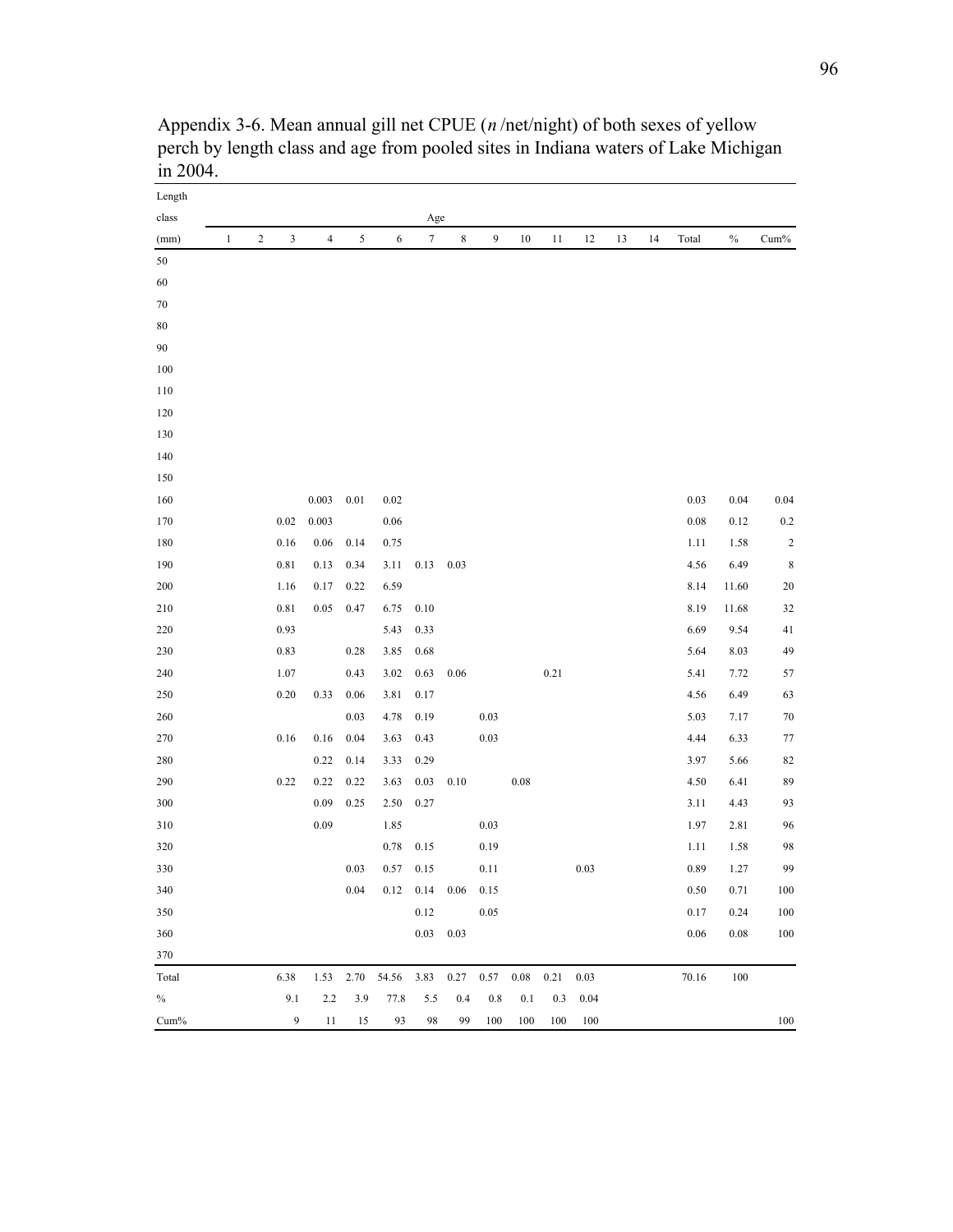Appendix 3-6. Mean annual gill net CPUE (*n* /net/night) of both sexes of yellow perch by length class and age from pooled sites in Indiana waters of Lake Michigan in 2004.

| Length class (mm) | Age 1 | 2 | 3 | 4 | 5 | 6 | 7 | 8 | 9 | 10 | 11 | 12 | 13 | 14 | Total | % | Cum% |
|---|---|---|---|---|---|---|---|---|---|---|---|---|---|---|---|---|---|
| 50 | | | | | | | | | | | | | | | | | |
| 60 | | | | | | | | | | | | | | | | | |
| 70 | | | | | | | | | | | | | | | | | |
| 80 | | | | | | | | | | | | | | | | | |
| 90 | | | | | | | | | | | | | | | | | |
| 100 | | | | | | | | | | | | | | | | | |
| 110 | | | | | | | | | | | | | | | | | |
| 120 | | | | | | | | | | | | | | | | | |
| 130 | | | | | | | | | | | | | | | | | |
| 140 | | | | | | | | | | | | | | | | | |
| 150 | | | | | | | | | | | | | | | | | |
| 160 | | | | 0.003 | 0.01 | 0.02 | | | | | | | | | 0.03 | 0.04 | 0.04 |
| 170 | | | 0.02 | 0.003 | | 0.06 | | | | | | | | | 0.08 | 0.12 | 0.2 |
| 180 | | | 0.16 | 0.06 | 0.14 | 0.75 | | | | | | | | | 1.11 | 1.58 | 2 |
| 190 | | | 0.81 | 0.13 | 0.34 | 3.11 | 0.13 | 0.03 | | | | | | | 4.56 | 6.49 | 8 |
| 200 | | | 1.16 | 0.17 | 0.22 | 6.59 | | | | | | | | | 8.14 | 11.60 | 20 |
| 210 | | | 0.81 | 0.05 | 0.47 | 6.75 | 0.10 | | | | | | | | 8.19 | 11.68 | 32 |
| 220 | | | 0.93 | | | 5.43 | 0.33 | | | | | | | | 6.69 | 9.54 | 41 |
| 230 | | | 0.83 | | 0.28 | 3.85 | 0.68 | | | | | | | | 5.64 | 8.03 | 49 |
| 240 | | | 1.07 | | 0.43 | 3.02 | 0.63 | 0.06 | | | 0.21 | | | | 5.41 | 7.72 | 57 |
| 250 | | | 0.20 | 0.33 | 0.06 | 3.81 | 0.17 | | | | | | | | 4.56 | 6.49 | 63 |
| 260 | | | | | 0.03 | 4.78 | 0.19 | | 0.03 | | | | | | 5.03 | 7.17 | 70 |
| 270 | | | 0.16 | 0.16 | 0.04 | 3.63 | 0.43 | | 0.03 | | | | | | 4.44 | 6.33 | 77 |
| 280 | | | | 0.22 | 0.14 | 3.33 | 0.29 | | | | | | | | 3.97 | 5.66 | 82 |
| 290 | | | 0.22 | 0.22 | 0.22 | 3.63 | 0.03 | 0.10 | | 0.08 | | | | | 4.50 | 6.41 | 89 |
| 300 | | | | 0.09 | 0.25 | 2.50 | 0.27 | | | | | | | | 3.11 | 4.43 | 93 |
| 310 | | | | 0.09 | | 1.85 | | | 0.03 | | | | | | 1.97 | 2.81 | 96 |
| 320 | | | | | | 0.78 | 0.15 | | 0.19 | | | | | | 1.11 | 1.58 | 98 |
| 330 | | | | | 0.03 | 0.57 | 0.15 | | 0.11 | | | 0.03 | | | 0.89 | 1.27 | 99 |
| 340 | | | | | 0.04 | 0.12 | 0.14 | 0.06 | 0.15 | | | | | | 0.50 | 0.71 | 100 |
| 350 | | | | | | | 0.12 | | 0.05 | | | | | | 0.17 | 0.24 | 100 |
| 360 | | | | | | | 0.03 | 0.03 | | | | | | | 0.06 | 0.08 | 100 |
| 370 | | | | | | | | | | | | | | | | | |
| Total | | | 6.38 | 1.53 | 2.70 | 54.56 | 3.83 | 0.27 | 0.57 | 0.08 | 0.21 | 0.03 | | | 70.16 | 100 | |
| % | | | 9.1 | 2.2 | 3.9 | 77.8 | 5.5 | 0.4 | 0.8 | 0.1 | 0.3 | 0.04 | | | | | |
| Cum% | | | 9 | 11 | 15 | 93 | 98 | 99 | 100 | 100 | 100 | 100 | | | | | 100 |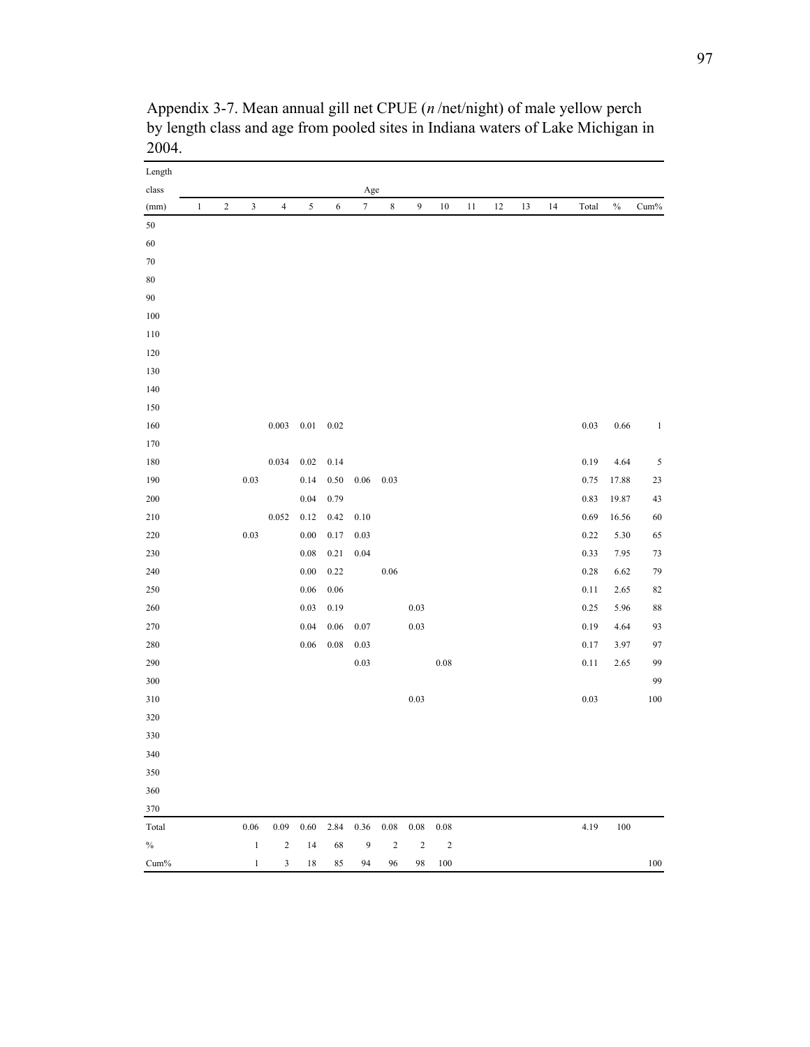Appendix 3-7. Mean annual gill net CPUE (*n* /net/night) of male yellow perch by length class and age from pooled sites in Indiana waters of Lake Michigan in 2004.

| Length class (mm) | Age | | | | | | | | | | | | | | Total | % | Cum% |
|---|---|---|---|---|---|---|---|---|---|---|---|---|---|---|---|---|---|
| | 1 | 2 | 3 | 4 | 5 | 6 | 7 | 8 | 9 | 10 | 11 | 12 | 13 | 14 | | | |
| 50 | | | | | | | | | | | | | | | | | |
| 60 | | | | | | | | | | | | | | | | | |
| 70 | | | | | | | | | | | | | | | | | |
| 80 | | | | | | | | | | | | | | | | | |
| 90 | | | | | | | | | | | | | | | | | |
| 100 | | | | | | | | | | | | | | | | | |
| 110 | | | | | | | | | | | | | | | | | |
| 120 | | | | | | | | | | | | | | | | | |
| 130 | | | | | | | | | | | | | | | | | |
| 140 | | | | | | | | | | | | | | | | | |
| 150 | | | | | | | | | | | | | | | | | |
| 160 | | | | 0.003 | 0.01 | 0.02 | | | | | | | | | 0.03 | 0.66 | 1 |
| 170 | | | | | | | | | | | | | | | | | |
| 180 | | | | 0.034 | 0.02 | 0.14 | | | | | | | | | 0.19 | 4.64 | 5 |
| 190 | | | 0.03 | | 0.14 | 0.50 | 0.06 | 0.03 | | | | | | | 0.75 | 17.88 | 23 |
| 200 | | | | | 0.04 | 0.79 | | | | | | | | | 0.83 | 19.87 | 43 |
| 210 | | | | 0.052 | 0.12 | 0.42 | 0.10 | | | | | | | | 0.69 | 16.56 | 60 |
| 220 | | | 0.03 | | 0.00 | 0.17 | 0.03 | | | | | | | | 0.22 | 5.30 | 65 |
| 230 | | | | | 0.08 | 0.21 | 0.04 | | | | | | | | 0.33 | 7.95 | 73 |
| 240 | | | | | 0.00 | 0.22 | | 0.06 | | | | | | | 0.28 | 6.62 | 79 |
| 250 | | | | | 0.06 | 0.06 | | | | | | | | | 0.11 | 2.65 | 82 |
| 260 | | | | | 0.03 | 0.19 | | | 0.03 | | | | | | 0.25 | 5.96 | 88 |
| 270 | | | | | 0.04 | 0.06 | 0.07 | | 0.03 | | | | | | 0.19 | 4.64 | 93 |
| 280 | | | | | 0.06 | 0.08 | 0.03 | | | | | | | | 0.17 | 3.97 | 97 |
| 290 | | | | | | | 0.03 | | | 0.08 | | | | | 0.11 | 2.65 | 99 |
| 300 | | | | | | | | | | | | | | | | | 99 |
| 310 | | | | | | | | | 0.03 | | | | | | 0.03 | | 100 |
| 320 | | | | | | | | | | | | | | | | | |
| 330 | | | | | | | | | | | | | | | | | |
| 340 | | | | | | | | | | | | | | | | | |
| 350 | | | | | | | | | | | | | | | | | |
| 360 | | | | | | | | | | | | | | | | | |
| 370 | | | | | | | | | | | | | | | | | |
| Total | | | 0.06 | 0.09 | 0.60 | 2.84 | 0.36 | 0.08 | 0.08 | 0.08 | | | | | 4.19 | 100 | |
| % | | | 1 | 2 | 14 | 68 | 9 | 2 | 2 | 2 | | | | | | | |
| Cum% | | | 1 | 3 | 18 | 85 | 94 | 96 | 98 | 100 | | | | | | | 100 |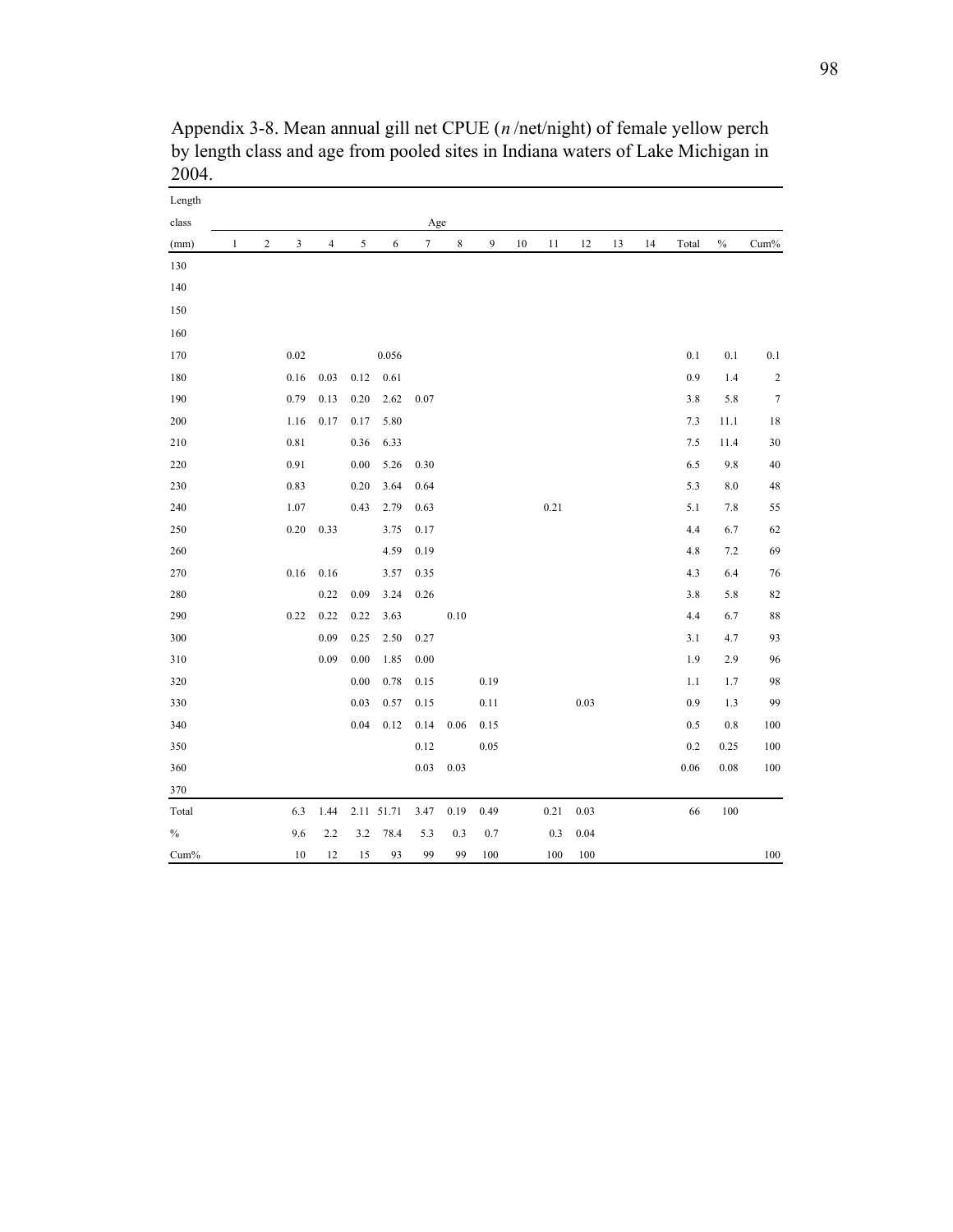Appendix 3-8. Mean annual gill net CPUE (*n* /net/night) of female yellow perch by length class and age from pooled sites in Indiana waters of Lake Michigan in 2004.

| Length class | Age | | | | | | | | | | | | | | | | |
|---|---|---|---|---|---|---|---|---|---|---|---|---|---|---|---|---|---|
| (mm) | 1 | 2 | 3 | 4 | 5 | 6 | 7 | 8 | 9 | 10 | 11 | 12 | 13 | 14 | Total | % | Cum% |
| 130 | | | | | | | | | | | | | | | | | |
| 140 | | | | | | | | | | | | | | | | | |
| 150 | | | | | | | | | | | | | | | | | |
| 160 | | | | | | | | | | | | | | | | | |
| 170 | | | 0.02 | | | 0.056 | | | | | | | | | 0.1 | 0.1 | 0.1 |
| 180 | | | 0.16 | 0.03 | 0.12 | 0.61 | | | | | | | | | 0.9 | 1.4 | 2 |
| 190 | | | 0.79 | 0.13 | 0.20 | 2.62 | 0.07 | | | | | | | | 3.8 | 5.8 | 7 |
| 200 | | | 1.16 | 0.17 | 0.17 | 5.80 | | | | | | | | | 7.3 | 11.1 | 18 |
| 210 | | | 0.81 | | 0.36 | 6.33 | | | | | | | | | 7.5 | 11.4 | 30 |
| 220 | | | 0.91 | | 0.00 | 5.26 | 0.30 | | | | | | | | 6.5 | 9.8 | 40 |
| 230 | | | 0.83 | | 0.20 | 3.64 | 0.64 | | | | | | | | 5.3 | 8.0 | 48 |
| 240 | | | 1.07 | | 0.43 | 2.79 | 0.63 | | | | 0.21 | | | | 5.1 | 7.8 | 55 |
| 250 | | | 0.20 | 0.33 | | 3.75 | 0.17 | | | | | | | | 4.4 | 6.7 | 62 |
| 260 | | | | | | 4.59 | 0.19 | | | | | | | | 4.8 | 7.2 | 69 |
| 270 | | | 0.16 | 0.16 | | 3.57 | 0.35 | | | | | | | | 4.3 | 6.4 | 76 |
| 280 | | | | 0.22 | 0.09 | 3.24 | 0.26 | | | | | | | | 3.8 | 5.8 | 82 |
| 290 | | | 0.22 | 0.22 | 0.22 | 3.63 | | 0.10 | | | | | | | 4.4 | 6.7 | 88 |
| 300 | | | | 0.09 | 0.25 | 2.50 | 0.27 | | | | | | | | 3.1 | 4.7 | 93 |
| 310 | | | | 0.09 | 0.00 | 1.85 | 0.00 | | | | | | | | 1.9 | 2.9 | 96 |
| 320 | | | | | 0.00 | 0.78 | 0.15 | | 0.19 | | | | | | 1.1 | 1.7 | 98 |
| 330 | | | | | 0.03 | 0.57 | 0.15 | | 0.11 | | | 0.03 | | | 0.9 | 1.3 | 99 |
| 340 | | | | | 0.04 | 0.12 | 0.14 | 0.06 | 0.15 | | | | | | 0.5 | 0.8 | 100 |
| 350 | | | | | | | 0.12 | | 0.05 | | | | | | 0.2 | 0.25 | 100 |
| 360 | | | | | | | 0.03 | 0.03 | | | | | | | 0.06 | 0.08 | 100 |
| 370 | | | | | | | | | | | | | | | | | |
| Total | | | 6.3 | 1.44 | 2.11 | 51.71 | 3.47 | 0.19 | 0.49 | | 0.21 | 0.03 | | | 66 | 100 | |
| % | | | 9.6 | 2.2 | 3.2 | 78.4 | 5.3 | 0.3 | 0.7 | | 0.3 | 0.04 | | | | | |
| Cum% | | | 10 | 12 | 15 | 93 | 99 | 99 | 100 | | 100 | 100 | | | | | 100 |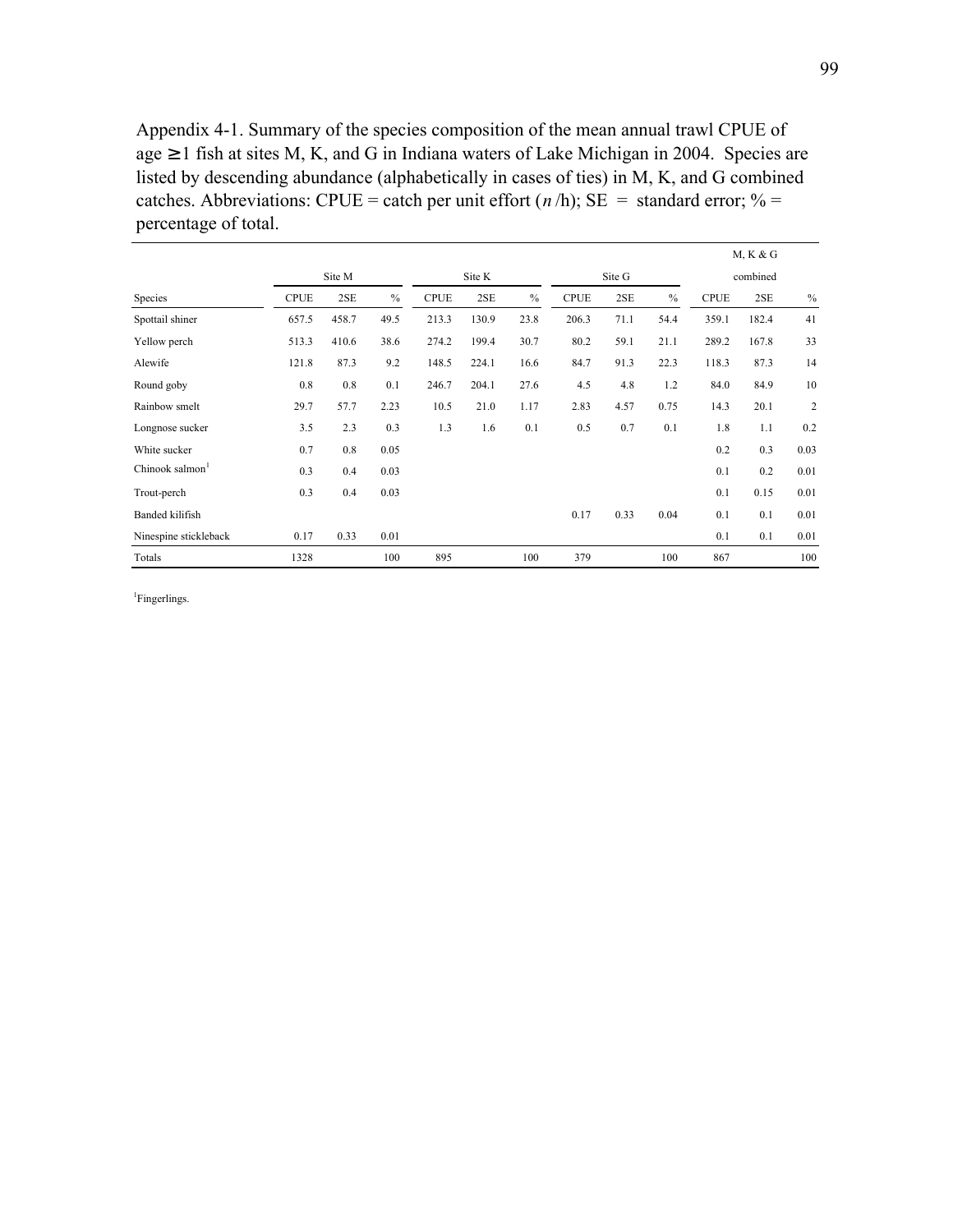Appendix 4-1. Summary of the species composition of the mean annual trawl CPUE of age ≥1 fish at sites M, K, and G in Indiana waters of Lake Michigan in 2004. Species are listed by descending abundance (alphabetically in cases of ties) in M, K, and G combined catches. Abbreviations: CPUE = catch per unit effort (*n* /h); SE = standard error; % = percentage of total.

| | Site M | | | Site K | | | Site G | | | M, K & G combined | | |
|---|---|---|---|---|---|---|---|---|---|---|---|---|
| Species | CPUE | 2SE | % | CPUE | 2SE | % | CPUE | 2SE | % | CPUE | 2SE | % |
| Spottail shiner | 657.5 | 458.7 | 49.5 | 213.3 | 130.9 | 23.8 | 206.3 | 71.1 | 54.4 | 359.1 | 182.4 | 41 |
| Yellow perch | 513.3 | 410.6 | 38.6 | 274.2 | 199.4 | 30.7 | 80.2 | 59.1 | 21.1 | 289.2 | 167.8 | 33 |
| Alewife | 121.8 | 87.3 | 9.2 | 148.5 | 224.1 | 16.6 | 84.7 | 91.3 | 22.3 | 118.3 | 87.3 | 14 |
| Round goby | 0.8 | 0.8 | 0.1 | 246.7 | 204.1 | 27.6 | 4.5 | 4.8 | 1.2 | 84.0 | 84.9 | 10 |
| Rainbow smelt | 29.7 | 57.7 | 2.23 | 10.5 | 21.0 | 1.17 | 2.83 | 4.57 | 0.75 | 14.3 | 20.1 | 2 |
| Longnose sucker | 3.5 | 2.3 | 0.3 | 1.3 | 1.6 | 0.1 | 0.5 | 0.7 | 0.1 | 1.8 | 1.1 | 0.2 |
| White sucker | 0.7 | 0.8 | 0.05 | | | | | | | 0.2 | 0.3 | 0.03 |
| Chinook salmon[1] | 0.3 | 0.4 | 0.03 | | | | | | | 0.1 | 0.2 | 0.01 |
| Trout-perch | 0.3 | 0.4 | 0.03 | | | | | | | 0.1 | 0.15 | 0.01 |
| Banded kilifish | | | | | | | 0.17 | 0.33 | 0.04 | 0.1 | 0.1 | 0.01 |
| Ninespine stickleback | 0.17 | 0.33 | 0.01 | | | | | | | 0.1 | 0.1 | 0.01 |
| Totals | 1328 | | 100 | 895 | | 100 | 379 | | 100 | 867 | | 100 |

[1]Fingerlings.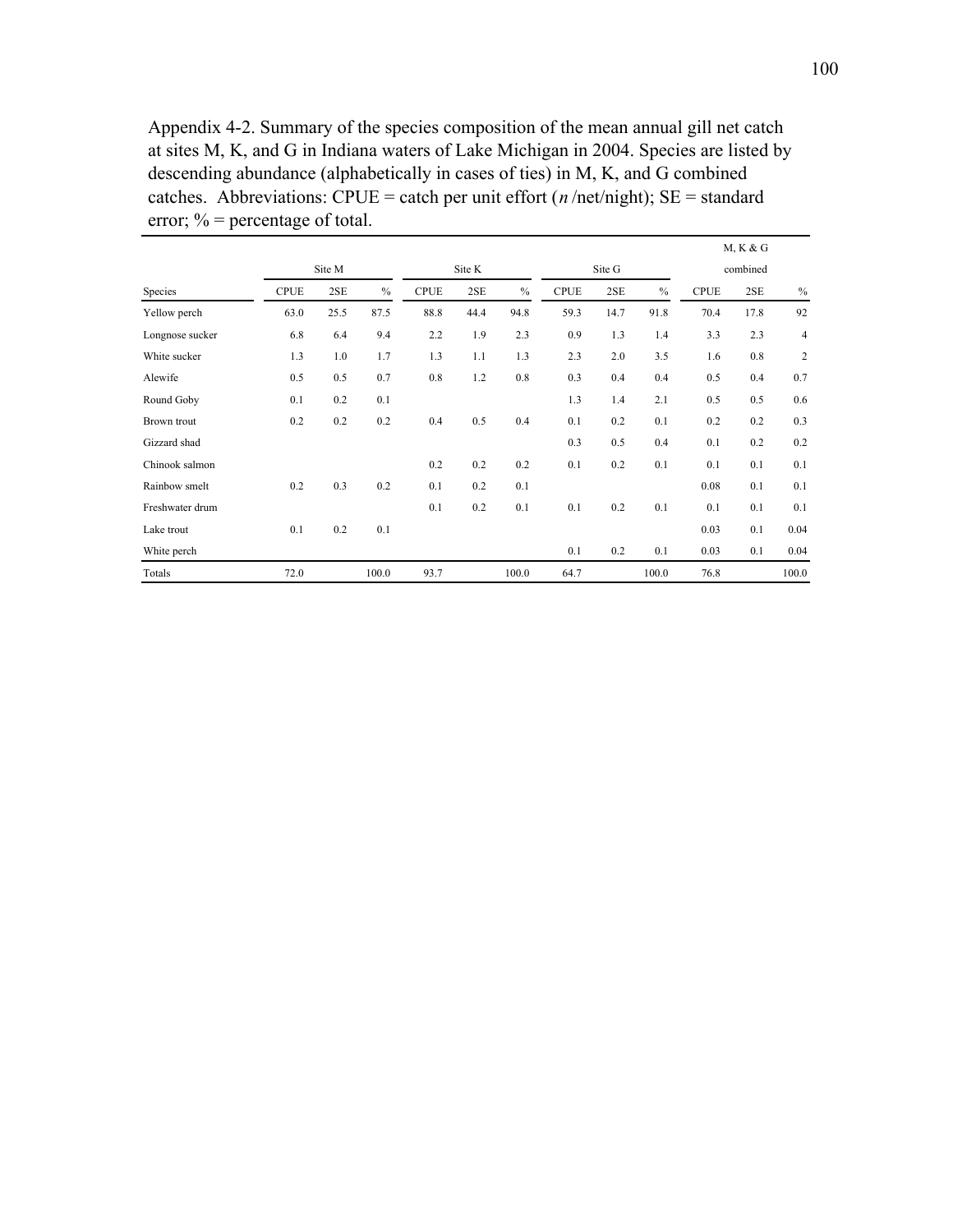Appendix 4-2. Summary of the species composition of the mean annual gill net catch at sites M, K, and G in Indiana waters of Lake Michigan in 2004. Species are listed by descending abundance (alphabetically in cases of ties) in M, K, and G combined catches. Abbreviations: CPUE = catch per unit effort (*n* /net/night); SE = standard error; % = percentage of total.

| | Site M | | | Site K | | | Site G | | | M, K & G combined | | |
|---|---|---|---|---|---|---|---|---|---|---|---|---|
| Species | CPUE | 2SE | % | CPUE | 2SE | % | CPUE | 2SE | % | CPUE | 2SE | % |
| Yellow perch | 63.0 | 25.5 | 87.5 | 88.8 | 44.4 | 94.8 | 59.3 | 14.7 | 91.8 | 70.4 | 17.8 | 92 |
| Longnose sucker | 6.8 | 6.4 | 9.4 | 2.2 | 1.9 | 2.3 | 0.9 | 1.3 | 1.4 | 3.3 | 2.3 | 4 |
| White sucker | 1.3 | 1.0 | 1.7 | 1.3 | 1.1 | 1.3 | 2.3 | 2.0 | 3.5 | 1.6 | 0.8 | 2 |
| Alewife | 0.5 | 0.5 | 0.7 | 0.8 | 1.2 | 0.8 | 0.3 | 0.4 | 0.4 | 0.5 | 0.4 | 0.7 |
| Round Goby | 0.1 | 0.2 | 0.1 | | | | 1.3 | 1.4 | 2.1 | 0.5 | 0.5 | 0.6 |
| Brown trout | 0.2 | 0.2 | 0.2 | 0.4 | 0.5 | 0.4 | 0.1 | 0.2 | 0.1 | 0.2 | 0.2 | 0.3 |
| Gizzard shad | | | | | | | 0.3 | 0.5 | 0.4 | 0.1 | 0.2 | 0.2 |
| Chinook salmon | | | | 0.2 | 0.2 | 0.2 | 0.1 | 0.2 | 0.1 | 0.1 | 0.1 | 0.1 |
| Rainbow smelt | 0.2 | 0.3 | 0.2 | 0.1 | 0.2 | 0.1 | | | | 0.08 | 0.1 | 0.1 |
| Freshwater drum | | | | 0.1 | 0.2 | 0.1 | 0.1 | 0.2 | 0.1 | 0.1 | 0.1 | 0.1 |
| Lake trout | 0.1 | 0.2 | 0.1 | | | | | | | 0.03 | 0.1 | 0.04 |
| White perch | | | | | | | 0.1 | 0.2 | 0.1 | 0.03 | 0.1 | 0.04 |
| Totals | 72.0 | | 100.0 | 93.7 | | 100.0 | 64.7 | | 100.0 | 76.8 | | 100.0 |